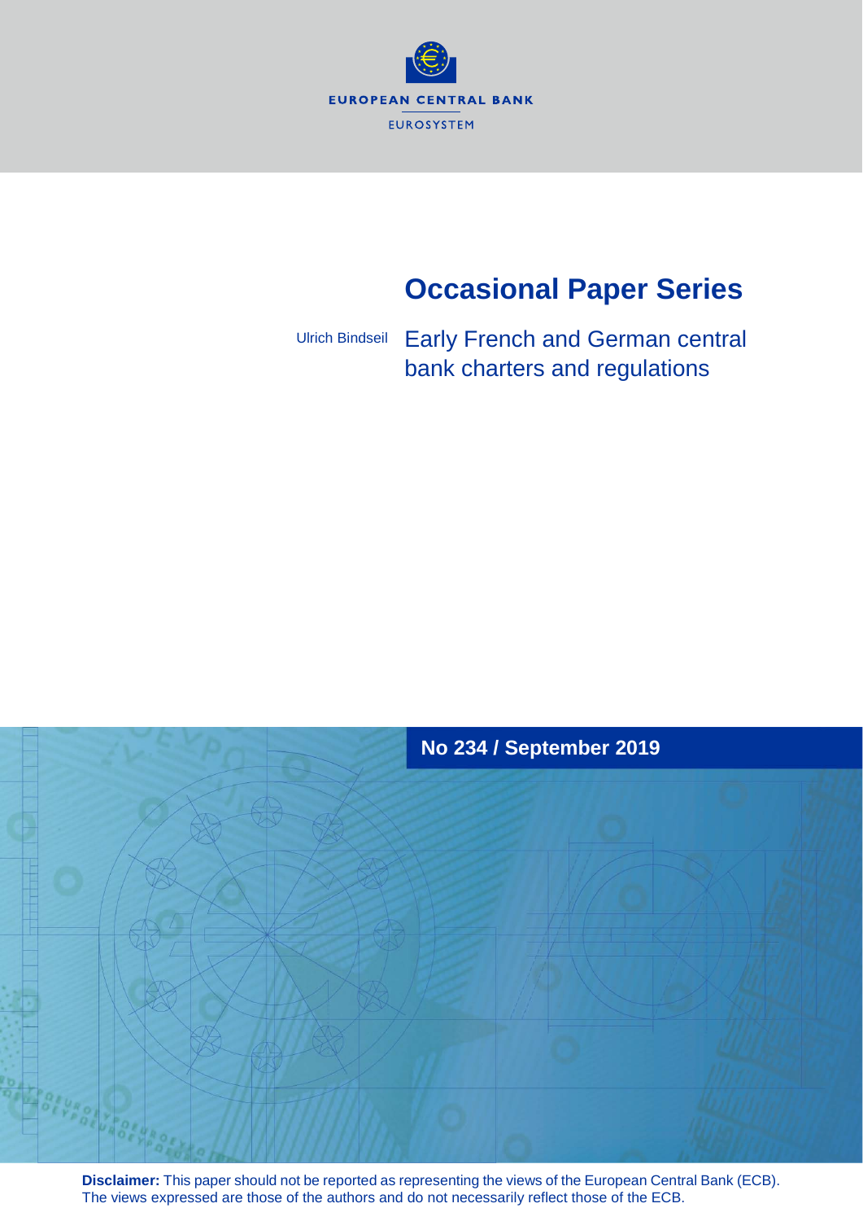EUROPEAN CENTRAL BANK

EUROSYSTEM

# Occasional Paper Series

Ulrich Bindseil

## Early French and German central bank charters and regulations

**No 234 / September 2019**

**Disclaimer:** This paper should not be reported as representing the views of the European Central Bank (ECB). The views expressed are those of the authors and do not necessarily reflect those of the ECB.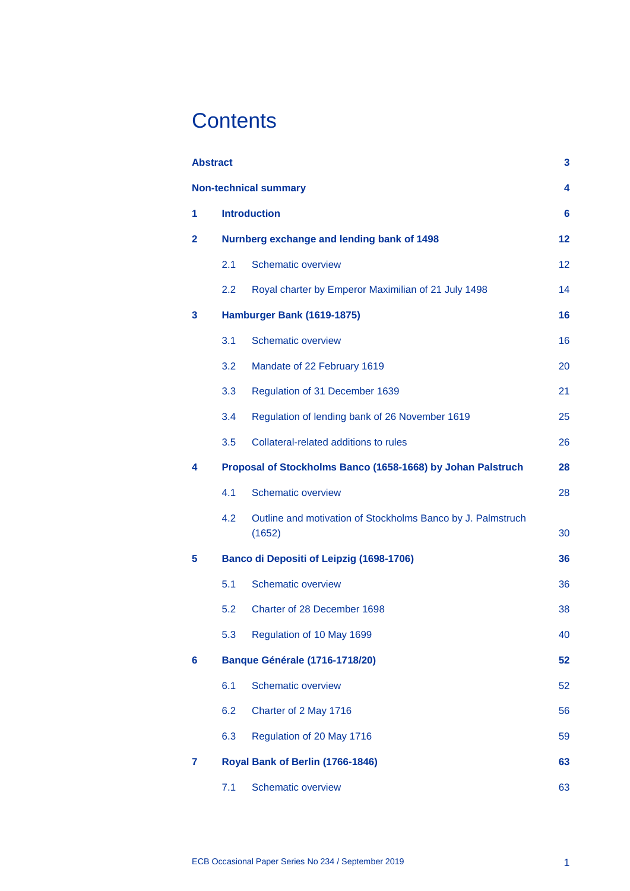# Contents

| | | |
|---|---|---|
| **Abstract** | | **3** |
| **Non-technical summary** | | **4** |
| **1** | **Introduction** | **6** |
| **2** | **Nurnberg exchange and lending bank of 1498** | **12** |
| | 2.1 Schematic overview | 12 |
| | 2.2 Royal charter by Emperor Maximilian of 21 July 1498 | 14 |
| **3** | **Hamburger Bank (1619-1875)** | **16** |
| | 3.1 Schematic overview | 16 |
| | 3.2 Mandate of 22 February 1619 | 20 |
| | 3.3 Regulation of 31 December 1639 | 21 |
| | 3.4 Regulation of lending bank of 26 November 1619 | 25 |
| | 3.5 Collateral-related additions to rules | 26 |
| **4** | **Proposal of Stockholms Banco (1658-1668) by Johan Palstruch** | **28** |
| | 4.1 Schematic overview | 28 |
| | 4.2 Outline and motivation of Stockholms Banco by J. Palmstruch (1652) | 30 |
| **5** | **Banco di Depositi of Leipzig (1698-1706)** | **36** |
| | 5.1 Schematic overview | 36 |
| | 5.2 Charter of 28 December 1698 | 38 |
| | 5.3 Regulation of 10 May 1699 | 40 |
| **6** | **Banque Générale (1716-1718/20)** | **52** |
| | 6.1 Schematic overview | 52 |
| | 6.2 Charter of 2 May 1716 | 56 |
| | 6.3 Regulation of 20 May 1716 | 59 |
| **7** | **Royal Bank of Berlin (1766-1846)** | **63** |
| | 7.1 Schematic overview | 63 |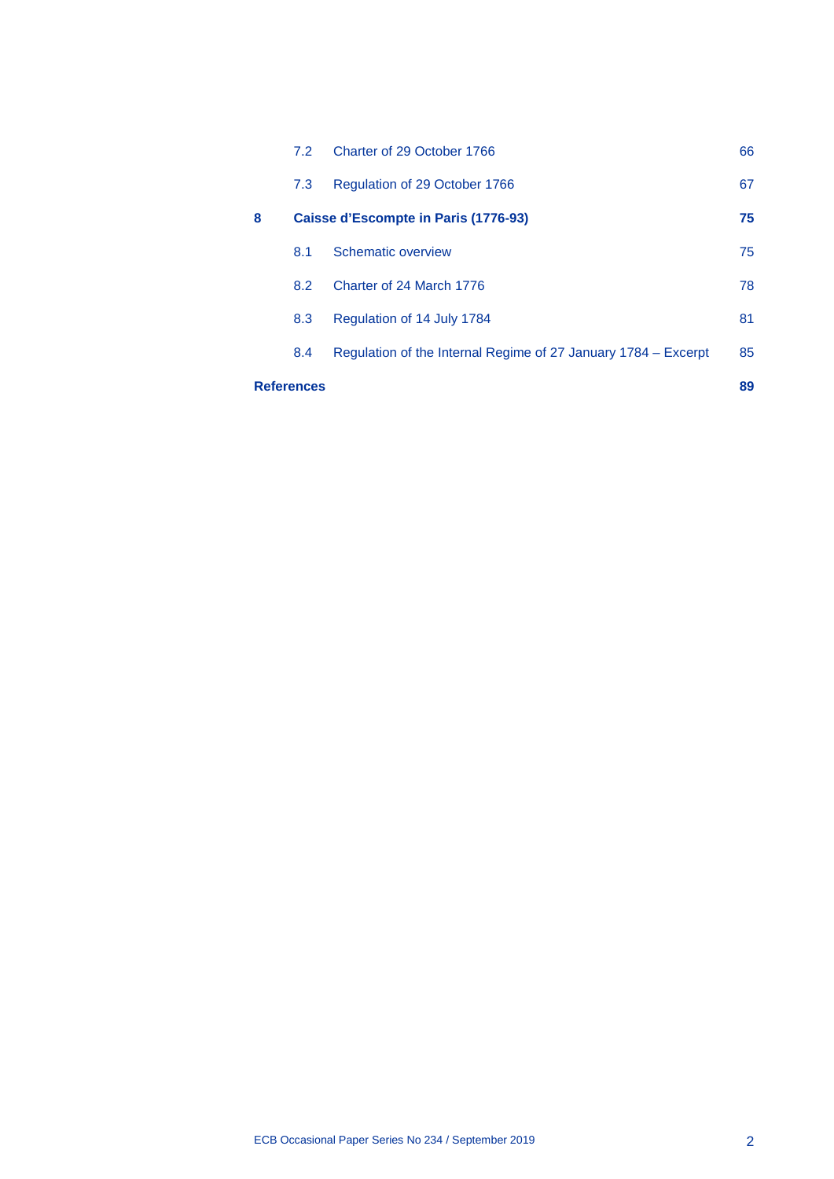| | | | |
|---|---|---|---|
| | 7.2 | Charter of 29 October 1766 | 66 |
| | 7.3 | Regulation of 29 October 1766 | 67 |
| **8** | **Caisse d'Escompte in Paris (1776-93)** | | **75** |
| | 8.1 | Schematic overview | 75 |
| | 8.2 | Charter of 24 March 1776 | 78 |
| | 8.3 | Regulation of 14 July 1784 | 81 |
| | 8.4 | Regulation of the Internal Regime of 27 January 1784 – Excerpt | 85 |
| **References** | | | **89** |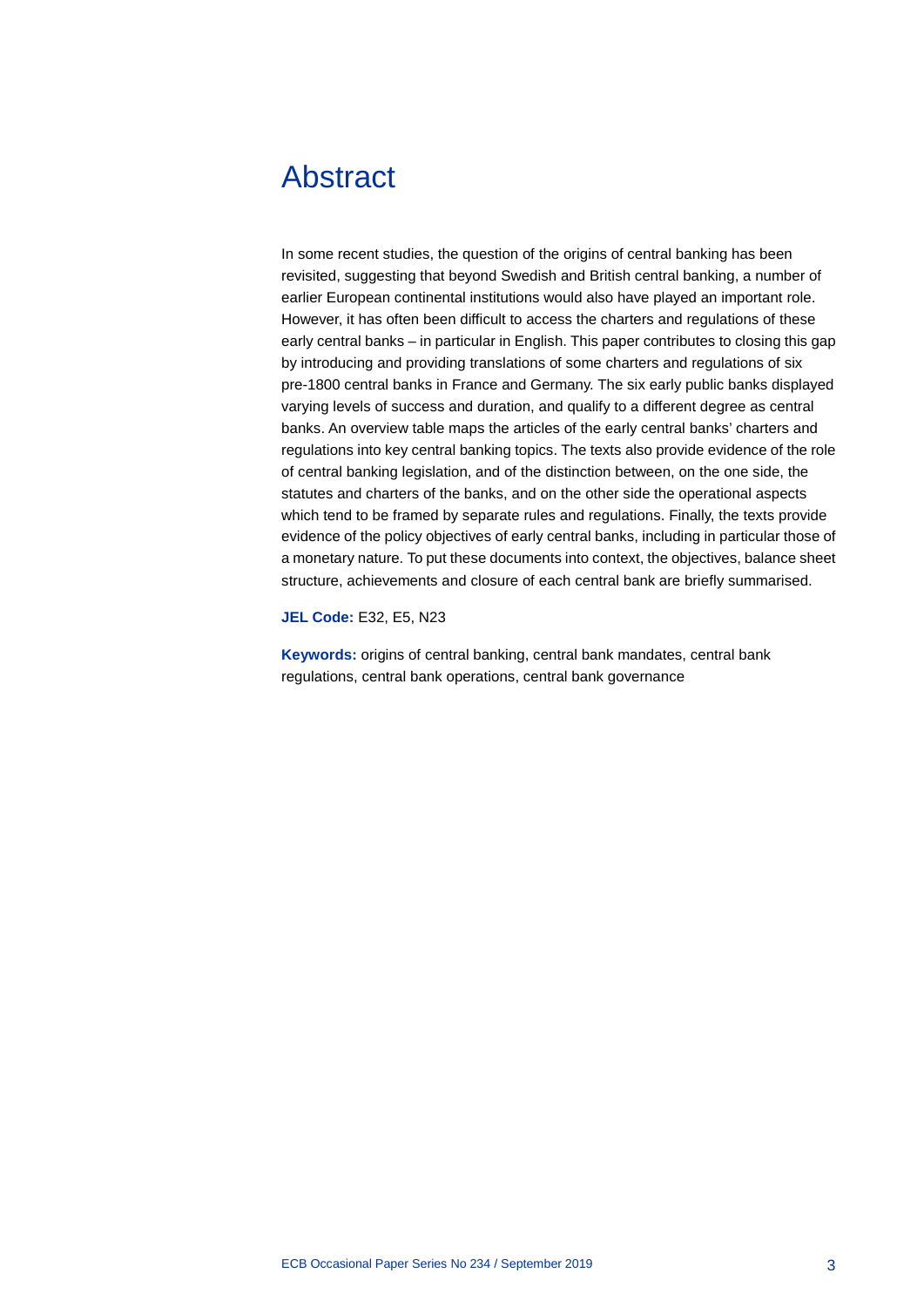# Abstract

In some recent studies, the question of the origins of central banking has been revisited, suggesting that beyond Swedish and British central banking, a number of earlier European continental institutions would also have played an important role. However, it has often been difficult to access the charters and regulations of these early central banks – in particular in English. This paper contributes to closing this gap by introducing and providing translations of some charters and regulations of six pre-1800 central banks in France and Germany. The six early public banks displayed varying levels of success and duration, and qualify to a different degree as central banks. An overview table maps the articles of the early central banks' charters and regulations into key central banking topics. The texts also provide evidence of the role of central banking legislation, and of the distinction between, on the one side, the statutes and charters of the banks, and on the other side the operational aspects which tend to be framed by separate rules and regulations. Finally, the texts provide evidence of the policy objectives of early central banks, including in particular those of a monetary nature. To put these documents into context, the objectives, balance sheet structure, achievements and closure of each central bank are briefly summarised.

**JEL Code:** E32, E5, N23

**Keywords:** origins of central banking, central bank mandates, central bank regulations, central bank operations, central bank governance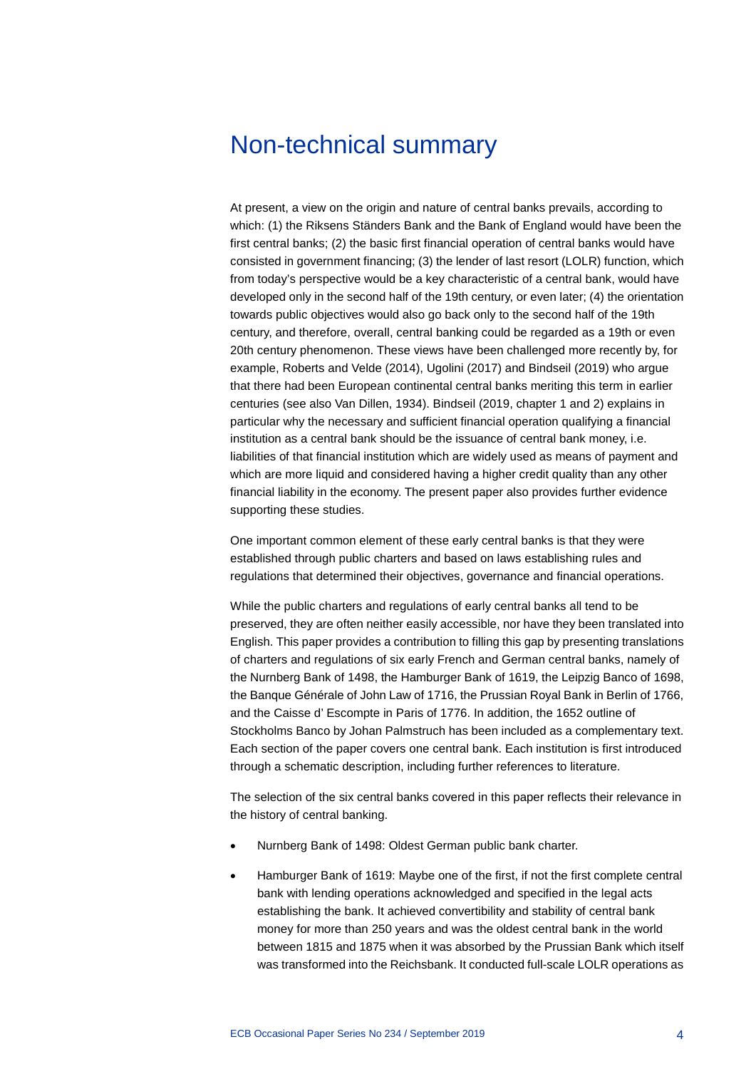# Non-technical summary

At present, a view on the origin and nature of central banks prevails, according to which: (1) the Riksens Ständers Bank and the Bank of England would have been the first central banks; (2) the basic first financial operation of central banks would have consisted in government financing; (3) the lender of last resort (LOLR) function, which from today's perspective would be a key characteristic of a central bank, would have developed only in the second half of the 19th century, or even later; (4) the orientation towards public objectives would also go back only to the second half of the 19th century, and therefore, overall, central banking could be regarded as a 19th or even 20th century phenomenon. These views have been challenged more recently by, for example, Roberts and Velde (2014), Ugolini (2017) and Bindseil (2019) who argue that there had been European continental central banks meriting this term in earlier centuries (see also Van Dillen, 1934). Bindseil (2019, chapter 1 and 2) explains in particular why the necessary and sufficient financial operation qualifying a financial institution as a central bank should be the issuance of central bank money, i.e. liabilities of that financial institution which are widely used as means of payment and which are more liquid and considered having a higher credit quality than any other financial liability in the economy. The present paper also provides further evidence supporting these studies.

One important common element of these early central banks is that they were established through public charters and based on laws establishing rules and regulations that determined their objectives, governance and financial operations.

While the public charters and regulations of early central banks all tend to be preserved, they are often neither easily accessible, nor have they been translated into English. This paper provides a contribution to filling this gap by presenting translations of charters and regulations of six early French and German central banks, namely of the Nurnberg Bank of 1498, the Hamburger Bank of 1619, the Leipzig Banco of 1698, the Banque Générale of John Law of 1716, the Prussian Royal Bank in Berlin of 1766, and the Caisse d' Escompte in Paris of 1776. In addition, the 1652 outline of Stockholms Banco by Johan Palmstruch has been included as a complementary text. Each section of the paper covers one central bank. Each institution is first introduced through a schematic description, including further references to literature.

The selection of the six central banks covered in this paper reflects their relevance in the history of central banking.

- Nurnberg Bank of 1498: Oldest German public bank charter.
- Hamburger Bank of 1619: Maybe one of the first, if not the first complete central bank with lending operations acknowledged and specified in the legal acts establishing the bank. It achieved convertibility and stability of central bank money for more than 250 years and was the oldest central bank in the world between 1815 and 1875 when it was absorbed by the Prussian Bank which itself was transformed into the Reichsbank. It conducted full-scale LOLR operations as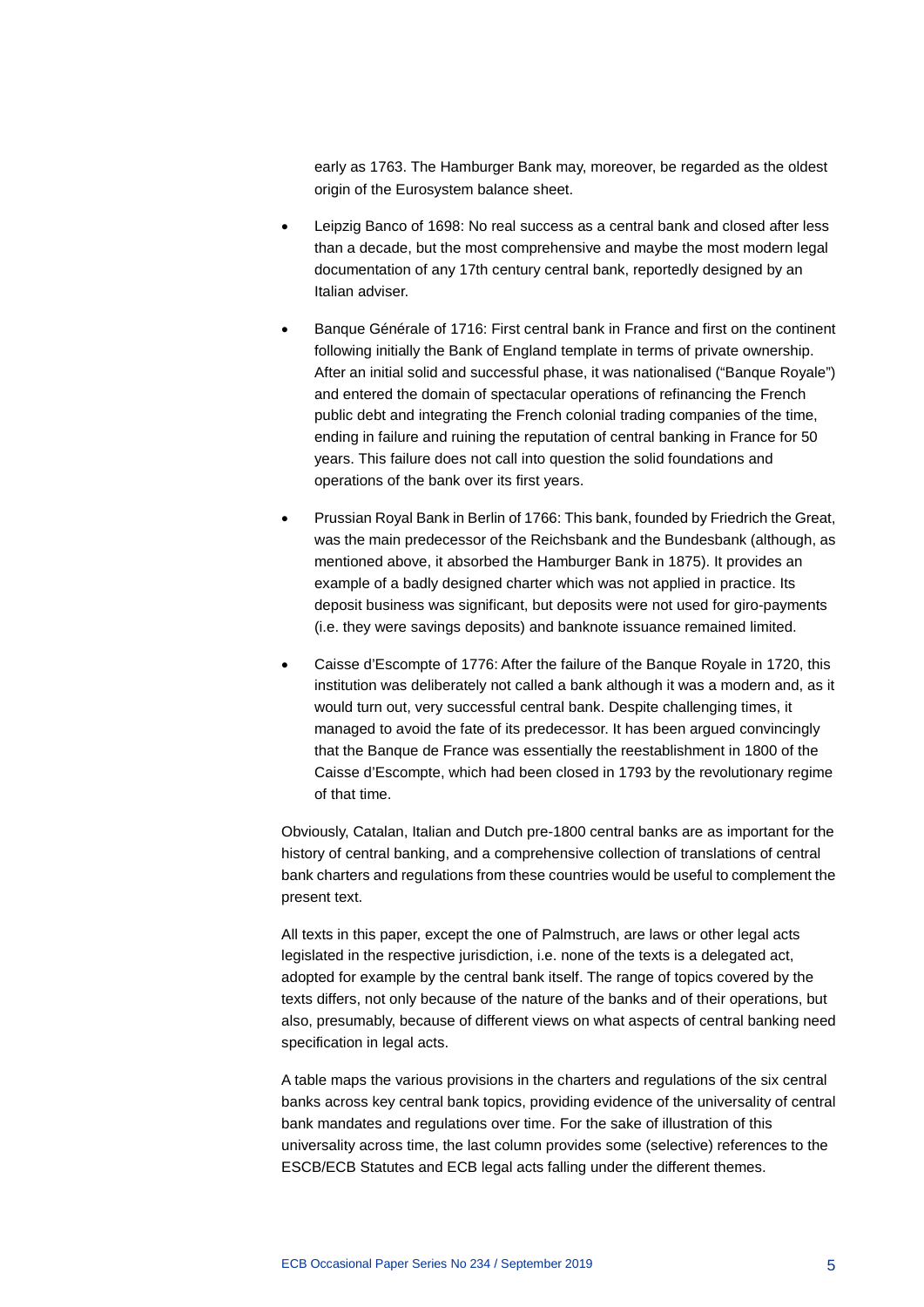early as 1763. The Hamburger Bank may, moreover, be regarded as the oldest origin of the Eurosystem balance sheet.

- Leipzig Banco of 1698: No real success as a central bank and closed after less than a decade, but the most comprehensive and maybe the most modern legal documentation of any 17th century central bank, reportedly designed by an Italian adviser.

- Banque Générale of 1716: First central bank in France and first on the continent following initially the Bank of England template in terms of private ownership. After an initial solid and successful phase, it was nationalised ("Banque Royale") and entered the domain of spectacular operations of refinancing the French public debt and integrating the French colonial trading companies of the time, ending in failure and ruining the reputation of central banking in France for 50 years. This failure does not call into question the solid foundations and operations of the bank over its first years.

- Prussian Royal Bank in Berlin of 1766: This bank, founded by Friedrich the Great, was the main predecessor of the Reichsbank and the Bundesbank (although, as mentioned above, it absorbed the Hamburger Bank in 1875). It provides an example of a badly designed charter which was not applied in practice. Its deposit business was significant, but deposits were not used for giro-payments (i.e. they were savings deposits) and banknote issuance remained limited.

- Caisse d'Escompte of 1776: After the failure of the Banque Royale in 1720, this institution was deliberately not called a bank although it was a modern and, as it would turn out, very successful central bank. Despite challenging times, it managed to avoid the fate of its predecessor. It has been argued convincingly that the Banque de France was essentially the reestablishment in 1800 of the Caisse d'Escompte, which had been closed in 1793 by the revolutionary regime of that time.

Obviously, Catalan, Italian and Dutch pre-1800 central banks are as important for the history of central banking, and a comprehensive collection of translations of central bank charters and regulations from these countries would be useful to complement the present text.

All texts in this paper, except the one of Palmstruch, are laws or other legal acts legislated in the respective jurisdiction, i.e. none of the texts is a delegated act, adopted for example by the central bank itself. The range of topics covered by the texts differs, not only because of the nature of the banks and of their operations, but also, presumably, because of different views on what aspects of central banking need specification in legal acts.

A table maps the various provisions in the charters and regulations of the six central banks across key central bank topics, providing evidence of the universality of central bank mandates and regulations over time. For the sake of illustration of this universality across time, the last column provides some (selective) references to the ESCB/ECB Statutes and ECB legal acts falling under the different themes.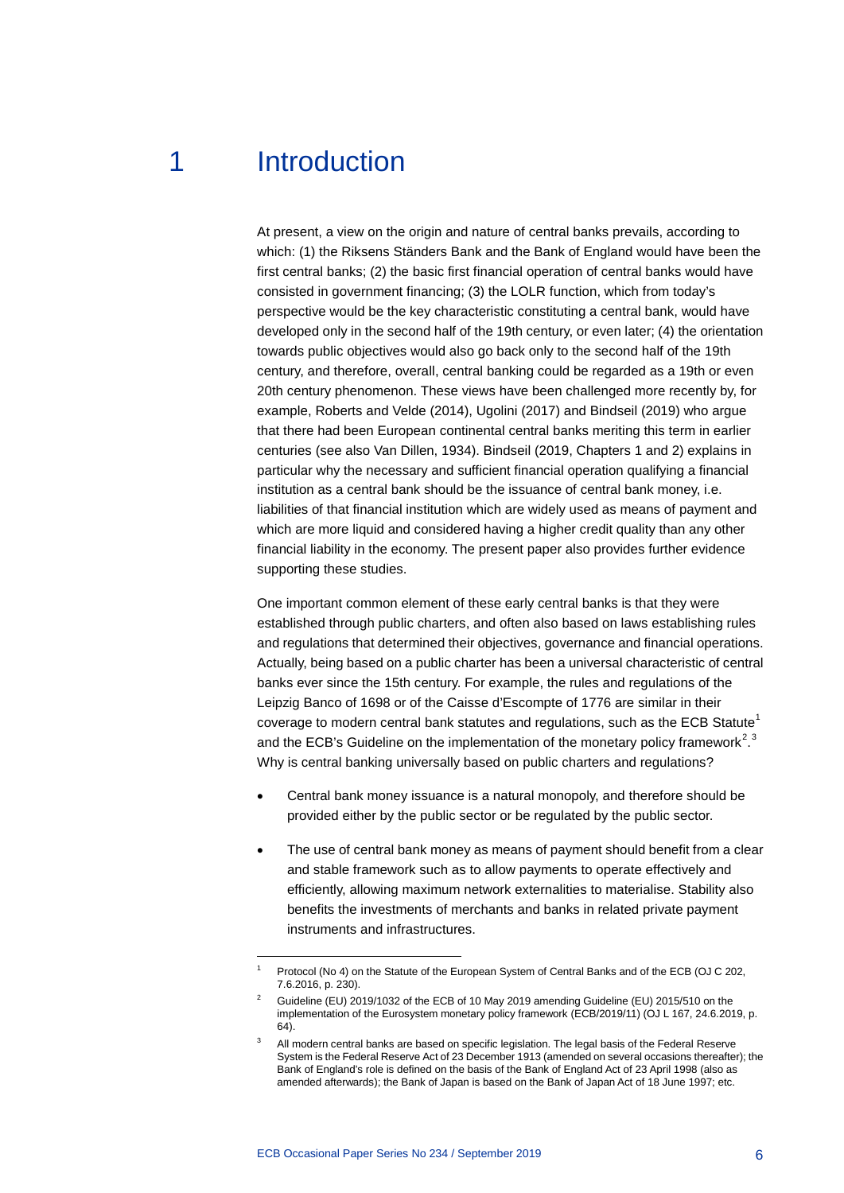# 1 Introduction

At present, a view on the origin and nature of central banks prevails, according to which: (1) the Riksens Ständers Bank and the Bank of England would have been the first central banks; (2) the basic first financial operation of central banks would have consisted in government financing; (3) the LOLR function, which from today's perspective would be the key characteristic constituting a central bank, would have developed only in the second half of the 19th century, or even later; (4) the orientation towards public objectives would also go back only to the second half of the 19th century, and therefore, overall, central banking could be regarded as a 19th or even 20th century phenomenon. These views have been challenged more recently by, for example, Roberts and Velde (2014), Ugolini (2017) and Bindseil (2019) who argue that there had been European continental central banks meriting this term in earlier centuries (see also Van Dillen, 1934). Bindseil (2019, Chapters 1 and 2) explains in particular why the necessary and sufficient financial operation qualifying a financial institution as a central bank should be the issuance of central bank money, i.e. liabilities of that financial institution which are widely used as means of payment and which are more liquid and considered having a higher credit quality than any other financial liability in the economy. The present paper also provides further evidence supporting these studies.

One important common element of these early central banks is that they were established through public charters, and often also based on laws establishing rules and regulations that determined their objectives, governance and financial operations. Actually, being based on a public charter has been a universal characteristic of central banks ever since the 15th century. For example, the rules and regulations of the Leipzig Banco of 1698 or of the Caisse d'Escompte of 1776 are similar in their coverage to modern central bank statutes and regulations, such as the ECB Statute[1] and the ECB's Guideline on the implementation of the monetary policy framework[2].[3] Why is central banking universally based on public charters and regulations?

- Central bank money issuance is a natural monopoly, and therefore should be provided either by the public sector or be regulated by the public sector.
- The use of central bank money as means of payment should benefit from a clear and stable framework such as to allow payments to operate effectively and efficiently, allowing maximum network externalities to materialise. Stability also benefits the investments of merchants and banks in related private payment instruments and infrastructures.

---

[1] Protocol (No 4) on the Statute of the European System of Central Banks and of the ECB (OJ C 202, 7.6.2016, p. 230).

[2] Guideline (EU) 2019/1032 of the ECB of 10 May 2019 amending Guideline (EU) 2015/510 on the implementation of the Eurosystem monetary policy framework (ECB/2019/11) (OJ L 167, 24.6.2019, p. 64).

[3] All modern central banks are based on specific legislation. The legal basis of the Federal Reserve System is the Federal Reserve Act of 23 December 1913 (amended on several occasions thereafter); the Bank of England's role is defined on the basis of the Bank of England Act of 23 April 1998 (also as amended afterwards); the Bank of Japan is based on the Bank of Japan Act of 18 June 1997; etc.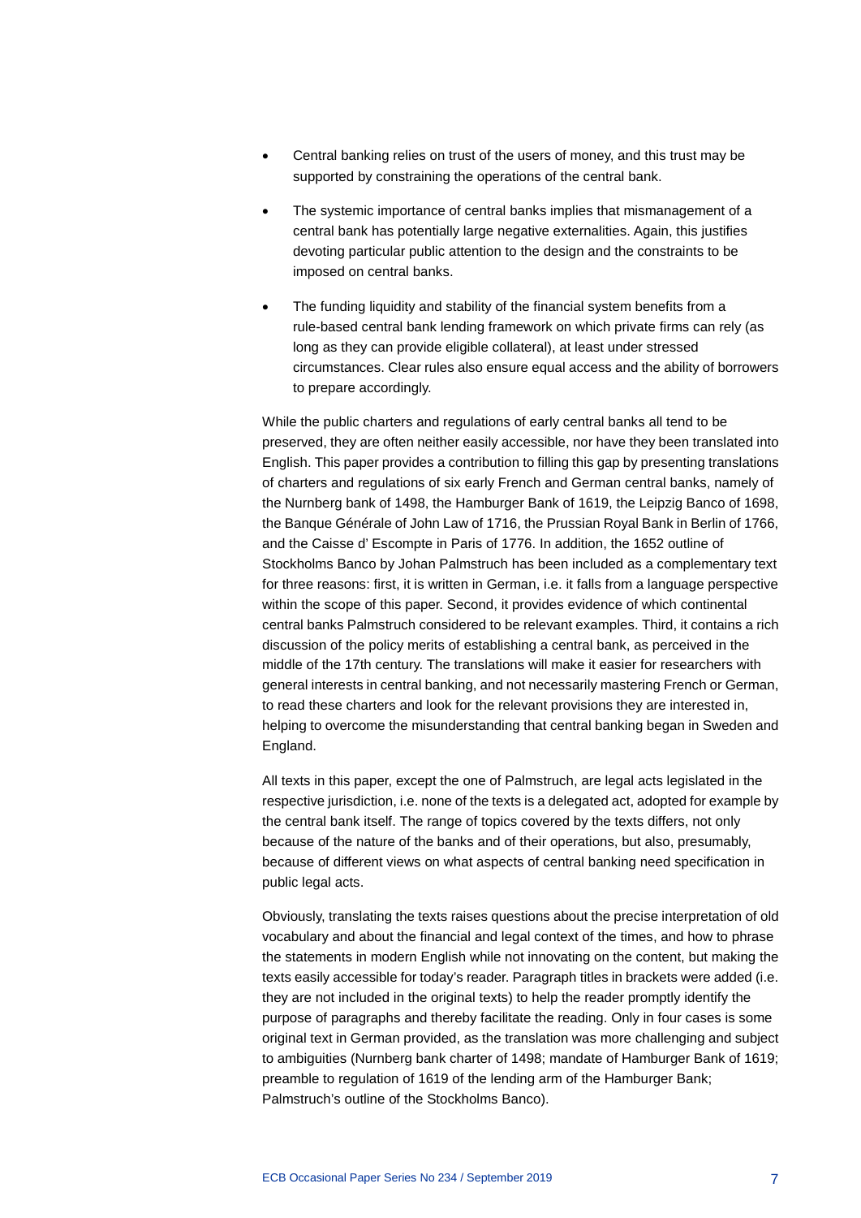- Central banking relies on trust of the users of money, and this trust may be supported by constraining the operations of the central bank.
- The systemic importance of central banks implies that mismanagement of a central bank has potentially large negative externalities. Again, this justifies devoting particular public attention to the design and the constraints to be imposed on central banks.
- The funding liquidity and stability of the financial system benefits from a rule-based central bank lending framework on which private firms can rely (as long as they can provide eligible collateral), at least under stressed circumstances. Clear rules also ensure equal access and the ability of borrowers to prepare accordingly.

While the public charters and regulations of early central banks all tend to be preserved, they are often neither easily accessible, nor have they been translated into English. This paper provides a contribution to filling this gap by presenting translations of charters and regulations of six early French and German central banks, namely of the Nurnberg bank of 1498, the Hamburger Bank of 1619, the Leipzig Banco of 1698, the Banque Générale of John Law of 1716, the Prussian Royal Bank in Berlin of 1766, and the Caisse d' Escompte in Paris of 1776. In addition, the 1652 outline of Stockholms Banco by Johan Palmstruch has been included as a complementary text for three reasons: first, it is written in German, i.e. it falls from a language perspective within the scope of this paper. Second, it provides evidence of which continental central banks Palmstruch considered to be relevant examples. Third, it contains a rich discussion of the policy merits of establishing a central bank, as perceived in the middle of the 17th century. The translations will make it easier for researchers with general interests in central banking, and not necessarily mastering French or German, to read these charters and look for the relevant provisions they are interested in, helping to overcome the misunderstanding that central banking began in Sweden and England.

All texts in this paper, except the one of Palmstruch, are legal acts legislated in the respective jurisdiction, i.e. none of the texts is a delegated act, adopted for example by the central bank itself. The range of topics covered by the texts differs, not only because of the nature of the banks and of their operations, but also, presumably, because of different views on what aspects of central banking need specification in public legal acts.

Obviously, translating the texts raises questions about the precise interpretation of old vocabulary and about the financial and legal context of the times, and how to phrase the statements in modern English while not innovating on the content, but making the texts easily accessible for today's reader. Paragraph titles in brackets were added (i.e. they are not included in the original texts) to help the reader promptly identify the purpose of paragraphs and thereby facilitate the reading. Only in four cases is some original text in German provided, as the translation was more challenging and subject to ambiguities (Nurnberg bank charter of 1498; mandate of Hamburger Bank of 1619; preamble to regulation of 1619 of the lending arm of the Hamburger Bank; Palmstruch's outline of the Stockholms Banco).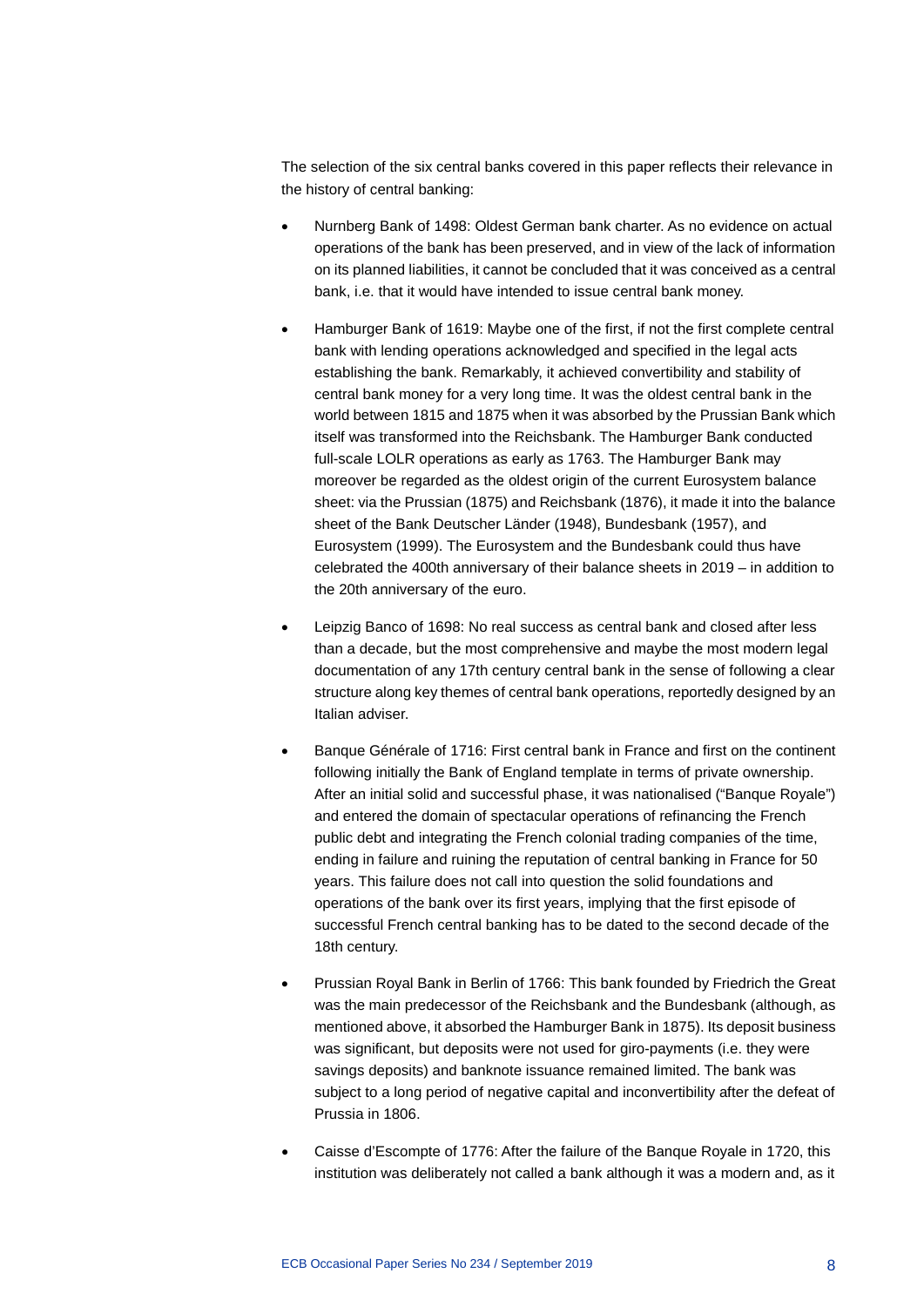The selection of the six central banks covered in this paper reflects their relevance in the history of central banking:

- Nurnberg Bank of 1498: Oldest German bank charter. As no evidence on actual operations of the bank has been preserved, and in view of the lack of information on its planned liabilities, it cannot be concluded that it was conceived as a central bank, i.e. that it would have intended to issue central bank money.
- Hamburger Bank of 1619: Maybe one of the first, if not the first complete central bank with lending operations acknowledged and specified in the legal acts establishing the bank. Remarkably, it achieved convertibility and stability of central bank money for a very long time. It was the oldest central bank in the world between 1815 and 1875 when it was absorbed by the Prussian Bank which itself was transformed into the Reichsbank. The Hamburger Bank conducted full-scale LOLR operations as early as 1763. The Hamburger Bank may moreover be regarded as the oldest origin of the current Eurosystem balance sheet: via the Prussian (1875) and Reichsbank (1876), it made it into the balance sheet of the Bank Deutscher Länder (1948), Bundesbank (1957), and Eurosystem (1999). The Eurosystem and the Bundesbank could thus have celebrated the 400th anniversary of their balance sheets in 2019 – in addition to the 20th anniversary of the euro.
- Leipzig Banco of 1698: No real success as central bank and closed after less than a decade, but the most comprehensive and maybe the most modern legal documentation of any 17th century central bank in the sense of following a clear structure along key themes of central bank operations, reportedly designed by an Italian adviser.
- Banque Générale of 1716: First central bank in France and first on the continent following initially the Bank of England template in terms of private ownership. After an initial solid and successful phase, it was nationalised ("Banque Royale") and entered the domain of spectacular operations of refinancing the French public debt and integrating the French colonial trading companies of the time, ending in failure and ruining the reputation of central banking in France for 50 years. This failure does not call into question the solid foundations and operations of the bank over its first years, implying that the first episode of successful French central banking has to be dated to the second decade of the 18th century.
- Prussian Royal Bank in Berlin of 1766: This bank founded by Friedrich the Great was the main predecessor of the Reichsbank and the Bundesbank (although, as mentioned above, it absorbed the Hamburger Bank in 1875). Its deposit business was significant, but deposits were not used for giro-payments (i.e. they were savings deposits) and banknote issuance remained limited. The bank was subject to a long period of negative capital and inconvertibility after the defeat of Prussia in 1806.
- Caisse d'Escompte of 1776: After the failure of the Banque Royale in 1720, this institution was deliberately not called a bank although it was a modern and, as it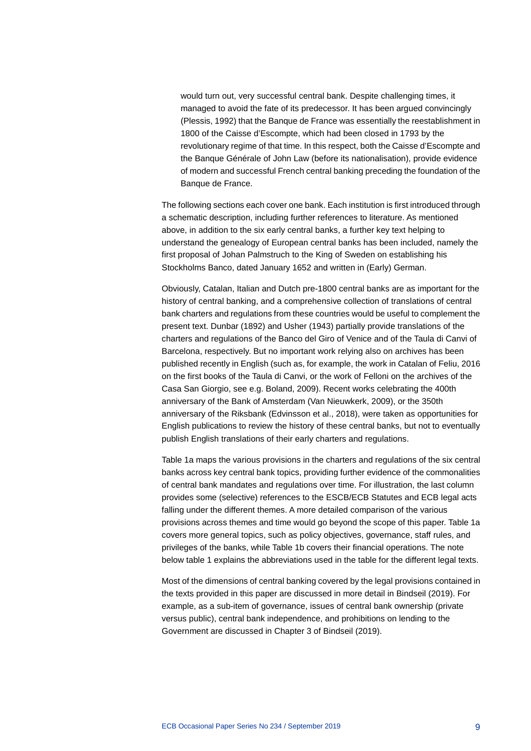would turn out, very successful central bank. Despite challenging times, it managed to avoid the fate of its predecessor. It has been argued convincingly (Plessis, 1992) that the Banque de France was essentially the reestablishment in 1800 of the Caisse d'Escompte, which had been closed in 1793 by the revolutionary regime of that time. In this respect, both the Caisse d'Escompte and the Banque Générale of John Law (before its nationalisation), provide evidence of modern and successful French central banking preceding the foundation of the Banque de France.

The following sections each cover one bank. Each institution is first introduced through a schematic description, including further references to literature. As mentioned above, in addition to the six early central banks, a further key text helping to understand the genealogy of European central banks has been included, namely the first proposal of Johan Palmstruch to the King of Sweden on establishing his Stockholms Banco, dated January 1652 and written in (Early) German.

Obviously, Catalan, Italian and Dutch pre-1800 central banks are as important for the history of central banking, and a comprehensive collection of translations of central bank charters and regulations from these countries would be useful to complement the present text. Dunbar (1892) and Usher (1943) partially provide translations of the charters and regulations of the Banco del Giro of Venice and of the Taula di Canvi of Barcelona, respectively. But no important work relying also on archives has been published recently in English (such as, for example, the work in Catalan of Feliu, 2016 on the first books of the Taula di Canvi, or the work of Felloni on the archives of the Casa San Giorgio, see e.g. Boland, 2009). Recent works celebrating the 400th anniversary of the Bank of Amsterdam (Van Nieuwkerk, 2009), or the 350th anniversary of the Riksbank (Edvinsson et al., 2018), were taken as opportunities for English publications to review the history of these central banks, but not to eventually publish English translations of their early charters and regulations.

Table 1a maps the various provisions in the charters and regulations of the six central banks across key central bank topics, providing further evidence of the commonalities of central bank mandates and regulations over time. For illustration, the last column provides some (selective) references to the ESCB/ECB Statutes and ECB legal acts falling under the different themes. A more detailed comparison of the various provisions across themes and time would go beyond the scope of this paper. Table 1a covers more general topics, such as policy objectives, governance, staff rules, and privileges of the banks, while Table 1b covers their financial operations. The note below table 1 explains the abbreviations used in the table for the different legal texts.

Most of the dimensions of central banking covered by the legal provisions contained in the texts provided in this paper are discussed in more detail in Bindseil (2019). For example, as a sub-item of governance, issues of central bank ownership (private versus public), central bank independence, and prohibitions on lending to the Government are discussed in Chapter 3 of Bindseil (2019).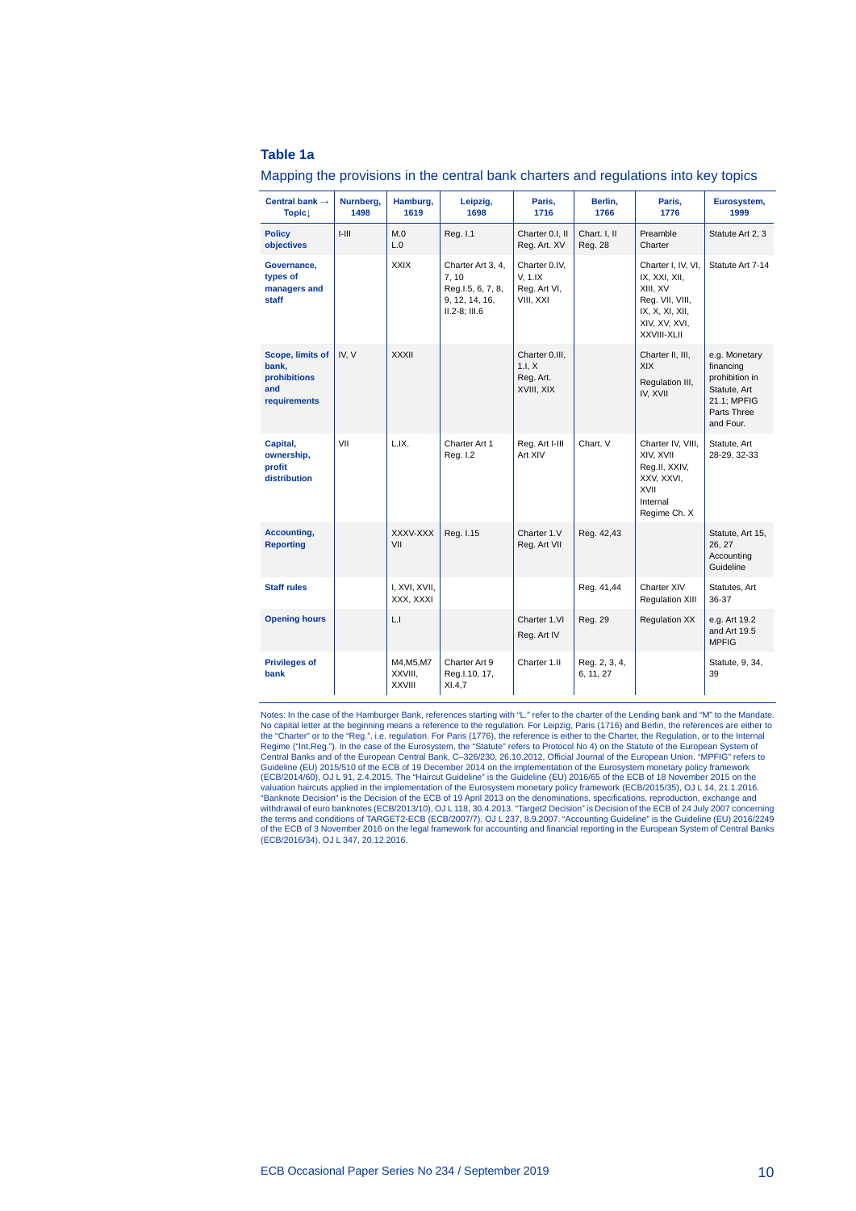**Table 1a**

Mapping the provisions in the central bank charters and regulations into key topics

| Central bank → Topic↓ | Nurnberg, 1498 | Hamburg, 1619 | Leipzig, 1698 | Paris, 1716 | Berlin, 1766 | Paris, 1776 | Eurosystem, 1999 |
|---|---|---|---|---|---|---|---|
| **Policy objectives** | I-III | M.0 L.0 | Reg. I.1 | Charter 0.I, II Reg. Art. XV | Chart. I, II Reg. 28 | Preamble Charter | Statute Art 2, 3 |
| **Governance, types of managers and staff** | | XXIX | Charter Art 3, 4, 7, 10 Reg.I.5, 6, 7, 8, 9, 12, 14, 16, II.2-8; III.6 | Charter 0.IV, V, 1.IX Reg. Art VI, VIII, XXI | | Charter I, IV, VI, IX, XXI, XII, XIII, XV Reg. VII, VIII, IX, X, XI, XII, XIV, XV, XVI, XXVIII-XLII | Statute Art 7-14 |
| **Scope, limits of bank, prohibitions and requirements** | IV, V | XXXII | | Charter 0.III, 1.I, X Reg. Art. XVIII, XIX | | Charter II, III, XIX Regulation III, IV, XVII | e.g. Monetary financing prohibition in Statute, Art 21.1; MPFIG Parts Three and Four. |
| **Capital, ownership, profit distribution** | VII | L.IX. | Charter Art 1 Reg. I.2 | Reg. Art I-III Art XIV | Chart. V | Charter IV, VIII, XIV, XVII Reg.II, XXIV, XXV, XXVI, XVII Internal Regime Ch. X | Statute, Art 28-29, 32-33 |
| **Accounting, Reporting** | | XXXV-XXXVII | Reg. I.15 | Charter 1.V Reg. Art VII | Reg. 42,43 | | Statute, Art 15, 26, 27 Accounting Guideline |
| **Staff rules** | | I, XVI, XVII, XXX, XXXI | | | Reg. 41,44 | Charter XIV Regulation XIII | Statutes, Art 36-37 |
| **Opening hours** | | L.I | | Charter 1.VI Reg. Art IV | Reg. 29 | Regulation XX | e.g. Art 19.2 and Art 19.5 MPFIG |
| **Privileges of bank** | | M4,M5,M7 XXVIII, XXVIII | Charter Art 9 Reg.I.10, 17, XI.4,7 | Charter 1.II | Reg. 2, 3, 4, 6, 11, 27 | | Statute, 9, 34, 39 |

Notes: In the case of the Hamburger Bank, references starting with "L." refer to the charter of the Lending bank and "M" to the Mandate. No capital letter at the beginning means a reference to the regulation. For Leipzig, Paris (1716) and Berlin, the references are either to the "Charter" or to the "Reg.", i.e. regulation. For Paris (1776), the reference is either to the Charter, the Regulation, or to the Internal Regime ("Int.Reg."). In the case of the Eurosystem, the "Statute" refers to Protocol No 4) on the Statute of the European System of Central Banks and of the European Central Bank, C–326/230, 26.10.2012, Official Journal of the European Union. "MPFIG" refers to Guideline (EU) 2015/510 of the ECB of 19 December 2014 on the implementation of the Eurosystem monetary policy framework (ECB/2014/60), OJ L 91, 2.4.2015. The "Haircut Guideline" is the Guideline (EU) 2016/65 of the ECB of 18 November 2015 on the valuation haircuts applied in the implementation of the Eurosystem monetary policy framework (ECB/2015/35), OJ L 14, 21.1.2016. "Banknote Decision" is the Decision of the ECB of 19 April 2013 on the denominations, specifications, reproduction, exchange and withdrawal of euro banknotes (ECB/2013/10), OJ L 118, 30.4.2013. "Target2 Decision" is Decision of the ECB of 24 July 2007 concerning the terms and conditions of TARGET2-ECB (ECB/2007/7), OJ L 237, 8.9.2007. "Accounting Guideline" is the Guideline (EU) 2016/2249 of the ECB of 3 November 2016 on the legal framework for accounting and financial reporting in the European System of Central Banks (ECB/2016/34), OJ L 347, 20.12.2016.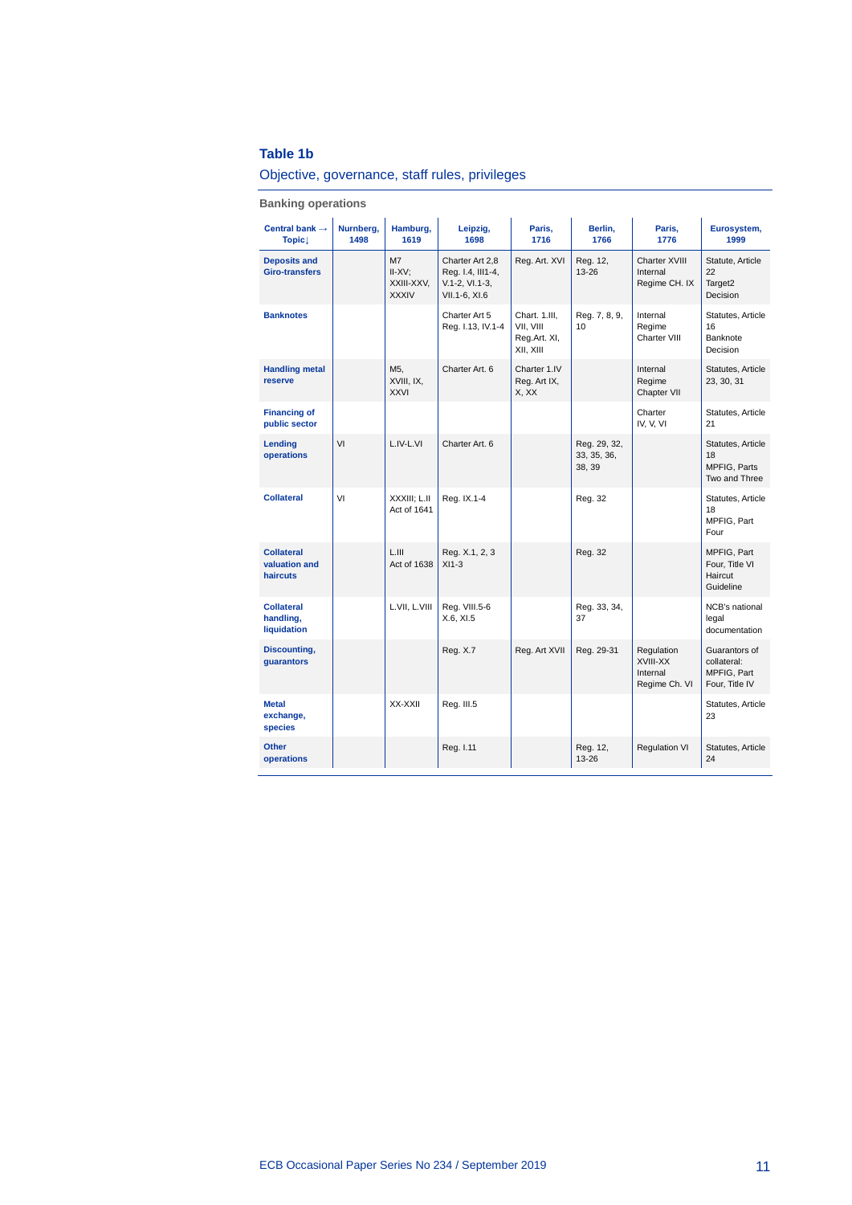### Table 1b

Objective, governance, staff rules, privileges

**Banking operations**

| Central bank → Topic↓ | Nurnberg, 1498 | Hamburg, 1619 | Leipzig, 1698 | Paris, 1716 | Berlin, 1766 | Paris, 1776 | Eurosystem, 1999 |
|---|---|---|---|---|---|---|---|
| **Deposits and Giro-transfers** | | M7 II-XV; XXIII-XXV, XXXIV | Charter Art 2,8 Reg. I.4, III1-4, V.1-2, VI.1-3, VII.1-6, XI.6 | Reg. Art. XVI | Reg. 12, 13-26 | Charter XVIII Internal Regime CH. IX | Statute, Article 22 Target2 Decision |
| **Banknotes** | | | Charter Art 5 Reg. I.13, IV.1-4 | Chart. 1.III, VII, VIII Reg.Art. XI, XII, XIII | Reg. 7, 8, 9, 10 | Internal Regime Charter VIII | Statutes, Article 16 Banknote Decision |
| **Handling metal reserve** | | M5, XVIII, IX, XXVI | Charter Art. 6 | Charter 1.IV Reg. Art IX, X, XX | | Internal Regime Chapter VII | Statutes, Article 23, 30, 31 |
| **Financing of public sector** | | | | | | Charter IV, V, VI | Statutes, Article 21 |
| **Lending operations** | VI | L.IV-L.VI | Charter Art. 6 | | Reg. 29, 32, 33, 35, 36, 38, 39 | | Statutes, Article 18 MPFIG, Parts Two and Three |
| **Collateral** | VI | XXXIII; L.II Act of 1641 | Reg. IX.1-4 | | Reg. 32 | | Statutes, Article 18 MPFIG, Part Four |
| **Collateral valuation and haircuts** | | L.III Act of 1638 | Reg. X.1, 2, 3 XI1-3 | | Reg. 32 | | MPFIG, Part Four, Title VI Haircut Guideline |
| **Collateral handling, liquidation** | | L.VII, L.VIII | Reg. VIII.5-6 X.6, XI.5 | | Reg. 33, 34, 37 | | NCB's national legal documentation |
| **Discounting, guarantors** | | | Reg. X.7 | Reg. Art XVII | Reg. 29-31 | Regulation XVIII-XX Internal Regime Ch. VI | Guarantors of collateral: MPFIG, Part Four, Title IV |
| **Metal exchange, species** | | XX-XXII | Reg. III.5 | | | | Statutes, Article 23 |
| **Other operations** | | | Reg. I.11 | | Reg. 12, 13-26 | Regulation VI | Statutes, Article 24 |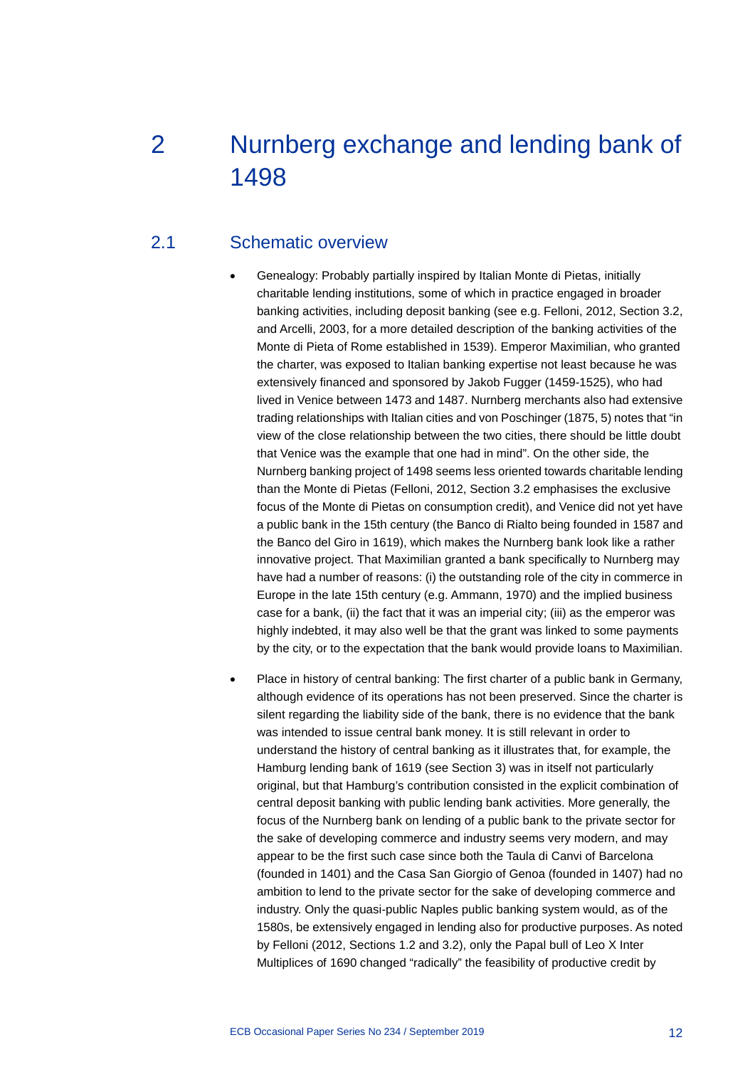# 2 Nurnberg exchange and lending bank of 1498

## 2.1 Schematic overview

- Genealogy: Probably partially inspired by Italian Monte di Pietas, initially charitable lending institutions, some of which in practice engaged in broader banking activities, including deposit banking (see e.g. Felloni, 2012, Section 3.2, and Arcelli, 2003, for a more detailed description of the banking activities of the Monte di Pieta of Rome established in 1539). Emperor Maximilian, who granted the charter, was exposed to Italian banking expertise not least because he was extensively financed and sponsored by Jakob Fugger (1459-1525), who had lived in Venice between 1473 and 1487. Nurnberg merchants also had extensive trading relationships with Italian cities and von Poschinger (1875, 5) notes that "in view of the close relationship between the two cities, there should be little doubt that Venice was the example that one had in mind". On the other side, the Nurnberg banking project of 1498 seems less oriented towards charitable lending than the Monte di Pietas (Felloni, 2012, Section 3.2 emphasises the exclusive focus of the Monte di Pietas on consumption credit), and Venice did not yet have a public bank in the 15th century (the Banco di Rialto being founded in 1587 and the Banco del Giro in 1619), which makes the Nurnberg bank look like a rather innovative project. That Maximilian granted a bank specifically to Nurnberg may have had a number of reasons: (i) the outstanding role of the city in commerce in Europe in the late 15th century (e.g. Ammann, 1970) and the implied business case for a bank, (ii) the fact that it was an imperial city; (iii) as the emperor was highly indebted, it may also well be that the grant was linked to some payments by the city, or to the expectation that the bank would provide loans to Maximilian.

- Place in history of central banking: The first charter of a public bank in Germany, although evidence of its operations has not been preserved. Since the charter is silent regarding the liability side of the bank, there is no evidence that the bank was intended to issue central bank money. It is still relevant in order to understand the history of central banking as it illustrates that, for example, the Hamburg lending bank of 1619 (see Section 3) was in itself not particularly original, but that Hamburg's contribution consisted in the explicit combination of central deposit banking with public lending bank activities. More generally, the focus of the Nurnberg bank on lending of a public bank to the private sector for the sake of developing commerce and industry seems very modern, and may appear to be the first such case since both the Taula di Canvi of Barcelona (founded in 1401) and the Casa San Giorgio of Genoa (founded in 1407) had no ambition to lend to the private sector for the sake of developing commerce and industry. Only the quasi-public Naples public banking system would, as of the 1580s, be extensively engaged in lending also for productive purposes. As noted by Felloni (2012, Sections 1.2 and 3.2), only the Papal bull of Leo X Inter Multiplices of 1690 changed "radically" the feasibility of productive credit by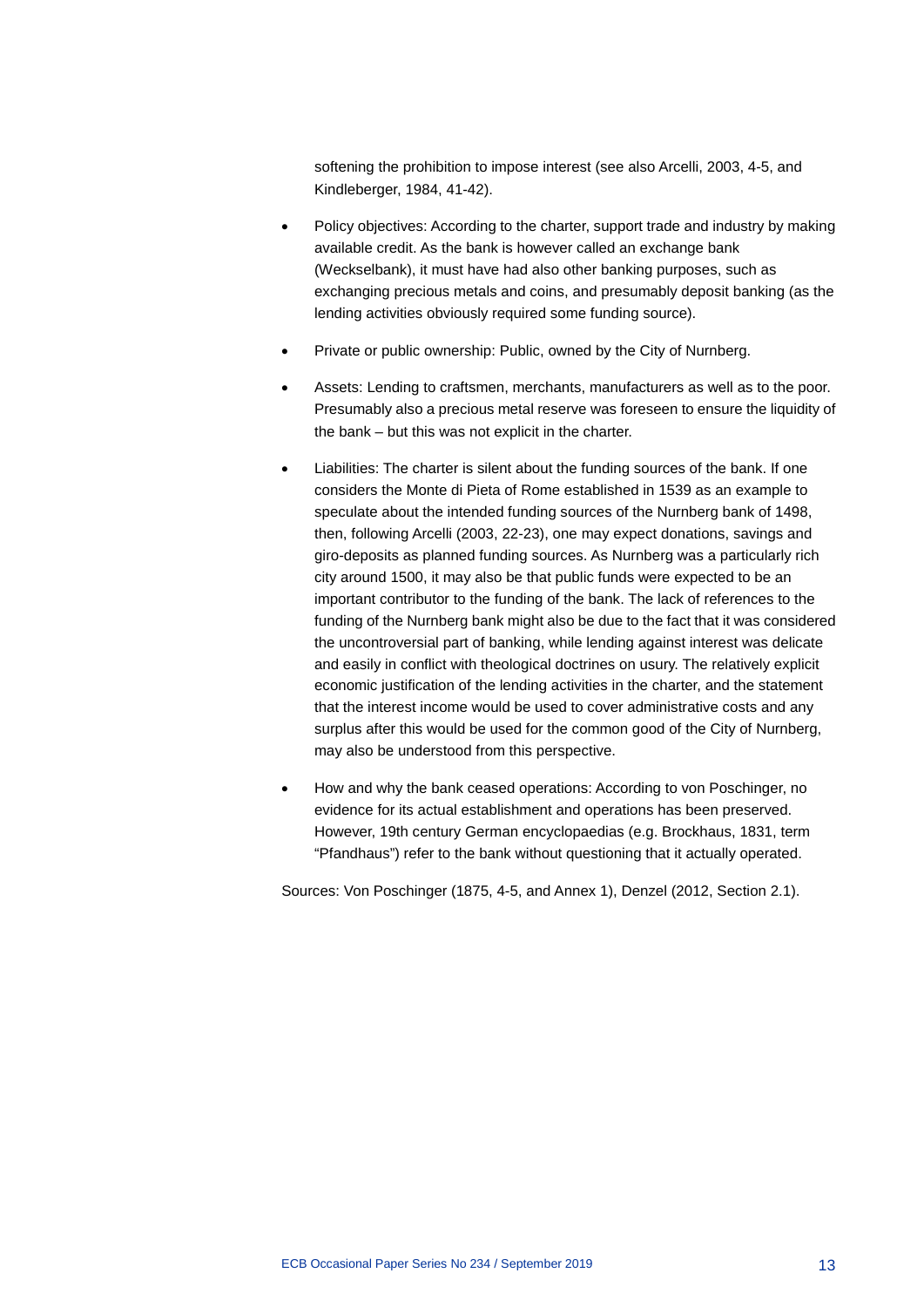softening the prohibition to impose interest (see also Arcelli, 2003, 4-5, and Kindleberger, 1984, 41-42).

- Policy objectives: According to the charter, support trade and industry by making available credit. As the bank is however called an exchange bank (Weckselbank), it must have had also other banking purposes, such as exchanging precious metals and coins, and presumably deposit banking (as the lending activities obviously required some funding source).
- Private or public ownership: Public, owned by the City of Nurnberg.
- Assets: Lending to craftsmen, merchants, manufacturers as well as to the poor. Presumably also a precious metal reserve was foreseen to ensure the liquidity of the bank – but this was not explicit in the charter.
- Liabilities: The charter is silent about the funding sources of the bank. If one considers the Monte di Pieta of Rome established in 1539 as an example to speculate about the intended funding sources of the Nurnberg bank of 1498, then, following Arcelli (2003, 22-23), one may expect donations, savings and giro-deposits as planned funding sources. As Nurnberg was a particularly rich city around 1500, it may also be that public funds were expected to be an important contributor to the funding of the bank. The lack of references to the funding of the Nurnberg bank might also be due to the fact that it was considered the uncontroversial part of banking, while lending against interest was delicate and easily in conflict with theological doctrines on usury. The relatively explicit economic justification of the lending activities in the charter, and the statement that the interest income would be used to cover administrative costs and any surplus after this would be used for the common good of the City of Nurnberg, may also be understood from this perspective.
- How and why the bank ceased operations: According to von Poschinger, no evidence for its actual establishment and operations has been preserved. However, 19th century German encyclopaedias (e.g. Brockhaus, 1831, term "Pfandhaus") refer to the bank without questioning that it actually operated.

Sources: Von Poschinger (1875, 4-5, and Annex 1), Denzel (2012, Section 2.1).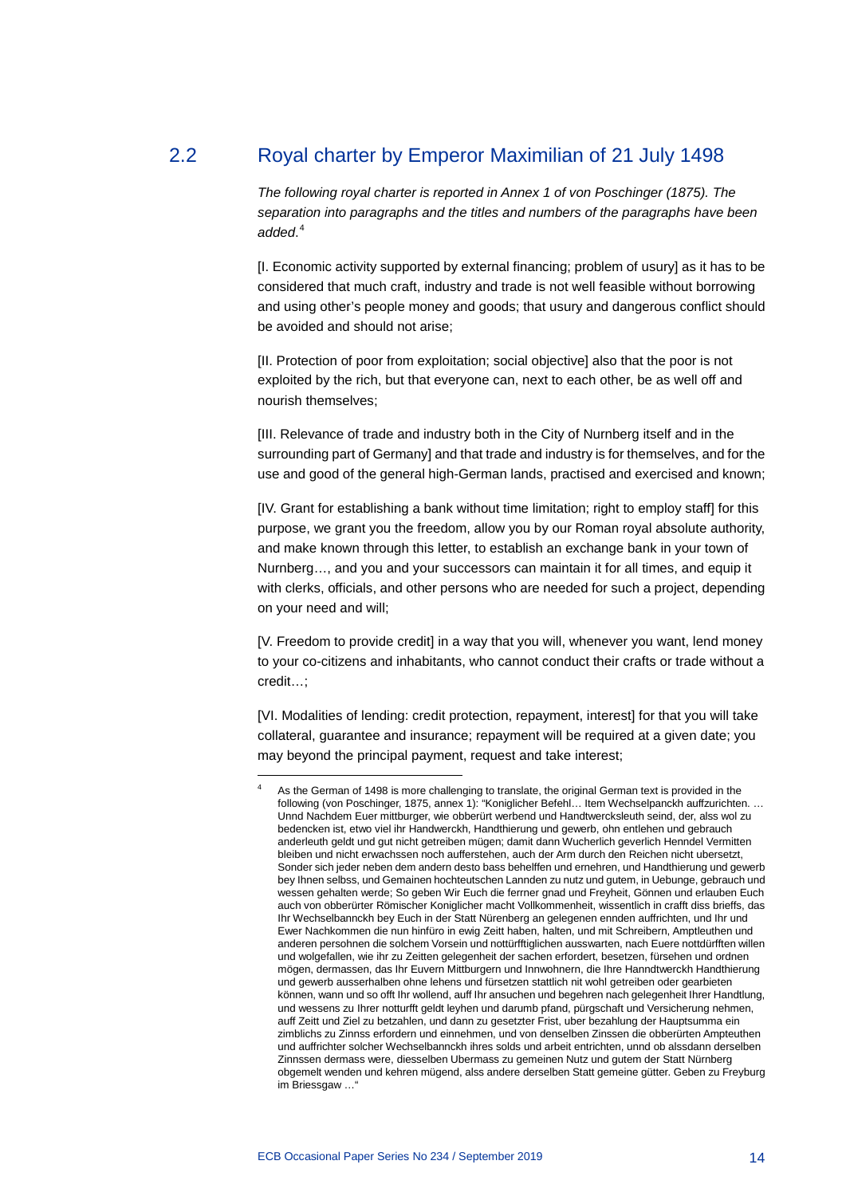## 2.2 Royal charter by Emperor Maximilian of 21 July 1498

*The following royal charter is reported in Annex 1 of von Poschinger (1875). The separation into paragraphs and the titles and numbers of the paragraphs have been added.*[4]

[I. Economic activity supported by external financing; problem of usury] as it has to be considered that much craft, industry and trade is not well feasible without borrowing and using other's people money and goods; that usury and dangerous conflict should be avoided and should not arise;

[II. Protection of poor from exploitation; social objective] also that the poor is not exploited by the rich, but that everyone can, next to each other, be as well off and nourish themselves;

[III. Relevance of trade and industry both in the City of Nurnberg itself and in the surrounding part of Germany] and that trade and industry is for themselves, and for the use and good of the general high-German lands, practised and exercised and known;

[IV. Grant for establishing a bank without time limitation; right to employ staff] for this purpose, we grant you the freedom, allow you by our Roman royal absolute authority, and make known through this letter, to establish an exchange bank in your town of Nurnberg…, and you and your successors can maintain it for all times, and equip it with clerks, officials, and other persons who are needed for such a project, depending on your need and will;

[V. Freedom to provide credit] in a way that you will, whenever you want, lend money to your co-citizens and inhabitants, who cannot conduct their crafts or trade without a credit…;

[VI. Modalities of lending: credit protection, repayment, interest] for that you will take collateral, guarantee and insurance; repayment will be required at a given date; you may beyond the principal payment, request and take interest;

---

[4] As the German of 1498 is more challenging to translate, the original German text is provided in the following (von Poschinger, 1875, annex 1): "Koniglicher Befehl… Item Wechselpanckh auffzurichten. … Unnd Nachdem Euer mittburger, wie obberürt werbend und Handtwercksleuth seind, der, alss wol zu bedencken ist, etwo viel ihr Handwerckh, Handthierung und gewerb, ohn entlehen und gebrauch anderleuth geldt und gut nicht getreiben mügen; damit dann Wucherlich geverlich Henndel Vermitten bleiben und nicht erwachssen noch aufferstehen, auch der Arm durch den Reichen nicht ubersetzt, Sonder sich jeder neben dem andern desto bass behelffen und ernehren, und Handthierung und gewerb bey Ihnen selbss, und Gemainen hochteutschen Lannden zu nutz und gutem, in Uebunge, gebrauch und wessen gehalten werde; So geben Wir Euch die ferrner gnad und Freyheit, Gönnen und erlauben Euch auch von obberürter Römischer Koniglicher macht Vollkommenheit, wissentlich in crafft diss brieffs, das Ihr Wechselbannckh bey Euch in der Statt Nürenberg an gelegenen ennden auffrichten, und Ihr und Ewer Nachkommen die nun hinfüro in ewig Zeitt haben, halten, und mit Schreibern, Amptleuthen und anderen personhen die solchem Vorsein und nottürfftiglichen auswarten, nach Euere nottdürfften willen und wolgefallen, wie ihr zu Zeitten gelegenheit der sachen erfordert, besetzen, fürsehen und ordnen mögen, dermassen, das Ihr Euvern Mittburgern und Innwohnern, die Ihre Hanndtwerckh Handthierung und gewerb ausserhalben ohne lehens und fürsetzen stattlich nit wohl getreiben oder gearbieten können, wann und so offt Ihr wollend, auff Ihr ansuchen und begehren nach gelegenheit Ihrer Handtlung, und wessens zu Ihrer notturfft geldt leyhen und darumb pfand, pürgschaft und Versicherung nehmen, auff Zeitt und Ziel zu betzahlen, und dann zu gesetzter Frist, uber bezahlung der Hauptsumma ein zimblichs zu Zinnss erfordern und einnehmen, und von denselben Zinssen die obberürten Ampteuthen und auffrichter solcher Wechselbannckh ihres solds und arbeit entrichten, unnd ob alssdann derselben Zinnssen dermass were, diesselben Ubermass zu gemeinen Nutz und gutem der Statt Nürnberg obgemelt wenden und kehren mügend, alss andere derselben Statt gemeine gütter. Geben zu Freyburg im Briessgaw …"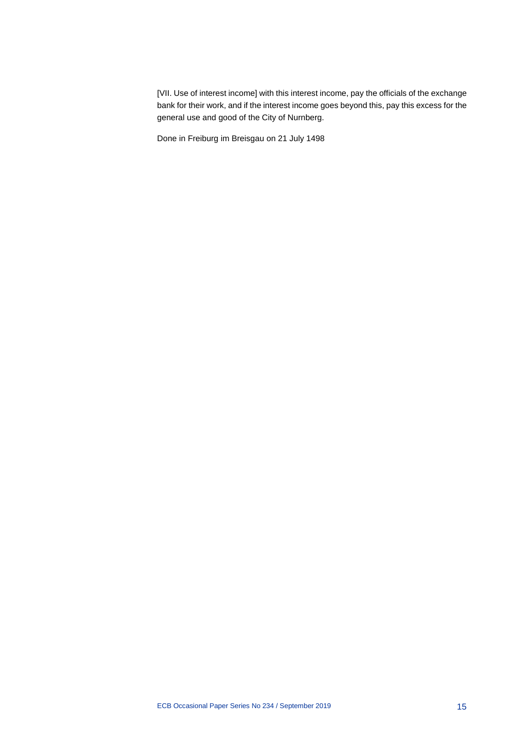[VII. Use of interest income] with this interest income, pay the officials of the exchange bank for their work, and if the interest income goes beyond this, pay this excess for the general use and good of the City of Nurnberg.

Done in Freiburg im Breisgau on 21 July 1498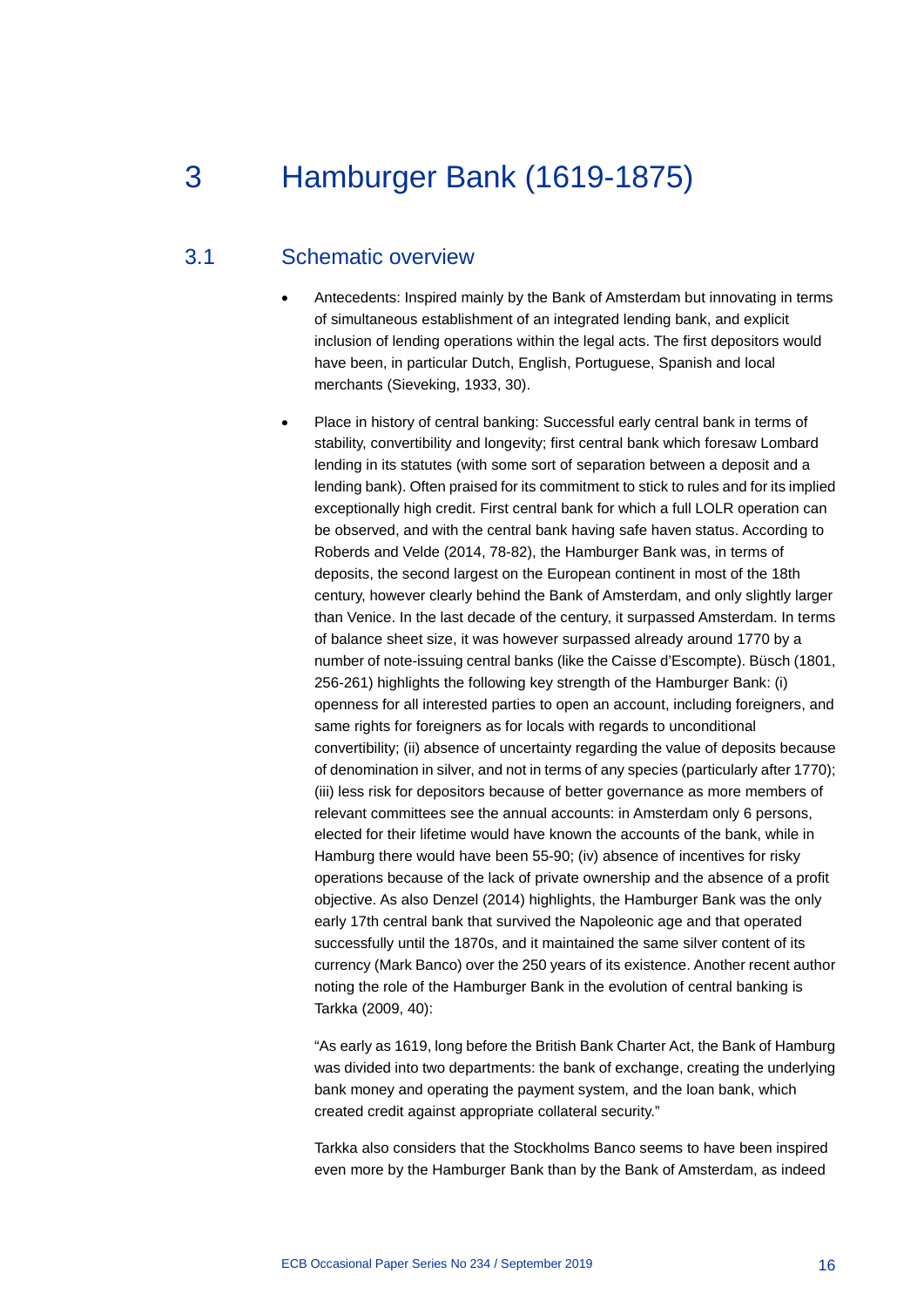# 3 Hamburger Bank (1619-1875)

## 3.1 Schematic overview

- Antecedents: Inspired mainly by the Bank of Amsterdam but innovating in terms of simultaneous establishment of an integrated lending bank, and explicit inclusion of lending operations within the legal acts. The first depositors would have been, in particular Dutch, English, Portuguese, Spanish and local merchants (Sieveking, 1933, 30).

- Place in history of central banking: Successful early central bank in terms of stability, convertibility and longevity; first central bank which foresaw Lombard lending in its statutes (with some sort of separation between a deposit and a lending bank). Often praised for its commitment to stick to rules and for its implied exceptionally high credit. First central bank for which a full LOLR operation can be observed, and with the central bank having safe haven status. According to Roberds and Velde (2014, 78-82), the Hamburger Bank was, in terms of deposits, the second largest on the European continent in most of the 18th century, however clearly behind the Bank of Amsterdam, and only slightly larger than Venice. In the last decade of the century, it surpassed Amsterdam. In terms of balance sheet size, it was however surpassed already around 1770 by a number of note-issuing central banks (like the Caisse d'Escompte). Büsch (1801, 256-261) highlights the following key strength of the Hamburger Bank: (i) openness for all interested parties to open an account, including foreigners, and same rights for foreigners as for locals with regards to unconditional convertibility; (ii) absence of uncertainty regarding the value of deposits because of denomination in silver, and not in terms of any species (particularly after 1770); (iii) less risk for depositors because of better governance as more members of relevant committees see the annual accounts: in Amsterdam only 6 persons, elected for their lifetime would have known the accounts of the bank, while in Hamburg there would have been 55-90; (iv) absence of incentives for risky operations because of the lack of private ownership and the absence of a profit objective. As also Denzel (2014) highlights, the Hamburger Bank was the only early 17th central bank that survived the Napoleonic age and that operated successfully until the 1870s, and it maintained the same silver content of its currency (Mark Banco) over the 250 years of its existence. Another recent author noting the role of the Hamburger Bank in the evolution of central banking is Tarkka (2009, 40):

  "As early as 1619, long before the British Bank Charter Act, the Bank of Hamburg was divided into two departments: the bank of exchange, creating the underlying bank money and operating the payment system, and the loan bank, which created credit against appropriate collateral security."

  Tarkka also considers that the Stockholms Banco seems to have been inspired even more by the Hamburger Bank than by the Bank of Amsterdam, as indeed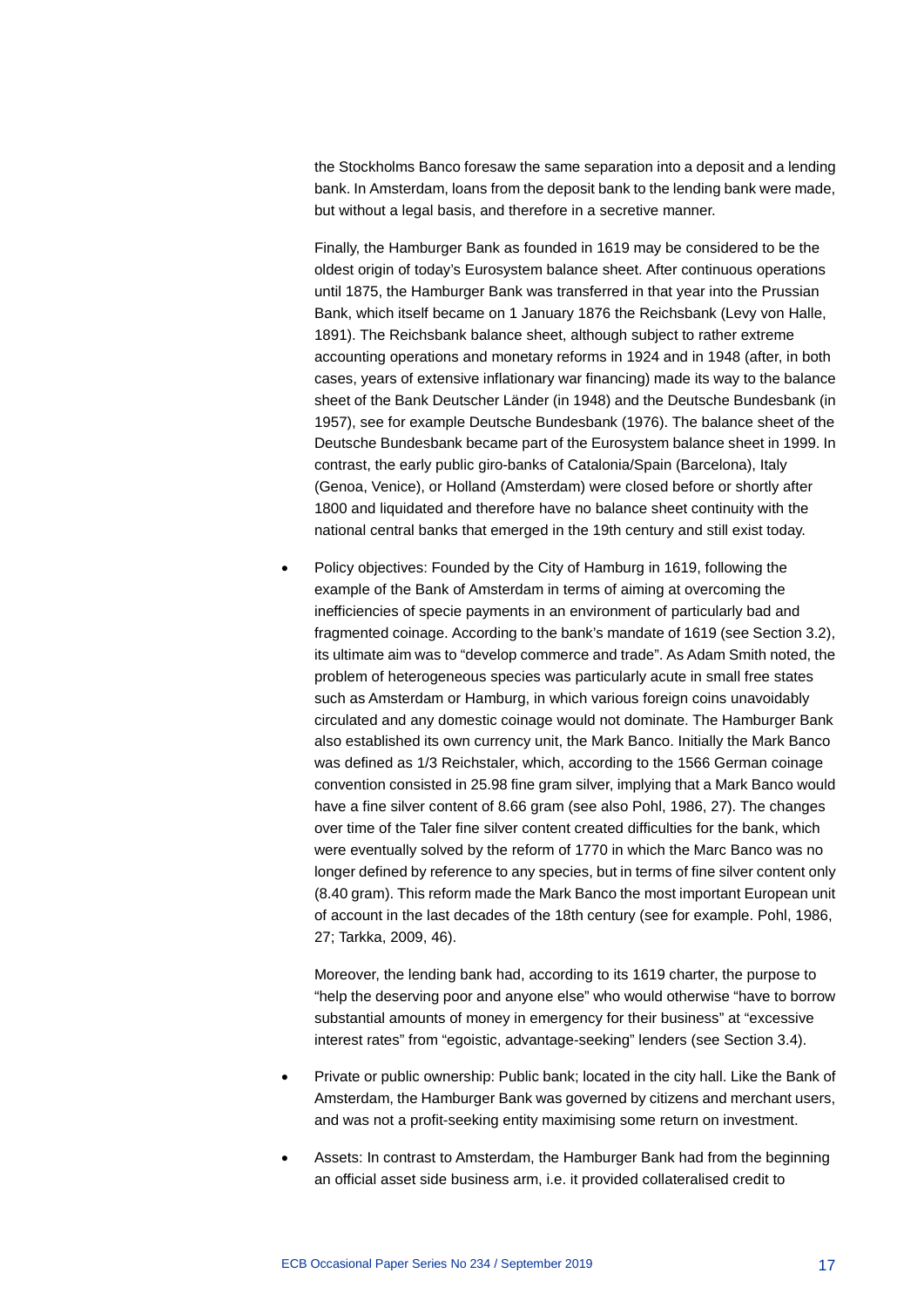the Stockholms Banco foresaw the same separation into a deposit and a lending bank. In Amsterdam, loans from the deposit bank to the lending bank were made, but without a legal basis, and therefore in a secretive manner.

Finally, the Hamburger Bank as founded in 1619 may be considered to be the oldest origin of today's Eurosystem balance sheet. After continuous operations until 1875, the Hamburger Bank was transferred in that year into the Prussian Bank, which itself became on 1 January 1876 the Reichsbank (Levy von Halle, 1891). The Reichsbank balance sheet, although subject to rather extreme accounting operations and monetary reforms in 1924 and in 1948 (after, in both cases, years of extensive inflationary war financing) made its way to the balance sheet of the Bank Deutscher Länder (in 1948) and the Deutsche Bundesbank (in 1957), see for example Deutsche Bundesbank (1976). The balance sheet of the Deutsche Bundesbank became part of the Eurosystem balance sheet in 1999. In contrast, the early public giro-banks of Catalonia/Spain (Barcelona), Italy (Genoa, Venice), or Holland (Amsterdam) were closed before or shortly after 1800 and liquidated and therefore have no balance sheet continuity with the national central banks that emerged in the 19th century and still exist today.

- Policy objectives: Founded by the City of Hamburg in 1619, following the example of the Bank of Amsterdam in terms of aiming at overcoming the inefficiencies of specie payments in an environment of particularly bad and fragmented coinage. According to the bank's mandate of 1619 (see Section 3.2), its ultimate aim was to "develop commerce and trade". As Adam Smith noted, the problem of heterogeneous species was particularly acute in small free states such as Amsterdam or Hamburg, in which various foreign coins unavoidably circulated and any domestic coinage would not dominate. The Hamburger Bank also established its own currency unit, the Mark Banco. Initially the Mark Banco was defined as 1/3 Reichstaler, which, according to the 1566 German coinage convention consisted in 25.98 fine gram silver, implying that a Mark Banco would have a fine silver content of 8.66 gram (see also Pohl, 1986, 27). The changes over time of the Taler fine silver content created difficulties for the bank, which were eventually solved by the reform of 1770 in which the Marc Banco was no longer defined by reference to any species, but in terms of fine silver content only (8.40 gram). This reform made the Mark Banco the most important European unit of account in the last decades of the 18th century (see for example. Pohl, 1986, 27; Tarkka, 2009, 46).

  Moreover, the lending bank had, according to its 1619 charter, the purpose to "help the deserving poor and anyone else" who would otherwise "have to borrow substantial amounts of money in emergency for their business" at "excessive interest rates" from "egoistic, advantage-seeking" lenders (see Section 3.4).

- Private or public ownership: Public bank; located in the city hall. Like the Bank of Amsterdam, the Hamburger Bank was governed by citizens and merchant users, and was not a profit-seeking entity maximising some return on investment.

- Assets: In contrast to Amsterdam, the Hamburger Bank had from the beginning an official asset side business arm, i.e. it provided collateralised credit to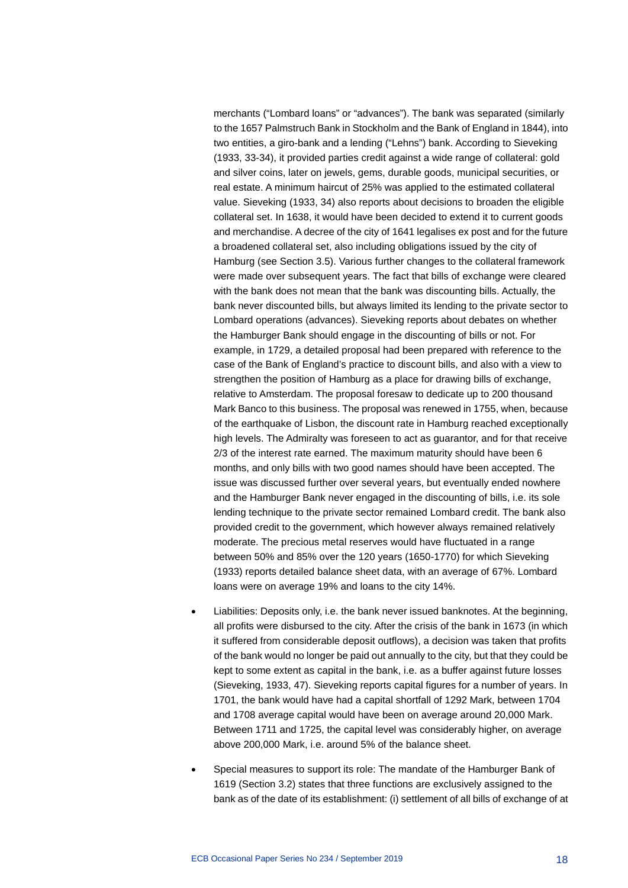merchants ("Lombard loans" or "advances"). The bank was separated (similarly to the 1657 Palmstruch Bank in Stockholm and the Bank of England in 1844), into two entities, a giro-bank and a lending ("Lehns") bank. According to Sieveking (1933, 33-34), it provided parties credit against a wide range of collateral: gold and silver coins, later on jewels, gems, durable goods, municipal securities, or real estate. A minimum haircut of 25% was applied to the estimated collateral value. Sieveking (1933, 34) also reports about decisions to broaden the eligible collateral set. In 1638, it would have been decided to extend it to current goods and merchandise. A decree of the city of 1641 legalises ex post and for the future a broadened collateral set, also including obligations issued by the city of Hamburg (see Section 3.5). Various further changes to the collateral framework were made over subsequent years. The fact that bills of exchange were cleared with the bank does not mean that the bank was discounting bills. Actually, the bank never discounted bills, but always limited its lending to the private sector to Lombard operations (advances). Sieveking reports about debates on whether the Hamburger Bank should engage in the discounting of bills or not. For example, in 1729, a detailed proposal had been prepared with reference to the case of the Bank of England's practice to discount bills, and also with a view to strengthen the position of Hamburg as a place for drawing bills of exchange, relative to Amsterdam. The proposal foresaw to dedicate up to 200 thousand Mark Banco to this business. The proposal was renewed in 1755, when, because of the earthquake of Lisbon, the discount rate in Hamburg reached exceptionally high levels. The Admiralty was foreseen to act as guarantor, and for that receive 2/3 of the interest rate earned. The maximum maturity should have been 6 months, and only bills with two good names should have been accepted. The issue was discussed further over several years, but eventually ended nowhere and the Hamburger Bank never engaged in the discounting of bills, i.e. its sole lending technique to the private sector remained Lombard credit. The bank also provided credit to the government, which however always remained relatively moderate. The precious metal reserves would have fluctuated in a range between 50% and 85% over the 120 years (1650-1770) for which Sieveking (1933) reports detailed balance sheet data, with an average of 67%. Lombard loans were on average 19% and loans to the city 14%.

- Liabilities: Deposits only, i.e. the bank never issued banknotes. At the beginning, all profits were disbursed to the city. After the crisis of the bank in 1673 (in which it suffered from considerable deposit outflows), a decision was taken that profits of the bank would no longer be paid out annually to the city, but that they could be kept to some extent as capital in the bank, i.e. as a buffer against future losses (Sieveking, 1933, 47). Sieveking reports capital figures for a number of years. In 1701, the bank would have had a capital shortfall of 1292 Mark, between 1704 and 1708 average capital would have been on average around 20,000 Mark. Between 1711 and 1725, the capital level was considerably higher, on average above 200,000 Mark, i.e. around 5% of the balance sheet.

- Special measures to support its role: The mandate of the Hamburger Bank of 1619 (Section 3.2) states that three functions are exclusively assigned to the bank as of the date of its establishment: (i) settlement of all bills of exchange of at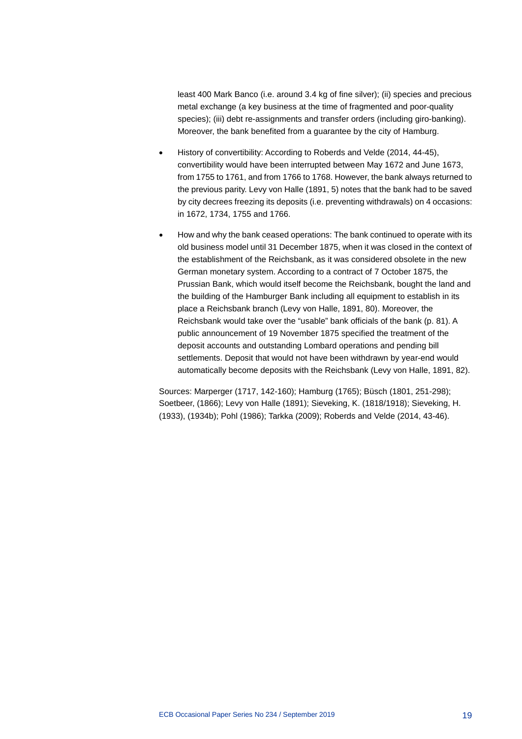least 400 Mark Banco (i.e. around 3.4 kg of fine silver); (ii) species and precious metal exchange (a key business at the time of fragmented and poor-quality species); (iii) debt re-assignments and transfer orders (including giro-banking). Moreover, the bank benefited from a guarantee by the city of Hamburg.

- History of convertibility: According to Roberds and Velde (2014, 44-45), convertibility would have been interrupted between May 1672 and June 1673, from 1755 to 1761, and from 1766 to 1768. However, the bank always returned to the previous parity. Levy von Halle (1891, 5) notes that the bank had to be saved by city decrees freezing its deposits (i.e. preventing withdrawals) on 4 occasions: in 1672, 1734, 1755 and 1766.
- How and why the bank ceased operations: The bank continued to operate with its old business model until 31 December 1875, when it was closed in the context of the establishment of the Reichsbank, as it was considered obsolete in the new German monetary system. According to a contract of 7 October 1875, the Prussian Bank, which would itself become the Reichsbank, bought the land and the building of the Hamburger Bank including all equipment to establish in its place a Reichsbank branch (Levy von Halle, 1891, 80). Moreover, the Reichsbank would take over the "usable" bank officials of the bank (p. 81). A public announcement of 19 November 1875 specified the treatment of the deposit accounts and outstanding Lombard operations and pending bill settlements. Deposit that would not have been withdrawn by year-end would automatically become deposits with the Reichsbank (Levy von Halle, 1891, 82).

Sources: Marperger (1717, 142-160); Hamburg (1765); Büsch (1801, 251-298); Soetbeer, (1866); Levy von Halle (1891); Sieveking, K. (1818/1918); Sieveking, H. (1933), (1934b); Pohl (1986); Tarkka (2009); Roberds and Velde (2014, 43-46).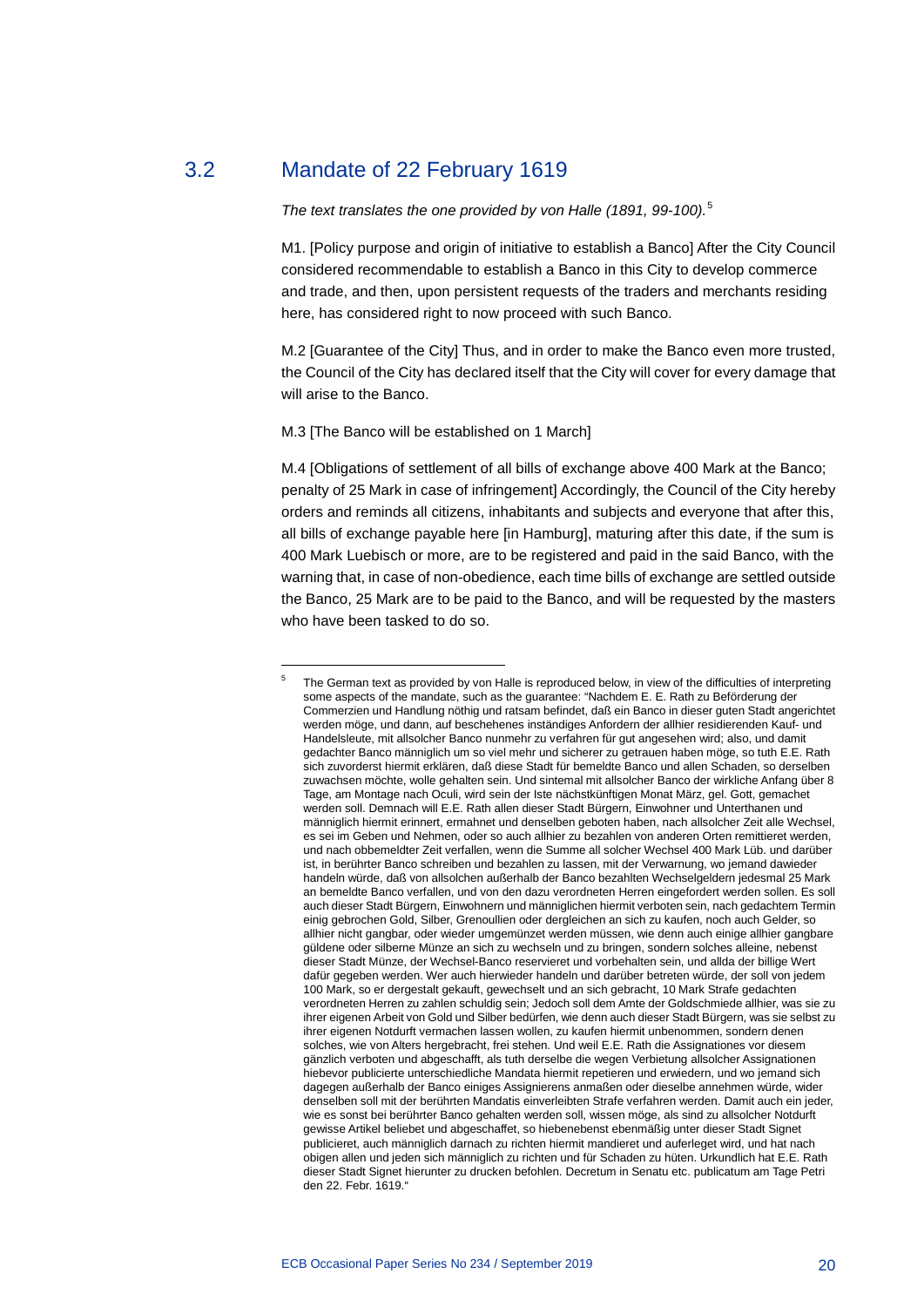## 3.2 Mandate of 22 February 1619

*The text translates the one provided by von Halle (1891, 99-100).*[5]

M1. [Policy purpose and origin of initiative to establish a Banco] After the City Council considered recommendable to establish a Banco in this City to develop commerce and trade, and then, upon persistent requests of the traders and merchants residing here, has considered right to now proceed with such Banco.

M.2 [Guarantee of the City] Thus, and in order to make the Banco even more trusted, the Council of the City has declared itself that the City will cover for every damage that will arise to the Banco.

M.3 [The Banco will be established on 1 March]

M.4 [Obligations of settlement of all bills of exchange above 400 Mark at the Banco; penalty of 25 Mark in case of infringement] Accordingly, the Council of the City hereby orders and reminds all citizens, inhabitants and subjects and everyone that after this, all bills of exchange payable here [in Hamburg], maturing after this date, if the sum is 400 Mark Luebisch or more, are to be registered and paid in the said Banco, with the warning that, in case of non-obedience, each time bills of exchange are settled outside the Banco, 25 Mark are to be paid to the Banco, and will be requested by the masters who have been tasked to do so.

---

[5] The German text as provided by von Halle is reproduced below, in view of the difficulties of interpreting some aspects of the mandate, such as the guarantee: "Nachdem E. E. Rath zu Beförderung der Commerzien und Handlung nöthig und ratsam befindet, daß ein Banco in dieser guten Stadt angerichtet werden möge, und dann, auf beschehenes inständiges Anfordern der allhier residierenden Kauf- und Handelsleute, mit allsolcher Banco nunmehr zu verfahren für gut angesehen wird; also, und damit gedachter Banco männiglich um so viel mehr und sicherer zu getrauen haben möge, so tuth E.E. Rath sich zuvorderst hiermit erklären, daß diese Stadt für bemeldte Banco und allen Schaden, so derselben zuwachsen möchte, wolle gehalten sein. Und sintemal mit allsolcher Banco der wirkliche Anfang über 8 Tage, am Montage nach Oculi, wird sein der Iste nächstkünftigen Monat März, gel. Gott, gemachet werden soll. Demnach will E.E. Rath allen dieser Stadt Bürgern, Einwohner und Unterthanen und männiglich hiermit erinnert, ermahnet und denselben geboten haben, nach allsolcher Zeit alle Wechsel, es sei im Geben und Nehmen, oder so auch allhier zu bezahlen von anderen Orten remittieret werden, und nach obbemeldter Zeit verfallen, wenn die Summe all solcher Wechsel 400 Mark Lüb. und darüber ist, in berührter Banco schreiben und bezahlen zu lassen, mit der Verwarnung, wo jemand dawieder handeln würde, daß von allsolchen außerhalb der Banco bezahlten Wechselgeldern jedesmal 25 Mark an bemeldte Banco verfallen, und von den dazu verordneten Herren eingefordert werden sollen. Es soll auch dieser Stadt Bürgern, Einwohnern und männiglichen hiermit verboten sein, nach gedachtem Termin einig gebrochen Gold, Silber, Grenoullien oder dergleichen an sich zu kaufen, noch auch Gelder, so allhier nicht gangbar, oder wieder umgemünzet werden müssen, wie denn auch einige allhier gangbare güldene oder silberne Münze an sich zu wechseln und zu bringen, sondern solches alleine, nebenst dieser Stadt Münze, der Wechsel-Banco reservieret und vorbehalten sein, und allda der billige Wert dafür gegeben werden. Wer auch hierwieder handeln und darüber betreten würde, der soll von jedem 100 Mark, so er dergestalt gekauft, gewechselt und an sich gebracht, 10 Mark Strafe gedachten verordneten Herren zu zahlen schuldig sein; Jedoch soll dem Amte der Goldschmiede allhier, was sie zu ihrer eigenen Arbeit von Gold und Silber bedürfen, wie denn auch dieser Stadt Bürgern, was sie selbst zu ihrer eigenen Notdurft vermachen lassen wollen, zu kaufen hiermit unbenommen, sondern denen solches, wie von Alters hergebracht, frei stehen. Und weil E.E. Rath die Assignationes vor diesem gänzlich verboten und abgeschafft, als tuth derselbe die wegen Verbietung allsolcher Assignationen hiebevor publicierte unterschiedliche Mandata hiermit repetieren und erwiedern, und wo jemand sich dagegen außerhalb der Banco einiges Assignierens anmaßen oder dieselbe annehmen würde, wider denselben soll mit der berührten Mandatis einverleibten Strafe verfahren werden. Damit auch ein jeder, wie es sonst bei berührter Banco gehalten werden soll, wissen möge, als sind zu allsolcher Notdurft gewisse Artikel beliebet und abgeschaffet, so hiebenebst ebenmäßig unter dieser Stadt Signet publicieret, auch männiglich darnach zu richten hiermit mandieret und auferleget wird, und hat nach obigen allen und jeden sich männiglich zu richten und für Schaden zu hüten. Urkundlich hat E.E. Rath dieser Stadt Signet hierunter zu drucken befohlen. Decretum in Senatu etc. publicatum am Tage Petri den 22. Febr. 1619."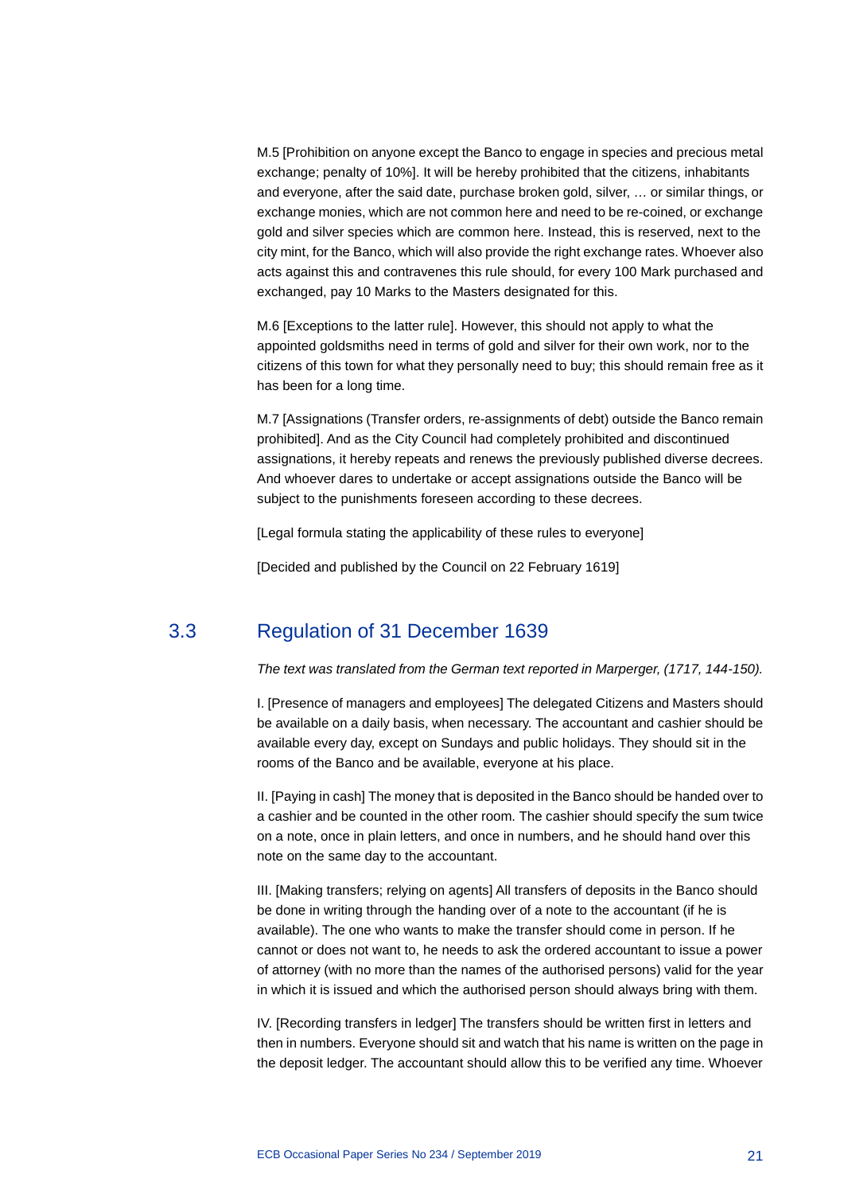M.5 [Prohibition on anyone except the Banco to engage in species and precious metal exchange; penalty of 10%]. It will be hereby prohibited that the citizens, inhabitants and everyone, after the said date, purchase broken gold, silver, … or similar things, or exchange monies, which are not common here and need to be re-coined, or exchange gold and silver species which are common here. Instead, this is reserved, next to the city mint, for the Banco, which will also provide the right exchange rates. Whoever also acts against this and contravenes this rule should, for every 100 Mark purchased and exchanged, pay 10 Marks to the Masters designated for this.

M.6 [Exceptions to the latter rule]. However, this should not apply to what the appointed goldsmiths need in terms of gold and silver for their own work, nor to the citizens of this town for what they personally need to buy; this should remain free as it has been for a long time.

M.7 [Assignations (Transfer orders, re-assignments of debt) outside the Banco remain prohibited]. And as the City Council had completely prohibited and discontinued assignations, it hereby repeats and renews the previously published diverse decrees. And whoever dares to undertake or accept assignations outside the Banco will be subject to the punishments foreseen according to these decrees.

[Legal formula stating the applicability of these rules to everyone]

[Decided and published by the Council on 22 February 1619]

## 3.3 Regulation of 31 December 1639

*The text was translated from the German text reported in Marperger, (1717, 144-150).*

I. [Presence of managers and employees] The delegated Citizens and Masters should be available on a daily basis, when necessary. The accountant and cashier should be available every day, except on Sundays and public holidays. They should sit in the rooms of the Banco and be available, everyone at his place.

II. [Paying in cash] The money that is deposited in the Banco should be handed over to a cashier and be counted in the other room. The cashier should specify the sum twice on a note, once in plain letters, and once in numbers, and he should hand over this note on the same day to the accountant.

III. [Making transfers; relying on agents] All transfers of deposits in the Banco should be done in writing through the handing over of a note to the accountant (if he is available). The one who wants to make the transfer should come in person. If he cannot or does not want to, he needs to ask the ordered accountant to issue a power of attorney (with no more than the names of the authorised persons) valid for the year in which it is issued and which the authorised person should always bring with them.

IV. [Recording transfers in ledger] The transfers should be written first in letters and then in numbers. Everyone should sit and watch that his name is written on the page in the deposit ledger. The accountant should allow this to be verified any time. Whoever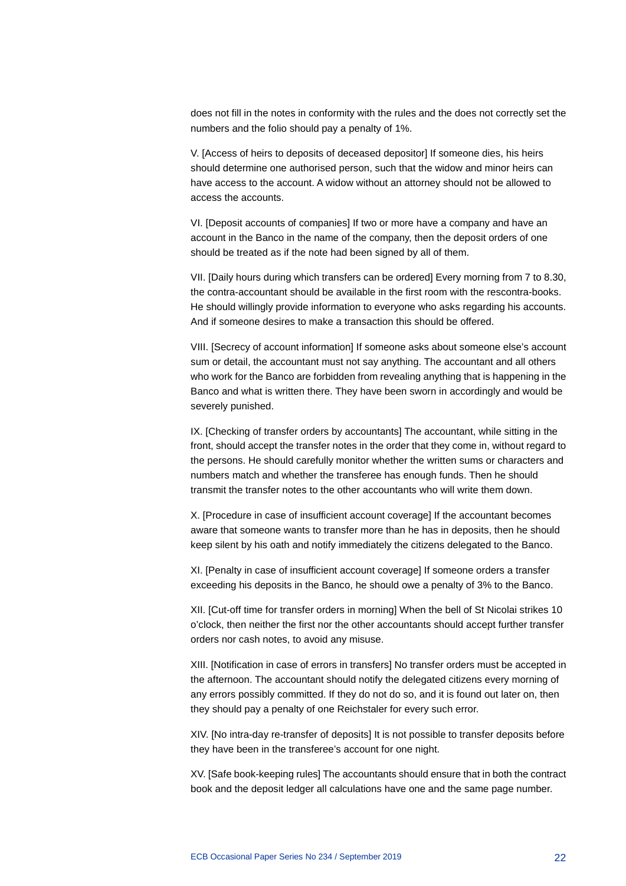does not fill in the notes in conformity with the rules and the does not correctly set the numbers and the folio should pay a penalty of 1%.

V. [Access of heirs to deposits of deceased depositor] If someone dies, his heirs should determine one authorised person, such that the widow and minor heirs can have access to the account. A widow without an attorney should not be allowed to access the accounts.

VI. [Deposit accounts of companies] If two or more have a company and have an account in the Banco in the name of the company, then the deposit orders of one should be treated as if the note had been signed by all of them.

VII. [Daily hours during which transfers can be ordered] Every morning from 7 to 8.30, the contra-accountant should be available in the first room with the rescontra-books. He should willingly provide information to everyone who asks regarding his accounts. And if someone desires to make a transaction this should be offered.

VIII. [Secrecy of account information] If someone asks about someone else's account sum or detail, the accountant must not say anything. The accountant and all others who work for the Banco are forbidden from revealing anything that is happening in the Banco and what is written there. They have been sworn in accordingly and would be severely punished.

IX. [Checking of transfer orders by accountants] The accountant, while sitting in the front, should accept the transfer notes in the order that they come in, without regard to the persons. He should carefully monitor whether the written sums or characters and numbers match and whether the transferee has enough funds. Then he should transmit the transfer notes to the other accountants who will write them down.

X. [Procedure in case of insufficient account coverage] If the accountant becomes aware that someone wants to transfer more than he has in deposits, then he should keep silent by his oath and notify immediately the citizens delegated to the Banco.

XI. [Penalty in case of insufficient account coverage] If someone orders a transfer exceeding his deposits in the Banco, he should owe a penalty of 3% to the Banco.

XII. [Cut-off time for transfer orders in morning] When the bell of St Nicolai strikes 10 o'clock, then neither the first nor the other accountants should accept further transfer orders nor cash notes, to avoid any misuse.

XIII. [Notification in case of errors in transfers] No transfer orders must be accepted in the afternoon. The accountant should notify the delegated citizens every morning of any errors possibly committed. If they do not do so, and it is found out later on, then they should pay a penalty of one Reichstaler for every such error.

XIV. [No intra-day re-transfer of deposits] It is not possible to transfer deposits before they have been in the transferee's account for one night.

XV. [Safe book-keeping rules] The accountants should ensure that in both the contract book and the deposit ledger all calculations have one and the same page number.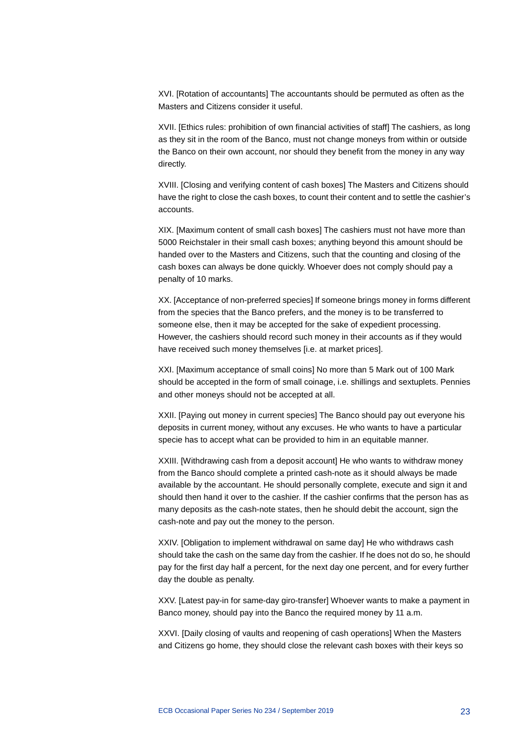XVI. [Rotation of accountants] The accountants should be permuted as often as the Masters and Citizens consider it useful.

XVII. [Ethics rules: prohibition of own financial activities of staff] The cashiers, as long as they sit in the room of the Banco, must not change moneys from within or outside the Banco on their own account, nor should they benefit from the money in any way directly.

XVIII. [Closing and verifying content of cash boxes] The Masters and Citizens should have the right to close the cash boxes, to count their content and to settle the cashier's accounts.

XIX. [Maximum content of small cash boxes] The cashiers must not have more than 5000 Reichstaler in their small cash boxes; anything beyond this amount should be handed over to the Masters and Citizens, such that the counting and closing of the cash boxes can always be done quickly. Whoever does not comply should pay a penalty of 10 marks.

XX. [Acceptance of non-preferred species] If someone brings money in forms different from the species that the Banco prefers, and the money is to be transferred to someone else, then it may be accepted for the sake of expedient processing. However, the cashiers should record such money in their accounts as if they would have received such money themselves [i.e. at market prices].

XXI. [Maximum acceptance of small coins] No more than 5 Mark out of 100 Mark should be accepted in the form of small coinage, i.e. shillings and sextuplets. Pennies and other moneys should not be accepted at all.

XXII. [Paying out money in current species] The Banco should pay out everyone his deposits in current money, without any excuses. He who wants to have a particular specie has to accept what can be provided to him in an equitable manner.

XXIII. [Withdrawing cash from a deposit account] He who wants to withdraw money from the Banco should complete a printed cash-note as it should always be made available by the accountant. He should personally complete, execute and sign it and should then hand it over to the cashier. If the cashier confirms that the person has as many deposits as the cash-note states, then he should debit the account, sign the cash-note and pay out the money to the person.

XXIV. [Obligation to implement withdrawal on same day] He who withdraws cash should take the cash on the same day from the cashier. If he does not do so, he should pay for the first day half a percent, for the next day one percent, and for every further day the double as penalty.

XXV. [Latest pay-in for same-day giro-transfer] Whoever wants to make a payment in Banco money, should pay into the Banco the required money by 11 a.m.

XXVI. [Daily closing of vaults and reopening of cash operations] When the Masters and Citizens go home, they should close the relevant cash boxes with their keys so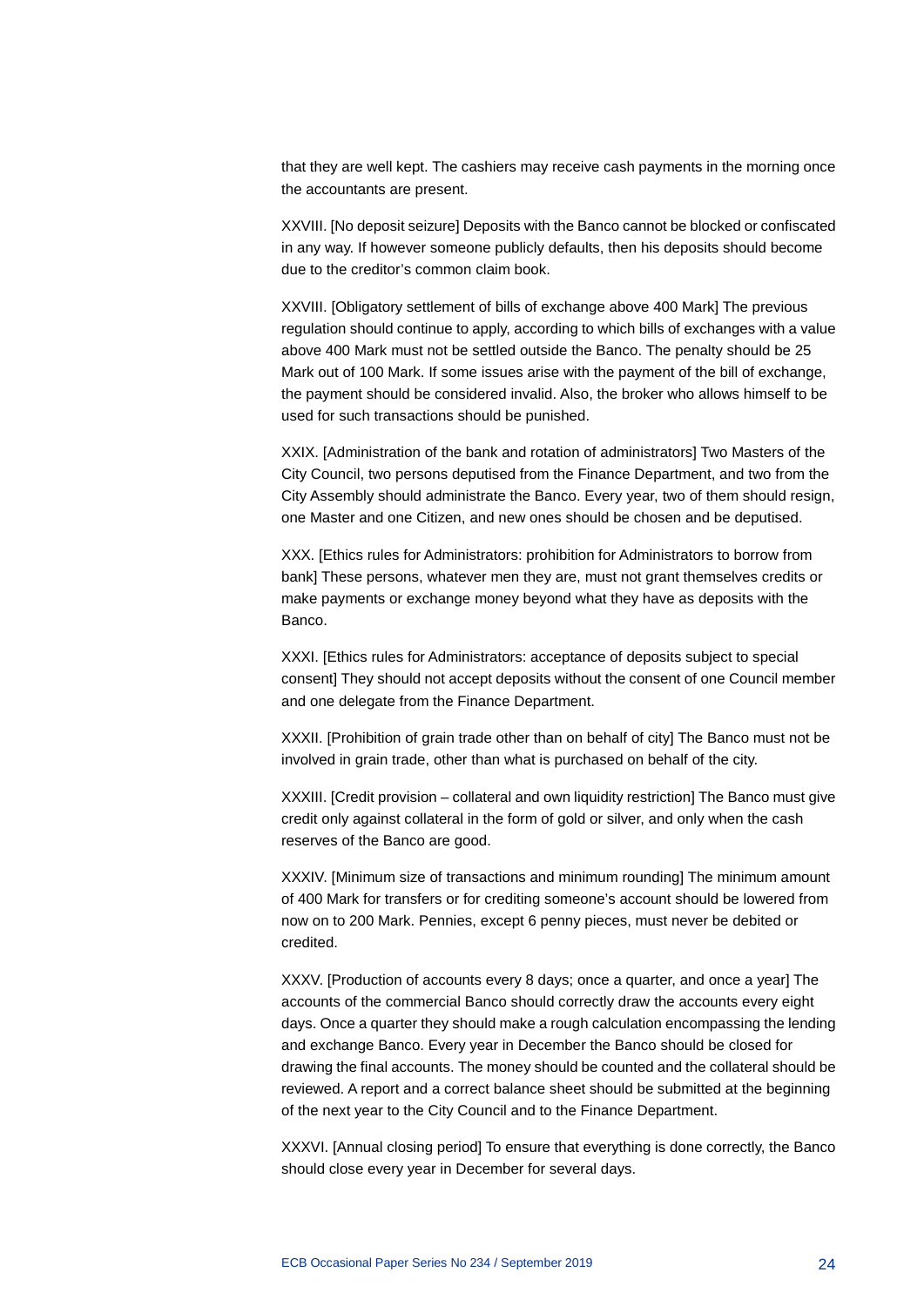that they are well kept. The cashiers may receive cash payments in the morning once the accountants are present.

XXVIII. [No deposit seizure] Deposits with the Banco cannot be blocked or confiscated in any way. If however someone publicly defaults, then his deposits should become due to the creditor's common claim book.

XXVIII. [Obligatory settlement of bills of exchange above 400 Mark] The previous regulation should continue to apply, according to which bills of exchanges with a value above 400 Mark must not be settled outside the Banco. The penalty should be 25 Mark out of 100 Mark. If some issues arise with the payment of the bill of exchange, the payment should be considered invalid. Also, the broker who allows himself to be used for such transactions should be punished.

XXIX. [Administration of the bank and rotation of administrators] Two Masters of the City Council, two persons deputised from the Finance Department, and two from the City Assembly should administrate the Banco. Every year, two of them should resign, one Master and one Citizen, and new ones should be chosen and be deputised.

XXX. [Ethics rules for Administrators: prohibition for Administrators to borrow from bank] These persons, whatever men they are, must not grant themselves credits or make payments or exchange money beyond what they have as deposits with the Banco.

XXXI. [Ethics rules for Administrators: acceptance of deposits subject to special consent] They should not accept deposits without the consent of one Council member and one delegate from the Finance Department.

XXXII. [Prohibition of grain trade other than on behalf of city] The Banco must not be involved in grain trade, other than what is purchased on behalf of the city.

XXXIII. [Credit provision – collateral and own liquidity restriction] The Banco must give credit only against collateral in the form of gold or silver, and only when the cash reserves of the Banco are good.

XXXIV. [Minimum size of transactions and minimum rounding] The minimum amount of 400 Mark for transfers or for crediting someone's account should be lowered from now on to 200 Mark. Pennies, except 6 penny pieces, must never be debited or credited.

XXXV. [Production of accounts every 8 days; once a quarter, and once a year] The accounts of the commercial Banco should correctly draw the accounts every eight days. Once a quarter they should make a rough calculation encompassing the lending and exchange Banco. Every year in December the Banco should be closed for drawing the final accounts. The money should be counted and the collateral should be reviewed. A report and a correct balance sheet should be submitted at the beginning of the next year to the City Council and to the Finance Department.

XXXVI. [Annual closing period] To ensure that everything is done correctly, the Banco should close every year in December for several days.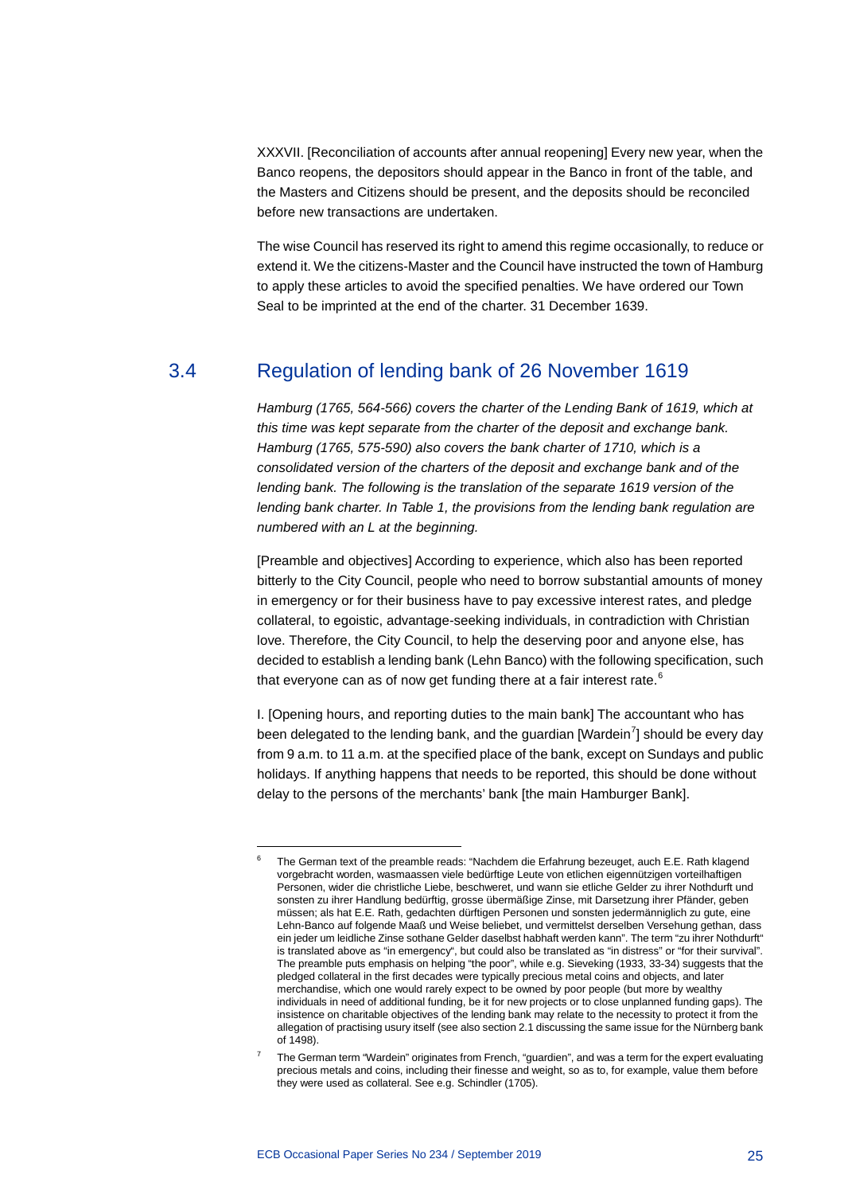XXXVII. [Reconciliation of accounts after annual reopening] Every new year, when the Banco reopens, the depositors should appear in the Banco in front of the table, and the Masters and Citizens should be present, and the deposits should be reconciled before new transactions are undertaken.

The wise Council has reserved its right to amend this regime occasionally, to reduce or extend it. We the citizens-Master and the Council have instructed the town of Hamburg to apply these articles to avoid the specified penalties. We have ordered our Town Seal to be imprinted at the end of the charter. 31 December 1639.

## 3.4 Regulation of lending bank of 26 November 1619

*Hamburg (1765, 564-566) covers the charter of the Lending Bank of 1619, which at this time was kept separate from the charter of the deposit and exchange bank. Hamburg (1765, 575-590) also covers the bank charter of 1710, which is a consolidated version of the charters of the deposit and exchange bank and of the lending bank. The following is the translation of the separate 1619 version of the lending bank charter. In Table 1, the provisions from the lending bank regulation are numbered with an L at the beginning.*

[Preamble and objectives] According to experience, which also has been reported bitterly to the City Council, people who need to borrow substantial amounts of money in emergency or for their business have to pay excessive interest rates, and pledge collateral, to egoistic, advantage-seeking individuals, in contradiction with Christian love. Therefore, the City Council, to help the deserving poor and anyone else, has decided to establish a lending bank (Lehn Banco) with the following specification, such that everyone can as of now get funding there at a fair interest rate.[6]

I. [Opening hours, and reporting duties to the main bank] The accountant who has been delegated to the lending bank, and the guardian [Wardein[7]] should be every day from 9 a.m. to 11 a.m. at the specified place of the bank, except on Sundays and public holidays. If anything happens that needs to be reported, this should be done without delay to the persons of the merchants' bank [the main Hamburger Bank].

---

[6] The German text of the preamble reads: "Nachdem die Erfahrung bezeuget, auch E.E. Rath klagend vorgebracht worden, wasmaassen viele bedürftige Leute von etlichen eigennützigen vorteilhaftigen Personen, wider die christliche Liebe, beschweret, und wann sie etliche Gelder zu ihrer Nothdurft und sonsten zu ihrer Handlung bedürftig, grosse übermäßige Zinse, mit Darsetzung ihrer Pfänder, geben müssen; als hat E.E. Rath, gedachten dürftigen Personen und sonsten jedermänniglich zu gute, eine Lehn-Banco auf folgende Maaß und Weise beliebet, und vermittelst derselben Versehung gethan, dass ein jeder um leidliche Zinse sothane Gelder daselbst habhaft werden kann". The term "zu ihrer Nothdurft" is translated above as "in emergency", but could also be translated as "in distress" or "for their survival". The preamble puts emphasis on helping "the poor", while e.g. Sieveking (1933, 33-34) suggests that the pledged collateral in the first decades were typically precious metal coins and objects, and later merchandise, which one would rarely expect to be owned by poor people (but more by wealthy individuals in need of additional funding, be it for new projects or to close unplanned funding gaps). The insistence on charitable objectives of the lending bank may relate to the necessity to protect it from the allegation of practising usury itself (see also section 2.1 discussing the same issue for the Nürnberg bank of 1498).

[7] The German term "Wardein" originates from French, "guardien", and was a term for the expert evaluating precious metals and coins, including their finesse and weight, so as to, for example, value them before they were used as collateral. See e.g. Schindler (1705).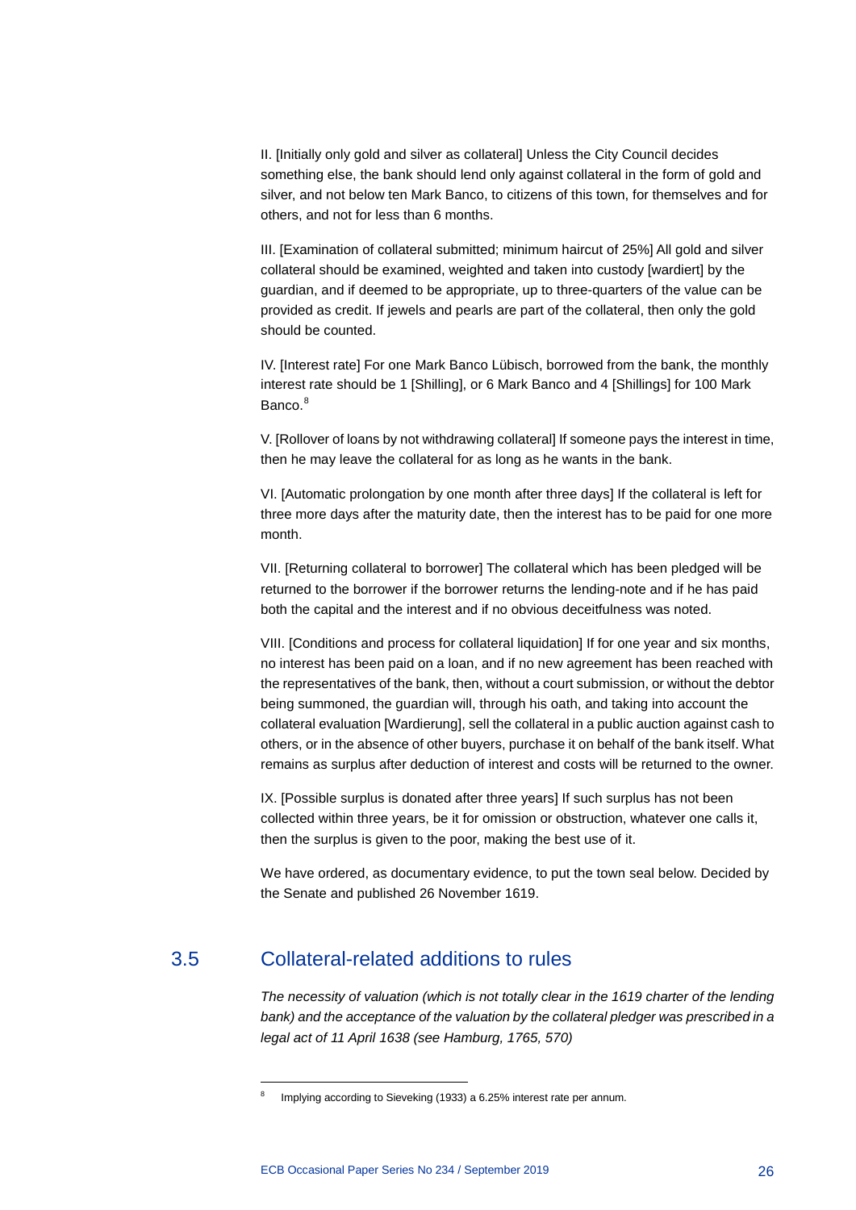II. [Initially only gold and silver as collateral] Unless the City Council decides something else, the bank should lend only against collateral in the form of gold and silver, and not below ten Mark Banco, to citizens of this town, for themselves and for others, and not for less than 6 months.

III. [Examination of collateral submitted; minimum haircut of 25%] All gold and silver collateral should be examined, weighted and taken into custody [wardiert] by the guardian, and if deemed to be appropriate, up to three-quarters of the value can be provided as credit. If jewels and pearls are part of the collateral, then only the gold should be counted.

IV. [Interest rate] For one Mark Banco Lübisch, borrowed from the bank, the monthly interest rate should be 1 [Shilling], or 6 Mark Banco and 4 [Shillings] for 100 Mark Banco.[8]

V. [Rollover of loans by not withdrawing collateral] If someone pays the interest in time, then he may leave the collateral for as long as he wants in the bank.

VI. [Automatic prolongation by one month after three days] If the collateral is left for three more days after the maturity date, then the interest has to be paid for one more month.

VII. [Returning collateral to borrower] The collateral which has been pledged will be returned to the borrower if the borrower returns the lending-note and if he has paid both the capital and the interest and if no obvious deceitfulness was noted.

VIII. [Conditions and process for collateral liquidation] If for one year and six months, no interest has been paid on a loan, and if no new agreement has been reached with the representatives of the bank, then, without a court submission, or without the debtor being summoned, the guardian will, through his oath, and taking into account the collateral evaluation [Wardierung], sell the collateral in a public auction against cash to others, or in the absence of other buyers, purchase it on behalf of the bank itself. What remains as surplus after deduction of interest and costs will be returned to the owner.

IX. [Possible surplus is donated after three years] If such surplus has not been collected within three years, be it for omission or obstruction, whatever one calls it, then the surplus is given to the poor, making the best use of it.

We have ordered, as documentary evidence, to put the town seal below. Decided by the Senate and published 26 November 1619.

## 3.5 Collateral-related additions to rules

*The necessity of valuation (which is not totally clear in the 1619 charter of the lending bank) and the acceptance of the valuation by the collateral pledger was prescribed in a legal act of 11 April 1638 (see Hamburg, 1765, 570)*

[8] Implying according to Sieveking (1933) a 6.25% interest rate per annum.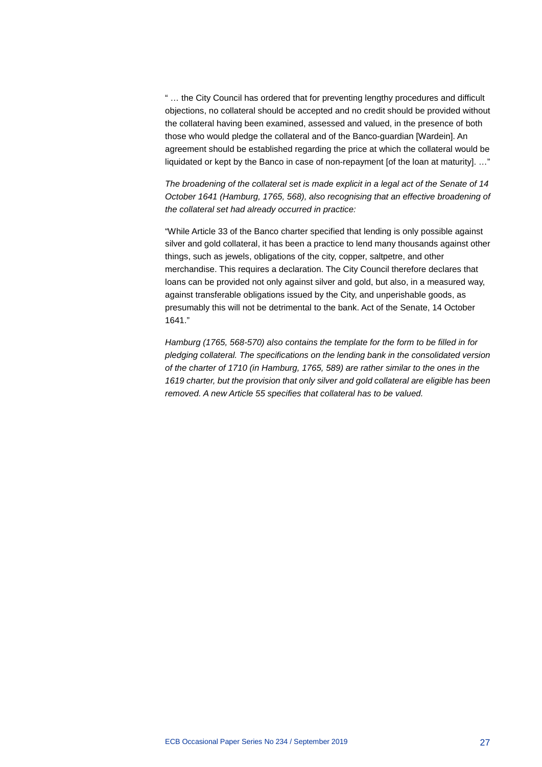" … the City Council has ordered that for preventing lengthy procedures and difficult objections, no collateral should be accepted and no credit should be provided without the collateral having been examined, assessed and valued, in the presence of both those who would pledge the collateral and of the Banco-guardian [Wardein]. An agreement should be established regarding the price at which the collateral would be liquidated or kept by the Banco in case of non-repayment [of the loan at maturity]. …"

*The broadening of the collateral set is made explicit in a legal act of the Senate of 14 October 1641 (Hamburg, 1765, 568), also recognising that an effective broadening of the collateral set had already occurred in practice:*

"While Article 33 of the Banco charter specified that lending is only possible against silver and gold collateral, it has been a practice to lend many thousands against other things, such as jewels, obligations of the city, copper, saltpetre, and other merchandise. This requires a declaration. The City Council therefore declares that loans can be provided not only against silver and gold, but also, in a measured way, against transferable obligations issued by the City, and unperishable goods, as presumably this will not be detrimental to the bank. Act of the Senate, 14 October 1641."

*Hamburg (1765, 568-570) also contains the template for the form to be filled in for pledging collateral. The specifications on the lending bank in the consolidated version of the charter of 1710 (in Hamburg, 1765, 589) are rather similar to the ones in the 1619 charter, but the provision that only silver and gold collateral are eligible has been removed. A new Article 55 specifies that collateral has to be valued.*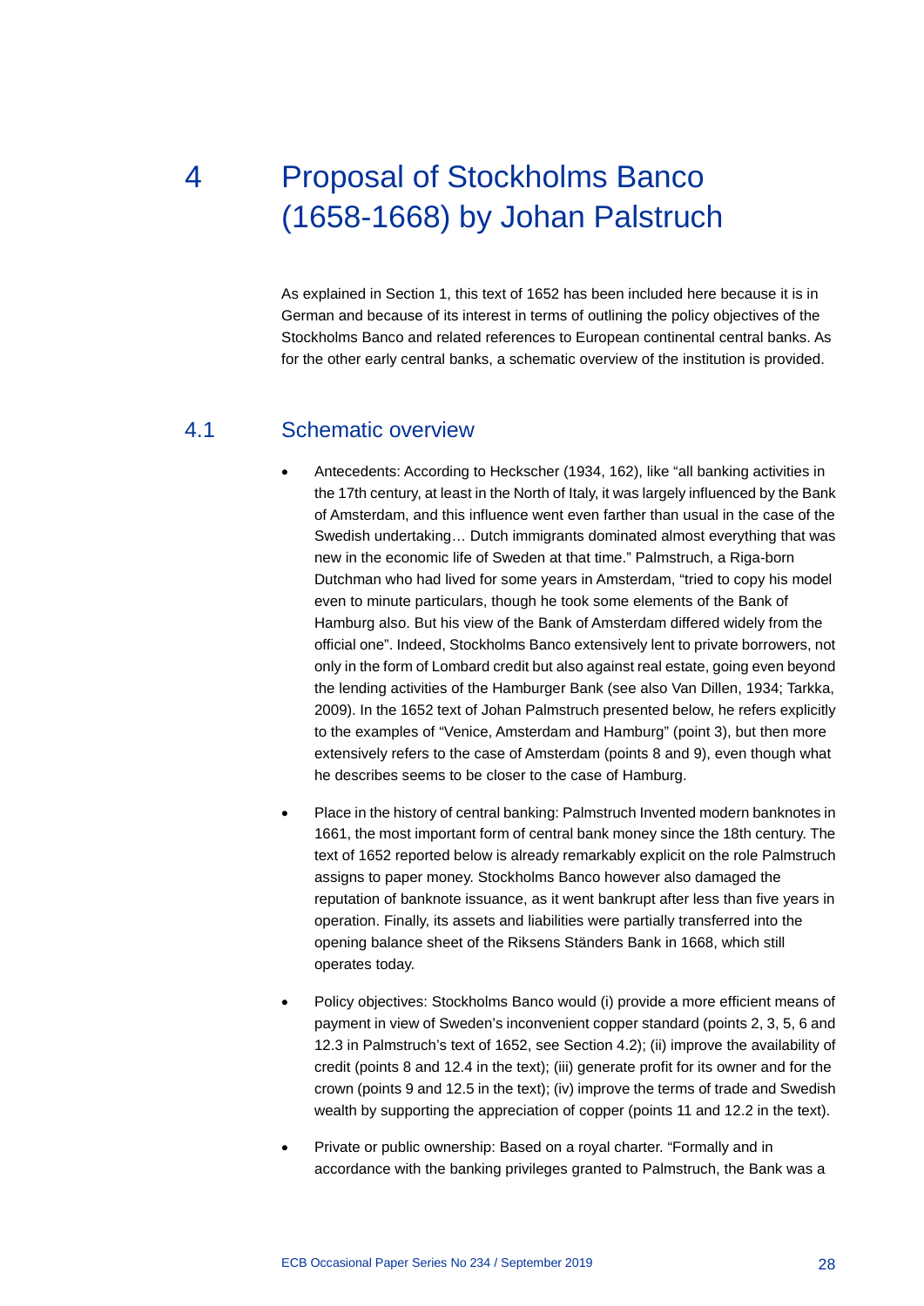# 4 Proposal of Stockholms Banco (1658-1668) by Johan Palstruch

As explained in Section 1, this text of 1652 has been included here because it is in German and because of its interest in terms of outlining the policy objectives of the Stockholms Banco and related references to European continental central banks. As for the other early central banks, a schematic overview of the institution is provided.

## 4.1 Schematic overview

- Antecedents: According to Heckscher (1934, 162), like "all banking activities in the 17th century, at least in the North of Italy, it was largely influenced by the Bank of Amsterdam, and this influence went even farther than usual in the case of the Swedish undertaking… Dutch immigrants dominated almost everything that was new in the economic life of Sweden at that time." Palmstruch, a Riga-born Dutchman who had lived for some years in Amsterdam, "tried to copy his model even to minute particulars, though he took some elements of the Bank of Hamburg also. But his view of the Bank of Amsterdam differed widely from the official one". Indeed, Stockholms Banco extensively lent to private borrowers, not only in the form of Lombard credit but also against real estate, going even beyond the lending activities of the Hamburger Bank (see also Van Dillen, 1934; Tarkka, 2009). In the 1652 text of Johan Palmstruch presented below, he refers explicitly to the examples of "Venice, Amsterdam and Hamburg" (point 3), but then more extensively refers to the case of Amsterdam (points 8 and 9), even though what he describes seems to be closer to the case of Hamburg.

- Place in the history of central banking: Palmstruch Invented modern banknotes in 1661, the most important form of central bank money since the 18th century. The text of 1652 reported below is already remarkably explicit on the role Palmstruch assigns to paper money. Stockholms Banco however also damaged the reputation of banknote issuance, as it went bankrupt after less than five years in operation. Finally, its assets and liabilities were partially transferred into the opening balance sheet of the Riksens Ständers Bank in 1668, which still operates today.

- Policy objectives: Stockholms Banco would (i) provide a more efficient means of payment in view of Sweden's inconvenient copper standard (points 2, 3, 5, 6 and 12.3 in Palmstruch's text of 1652, see Section 4.2); (ii) improve the availability of credit (points 8 and 12.4 in the text); (iii) generate profit for its owner and for the crown (points 9 and 12.5 in the text); (iv) improve the terms of trade and Swedish wealth by supporting the appreciation of copper (points 11 and 12.2 in the text).

- Private or public ownership: Based on a royal charter. "Formally and in accordance with the banking privileges granted to Palmstruch, the Bank was a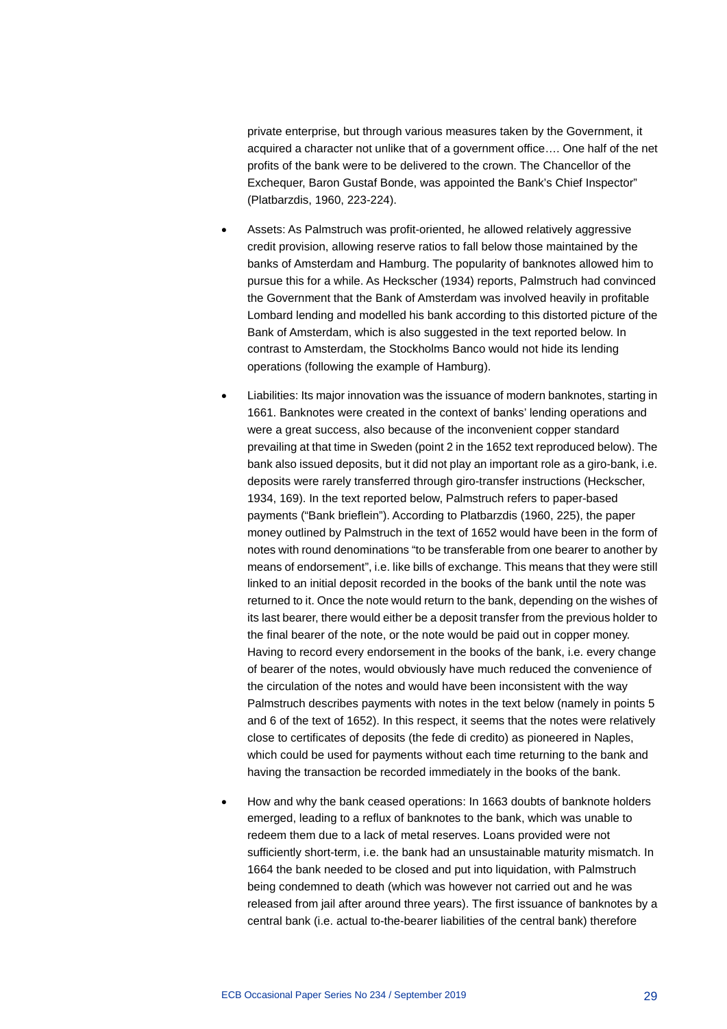private enterprise, but through various measures taken by the Government, it acquired a character not unlike that of a government office…. One half of the net profits of the bank were to be delivered to the crown. The Chancellor of the Exchequer, Baron Gustaf Bonde, was appointed the Bank's Chief Inspector" (Platbarzdis, 1960, 223-224).

- Assets: As Palmstruch was profit-oriented, he allowed relatively aggressive credit provision, allowing reserve ratios to fall below those maintained by the banks of Amsterdam and Hamburg. The popularity of banknotes allowed him to pursue this for a while. As Heckscher (1934) reports, Palmstruch had convinced the Government that the Bank of Amsterdam was involved heavily in profitable Lombard lending and modelled his bank according to this distorted picture of the Bank of Amsterdam, which is also suggested in the text reported below. In contrast to Amsterdam, the Stockholms Banco would not hide its lending operations (following the example of Hamburg).

- Liabilities: Its major innovation was the issuance of modern banknotes, starting in 1661. Banknotes were created in the context of banks' lending operations and were a great success, also because of the inconvenient copper standard prevailing at that time in Sweden (point 2 in the 1652 text reproduced below). The bank also issued deposits, but it did not play an important role as a giro-bank, i.e. deposits were rarely transferred through giro-transfer instructions (Heckscher, 1934, 169). In the text reported below, Palmstruch refers to paper-based payments ("Bank brieflein"). According to Platbarzdis (1960, 225), the paper money outlined by Palmstruch in the text of 1652 would have been in the form of notes with round denominations "to be transferable from one bearer to another by means of endorsement", i.e. like bills of exchange. This means that they were still linked to an initial deposit recorded in the books of the bank until the note was returned to it. Once the note would return to the bank, depending on the wishes of its last bearer, there would either be a deposit transfer from the previous holder to the final bearer of the note, or the note would be paid out in copper money. Having to record every endorsement in the books of the bank, i.e. every change of bearer of the notes, would obviously have much reduced the convenience of the circulation of the notes and would have been inconsistent with the way Palmstruch describes payments with notes in the text below (namely in points 5 and 6 of the text of 1652). In this respect, it seems that the notes were relatively close to certificates of deposits (the fede di credito) as pioneered in Naples, which could be used for payments without each time returning to the bank and having the transaction be recorded immediately in the books of the bank.

- How and why the bank ceased operations: In 1663 doubts of banknote holders emerged, leading to a reflux of banknotes to the bank, which was unable to redeem them due to a lack of metal reserves. Loans provided were not sufficiently short-term, i.e. the bank had an unsustainable maturity mismatch. In 1664 the bank needed to be closed and put into liquidation, with Palmstruch being condemned to death (which was however not carried out and he was released from jail after around three years). The first issuance of banknotes by a central bank (i.e. actual to-the-bearer liabilities of the central bank) therefore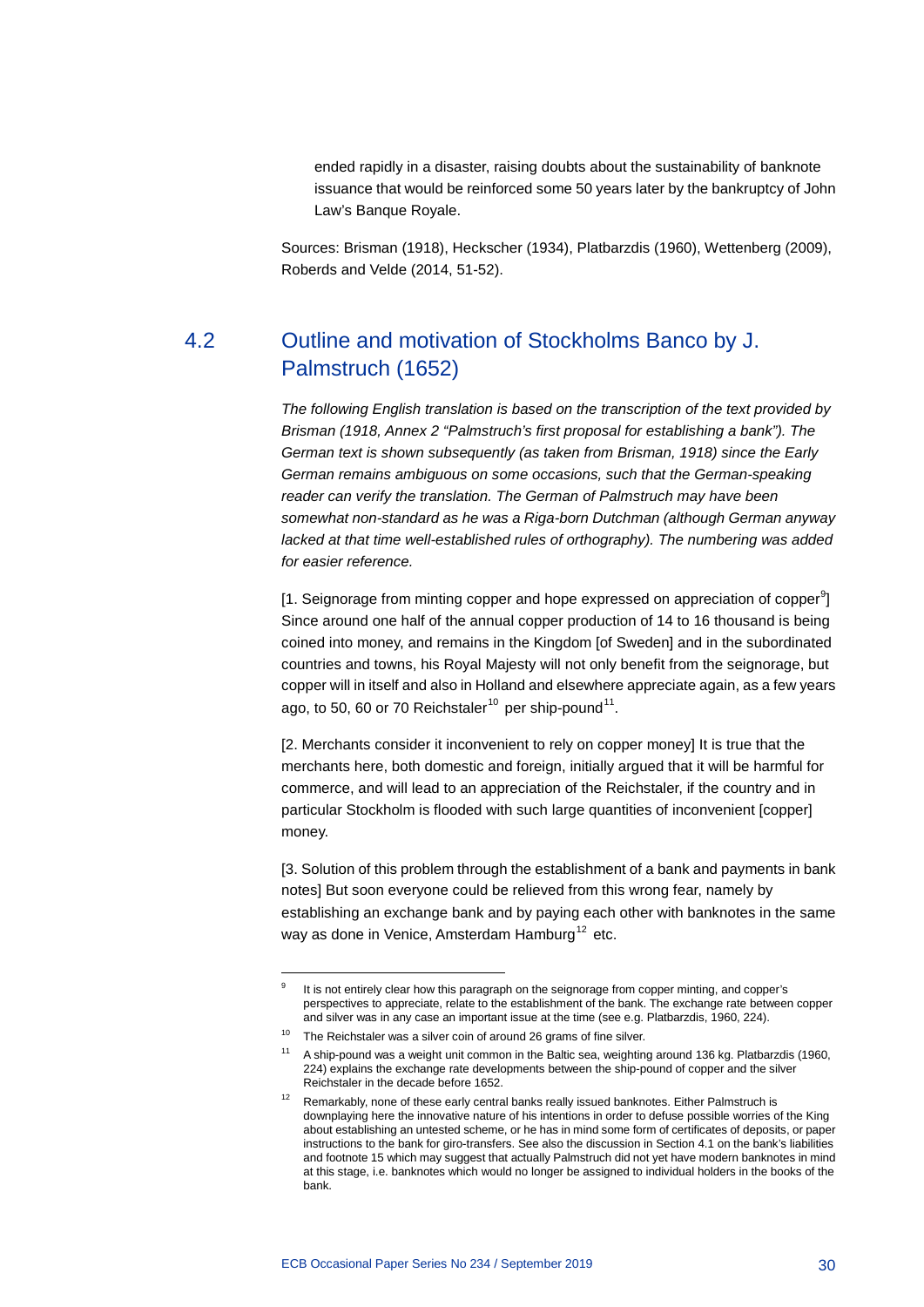ended rapidly in a disaster, raising doubts about the sustainability of banknote issuance that would be reinforced some 50 years later by the bankruptcy of John Law's Banque Royale.

Sources: Brisman (1918), Heckscher (1934), Platbarzdis (1960), Wettenberg (2009), Roberds and Velde (2014, 51-52).

## 4.2 Outline and motivation of Stockholms Banco by J. Palmstruch (1652)

*The following English translation is based on the transcription of the text provided by Brisman (1918, Annex 2 "Palmstruch's first proposal for establishing a bank"). The German text is shown subsequently (as taken from Brisman, 1918) since the Early German remains ambiguous on some occasions, such that the German-speaking reader can verify the translation. The German of Palmstruch may have been somewhat non-standard as he was a Riga-born Dutchman (although German anyway lacked at that time well-established rules of orthography). The numbering was added for easier reference.*

[1. Seignorage from minting copper and hope expressed on appreciation of copper[9]] Since around one half of the annual copper production of 14 to 16 thousand is being coined into money, and remains in the Kingdom [of Sweden] and in the subordinated countries and towns, his Royal Majesty will not only benefit from the seignorage, but copper will in itself and also in Holland and elsewhere appreciate again, as a few years ago, to 50, 60 or 70 Reichstaler[10] per ship-pound[11].

[2. Merchants consider it inconvenient to rely on copper money] It is true that the merchants here, both domestic and foreign, initially argued that it will be harmful for commerce, and will lead to an appreciation of the Reichstaler, if the country and in particular Stockholm is flooded with such large quantities of inconvenient [copper] money.

[3. Solution of this problem through the establishment of a bank and payments in bank notes] But soon everyone could be relieved from this wrong fear, namely by establishing an exchange bank and by paying each other with banknotes in the same way as done in Venice, Amsterdam Hamburg[12] etc.

---

[9] It is not entirely clear how this paragraph on the seignorage from copper minting, and copper's perspectives to appreciate, relate to the establishment of the bank. The exchange rate between copper and silver was in any case an important issue at the time (see e.g. Platbarzdis, 1960, 224).

[10] The Reichstaler was a silver coin of around 26 grams of fine silver.

[11] A ship-pound was a weight unit common in the Baltic sea, weighting around 136 kg. Platbarzdis (1960, 224) explains the exchange rate developments between the ship-pound of copper and the silver Reichstaler in the decade before 1652.

[12] Remarkably, none of these early central banks really issued banknotes. Either Palmstruch is downplaying here the innovative nature of his intentions in order to defuse possible worries of the King about establishing an untested scheme, or he has in mind some form of certificates of deposits, or paper instructions to the bank for giro-transfers. See also the discussion in Section 4.1 on the bank's liabilities and footnote 15 which may suggest that actually Palmstruch did not yet have modern banknotes in mind at this stage, i.e. banknotes which would no longer be assigned to individual holders in the books of the bank.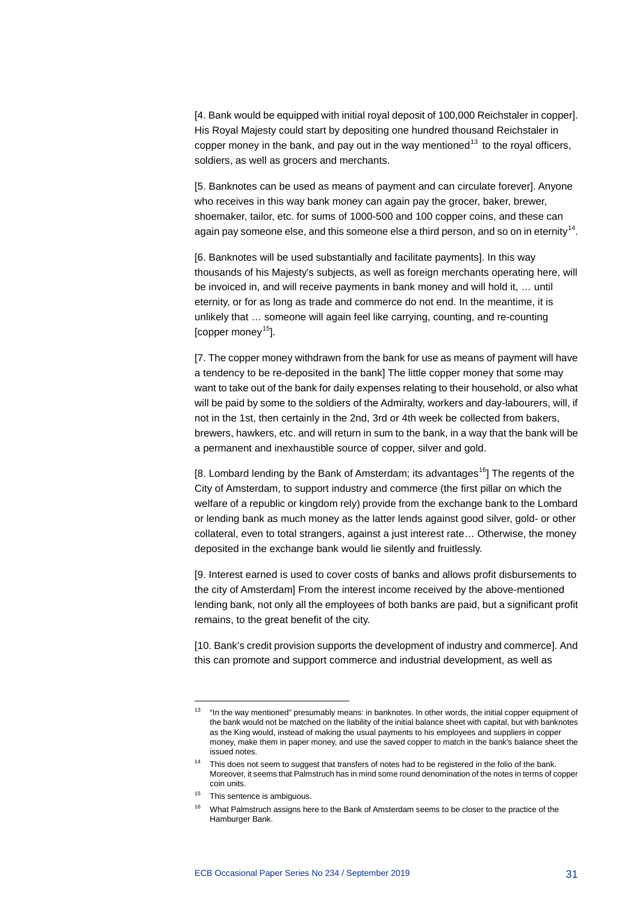[4. Bank would be equipped with initial royal deposit of 100,000 Reichstaler in copper]. His Royal Majesty could start by depositing one hundred thousand Reichstaler in copper money in the bank, and pay out in the way mentioned[13] to the royal officers, soldiers, as well as grocers and merchants.

[5. Banknotes can be used as means of payment and can circulate forever]. Anyone who receives in this way bank money can again pay the grocer, baker, brewer, shoemaker, tailor, etc. for sums of 1000-500 and 100 copper coins, and these can again pay someone else, and this someone else a third person, and so on in eternity[14].

[6. Banknotes will be used substantially and facilitate payments]. In this way thousands of his Majesty's subjects, as well as foreign merchants operating here, will be invoiced in, and will receive payments in bank money and will hold it, … until eternity, or for as long as trade and commerce do not end. In the meantime, it is unlikely that … someone will again feel like carrying, counting, and re-counting [copper money[15]].

[7. The copper money withdrawn from the bank for use as means of payment will have a tendency to be re-deposited in the bank] The little copper money that some may want to take out of the bank for daily expenses relating to their household, or also what will be paid by some to the soldiers of the Admiralty, workers and day-labourers, will, if not in the 1st, then certainly in the 2nd, 3rd or 4th week be collected from bakers, brewers, hawkers, etc. and will return in sum to the bank, in a way that the bank will be a permanent and inexhaustible source of copper, silver and gold.

[8. Lombard lending by the Bank of Amsterdam; its advantages[16]] The regents of the City of Amsterdam, to support industry and commerce (the first pillar on which the welfare of a republic or kingdom rely) provide from the exchange bank to the Lombard or lending bank as much money as the latter lends against good silver, gold- or other collateral, even to total strangers, against a just interest rate… Otherwise, the money deposited in the exchange bank would lie silently and fruitlessly.

[9. Interest earned is used to cover costs of banks and allows profit disbursements to the city of Amsterdam] From the interest income received by the above-mentioned lending bank, not only all the employees of both banks are paid, but a significant profit remains, to the great benefit of the city.

[10. Bank's credit provision supports the development of industry and commerce]. And this can promote and support commerce and industrial development, as well as

---

[13] "In the way mentioned" presumably means: in banknotes. In other words, the initial copper equipment of the bank would not be matched on the liability of the initial balance sheet with capital, but with banknotes as the King would, instead of making the usual payments to his employees and suppliers in copper money, make them in paper money, and use the saved copper to match in the bank's balance sheet the issued notes.

[14] This does not seem to suggest that transfers of notes had to be registered in the folio of the bank. Moreover, it seems that Palmstruch has in mind some round denomination of the notes in terms of copper coin units.

[15] This sentence is ambiguous.

[16] What Palmstruch assigns here to the Bank of Amsterdam seems to be closer to the practice of the Hamburger Bank.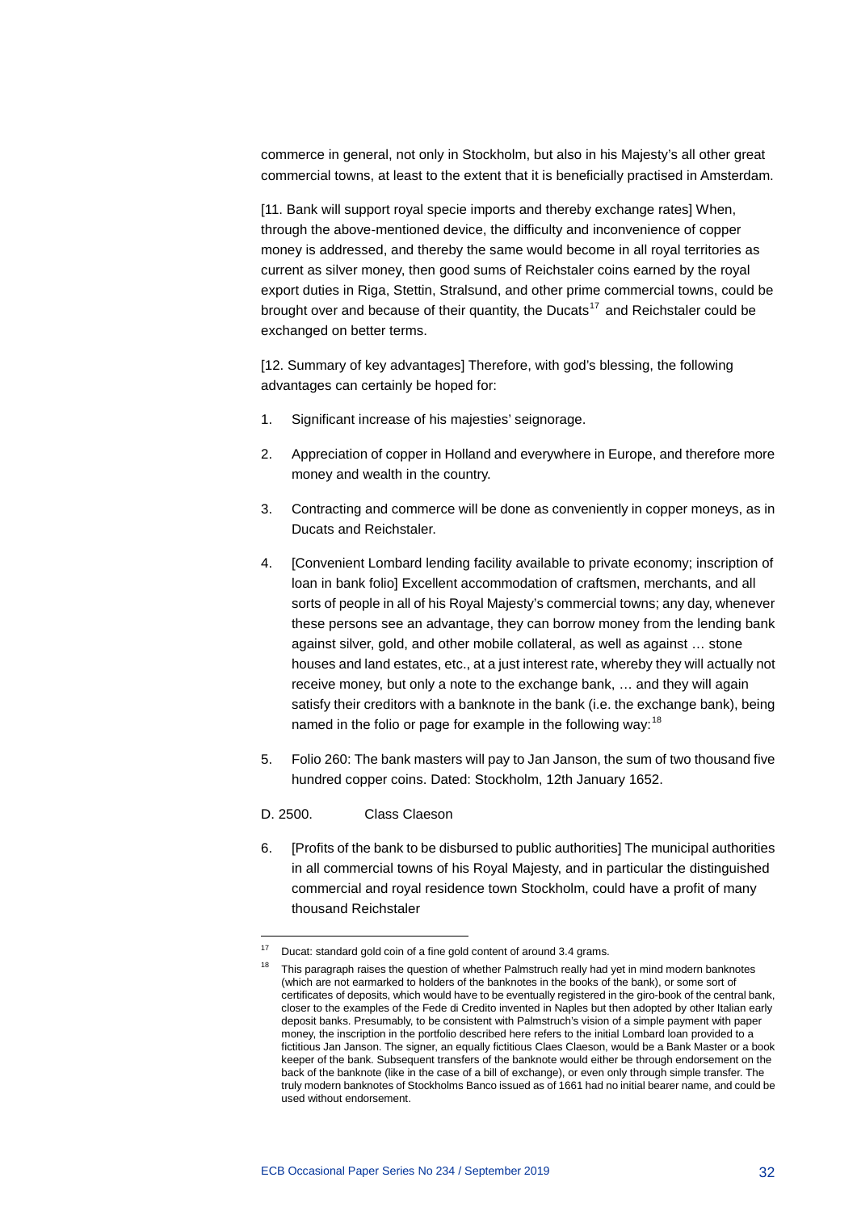commerce in general, not only in Stockholm, but also in his Majesty's all other great commercial towns, at least to the extent that it is beneficially practised in Amsterdam.

[11. Bank will support royal specie imports and thereby exchange rates] When, through the above-mentioned device, the difficulty and inconvenience of copper money is addressed, and thereby the same would become in all royal territories as current as silver money, then good sums of Reichstaler coins earned by the royal export duties in Riga, Stettin, Stralsund, and other prime commercial towns, could be brought over and because of their quantity, the Ducats[17] and Reichstaler could be exchanged on better terms.

[12. Summary of key advantages] Therefore, with god's blessing, the following advantages can certainly be hoped for:

1. Significant increase of his majesties' seignorage.
2. Appreciation of copper in Holland and everywhere in Europe, and therefore more money and wealth in the country.
3. Contracting and commerce will be done as conveniently in copper moneys, as in Ducats and Reichstaler.
4. [Convenient Lombard lending facility available to private economy; inscription of loan in bank folio] Excellent accommodation of craftsmen, merchants, and all sorts of people in all of his Royal Majesty's commercial towns; any day, whenever these persons see an advantage, they can borrow money from the lending bank against silver, gold, and other mobile collateral, as well as against … stone houses and land estates, etc., at a just interest rate, whereby they will actually not receive money, but only a note to the exchange bank, … and they will again satisfy their creditors with a banknote in the bank (i.e. the exchange bank), being named in the folio or page for example in the following way:[18]
5. Folio 260: The bank masters will pay to Jan Janson, the sum of two thousand five hundred copper coins. Dated: Stockholm, 12th January 1652.

D. 2500. Class Claeson

6. [Profits of the bank to be disbursed to public authorities] The municipal authorities in all commercial towns of his Royal Majesty, and in particular the distinguished commercial and royal residence town Stockholm, could have a profit of many thousand Reichstaler

[17] Ducat: standard gold coin of a fine gold content of around 3.4 grams.

[18] This paragraph raises the question of whether Palmstruch really had yet in mind modern banknotes (which are not earmarked to holders of the banknotes in the books of the bank), or some sort of certificates of deposits, which would have to be eventually registered in the giro-book of the central bank, closer to the examples of the Fede di Credito invented in Naples but then adopted by other Italian early deposit banks. Presumably, to be consistent with Palmstruch's vision of a simple payment with paper money, the inscription in the portfolio described here refers to the initial Lombard loan provided to a fictitious Jan Janson. The signer, an equally fictitious Claes Claeson, would be a Bank Master or a book keeper of the bank. Subsequent transfers of the banknote would either be through endorsement on the back of the banknote (like in the case of a bill of exchange), or even only through simple transfer. The truly modern banknotes of Stockholms Banco issued as of 1661 had no initial bearer name, and could be used without endorsement.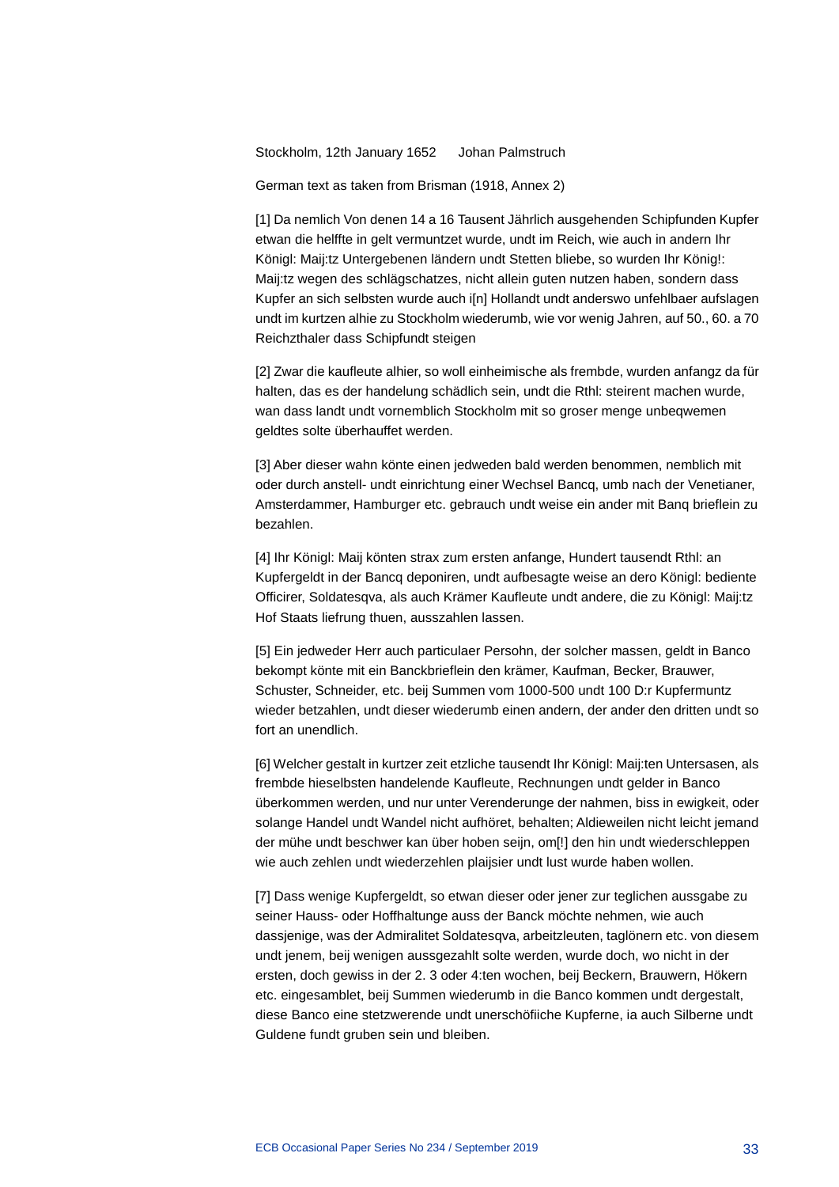Stockholm, 12th January 1652    Johan Palmstruch

German text as taken from Brisman (1918, Annex 2)

[1] Da nemlich Von denen 14 a 16 Tausent Jährlich ausgehenden Schipfunden Kupfer etwan die helffte in gelt vermuntzet wurde, undt im Reich, wie auch in andern Ihr Königl: Maij:tz Untergebenen ländern undt Stetten bliebe, so wurden Ihr König!: Maij:tz wegen des schlägschatzes, nicht allein guten nutzen haben, sondern dass Kupfer an sich selbsten wurde auch i[n] Hollandt undt anderswo unfehlbaer aufslagen undt im kurtzen alhie zu Stockholm wiederumb, wie vor wenig Jahren, auf 50., 60. a 70 Reichzthaler dass Schipfundt steigen

[2] Zwar die kaufleute alhier, so woll einheimische als frembde, wurden anfangz da für halten, das es der handelung schädlich sein, undt die Rthl: steirent machen wurde, wan dass landt undt vornemblich Stockholm mit so groser menge unbeqwemen geldtes solte überhauffet werden.

[3] Aber dieser wahn könte einen jedweden bald werden benommen, nemblich mit oder durch anstell- undt einrichtung einer Wechsel Bancq, umb nach der Venetianer, Amsterdammer, Hamburger etc. gebrauch undt weise ein ander mit Banq brieflein zu bezahlen.

[4] Ihr Königl: Maij könten strax zum ersten anfange, Hundert tausendt Rthl: an Kupfergeldt in der Bancq deponiren, undt aufbesagte weise an dero Königl: bediente Officirer, Soldatesqva, als auch Krämer Kaufleute undt andere, die zu Königl: Maij:tz Hof Staats liefrung thuen, ausszahlen lassen.

[5] Ein jedweder Herr auch particulaer Persohn, der solcher massen, geldt in Banco bekompt könte mit ein Banckbrieflein den krämer, Kaufman, Becker, Brauwer, Schuster, Schneider, etc. beij Summen vom 1000-500 undt 100 D:r Kupfermuntz wieder betzahlen, undt dieser wiederumb einen andern, der ander den dritten undt so fort an unendlich.

[6] Welcher gestalt in kurtzer zeit etzliche tausendt Ihr Königl: Maij:ten Untersasen, als frembde hieselbsten handelende Kaufleute, Rechnungen undt gelder in Banco überkommen werden, und nur unter Verenderunge der nahmen, biss in ewigkeit, oder solange Handel undt Wandel nicht aufhöret, behalten; Aldieweilen nicht leicht jemand der mühe undt beschwer kan über hoben seijn, om[!] den hin undt wiederschleppen wie auch zehlen undt wiederzehlen plaijsier undt lust wurde haben wollen.

[7] Dass wenige Kupfergeldt, so etwan dieser oder jener zur teglichen aussgabe zu seiner Hauss- oder Hoffhaltunge auss der Banck möchte nehmen, wie auch dassjenige, was der Admiralitet Soldatesqva, arbeitzleuten, taglönern etc. von diesem undt jenem, beij wenigen aussgezahlt solte werden, wurde doch, wo nicht in der ersten, doch gewiss in der 2. 3 oder 4:ten wochen, beij Beckern, Brauwern, Hökern etc. eingesamblet, beij Summen wiederumb in die Banco kommen undt dergestalt, diese Banco eine stetzwerende undt unerschöfiiche Kupferne, ia auch Silberne undt Guldene fundt gruben sein und bleiben.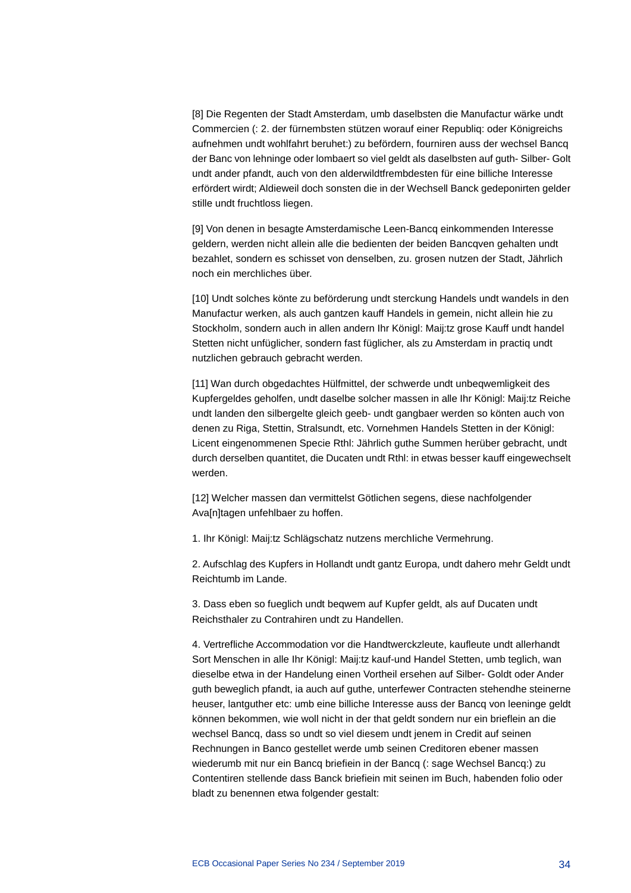[8] Die Regenten der Stadt Amsterdam, umb daselbsten die Manufactur wärke undt Commercien (: 2. der fürnembsten stützen worauf einer Republiq: oder Königreichs aufnehmen undt wohlfahrt beruhet:) zu befördern, fourniren auss der wechsel Bancq der Banc von lehninge oder lombaert so viel geldt als daselbsten auf guth- Silber- Golt undt ander pfandt, auch von den alderwildtfrembdesten für eine billiche Interesse erfördert wirdt; Aldieweil doch sonsten die in der Wechsell Banck gedeponirten gelder stille undt fruchtloss liegen.

[9] Von denen in besagte Amsterdamische Leen-Bancq einkommenden Interesse geldern, werden nicht allein alle die bedienten der beiden Bancqven gehalten undt bezahlet, sondern es schisset von denselben, zu. grosen nutzen der Stadt, Jährlich noch ein merchliches über.

[10] Undt solches könte zu beförderung undt sterckung Handels undt wandels in den Manufactur werken, als auch gantzen kauff Handels in gemein, nicht allein hie zu Stockholm, sondern auch in allen andern Ihr Königl: Maij:tz grose Kauff undt handel Stetten nicht unfüglicher, sondern fast füglicher, als zu Amsterdam in practiq undt nutzlichen gebrauch gebracht werden.

[11] Wan durch obgedachtes Hülfmittel, der schwerde undt unbeqwemligkeit des Kupfergeldes geholfen, undt daselbe solcher massen in alle Ihr Königl: Maij:tz Reiche undt landen den silbergelte gleich geeb- undt gangbaer werden so könten auch von denen zu Riga, Stettin, Stralsundt, etc. Vornehmen Handels Stetten in der Königl: Licent eingenommenen Specie Rthl: Jährlich guthe Summen herüber gebracht, undt durch derselben quantitet, die Ducaten undt Rthl: in etwas besser kauff eingewechselt werden.

[12] Welcher massen dan vermittelst Götlichen segens, diese nachfolgender Ava[n]tagen unfehlbaer zu hoffen.

1. Ihr Königl: Maij:tz Schlägschatz nutzens merchliche Vermehrung.

2. Aufschlag des Kupfers in Hollandt undt gantz Europa, undt dahero mehr Geldt undt Reichtumb im Lande.

3. Dass eben so fueglich undt beqwem auf Kupfer geldt, als auf Ducaten undt Reichsthaler zu Contrahiren undt zu Handellen.

4. Vertrefliche Accommodation vor die Handtwerckzleute, kaufleute undt allerhandt Sort Menschen in alle Ihr Königl: Maij:tz kauf-und Handel Stetten, umb teglich, wan dieselbe etwa in der Handelung einen Vortheil ersehen auf Silber- Goldt oder Ander guth beweglich pfandt, ia auch auf guthe, unterfewer Contracten stehendhe steinerne heuser, lantguther etc: umb eine billiche Interesse auss der Bancq von leeninge geldt können bekommen, wie woll nicht in der that geldt sondern nur ein brieflein an die wechsel Bancq, dass so undt so viel diesem undt jenem in Credit auf seinen Rechnungen in Banco gestellet werde umb seinen Creditoren ebener massen wiederumb mit nur ein Bancq briefiein in der Bancq (: sage Wechsel Bancq:) zu Contentiren stellende dass Banck briefiein mit seinen im Buch, habenden folio oder bladt zu benennen etwa folgender gestalt: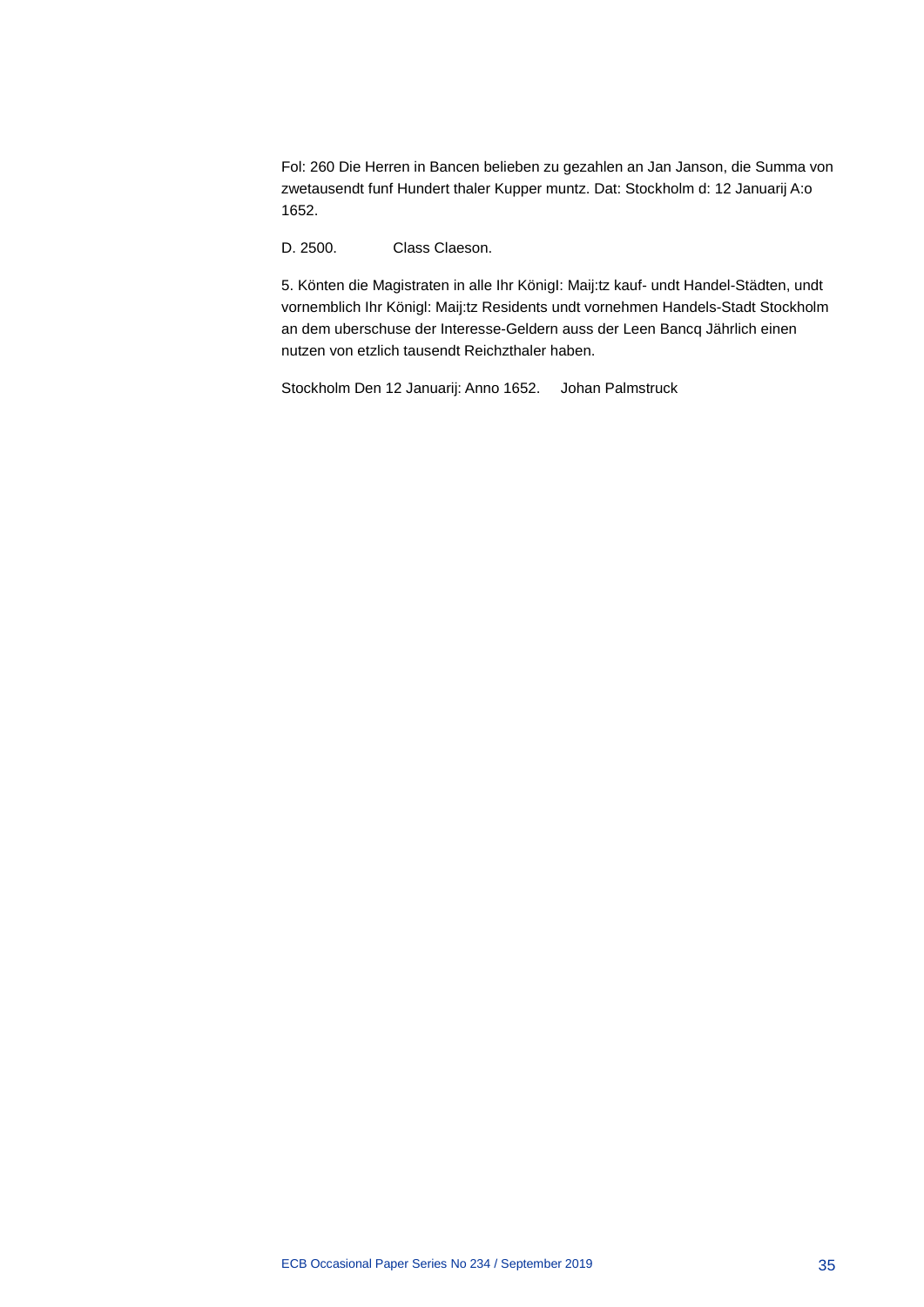Fol: 260 Die Herren in Bancen belieben zu gezahlen an Jan Janson, die Summa von zwetausendt funf Hundert thaler Kupper muntz. Dat: Stockholm d: 12 Januarij A:o 1652.

D. 2500. Class Claeson.

5. Könten die Magistraten in alle Ihr KönigI: Maij:tz kauf- undt Handel-Städten, undt vornemblich Ihr Königl: Maij:tz Residents undt vornehmen Handels-Stadt Stockholm an dem uberschuse der Interesse-Geldern auss der Leen Bancq Jährlich einen nutzen von etzlich tausendt Reichzthaler haben.

Stockholm Den 12 Januarij: Anno 1652. Johan Palmstruck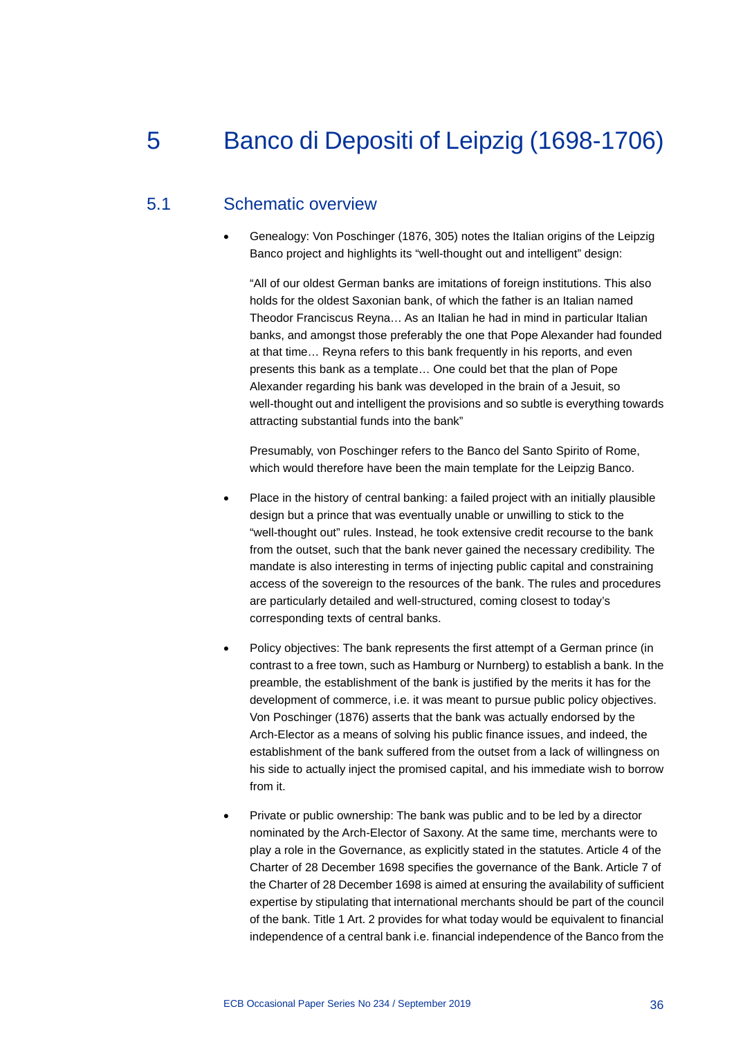# 5 Banco di Depositi of Leipzig (1698-1706)

## 5.1 Schematic overview

- Genealogy: Von Poschinger (1876, 305) notes the Italian origins of the Leipzig Banco project and highlights its "well-thought out and intelligent" design:

  "All of our oldest German banks are imitations of foreign institutions. This also holds for the oldest Saxonian bank, of which the father is an Italian named Theodor Franciscus Reyna… As an Italian he had in mind in particular Italian banks, and amongst those preferably the one that Pope Alexander had founded at that time… Reyna refers to this bank frequently in his reports, and even presents this bank as a template… One could bet that the plan of Pope Alexander regarding his bank was developed in the brain of a Jesuit, so well-thought out and intelligent the provisions and so subtle is everything towards attracting substantial funds into the bank"

  Presumably, von Poschinger refers to the Banco del Santo Spirito of Rome, which would therefore have been the main template for the Leipzig Banco.

- Place in the history of central banking: a failed project with an initially plausible design but a prince that was eventually unable or unwilling to stick to the "well-thought out" rules. Instead, he took extensive credit recourse to the bank from the outset, such that the bank never gained the necessary credibility. The mandate is also interesting in terms of injecting public capital and constraining access of the sovereign to the resources of the bank. The rules and procedures are particularly detailed and well-structured, coming closest to today's corresponding texts of central banks.

- Policy objectives: The bank represents the first attempt of a German prince (in contrast to a free town, such as Hamburg or Nurnberg) to establish a bank. In the preamble, the establishment of the bank is justified by the merits it has for the development of commerce, i.e. it was meant to pursue public policy objectives. Von Poschinger (1876) asserts that the bank was actually endorsed by the Arch-Elector as a means of solving his public finance issues, and indeed, the establishment of the bank suffered from the outset from a lack of willingness on his side to actually inject the promised capital, and his immediate wish to borrow from it.

- Private or public ownership: The bank was public and to be led by a director nominated by the Arch-Elector of Saxony. At the same time, merchants were to play a role in the Governance, as explicitly stated in the statutes. Article 4 of the Charter of 28 December 1698 specifies the governance of the Bank. Article 7 of the Charter of 28 December 1698 is aimed at ensuring the availability of sufficient expertise by stipulating that international merchants should be part of the council of the bank. Title 1 Art. 2 provides for what today would be equivalent to financial independence of a central bank i.e. financial independence of the Banco from the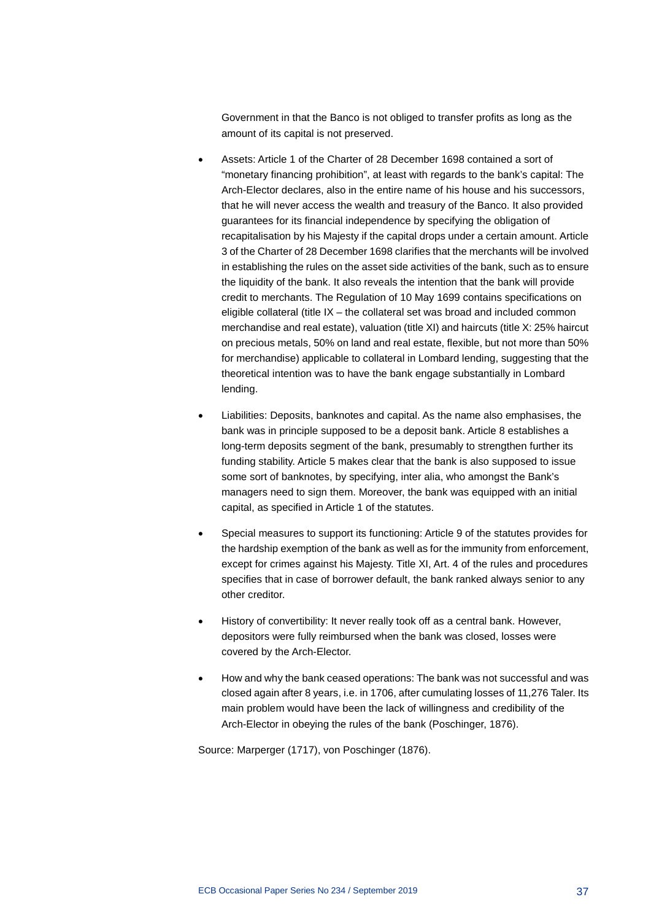Government in that the Banco is not obliged to transfer profits as long as the amount of its capital is not preserved.

- Assets: Article 1 of the Charter of 28 December 1698 contained a sort of "monetary financing prohibition", at least with regards to the bank's capital: The Arch-Elector declares, also in the entire name of his house and his successors, that he will never access the wealth and treasury of the Banco. It also provided guarantees for its financial independence by specifying the obligation of recapitalisation by his Majesty if the capital drops under a certain amount. Article 3 of the Charter of 28 December 1698 clarifies that the merchants will be involved in establishing the rules on the asset side activities of the bank, such as to ensure the liquidity of the bank. It also reveals the intention that the bank will provide credit to merchants. The Regulation of 10 May 1699 contains specifications on eligible collateral (title IX – the collateral set was broad and included common merchandise and real estate), valuation (title XI) and haircuts (title X: 25% haircut on precious metals, 50% on land and real estate, flexible, but not more than 50% for merchandise) applicable to collateral in Lombard lending, suggesting that the theoretical intention was to have the bank engage substantially in Lombard lending.
- Liabilities: Deposits, banknotes and capital. As the name also emphasises, the bank was in principle supposed to be a deposit bank. Article 8 establishes a long-term deposits segment of the bank, presumably to strengthen further its funding stability. Article 5 makes clear that the bank is also supposed to issue some sort of banknotes, by specifying, inter alia, who amongst the Bank's managers need to sign them. Moreover, the bank was equipped with an initial capital, as specified in Article 1 of the statutes.
- Special measures to support its functioning: Article 9 of the statutes provides for the hardship exemption of the bank as well as for the immunity from enforcement, except for crimes against his Majesty. Title XI, Art. 4 of the rules and procedures specifies that in case of borrower default, the bank ranked always senior to any other creditor.
- History of convertibility: It never really took off as a central bank. However, depositors were fully reimbursed when the bank was closed, losses were covered by the Arch-Elector.
- How and why the bank ceased operations: The bank was not successful and was closed again after 8 years, i.e. in 1706, after cumulating losses of 11,276 Taler. Its main problem would have been the lack of willingness and credibility of the Arch-Elector in obeying the rules of the bank (Poschinger, 1876).

Source: Marperger (1717), von Poschinger (1876).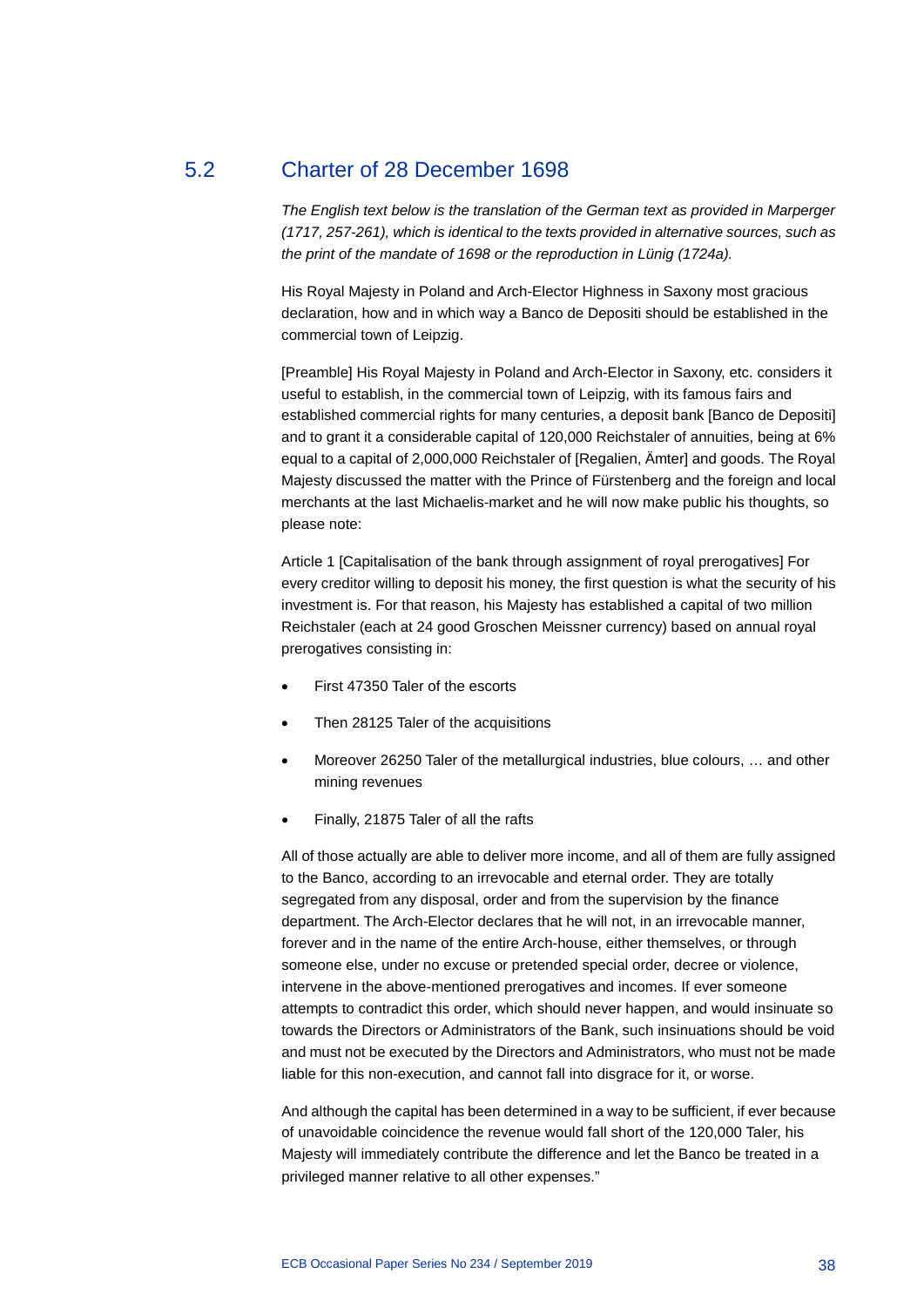## 5.2 Charter of 28 December 1698

*The English text below is the translation of the German text as provided in Marperger (1717, 257-261), which is identical to the texts provided in alternative sources, such as the print of the mandate of 1698 or the reproduction in Lünig (1724a).*

His Royal Majesty in Poland and Arch-Elector Highness in Saxony most gracious declaration, how and in which way a Banco de Depositi should be established in the commercial town of Leipzig.

[Preamble] His Royal Majesty in Poland and Arch-Elector in Saxony, etc. considers it useful to establish, in the commercial town of Leipzig, with its famous fairs and established commercial rights for many centuries, a deposit bank [Banco de Depositi] and to grant it a considerable capital of 120,000 Reichstaler of annuities, being at 6% equal to a capital of 2,000,000 Reichstaler of [Regalien, Ämter] and goods. The Royal Majesty discussed the matter with the Prince of Fürstenberg and the foreign and local merchants at the last Michaelis-market and he will now make public his thoughts, so please note:

Article 1 [Capitalisation of the bank through assignment of royal prerogatives] For every creditor willing to deposit his money, the first question is what the security of his investment is. For that reason, his Majesty has established a capital of two million Reichstaler (each at 24 good Groschen Meissner currency) based on annual royal prerogatives consisting in:

- First 47350 Taler of the escorts
- Then 28125 Taler of the acquisitions
- Moreover 26250 Taler of the metallurgical industries, blue colours, … and other mining revenues
- Finally, 21875 Taler of all the rafts

All of those actually are able to deliver more income, and all of them are fully assigned to the Banco, according to an irrevocable and eternal order. They are totally segregated from any disposal, order and from the supervision by the finance department. The Arch-Elector declares that he will not, in an irrevocable manner, forever and in the name of the entire Arch-house, either themselves, or through someone else, under no excuse or pretended special order, decree or violence, intervene in the above-mentioned prerogatives and incomes. If ever someone attempts to contradict this order, which should never happen, and would insinuate so towards the Directors or Administrators of the Bank, such insinuations should be void and must not be executed by the Directors and Administrators, who must not be made liable for this non-execution, and cannot fall into disgrace for it, or worse.

And although the capital has been determined in a way to be sufficient, if ever because of unavoidable coincidence the revenue would fall short of the 120,000 Taler, his Majesty will immediately contribute the difference and let the Banco be treated in a privileged manner relative to all other expenses."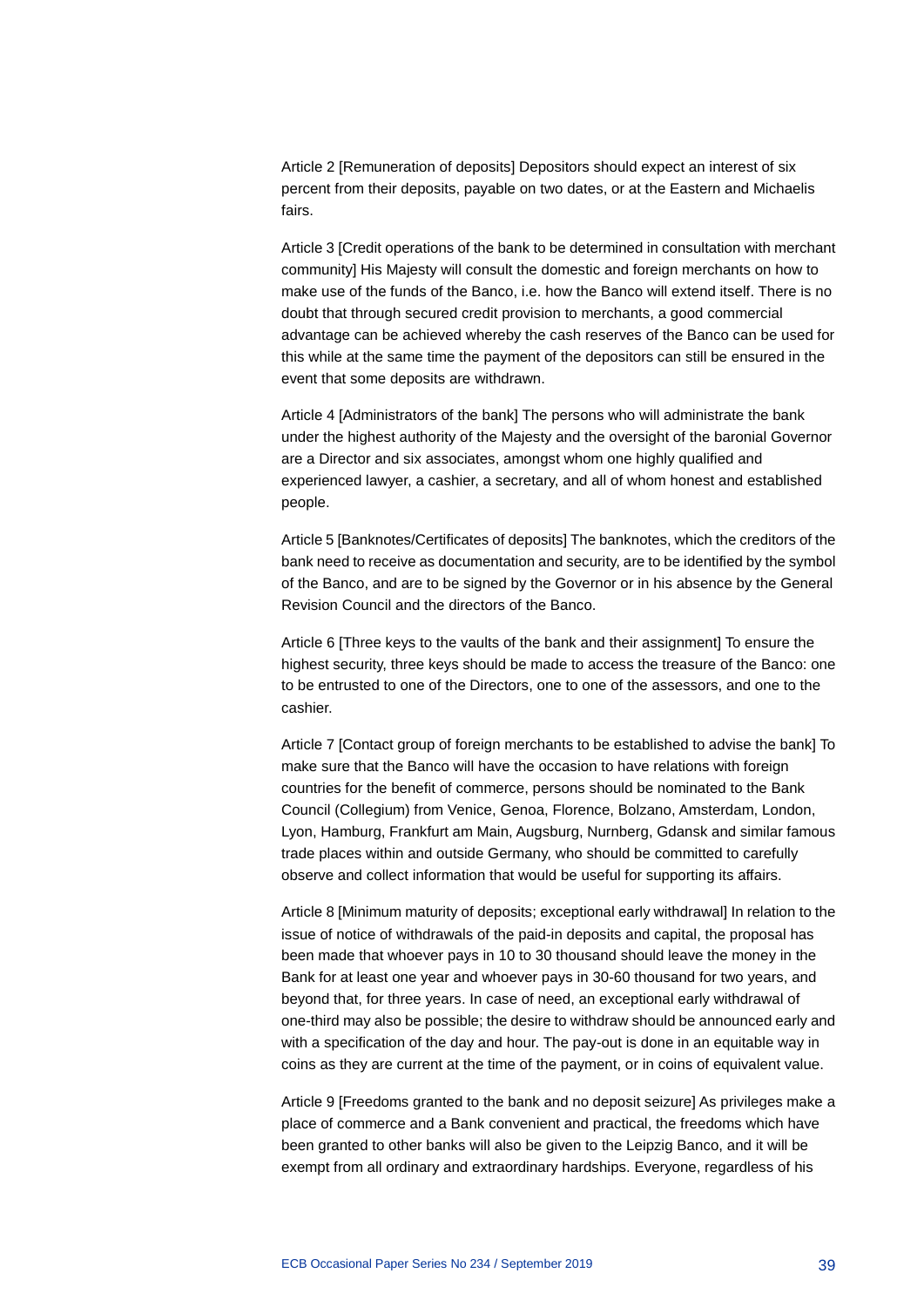Article 2 [Remuneration of deposits] Depositors should expect an interest of six percent from their deposits, payable on two dates, or at the Eastern and Michaelis fairs.

Article 3 [Credit operations of the bank to be determined in consultation with merchant community] His Majesty will consult the domestic and foreign merchants on how to make use of the funds of the Banco, i.e. how the Banco will extend itself. There is no doubt that through secured credit provision to merchants, a good commercial advantage can be achieved whereby the cash reserves of the Banco can be used for this while at the same time the payment of the depositors can still be ensured in the event that some deposits are withdrawn.

Article 4 [Administrators of the bank] The persons who will administrate the bank under the highest authority of the Majesty and the oversight of the baronial Governor are a Director and six associates, amongst whom one highly qualified and experienced lawyer, a cashier, a secretary, and all of whom honest and established people.

Article 5 [Banknotes/Certificates of deposits] The banknotes, which the creditors of the bank need to receive as documentation and security, are to be identified by the symbol of the Banco, and are to be signed by the Governor or in his absence by the General Revision Council and the directors of the Banco.

Article 6 [Three keys to the vaults of the bank and their assignment] To ensure the highest security, three keys should be made to access the treasure of the Banco: one to be entrusted to one of the Directors, one to one of the assessors, and one to the cashier.

Article 7 [Contact group of foreign merchants to be established to advise the bank] To make sure that the Banco will have the occasion to have relations with foreign countries for the benefit of commerce, persons should be nominated to the Bank Council (Collegium) from Venice, Genoa, Florence, Bolzano, Amsterdam, London, Lyon, Hamburg, Frankfurt am Main, Augsburg, Nurnberg, Gdansk and similar famous trade places within and outside Germany, who should be committed to carefully observe and collect information that would be useful for supporting its affairs.

Article 8 [Minimum maturity of deposits; exceptional early withdrawal] In relation to the issue of notice of withdrawals of the paid-in deposits and capital, the proposal has been made that whoever pays in 10 to 30 thousand should leave the money in the Bank for at least one year and whoever pays in 30-60 thousand for two years, and beyond that, for three years. In case of need, an exceptional early withdrawal of one-third may also be possible; the desire to withdraw should be announced early and with a specification of the day and hour. The pay-out is done in an equitable way in coins as they are current at the time of the payment, or in coins of equivalent value.

Article 9 [Freedoms granted to the bank and no deposit seizure] As privileges make a place of commerce and a Bank convenient and practical, the freedoms which have been granted to other banks will also be given to the Leipzig Banco, and it will be exempt from all ordinary and extraordinary hardships. Everyone, regardless of his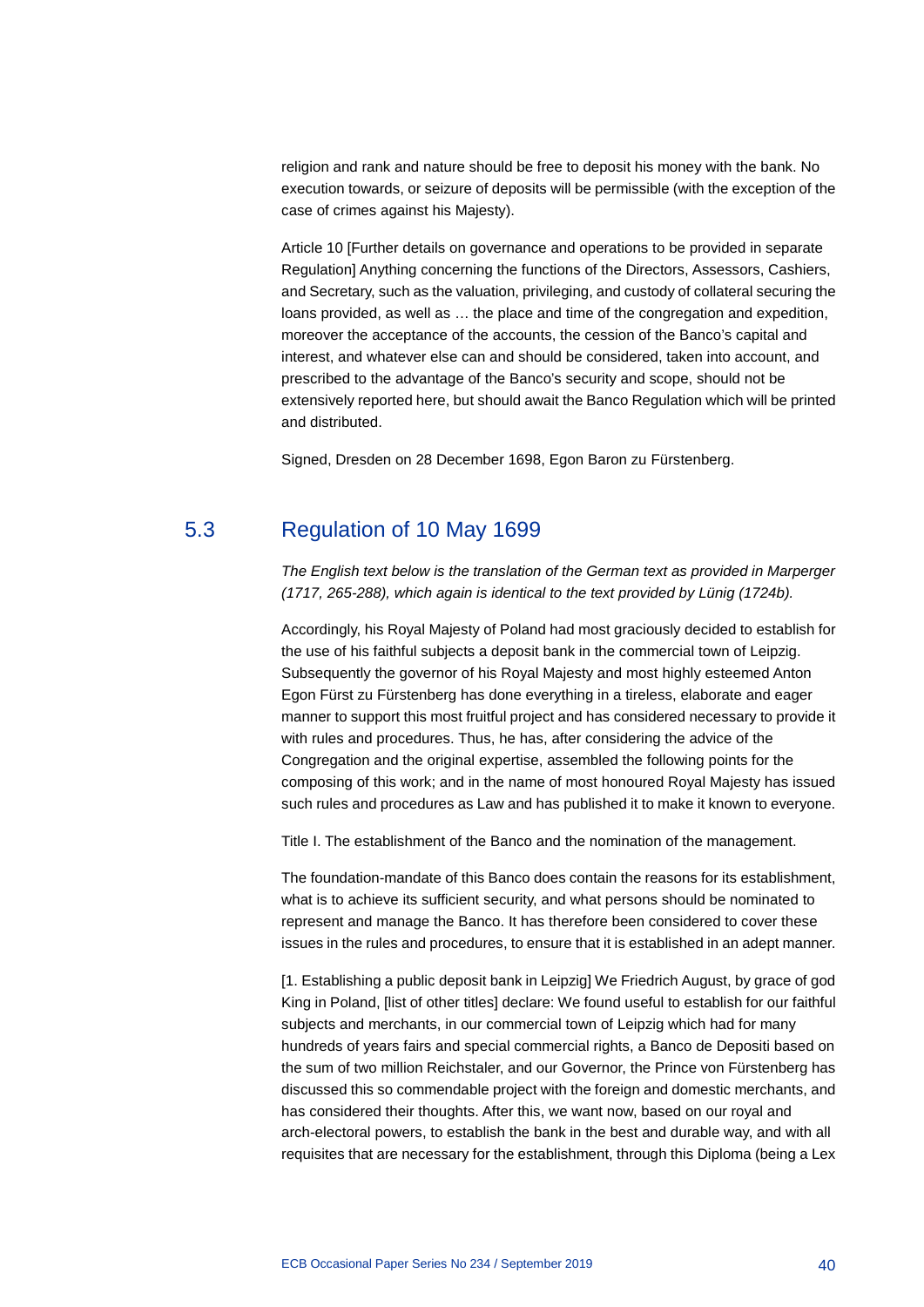religion and rank and nature should be free to deposit his money with the bank. No execution towards, or seizure of deposits will be permissible (with the exception of the case of crimes against his Majesty).

Article 10 [Further details on governance and operations to be provided in separate Regulation] Anything concerning the functions of the Directors, Assessors, Cashiers, and Secretary, such as the valuation, privileging, and custody of collateral securing the loans provided, as well as … the place and time of the congregation and expedition, moreover the acceptance of the accounts, the cession of the Banco's capital and interest, and whatever else can and should be considered, taken into account, and prescribed to the advantage of the Banco's security and scope, should not be extensively reported here, but should await the Banco Regulation which will be printed and distributed.

Signed, Dresden on 28 December 1698, Egon Baron zu Fürstenberg.

## 5.3 Regulation of 10 May 1699

*The English text below is the translation of the German text as provided in Marperger (1717, 265-288), which again is identical to the text provided by Lünig (1724b).*

Accordingly, his Royal Majesty of Poland had most graciously decided to establish for the use of his faithful subjects a deposit bank in the commercial town of Leipzig. Subsequently the governor of his Royal Majesty and most highly esteemed Anton Egon Fürst zu Fürstenberg has done everything in a tireless, elaborate and eager manner to support this most fruitful project and has considered necessary to provide it with rules and procedures. Thus, he has, after considering the advice of the Congregation and the original expertise, assembled the following points for the composing of this work; and in the name of most honoured Royal Majesty has issued such rules and procedures as Law and has published it to make it known to everyone.

Title I. The establishment of the Banco and the nomination of the management.

The foundation-mandate of this Banco does contain the reasons for its establishment, what is to achieve its sufficient security, and what persons should be nominated to represent and manage the Banco. It has therefore been considered to cover these issues in the rules and procedures, to ensure that it is established in an adept manner.

[1. Establishing a public deposit bank in Leipzig] We Friedrich August, by grace of god King in Poland, [list of other titles] declare: We found useful to establish for our faithful subjects and merchants, in our commercial town of Leipzig which had for many hundreds of years fairs and special commercial rights, a Banco de Depositi based on the sum of two million Reichstaler, and our Governor, the Prince von Fürstenberg has discussed this so commendable project with the foreign and domestic merchants, and has considered their thoughts. After this, we want now, based on our royal and arch-electoral powers, to establish the bank in the best and durable way, and with all requisites that are necessary for the establishment, through this Diploma (being a Lex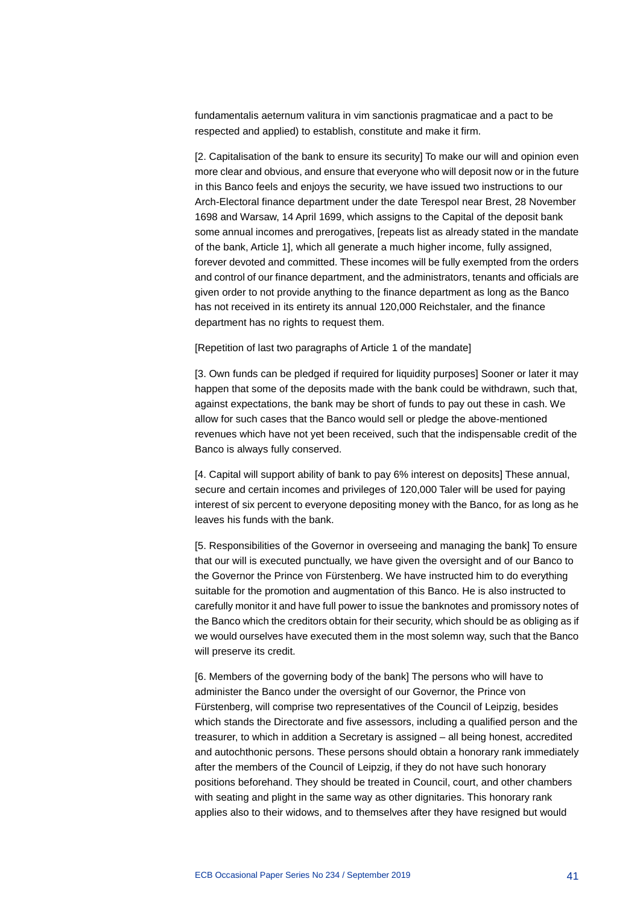fundamentalis aeternum valitura in vim sanctionis pragmaticae and a pact to be respected and applied) to establish, constitute and make it firm.

[2. Capitalisation of the bank to ensure its security] To make our will and opinion even more clear and obvious, and ensure that everyone who will deposit now or in the future in this Banco feels and enjoys the security, we have issued two instructions to our Arch-Electoral finance department under the date Terespol near Brest, 28 November 1698 and Warsaw, 14 April 1699, which assigns to the Capital of the deposit bank some annual incomes and prerogatives, [repeats list as already stated in the mandate of the bank, Article 1], which all generate a much higher income, fully assigned, forever devoted and committed. These incomes will be fully exempted from the orders and control of our finance department, and the administrators, tenants and officials are given order to not provide anything to the finance department as long as the Banco has not received in its entirety its annual 120,000 Reichstaler, and the finance department has no rights to request them.

[Repetition of last two paragraphs of Article 1 of the mandate]

[3. Own funds can be pledged if required for liquidity purposes] Sooner or later it may happen that some of the deposits made with the bank could be withdrawn, such that, against expectations, the bank may be short of funds to pay out these in cash. We allow for such cases that the Banco would sell or pledge the above-mentioned revenues which have not yet been received, such that the indispensable credit of the Banco is always fully conserved.

[4. Capital will support ability of bank to pay 6% interest on deposits] These annual, secure and certain incomes and privileges of 120,000 Taler will be used for paying interest of six percent to everyone depositing money with the Banco, for as long as he leaves his funds with the bank.

[5. Responsibilities of the Governor in overseeing and managing the bank] To ensure that our will is executed punctually, we have given the oversight and of our Banco to the Governor the Prince von Fürstenberg. We have instructed him to do everything suitable for the promotion and augmentation of this Banco. He is also instructed to carefully monitor it and have full power to issue the banknotes and promissory notes of the Banco which the creditors obtain for their security, which should be as obliging as if we would ourselves have executed them in the most solemn way, such that the Banco will preserve its credit.

[6. Members of the governing body of the bank] The persons who will have to administer the Banco under the oversight of our Governor, the Prince von Fürstenberg, will comprise two representatives of the Council of Leipzig, besides which stands the Directorate and five assessors, including a qualified person and the treasurer, to which in addition a Secretary is assigned – all being honest, accredited and autochthonic persons. These persons should obtain a honorary rank immediately after the members of the Council of Leipzig, if they do not have such honorary positions beforehand. They should be treated in Council, court, and other chambers with seating and plight in the same way as other dignitaries. This honorary rank applies also to their widows, and to themselves after they have resigned but would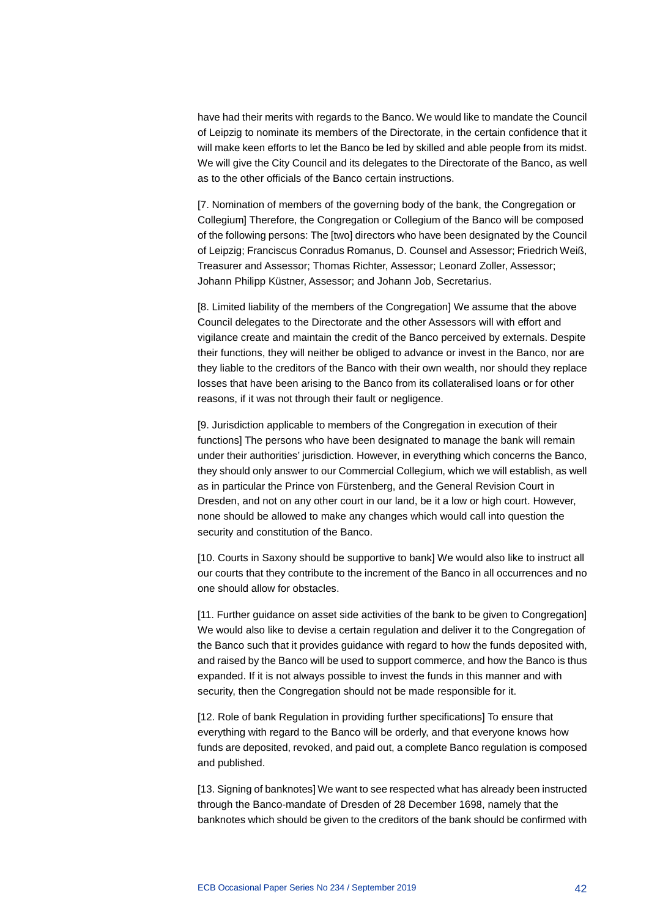have had their merits with regards to the Banco. We would like to mandate the Council of Leipzig to nominate its members of the Directorate, in the certain confidence that it will make keen efforts to let the Banco be led by skilled and able people from its midst. We will give the City Council and its delegates to the Directorate of the Banco, as well as to the other officials of the Banco certain instructions.

[7. Nomination of members of the governing body of the bank, the Congregation or Collegium] Therefore, the Congregation or Collegium of the Banco will be composed of the following persons: The [two] directors who have been designated by the Council of Leipzig; Franciscus Conradus Romanus, D. Counsel and Assessor; Friedrich Weiß, Treasurer and Assessor; Thomas Richter, Assessor; Leonard Zoller, Assessor; Johann Philipp Küstner, Assessor; and Johann Job, Secretarius.

[8. Limited liability of the members of the Congregation] We assume that the above Council delegates to the Directorate and the other Assessors will with effort and vigilance create and maintain the credit of the Banco perceived by externals. Despite their functions, they will neither be obliged to advance or invest in the Banco, nor are they liable to the creditors of the Banco with their own wealth, nor should they replace losses that have been arising to the Banco from its collateralised loans or for other reasons, if it was not through their fault or negligence.

[9. Jurisdiction applicable to members of the Congregation in execution of their functions] The persons who have been designated to manage the bank will remain under their authorities' jurisdiction. However, in everything which concerns the Banco, they should only answer to our Commercial Collegium, which we will establish, as well as in particular the Prince von Fürstenberg, and the General Revision Court in Dresden, and not on any other court in our land, be it a low or high court. However, none should be allowed to make any changes which would call into question the security and constitution of the Banco.

[10. Courts in Saxony should be supportive to bank] We would also like to instruct all our courts that they contribute to the increment of the Banco in all occurrences and no one should allow for obstacles.

[11. Further guidance on asset side activities of the bank to be given to Congregation] We would also like to devise a certain regulation and deliver it to the Congregation of the Banco such that it provides guidance with regard to how the funds deposited with, and raised by the Banco will be used to support commerce, and how the Banco is thus expanded. If it is not always possible to invest the funds in this manner and with security, then the Congregation should not be made responsible for it.

[12. Role of bank Regulation in providing further specifications] To ensure that everything with regard to the Banco will be orderly, and that everyone knows how funds are deposited, revoked, and paid out, a complete Banco regulation is composed and published.

[13. Signing of banknotes] We want to see respected what has already been instructed through the Banco-mandate of Dresden of 28 December 1698, namely that the banknotes which should be given to the creditors of the bank should be confirmed with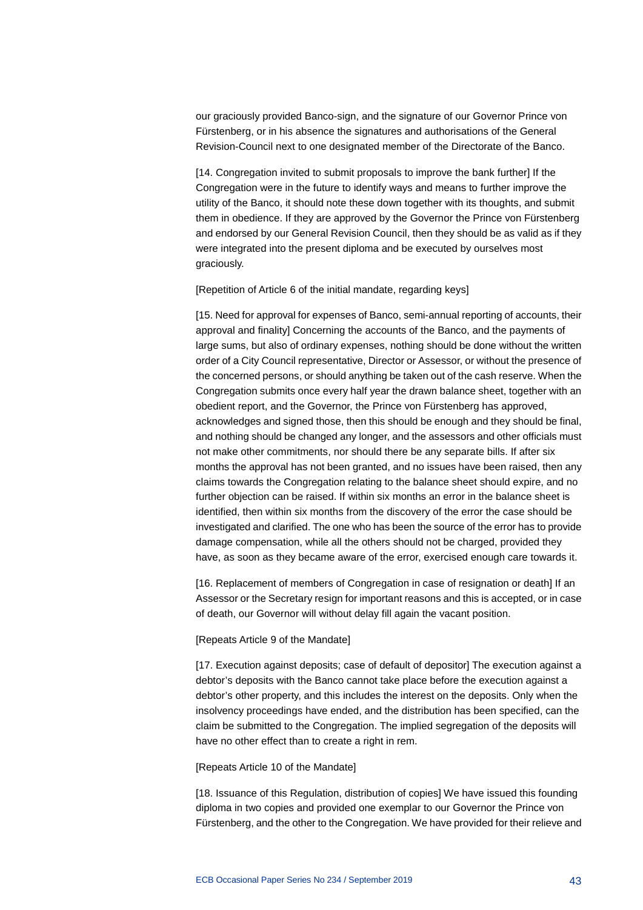our graciously provided Banco-sign, and the signature of our Governor Prince von Fürstenberg, or in his absence the signatures and authorisations of the General Revision-Council next to one designated member of the Directorate of the Banco.

[14. Congregation invited to submit proposals to improve the bank further] If the Congregation were in the future to identify ways and means to further improve the utility of the Banco, it should note these down together with its thoughts, and submit them in obedience. If they are approved by the Governor the Prince von Fürstenberg and endorsed by our General Revision Council, then they should be as valid as if they were integrated into the present diploma and be executed by ourselves most graciously.

[Repetition of Article 6 of the initial mandate, regarding keys]

[15. Need for approval for expenses of Banco, semi-annual reporting of accounts, their approval and finality] Concerning the accounts of the Banco, and the payments of large sums, but also of ordinary expenses, nothing should be done without the written order of a City Council representative, Director or Assessor, or without the presence of the concerned persons, or should anything be taken out of the cash reserve. When the Congregation submits once every half year the drawn balance sheet, together with an obedient report, and the Governor, the Prince von Fürstenberg has approved, acknowledges and signed those, then this should be enough and they should be final, and nothing should be changed any longer, and the assessors and other officials must not make other commitments, nor should there be any separate bills. If after six months the approval has not been granted, and no issues have been raised, then any claims towards the Congregation relating to the balance sheet should expire, and no further objection can be raised. If within six months an error in the balance sheet is identified, then within six months from the discovery of the error the case should be investigated and clarified. The one who has been the source of the error has to provide damage compensation, while all the others should not be charged, provided they have, as soon as they became aware of the error, exercised enough care towards it.

[16. Replacement of members of Congregation in case of resignation or death] If an Assessor or the Secretary resign for important reasons and this is accepted, or in case of death, our Governor will without delay fill again the vacant position.

[Repeats Article 9 of the Mandate]

[17. Execution against deposits; case of default of depositor] The execution against a debtor's deposits with the Banco cannot take place before the execution against a debtor's other property, and this includes the interest on the deposits. Only when the insolvency proceedings have ended, and the distribution has been specified, can the claim be submitted to the Congregation. The implied segregation of the deposits will have no other effect than to create a right in rem.

[Repeats Article 10 of the Mandate]

[18. Issuance of this Regulation, distribution of copies] We have issued this founding diploma in two copies and provided one exemplar to our Governor the Prince von Fürstenberg, and the other to the Congregation. We have provided for their relieve and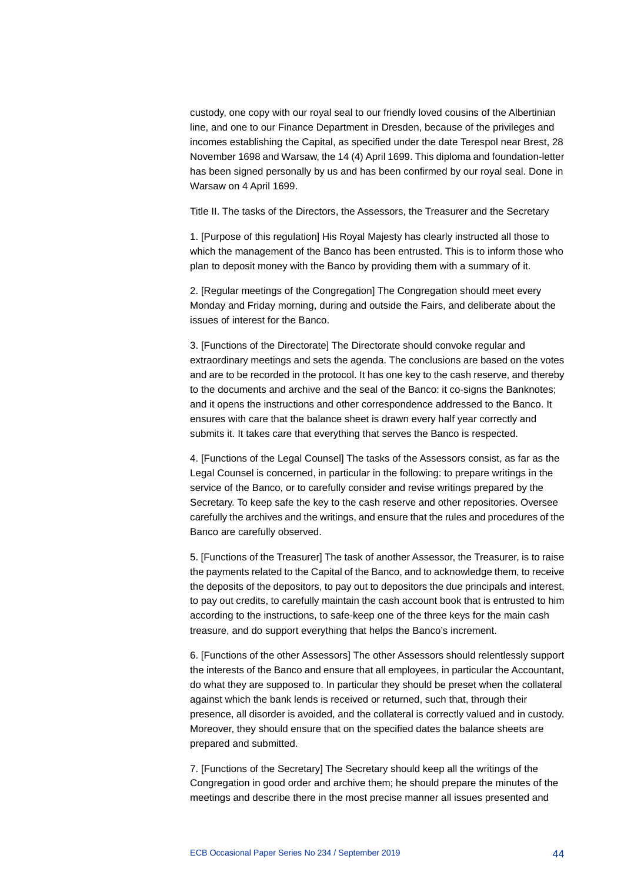custody, one copy with our royal seal to our friendly loved cousins of the Albertinian line, and one to our Finance Department in Dresden, because of the privileges and incomes establishing the Capital, as specified under the date Terespol near Brest, 28 November 1698 and Warsaw, the 14 (4) April 1699. This diploma and foundation-letter has been signed personally by us and has been confirmed by our royal seal. Done in Warsaw on 4 April 1699.

Title II. The tasks of the Directors, the Assessors, the Treasurer and the Secretary

1. [Purpose of this regulation] His Royal Majesty has clearly instructed all those to which the management of the Banco has been entrusted. This is to inform those who plan to deposit money with the Banco by providing them with a summary of it.

2. [Regular meetings of the Congregation] The Congregation should meet every Monday and Friday morning, during and outside the Fairs, and deliberate about the issues of interest for the Banco.

3. [Functions of the Directorate] The Directorate should convoke regular and extraordinary meetings and sets the agenda. The conclusions are based on the votes and are to be recorded in the protocol. It has one key to the cash reserve, and thereby to the documents and archive and the seal of the Banco: it co-signs the Banknotes; and it opens the instructions and other correspondence addressed to the Banco. It ensures with care that the balance sheet is drawn every half year correctly and submits it. It takes care that everything that serves the Banco is respected.

4. [Functions of the Legal Counsel] The tasks of the Assessors consist, as far as the Legal Counsel is concerned, in particular in the following: to prepare writings in the service of the Banco, or to carefully consider and revise writings prepared by the Secretary. To keep safe the key to the cash reserve and other repositories. Oversee carefully the archives and the writings, and ensure that the rules and procedures of the Banco are carefully observed.

5. [Functions of the Treasurer] The task of another Assessor, the Treasurer, is to raise the payments related to the Capital of the Banco, and to acknowledge them, to receive the deposits of the depositors, to pay out to depositors the due principals and interest, to pay out credits, to carefully maintain the cash account book that is entrusted to him according to the instructions, to safe-keep one of the three keys for the main cash treasure, and do support everything that helps the Banco's increment.

6. [Functions of the other Assessors] The other Assessors should relentlessly support the interests of the Banco and ensure that all employees, in particular the Accountant, do what they are supposed to. In particular they should be preset when the collateral against which the bank lends is received or returned, such that, through their presence, all disorder is avoided, and the collateral is correctly valued and in custody. Moreover, they should ensure that on the specified dates the balance sheets are prepared and submitted.

7. [Functions of the Secretary] The Secretary should keep all the writings of the Congregation in good order and archive them; he should prepare the minutes of the meetings and describe there in the most precise manner all issues presented and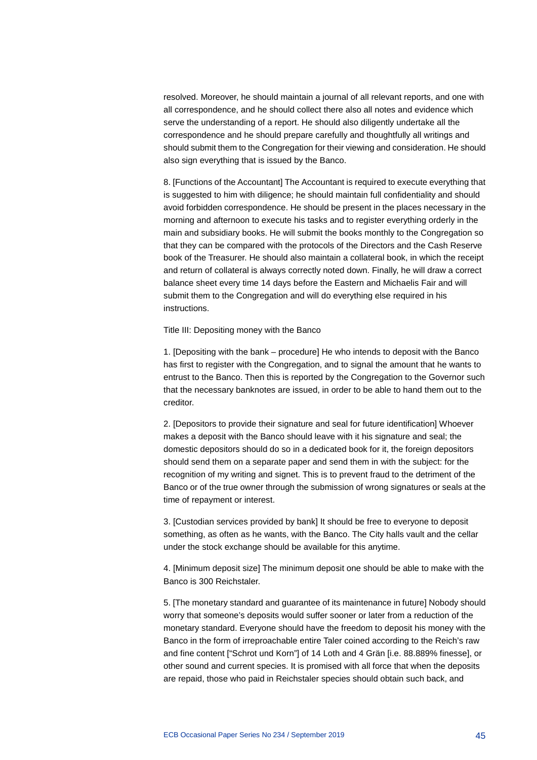resolved. Moreover, he should maintain a journal of all relevant reports, and one with all correspondence, and he should collect there also all notes and evidence which serve the understanding of a report. He should also diligently undertake all the correspondence and he should prepare carefully and thoughtfully all writings and should submit them to the Congregation for their viewing and consideration. He should also sign everything that is issued by the Banco.

8. [Functions of the Accountant] The Accountant is required to execute everything that is suggested to him with diligence; he should maintain full confidentiality and should avoid forbidden correspondence. He should be present in the places necessary in the morning and afternoon to execute his tasks and to register everything orderly in the main and subsidiary books. He will submit the books monthly to the Congregation so that they can be compared with the protocols of the Directors and the Cash Reserve book of the Treasurer. He should also maintain a collateral book, in which the receipt and return of collateral is always correctly noted down. Finally, he will draw a correct balance sheet every time 14 days before the Eastern and Michaelis Fair and will submit them to the Congregation and will do everything else required in his instructions.

Title III: Depositing money with the Banco

1. [Depositing with the bank – procedure] He who intends to deposit with the Banco has first to register with the Congregation, and to signal the amount that he wants to entrust to the Banco. Then this is reported by the Congregation to the Governor such that the necessary banknotes are issued, in order to be able to hand them out to the creditor.

2. [Depositors to provide their signature and seal for future identification] Whoever makes a deposit with the Banco should leave with it his signature and seal; the domestic depositors should do so in a dedicated book for it, the foreign depositors should send them on a separate paper and send them in with the subject: for the recognition of my writing and signet. This is to prevent fraud to the detriment of the Banco or of the true owner through the submission of wrong signatures or seals at the time of repayment or interest.

3. [Custodian services provided by bank] It should be free to everyone to deposit something, as often as he wants, with the Banco. The City halls vault and the cellar under the stock exchange should be available for this anytime.

4. [Minimum deposit size] The minimum deposit one should be able to make with the Banco is 300 Reichstaler.

5. [The monetary standard and guarantee of its maintenance in future] Nobody should worry that someone's deposits would suffer sooner or later from a reduction of the monetary standard. Everyone should have the freedom to deposit his money with the Banco in the form of irreproachable entire Taler coined according to the Reich's raw and fine content ["Schrot und Korn"] of 14 Loth and 4 Grän [i.e. 88.889% finesse], or other sound and current species. It is promised with all force that when the deposits are repaid, those who paid in Reichstaler species should obtain such back, and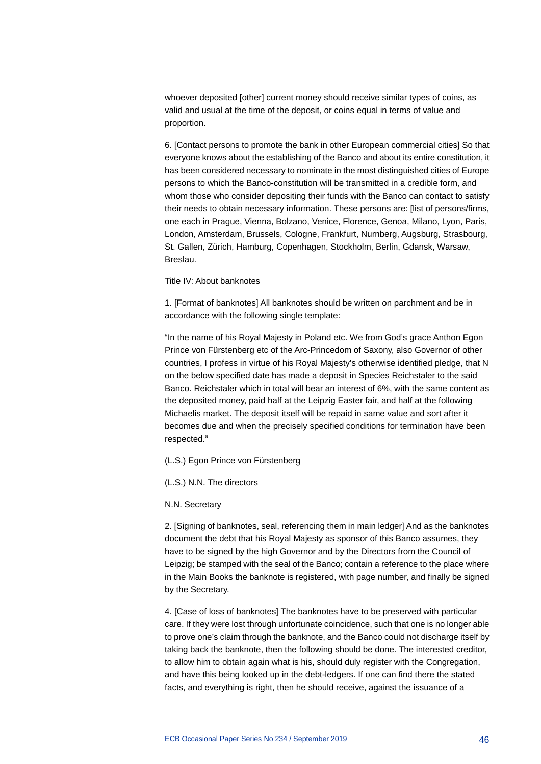whoever deposited [other] current money should receive similar types of coins, as valid and usual at the time of the deposit, or coins equal in terms of value and proportion.

6. [Contact persons to promote the bank in other European commercial cities] So that everyone knows about the establishing of the Banco and about its entire constitution, it has been considered necessary to nominate in the most distinguished cities of Europe persons to which the Banco-constitution will be transmitted in a credible form, and whom those who consider depositing their funds with the Banco can contact to satisfy their needs to obtain necessary information. These persons are: [list of persons/firms, one each in Prague, Vienna, Bolzano, Venice, Florence, Genoa, Milano, Lyon, Paris, London, Amsterdam, Brussels, Cologne, Frankfurt, Nurnberg, Augsburg, Strasbourg, St. Gallen, Zürich, Hamburg, Copenhagen, Stockholm, Berlin, Gdansk, Warsaw, Breslau.

Title IV: About banknotes

1. [Format of banknotes] All banknotes should be written on parchment and be in accordance with the following single template:

"In the name of his Royal Majesty in Poland etc. We from God's grace Anthon Egon Prince von Fürstenberg etc of the Arc-Princedom of Saxony, also Governor of other countries, I profess in virtue of his Royal Majesty's otherwise identified pledge, that N on the below specified date has made a deposit in Species Reichstaler to the said Banco. Reichstaler which in total will bear an interest of 6%, with the same content as the deposited money, paid half at the Leipzig Easter fair, and half at the following Michaelis market. The deposit itself will be repaid in same value and sort after it becomes due and when the precisely specified conditions for termination have been respected."

(L.S.) Egon Prince von Fürstenberg

(L.S.) N.N. The directors

N.N. Secretary

2. [Signing of banknotes, seal, referencing them in main ledger] And as the banknotes document the debt that his Royal Majesty as sponsor of this Banco assumes, they have to be signed by the high Governor and by the Directors from the Council of Leipzig; be stamped with the seal of the Banco; contain a reference to the place where in the Main Books the banknote is registered, with page number, and finally be signed by the Secretary.

4. [Case of loss of banknotes] The banknotes have to be preserved with particular care. If they were lost through unfortunate coincidence, such that one is no longer able to prove one's claim through the banknote, and the Banco could not discharge itself by taking back the banknote, then the following should be done. The interested creditor, to allow him to obtain again what is his, should duly register with the Congregation, and have this being looked up in the debt-ledgers. If one can find there the stated facts, and everything is right, then he should receive, against the issuance of a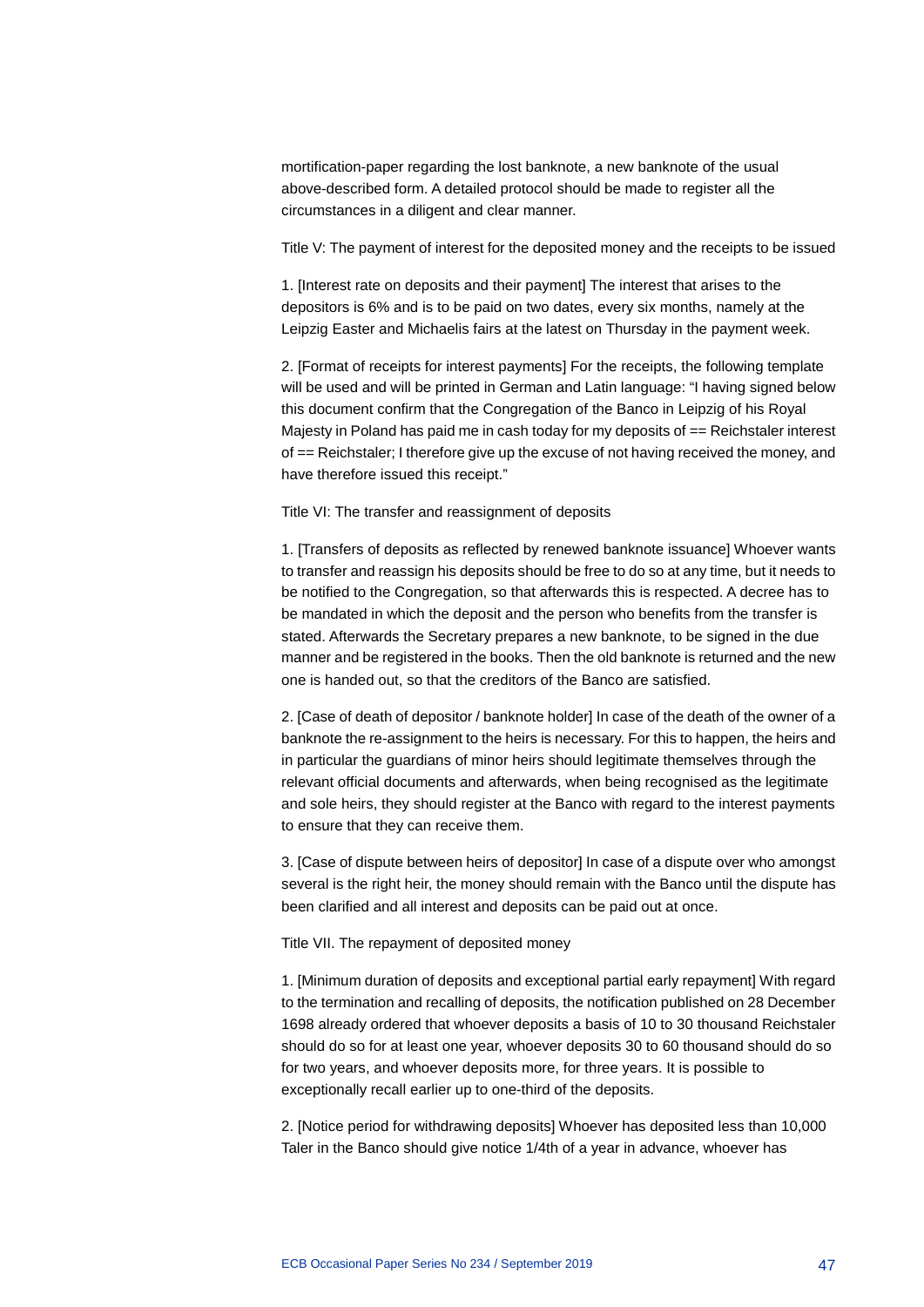mortification-paper regarding the lost banknote, a new banknote of the usual above-described form. A detailed protocol should be made to register all the circumstances in a diligent and clear manner.

Title V: The payment of interest for the deposited money and the receipts to be issued

1. [Interest rate on deposits and their payment] The interest that arises to the depositors is 6% and is to be paid on two dates, every six months, namely at the Leipzig Easter and Michaelis fairs at the latest on Thursday in the payment week.

2. [Format of receipts for interest payments] For the receipts, the following template will be used and will be printed in German and Latin language: "I having signed below this document confirm that the Congregation of the Banco in Leipzig of his Royal Majesty in Poland has paid me in cash today for my deposits of == Reichstaler interest of == Reichstaler; I therefore give up the excuse of not having received the money, and have therefore issued this receipt."

Title VI: The transfer and reassignment of deposits

1. [Transfers of deposits as reflected by renewed banknote issuance] Whoever wants to transfer and reassign his deposits should be free to do so at any time, but it needs to be notified to the Congregation, so that afterwards this is respected. A decree has to be mandated in which the deposit and the person who benefits from the transfer is stated. Afterwards the Secretary prepares a new banknote, to be signed in the due manner and be registered in the books. Then the old banknote is returned and the new one is handed out, so that the creditors of the Banco are satisfied.

2. [Case of death of depositor / banknote holder] In case of the death of the owner of a banknote the re-assignment to the heirs is necessary. For this to happen, the heirs and in particular the guardians of minor heirs should legitimate themselves through the relevant official documents and afterwards, when being recognised as the legitimate and sole heirs, they should register at the Banco with regard to the interest payments to ensure that they can receive them.

3. [Case of dispute between heirs of depositor] In case of a dispute over who amongst several is the right heir, the money should remain with the Banco until the dispute has been clarified and all interest and deposits can be paid out at once.

Title VII. The repayment of deposited money

1. [Minimum duration of deposits and exceptional partial early repayment] With regard to the termination and recalling of deposits, the notification published on 28 December 1698 already ordered that whoever deposits a basis of 10 to 30 thousand Reichstaler should do so for at least one year, whoever deposits 30 to 60 thousand should do so for two years, and whoever deposits more, for three years. It is possible to exceptionally recall earlier up to one-third of the deposits.

2. [Notice period for withdrawing deposits] Whoever has deposited less than 10,000 Taler in the Banco should give notice 1/4th of a year in advance, whoever has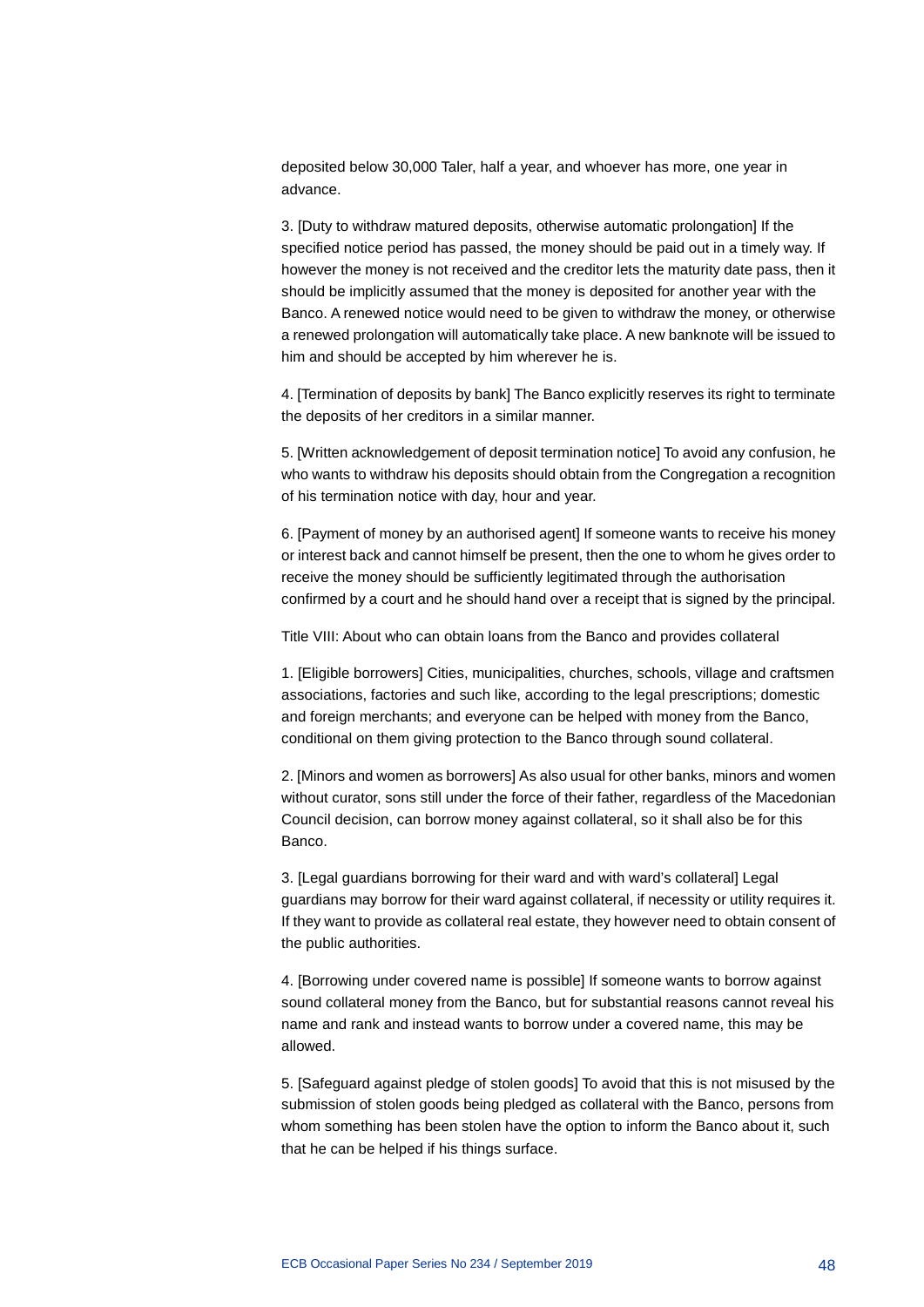deposited below 30,000 Taler, half a year, and whoever has more, one year in advance.

3. [Duty to withdraw matured deposits, otherwise automatic prolongation] If the specified notice period has passed, the money should be paid out in a timely way. If however the money is not received and the creditor lets the maturity date pass, then it should be implicitly assumed that the money is deposited for another year with the Banco. A renewed notice would need to be given to withdraw the money, or otherwise a renewed prolongation will automatically take place. A new banknote will be issued to him and should be accepted by him wherever he is.

4. [Termination of deposits by bank] The Banco explicitly reserves its right to terminate the deposits of her creditors in a similar manner.

5. [Written acknowledgement of deposit termination notice] To avoid any confusion, he who wants to withdraw his deposits should obtain from the Congregation a recognition of his termination notice with day, hour and year.

6. [Payment of money by an authorised agent] If someone wants to receive his money or interest back and cannot himself be present, then the one to whom he gives order to receive the money should be sufficiently legitimated through the authorisation confirmed by a court and he should hand over a receipt that is signed by the principal.

Title VIII: About who can obtain loans from the Banco and provides collateral

1. [Eligible borrowers] Cities, municipalities, churches, schools, village and craftsmen associations, factories and such like, according to the legal prescriptions; domestic and foreign merchants; and everyone can be helped with money from the Banco, conditional on them giving protection to the Banco through sound collateral.

2. [Minors and women as borrowers] As also usual for other banks, minors and women without curator, sons still under the force of their father, regardless of the Macedonian Council decision, can borrow money against collateral, so it shall also be for this Banco.

3. [Legal guardians borrowing for their ward and with ward's collateral] Legal guardians may borrow for their ward against collateral, if necessity or utility requires it. If they want to provide as collateral real estate, they however need to obtain consent of the public authorities.

4. [Borrowing under covered name is possible] If someone wants to borrow against sound collateral money from the Banco, but for substantial reasons cannot reveal his name and rank and instead wants to borrow under a covered name, this may be allowed.

5. [Safeguard against pledge of stolen goods] To avoid that this is not misused by the submission of stolen goods being pledged as collateral with the Banco, persons from whom something has been stolen have the option to inform the Banco about it, such that he can be helped if his things surface.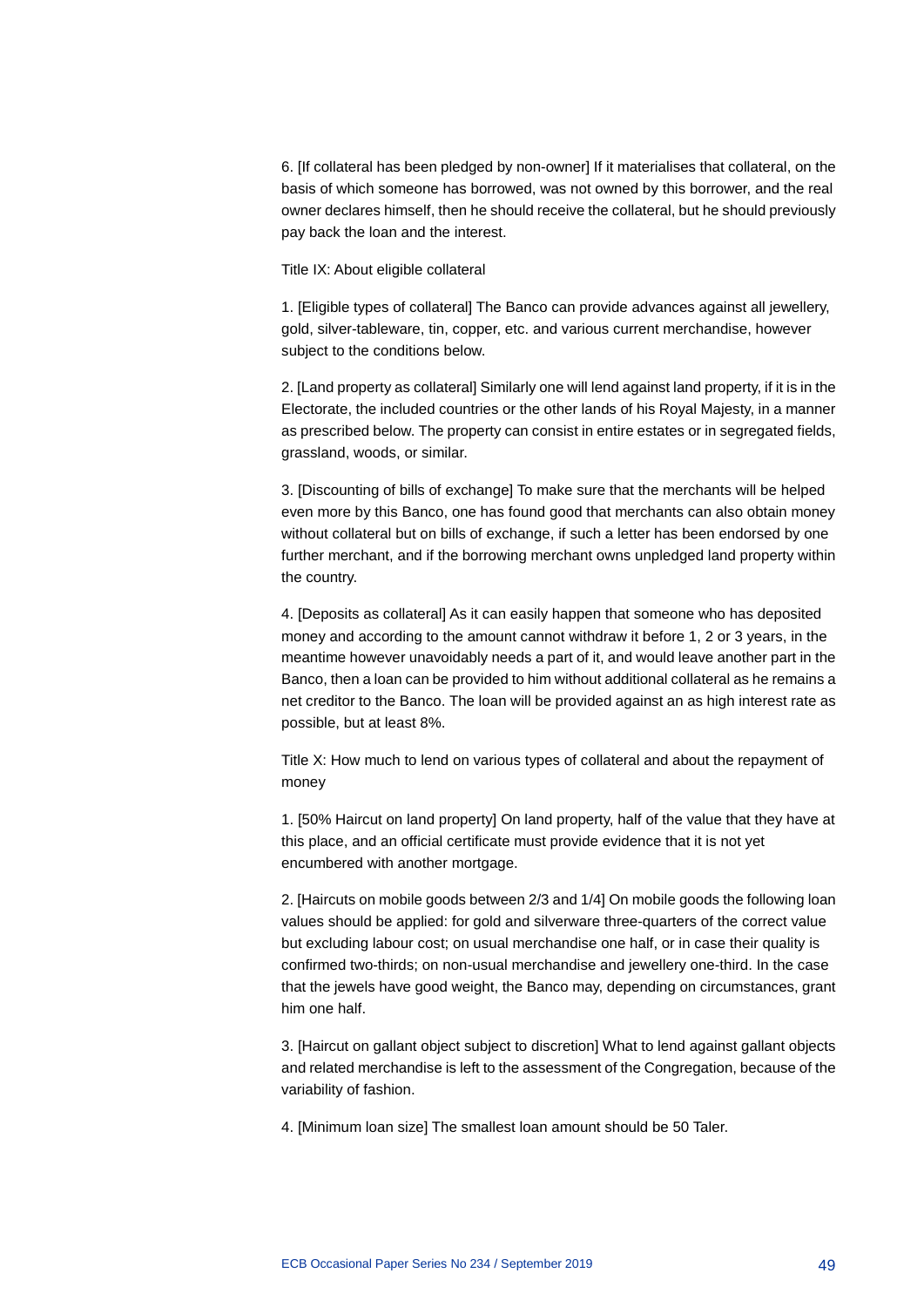6. [If collateral has been pledged by non-owner] If it materialises that collateral, on the basis of which someone has borrowed, was not owned by this borrower, and the real owner declares himself, then he should receive the collateral, but he should previously pay back the loan and the interest.

Title IX: About eligible collateral

1. [Eligible types of collateral] The Banco can provide advances against all jewellery, gold, silver-tableware, tin, copper, etc. and various current merchandise, however subject to the conditions below.

2. [Land property as collateral] Similarly one will lend against land property, if it is in the Electorate, the included countries or the other lands of his Royal Majesty, in a manner as prescribed below. The property can consist in entire estates or in segregated fields, grassland, woods, or similar.

3. [Discounting of bills of exchange] To make sure that the merchants will be helped even more by this Banco, one has found good that merchants can also obtain money without collateral but on bills of exchange, if such a letter has been endorsed by one further merchant, and if the borrowing merchant owns unpledged land property within the country.

4. [Deposits as collateral] As it can easily happen that someone who has deposited money and according to the amount cannot withdraw it before 1, 2 or 3 years, in the meantime however unavoidably needs a part of it, and would leave another part in the Banco, then a loan can be provided to him without additional collateral as he remains a net creditor to the Banco. The loan will be provided against an as high interest rate as possible, but at least 8%.

Title X: How much to lend on various types of collateral and about the repayment of money

1. [50% Haircut on land property] On land property, half of the value that they have at this place, and an official certificate must provide evidence that it is not yet encumbered with another mortgage.

2. [Haircuts on mobile goods between 2/3 and 1/4] On mobile goods the following loan values should be applied: for gold and silverware three-quarters of the correct value but excluding labour cost; on usual merchandise one half, or in case their quality is confirmed two-thirds; on non-usual merchandise and jewellery one-third. In the case that the jewels have good weight, the Banco may, depending on circumstances, grant him one half.

3. [Haircut on gallant object subject to discretion] What to lend against gallant objects and related merchandise is left to the assessment of the Congregation, because of the variability of fashion.

4. [Minimum loan size] The smallest loan amount should be 50 Taler.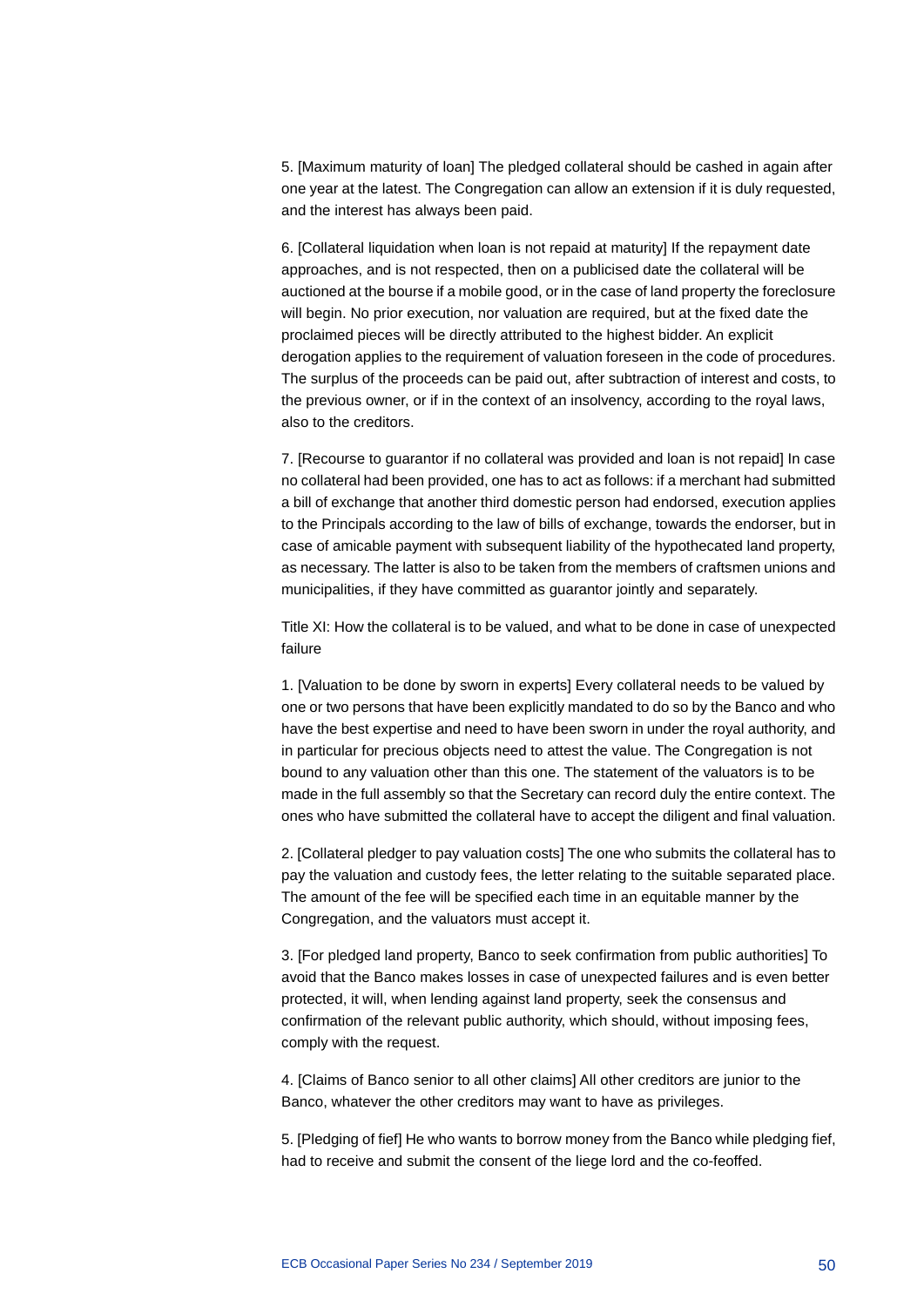5. [Maximum maturity of loan] The pledged collateral should be cashed in again after one year at the latest. The Congregation can allow an extension if it is duly requested, and the interest has always been paid.

6. [Collateral liquidation when loan is not repaid at maturity] If the repayment date approaches, and is not respected, then on a publicised date the collateral will be auctioned at the bourse if a mobile good, or in the case of land property the foreclosure will begin. No prior execution, nor valuation are required, but at the fixed date the proclaimed pieces will be directly attributed to the highest bidder. An explicit derogation applies to the requirement of valuation foreseen in the code of procedures. The surplus of the proceeds can be paid out, after subtraction of interest and costs, to the previous owner, or if in the context of an insolvency, according to the royal laws, also to the creditors.

7. [Recourse to guarantor if no collateral was provided and loan is not repaid] In case no collateral had been provided, one has to act as follows: if a merchant had submitted a bill of exchange that another third domestic person had endorsed, execution applies to the Principals according to the law of bills of exchange, towards the endorser, but in case of amicable payment with subsequent liability of the hypothecated land property, as necessary. The latter is also to be taken from the members of craftsmen unions and municipalities, if they have committed as guarantor jointly and separately.

Title XI: How the collateral is to be valued, and what to be done in case of unexpected failure

1. [Valuation to be done by sworn in experts] Every collateral needs to be valued by one or two persons that have been explicitly mandated to do so by the Banco and who have the best expertise and need to have been sworn in under the royal authority, and in particular for precious objects need to attest the value. The Congregation is not bound to any valuation other than this one. The statement of the valuators is to be made in the full assembly so that the Secretary can record duly the entire context. The ones who have submitted the collateral have to accept the diligent and final valuation.

2. [Collateral pledger to pay valuation costs] The one who submits the collateral has to pay the valuation and custody fees, the letter relating to the suitable separated place. The amount of the fee will be specified each time in an equitable manner by the Congregation, and the valuators must accept it.

3. [For pledged land property, Banco to seek confirmation from public authorities] To avoid that the Banco makes losses in case of unexpected failures and is even better protected, it will, when lending against land property, seek the consensus and confirmation of the relevant public authority, which should, without imposing fees, comply with the request.

4. [Claims of Banco senior to all other claims] All other creditors are junior to the Banco, whatever the other creditors may want to have as privileges.

5. [Pledging of fief] He who wants to borrow money from the Banco while pledging fief, had to receive and submit the consent of the liege lord and the co-feoffed.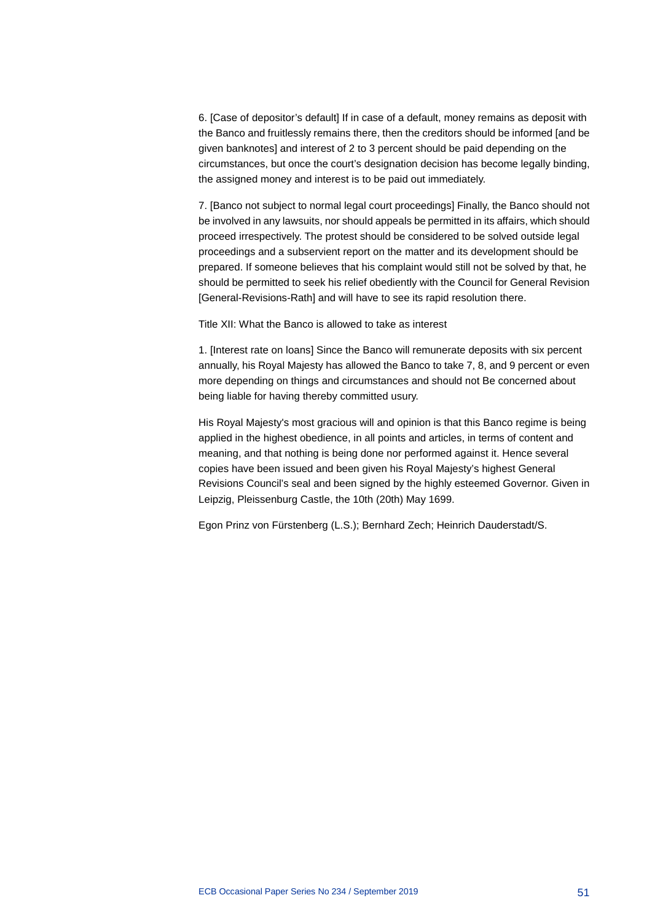6. [Case of depositor's default] If in case of a default, money remains as deposit with the Banco and fruitlessly remains there, then the creditors should be informed [and be given banknotes] and interest of 2 to 3 percent should be paid depending on the circumstances, but once the court's designation decision has become legally binding, the assigned money and interest is to be paid out immediately.

7. [Banco not subject to normal legal court proceedings] Finally, the Banco should not be involved in any lawsuits, nor should appeals be permitted in its affairs, which should proceed irrespectively. The protest should be considered to be solved outside legal proceedings and a subservient report on the matter and its development should be prepared. If someone believes that his complaint would still not be solved by that, he should be permitted to seek his relief obediently with the Council for General Revision [General-Revisions-Rath] and will have to see its rapid resolution there.

Title XII: What the Banco is allowed to take as interest

1. [Interest rate on loans] Since the Banco will remunerate deposits with six percent annually, his Royal Majesty has allowed the Banco to take 7, 8, and 9 percent or even more depending on things and circumstances and should not Be concerned about being liable for having thereby committed usury.

His Royal Majesty's most gracious will and opinion is that this Banco regime is being applied in the highest obedience, in all points and articles, in terms of content and meaning, and that nothing is being done nor performed against it. Hence several copies have been issued and been given his Royal Majesty's highest General Revisions Council's seal and been signed by the highly esteemed Governor. Given in Leipzig, Pleissenburg Castle, the 10th (20th) May 1699.

Egon Prinz von Fürstenberg (L.S.); Bernhard Zech; Heinrich Dauderstadt/S.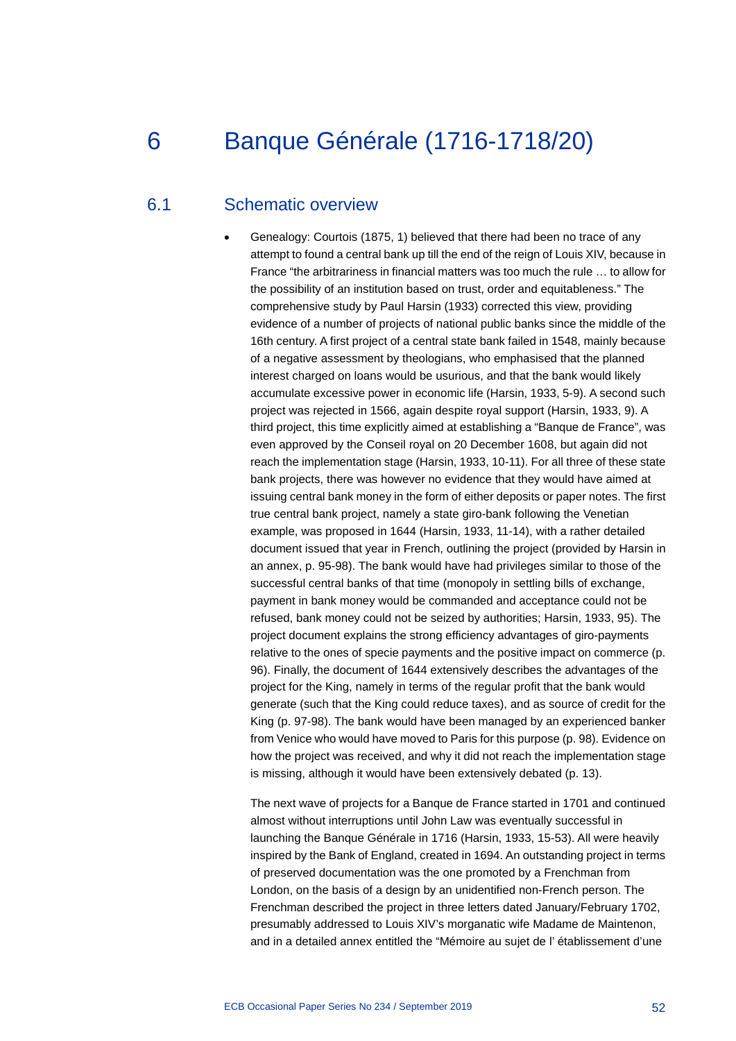# 6 Banque Générale (1716-1718/20)

## 6.1 Schematic overview

- Genealogy: Courtois (1875, 1) believed that there had been no trace of any attempt to found a central bank up till the end of the reign of Louis XIV, because in France "the arbitrariness in financial matters was too much the rule … to allow for the possibility of an institution based on trust, order and equitableness." The comprehensive study by Paul Harsin (1933) corrected this view, providing evidence of a number of projects of national public banks since the middle of the 16th century. A first project of a central state bank failed in 1548, mainly because of a negative assessment by theologians, who emphasised that the planned interest charged on loans would be usurious, and that the bank would likely accumulate excessive power in economic life (Harsin, 1933, 5-9). A second such project was rejected in 1566, again despite royal support (Harsin, 1933, 9). A third project, this time explicitly aimed at establishing a "Banque de France", was even approved by the Conseil royal on 20 December 1608, but again did not reach the implementation stage (Harsin, 1933, 10-11). For all three of these state bank projects, there was however no evidence that they would have aimed at issuing central bank money in the form of either deposits or paper notes. The first true central bank project, namely a state giro-bank following the Venetian example, was proposed in 1644 (Harsin, 1933, 11-14), with a rather detailed document issued that year in French, outlining the project (provided by Harsin in an annex, p. 95-98). The bank would have had privileges similar to those of the successful central banks of that time (monopoly in settling bills of exchange, payment in bank money would be commanded and acceptance could not be refused, bank money could not be seized by authorities; Harsin, 1933, 95). The project document explains the strong efficiency advantages of giro-payments relative to the ones of specie payments and the positive impact on commerce (p. 96). Finally, the document of 1644 extensively describes the advantages of the project for the King, namely in terms of the regular profit that the bank would generate (such that the King could reduce taxes), and as source of credit for the King (p. 97-98). The bank would have been managed by an experienced banker from Venice who would have moved to Paris for this purpose (p. 98). Evidence on how the project was received, and why it did not reach the implementation stage is missing, although it would have been extensively debated (p. 13).

  The next wave of projects for a Banque de France started in 1701 and continued almost without interruptions until John Law was eventually successful in launching the Banque Générale in 1716 (Harsin, 1933, 15-53). All were heavily inspired by the Bank of England, created in 1694. An outstanding project in terms of preserved documentation was the one promoted by a Frenchman from London, on the basis of a design by an unidentified non-French person. The Frenchman described the project in three letters dated January/February 1702, presumably addressed to Louis XIV's morganatic wife Madame de Maintenon, and in a detailed annex entitled the "Mémoire au sujet de l' établissement d'une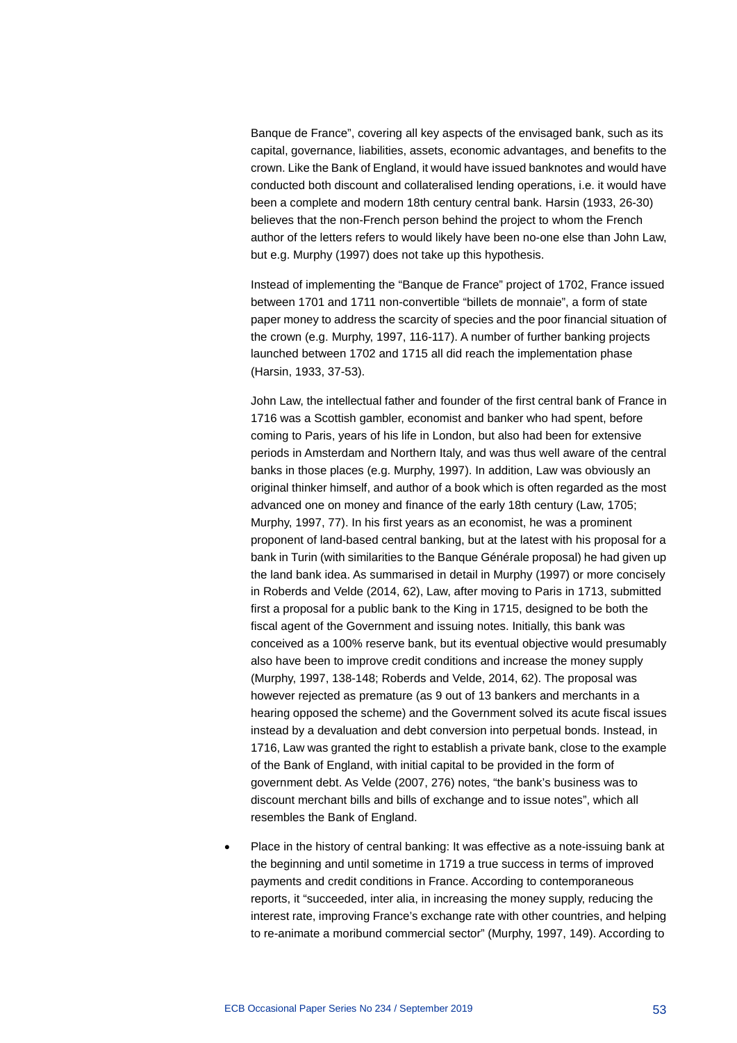Banque de France", covering all key aspects of the envisaged bank, such as its capital, governance, liabilities, assets, economic advantages, and benefits to the crown. Like the Bank of England, it would have issued banknotes and would have conducted both discount and collateralised lending operations, i.e. it would have been a complete and modern 18th century central bank. Harsin (1933, 26-30) believes that the non-French person behind the project to whom the French author of the letters refers to would likely have been no-one else than John Law, but e.g. Murphy (1997) does not take up this hypothesis.

Instead of implementing the "Banque de France" project of 1702, France issued between 1701 and 1711 non-convertible "billets de monnaie", a form of state paper money to address the scarcity of species and the poor financial situation of the crown (e.g. Murphy, 1997, 116-117). A number of further banking projects launched between 1702 and 1715 all did reach the implementation phase (Harsin, 1933, 37-53).

John Law, the intellectual father and founder of the first central bank of France in 1716 was a Scottish gambler, economist and banker who had spent, before coming to Paris, years of his life in London, but also had been for extensive periods in Amsterdam and Northern Italy, and was thus well aware of the central banks in those places (e.g. Murphy, 1997). In addition, Law was obviously an original thinker himself, and author of a book which is often regarded as the most advanced one on money and finance of the early 18th century (Law, 1705; Murphy, 1997, 77). In his first years as an economist, he was a prominent proponent of land-based central banking, but at the latest with his proposal for a bank in Turin (with similarities to the Banque Générale proposal) he had given up the land bank idea. As summarised in detail in Murphy (1997) or more concisely in Roberds and Velde (2014, 62), Law, after moving to Paris in 1713, submitted first a proposal for a public bank to the King in 1715, designed to be both the fiscal agent of the Government and issuing notes. Initially, this bank was conceived as a 100% reserve bank, but its eventual objective would presumably also have been to improve credit conditions and increase the money supply (Murphy, 1997, 138-148; Roberds and Velde, 2014, 62). The proposal was however rejected as premature (as 9 out of 13 bankers and merchants in a hearing opposed the scheme) and the Government solved its acute fiscal issues instead by a devaluation and debt conversion into perpetual bonds. Instead, in 1716, Law was granted the right to establish a private bank, close to the example of the Bank of England, with initial capital to be provided in the form of government debt. As Velde (2007, 276) notes, "the bank's business was to discount merchant bills and bills of exchange and to issue notes", which all resembles the Bank of England.

- Place in the history of central banking: It was effective as a note-issuing bank at the beginning and until sometime in 1719 a true success in terms of improved payments and credit conditions in France. According to contemporaneous reports, it "succeeded, inter alia, in increasing the money supply, reducing the interest rate, improving France's exchange rate with other countries, and helping to re-animate a moribund commercial sector" (Murphy, 1997, 149). According to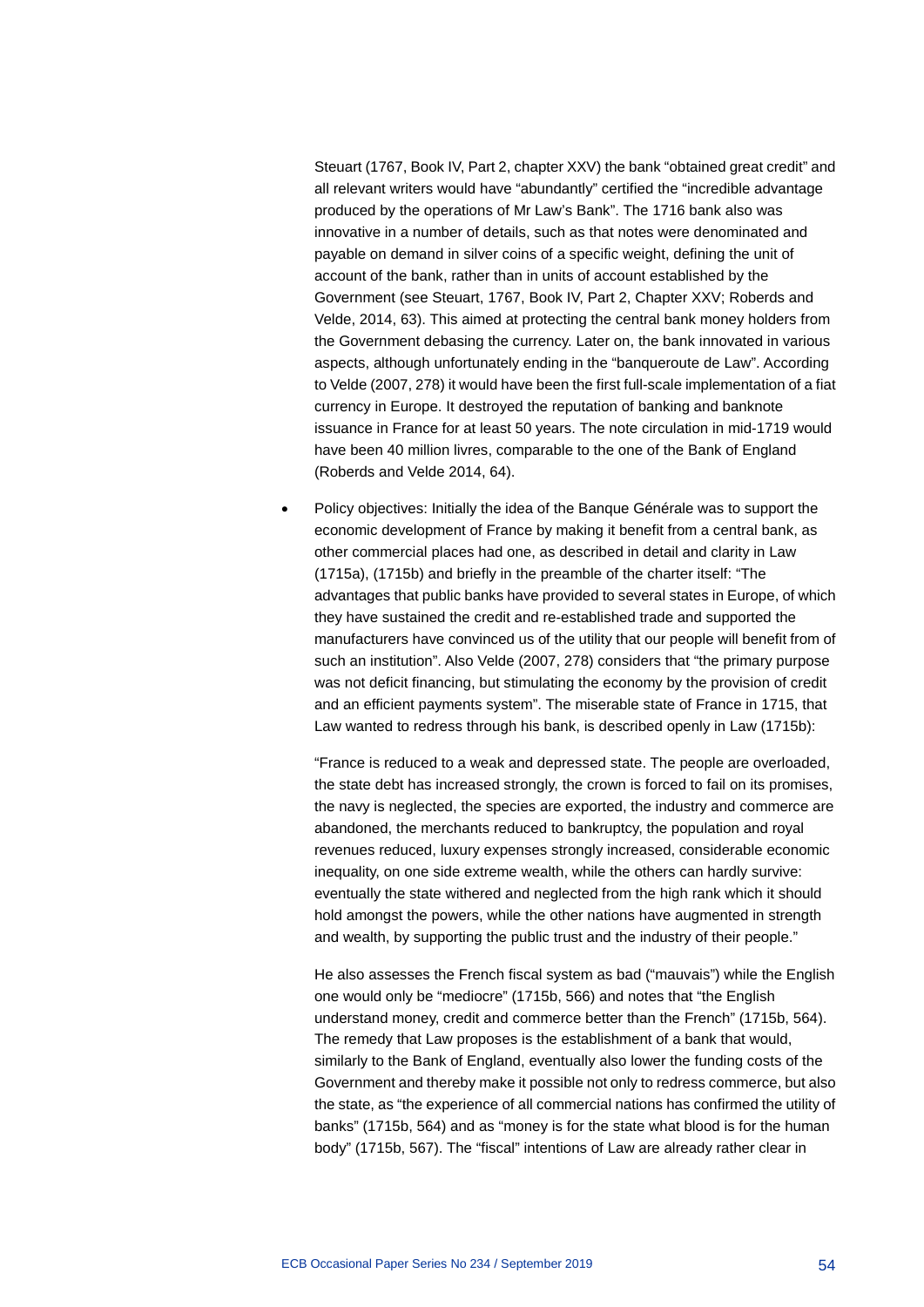Steuart (1767, Book IV, Part 2, chapter XXV) the bank "obtained great credit" and all relevant writers would have "abundantly" certified the "incredible advantage produced by the operations of Mr Law's Bank". The 1716 bank also was innovative in a number of details, such as that notes were denominated and payable on demand in silver coins of a specific weight, defining the unit of account of the bank, rather than in units of account established by the Government (see Steuart, 1767, Book IV, Part 2, Chapter XXV; Roberds and Velde, 2014, 63). This aimed at protecting the central bank money holders from the Government debasing the currency. Later on, the bank innovated in various aspects, although unfortunately ending in the "banqueroute de Law". According to Velde (2007, 278) it would have been the first full-scale implementation of a fiat currency in Europe. It destroyed the reputation of banking and banknote issuance in France for at least 50 years. The note circulation in mid-1719 would have been 40 million livres, comparable to the one of the Bank of England (Roberds and Velde 2014, 64).

- Policy objectives: Initially the idea of the Banque Générale was to support the economic development of France by making it benefit from a central bank, as other commercial places had one, as described in detail and clarity in Law (1715a), (1715b) and briefly in the preamble of the charter itself: "The advantages that public banks have provided to several states in Europe, of which they have sustained the credit and re-established trade and supported the manufacturers have convinced us of the utility that our people will benefit from of such an institution". Also Velde (2007, 278) considers that "the primary purpose was not deficit financing, but stimulating the economy by the provision of credit and an efficient payments system". The miserable state of France in 1715, that Law wanted to redress through his bank, is described openly in Law (1715b):

  "France is reduced to a weak and depressed state. The people are overloaded, the state debt has increased strongly, the crown is forced to fail on its promises, the navy is neglected, the species are exported, the industry and commerce are abandoned, the merchants reduced to bankruptcy, the population and royal revenues reduced, luxury expenses strongly increased, considerable economic inequality, on one side extreme wealth, while the others can hardly survive: eventually the state withered and neglected from the high rank which it should hold amongst the powers, while the other nations have augmented in strength and wealth, by supporting the public trust and the industry of their people."

  He also assesses the French fiscal system as bad ("mauvais") while the English one would only be "mediocre" (1715b, 566) and notes that "the English understand money, credit and commerce better than the French" (1715b, 564). The remedy that Law proposes is the establishment of a bank that would, similarly to the Bank of England, eventually also lower the funding costs of the Government and thereby make it possible not only to redress commerce, but also the state, as "the experience of all commercial nations has confirmed the utility of banks" (1715b, 564) and as "money is for the state what blood is for the human body" (1715b, 567). The "fiscal" intentions of Law are already rather clear in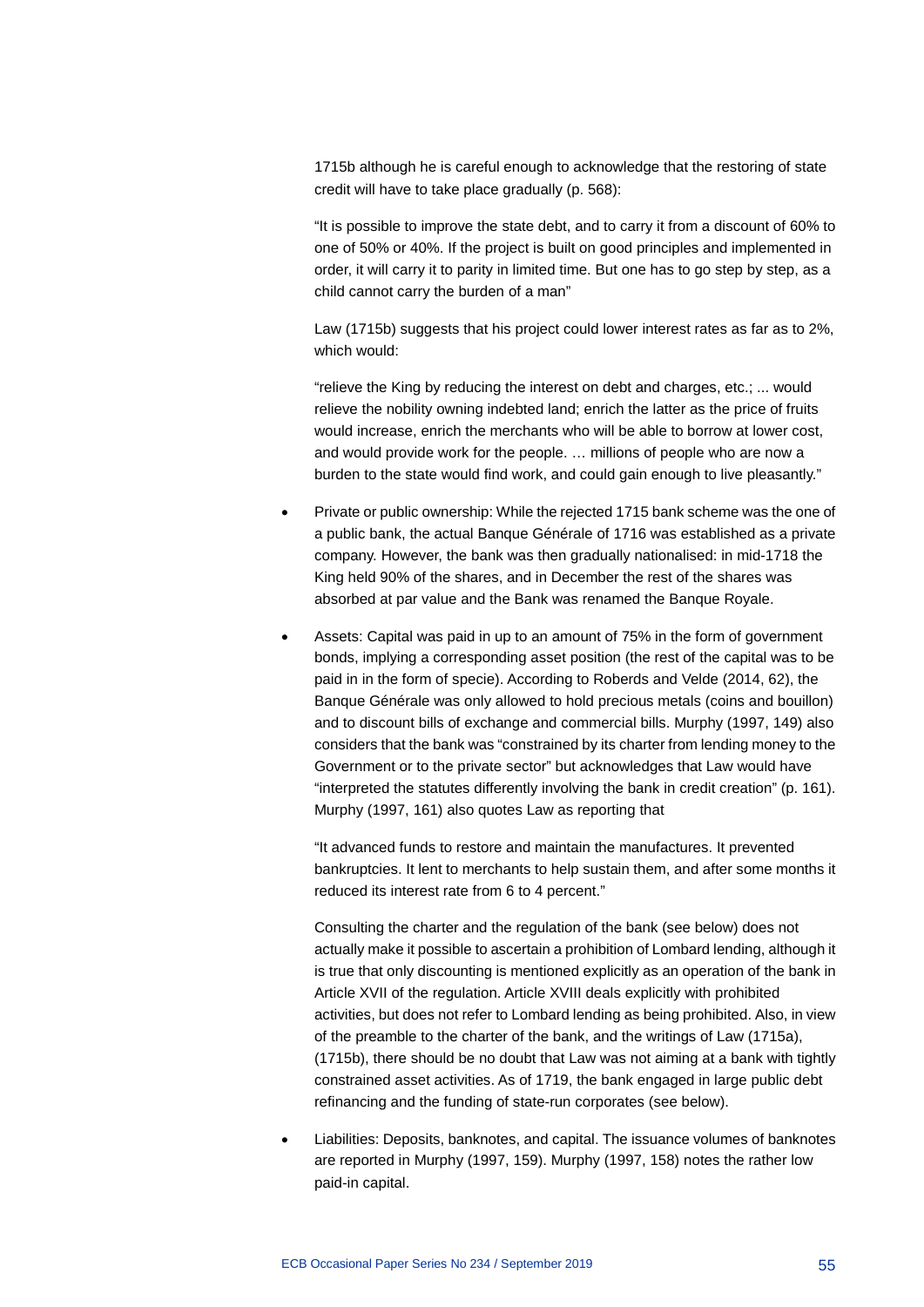1715b although he is careful enough to acknowledge that the restoring of state credit will have to take place gradually (p. 568):

"It is possible to improve the state debt, and to carry it from a discount of 60% to one of 50% or 40%. If the project is built on good principles and implemented in order, it will carry it to parity in limited time. But one has to go step by step, as a child cannot carry the burden of a man"

Law (1715b) suggests that his project could lower interest rates as far as to 2%, which would:

"relieve the King by reducing the interest on debt and charges, etc.; ... would relieve the nobility owning indebted land; enrich the latter as the price of fruits would increase, enrich the merchants who will be able to borrow at lower cost, and would provide work for the people. … millions of people who are now a burden to the state would find work, and could gain enough to live pleasantly."

- Private or public ownership: While the rejected 1715 bank scheme was the one of a public bank, the actual Banque Générale of 1716 was established as a private company. However, the bank was then gradually nationalised: in mid-1718 the King held 90% of the shares, and in December the rest of the shares was absorbed at par value and the Bank was renamed the Banque Royale.
- Assets: Capital was paid in up to an amount of 75% in the form of government bonds, implying a corresponding asset position (the rest of the capital was to be paid in in the form of specie). According to Roberds and Velde (2014, 62), the Banque Générale was only allowed to hold precious metals (coins and bouillon) and to discount bills of exchange and commercial bills. Murphy (1997, 149) also considers that the bank was "constrained by its charter from lending money to the Government or to the private sector" but acknowledges that Law would have "interpreted the statutes differently involving the bank in credit creation" (p. 161). Murphy (1997, 161) also quotes Law as reporting that

  "It advanced funds to restore and maintain the manufactures. It prevented bankruptcies. It lent to merchants to help sustain them, and after some months it reduced its interest rate from 6 to 4 percent."

  Consulting the charter and the regulation of the bank (see below) does not actually make it possible to ascertain a prohibition of Lombard lending, although it is true that only discounting is mentioned explicitly as an operation of the bank in Article XVII of the regulation. Article XVIII deals explicitly with prohibited activities, but does not refer to Lombard lending as being prohibited. Also, in view of the preamble to the charter of the bank, and the writings of Law (1715a), (1715b), there should be no doubt that Law was not aiming at a bank with tightly constrained asset activities. As of 1719, the bank engaged in large public debt refinancing and the funding of state-run corporates (see below).
- Liabilities: Deposits, banknotes, and capital. The issuance volumes of banknotes are reported in Murphy (1997, 159). Murphy (1997, 158) notes the rather low paid-in capital.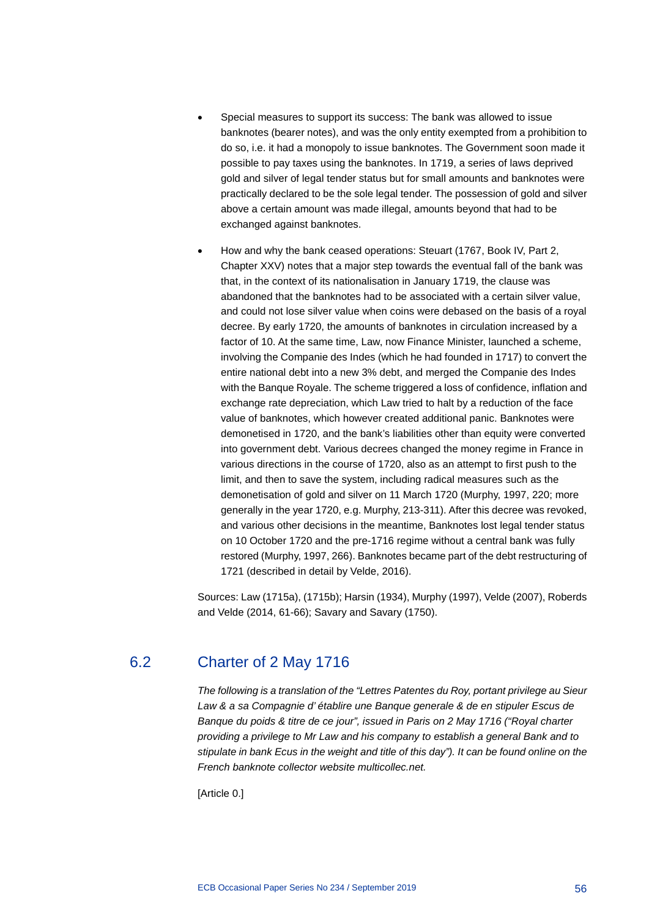- Special measures to support its success: The bank was allowed to issue banknotes (bearer notes), and was the only entity exempted from a prohibition to do so, i.e. it had a monopoly to issue banknotes. The Government soon made it possible to pay taxes using the banknotes. In 1719, a series of laws deprived gold and silver of legal tender status but for small amounts and banknotes were practically declared to be the sole legal tender. The possession of gold and silver above a certain amount was made illegal, amounts beyond that had to be exchanged against banknotes.

- How and why the bank ceased operations: Steuart (1767, Book IV, Part 2, Chapter XXV) notes that a major step towards the eventual fall of the bank was that, in the context of its nationalisation in January 1719, the clause was abandoned that the banknotes had to be associated with a certain silver value, and could not lose silver value when coins were debased on the basis of a royal decree. By early 1720, the amounts of banknotes in circulation increased by a factor of 10. At the same time, Law, now Finance Minister, launched a scheme, involving the Companie des Indes (which he had founded in 1717) to convert the entire national debt into a new 3% debt, and merged the Companie des Indes with the Banque Royale. The scheme triggered a loss of confidence, inflation and exchange rate depreciation, which Law tried to halt by a reduction of the face value of banknotes, which however created additional panic. Banknotes were demonetised in 1720, and the bank's liabilities other than equity were converted into government debt. Various decrees changed the money regime in France in various directions in the course of 1720, also as an attempt to first push to the limit, and then to save the system, including radical measures such as the demonetisation of gold and silver on 11 March 1720 (Murphy, 1997, 220; more generally in the year 1720, e.g. Murphy, 213-311). After this decree was revoked, and various other decisions in the meantime, Banknotes lost legal tender status on 10 October 1720 and the pre-1716 regime without a central bank was fully restored (Murphy, 1997, 266). Banknotes became part of the debt restructuring of 1721 (described in detail by Velde, 2016).

Sources: Law (1715a), (1715b); Harsin (1934), Murphy (1997), Velde (2007), Roberds and Velde (2014, 61-66); Savary and Savary (1750).

## 6.2 Charter of 2 May 1716

*The following is a translation of the "Lettres Patentes du Roy, portant privilege au Sieur Law & a sa Compagnie d' établire une Banque generale & de en stipuler Escus de Banque du poids & titre de ce jour", issued in Paris on 2 May 1716 ("Royal charter providing a privilege to Mr Law and his company to establish a general Bank and to stipulate in bank Ecus in the weight and title of this day"). It can be found online on the French banknote collector website multicollec.net.*

[Article 0.]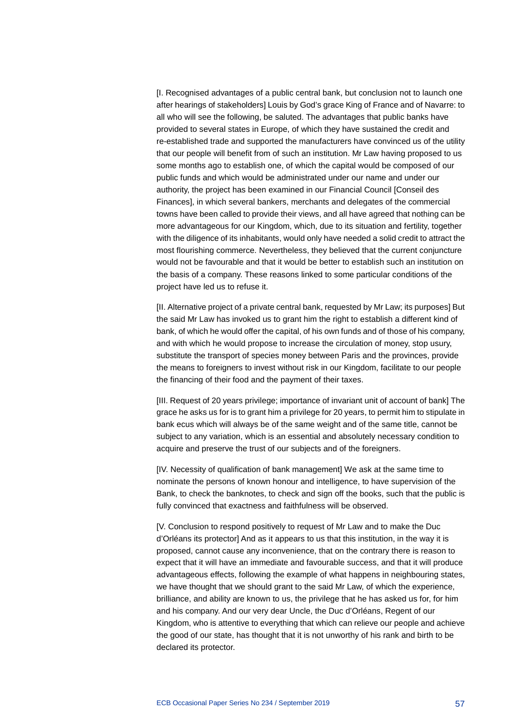[I. Recognised advantages of a public central bank, but conclusion not to launch one after hearings of stakeholders] Louis by God's grace King of France and of Navarre: to all who will see the following, be saluted. The advantages that public banks have provided to several states in Europe, of which they have sustained the credit and re-established trade and supported the manufacturers have convinced us of the utility that our people will benefit from of such an institution. Mr Law having proposed to us some months ago to establish one, of which the capital would be composed of our public funds and which would be administrated under our name and under our authority, the project has been examined in our Financial Council [Conseil des Finances], in which several bankers, merchants and delegates of the commercial towns have been called to provide their views, and all have agreed that nothing can be more advantageous for our Kingdom, which, due to its situation and fertility, together with the diligence of its inhabitants, would only have needed a solid credit to attract the most flourishing commerce. Nevertheless, they believed that the current conjuncture would not be favourable and that it would be better to establish such an institution on the basis of a company. These reasons linked to some particular conditions of the project have led us to refuse it.

[II. Alternative project of a private central bank, requested by Mr Law; its purposes] But the said Mr Law has invoked us to grant him the right to establish a different kind of bank, of which he would offer the capital, of his own funds and of those of his company, and with which he would propose to increase the circulation of money, stop usury, substitute the transport of species money between Paris and the provinces, provide the means to foreigners to invest without risk in our Kingdom, facilitate to our people the financing of their food and the payment of their taxes.

[III. Request of 20 years privilege; importance of invariant unit of account of bank] The grace he asks us for is to grant him a privilege for 20 years, to permit him to stipulate in bank ecus which will always be of the same weight and of the same title, cannot be subject to any variation, which is an essential and absolutely necessary condition to acquire and preserve the trust of our subjects and of the foreigners.

[IV. Necessity of qualification of bank management] We ask at the same time to nominate the persons of known honour and intelligence, to have supervision of the Bank, to check the banknotes, to check and sign off the books, such that the public is fully convinced that exactness and faithfulness will be observed.

[V. Conclusion to respond positively to request of Mr Law and to make the Duc d'Orléans its protector] And as it appears to us that this institution, in the way it is proposed, cannot cause any inconvenience, that on the contrary there is reason to expect that it will have an immediate and favourable success, and that it will produce advantageous effects, following the example of what happens in neighbouring states, we have thought that we should grant to the said Mr Law, of which the experience, brilliance, and ability are known to us, the privilege that he has asked us for, for him and his company. And our very dear Uncle, the Duc d'Orléans, Regent of our Kingdom, who is attentive to everything that which can relieve our people and achieve the good of our state, has thought that it is not unworthy of his rank and birth to be declared its protector.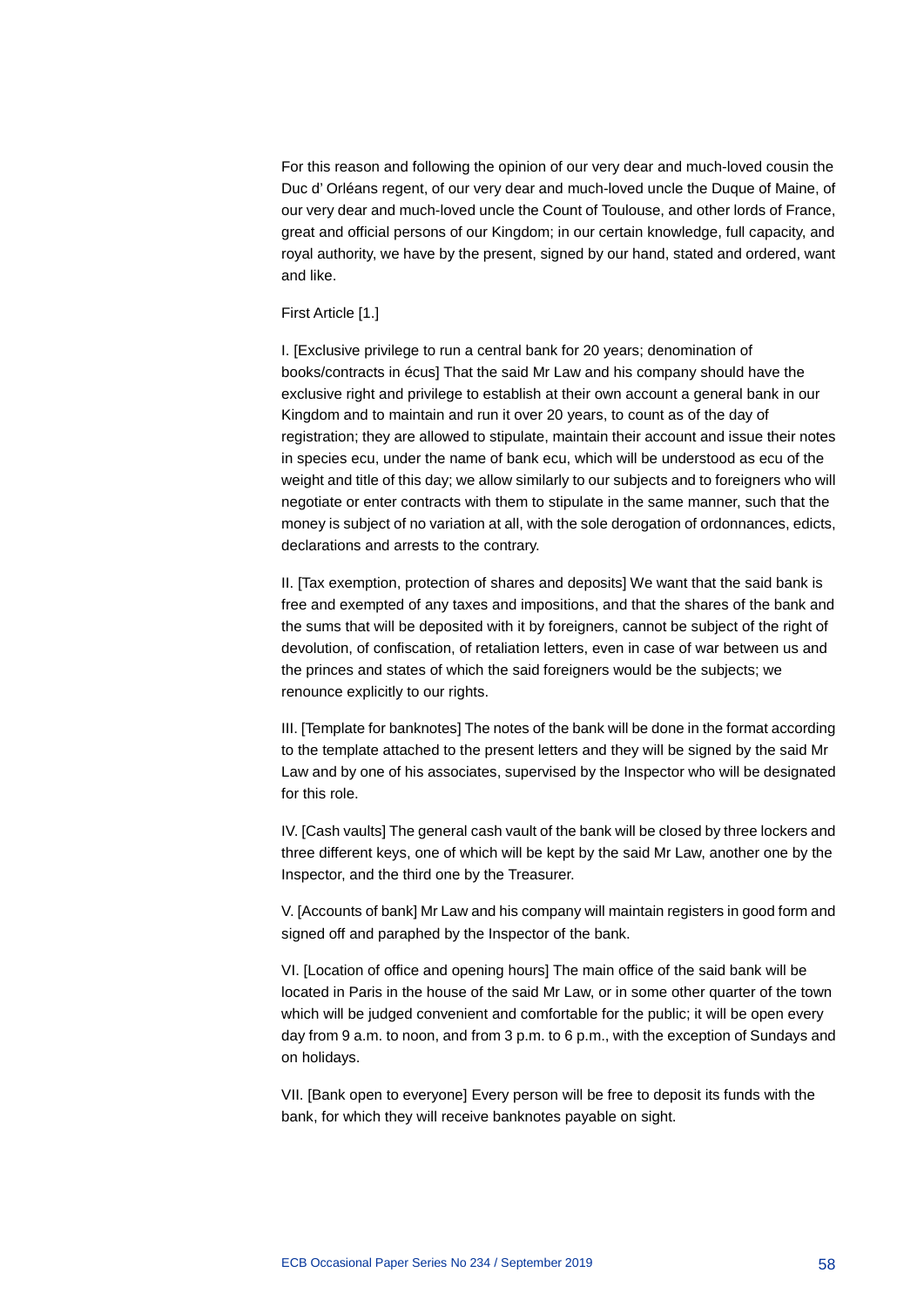For this reason and following the opinion of our very dear and much-loved cousin the Duc d' Orléans regent, of our very dear and much-loved uncle the Duque of Maine, of our very dear and much-loved uncle the Count of Toulouse, and other lords of France, great and official persons of our Kingdom; in our certain knowledge, full capacity, and royal authority, we have by the present, signed by our hand, stated and ordered, want and like.

First Article [1.]

I. [Exclusive privilege to run a central bank for 20 years; denomination of books/contracts in écus] That the said Mr Law and his company should have the exclusive right and privilege to establish at their own account a general bank in our Kingdom and to maintain and run it over 20 years, to count as of the day of registration; they are allowed to stipulate, maintain their account and issue their notes in species ecu, under the name of bank ecu, which will be understood as ecu of the weight and title of this day; we allow similarly to our subjects and to foreigners who will negotiate or enter contracts with them to stipulate in the same manner, such that the money is subject of no variation at all, with the sole derogation of ordonnances, edicts, declarations and arrests to the contrary.

II. [Tax exemption, protection of shares and deposits] We want that the said bank is free and exempted of any taxes and impositions, and that the shares of the bank and the sums that will be deposited with it by foreigners, cannot be subject of the right of devolution, of confiscation, of retaliation letters, even in case of war between us and the princes and states of which the said foreigners would be the subjects; we renounce explicitly to our rights.

III. [Template for banknotes] The notes of the bank will be done in the format according to the template attached to the present letters and they will be signed by the said Mr Law and by one of his associates, supervised by the Inspector who will be designated for this role.

IV. [Cash vaults] The general cash vault of the bank will be closed by three lockers and three different keys, one of which will be kept by the said Mr Law, another one by the Inspector, and the third one by the Treasurer.

V. [Accounts of bank] Mr Law and his company will maintain registers in good form and signed off and paraphed by the Inspector of the bank.

VI. [Location of office and opening hours] The main office of the said bank will be located in Paris in the house of the said Mr Law, or in some other quarter of the town which will be judged convenient and comfortable for the public; it will be open every day from 9 a.m. to noon, and from 3 p.m. to 6 p.m., with the exception of Sundays and on holidays.

VII. [Bank open to everyone] Every person will be free to deposit its funds with the bank, for which they will receive banknotes payable on sight.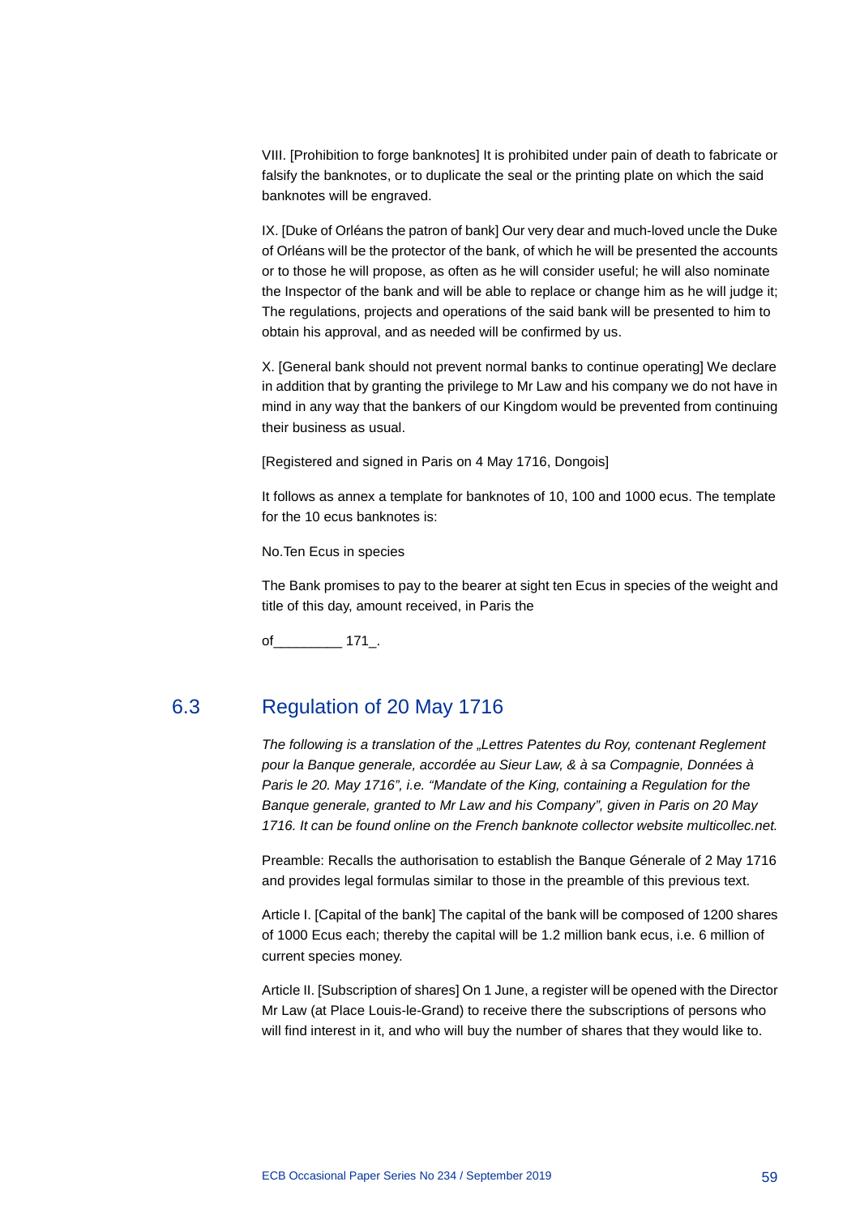VIII. [Prohibition to forge banknotes] It is prohibited under pain of death to fabricate or falsify the banknotes, or to duplicate the seal or the printing plate on which the said banknotes will be engraved.

IX. [Duke of Orléans the patron of bank] Our very dear and much-loved uncle the Duke of Orléans will be the protector of the bank, of which he will be presented the accounts or to those he will propose, as often as he will consider useful; he will also nominate the Inspector of the bank and will be able to replace or change him as he will judge it; The regulations, projects and operations of the said bank will be presented to him to obtain his approval, and as needed will be confirmed by us.

X. [General bank should not prevent normal banks to continue operating] We declare in addition that by granting the privilege to Mr Law and his company we do not have in mind in any way that the bankers of our Kingdom would be prevented from continuing their business as usual.

[Registered and signed in Paris on 4 May 1716, Dongois]

It follows as annex a template for banknotes of 10, 100 and 1000 ecus. The template for the 10 ecus banknotes is:

No.Ten Ecus in species

The Bank promises to pay to the bearer at sight ten Ecus in species of the weight and title of this day, amount received, in Paris the

of_________ 171_.

## 6.3 Regulation of 20 May 1716

*The following is a translation of the „Lettres Patentes du Roy, contenant Reglement pour la Banque generale, accordée au Sieur Law, & à sa Compagnie, Données à Paris le 20. May 1716", i.e. "Mandate of the King, containing a Regulation for the Banque generale, granted to Mr Law and his Company", given in Paris on 20 May 1716. It can be found online on the French banknote collector website multicollec.net.*

Preamble: Recalls the authorisation to establish the Banque Génerale of 2 May 1716 and provides legal formulas similar to those in the preamble of this previous text.

Article I. [Capital of the bank] The capital of the bank will be composed of 1200 shares of 1000 Ecus each; thereby the capital will be 1.2 million bank ecus, i.e. 6 million of current species money.

Article II. [Subscription of shares] On 1 June, a register will be opened with the Director Mr Law (at Place Louis-le-Grand) to receive there the subscriptions of persons who will find interest in it, and who will buy the number of shares that they would like to.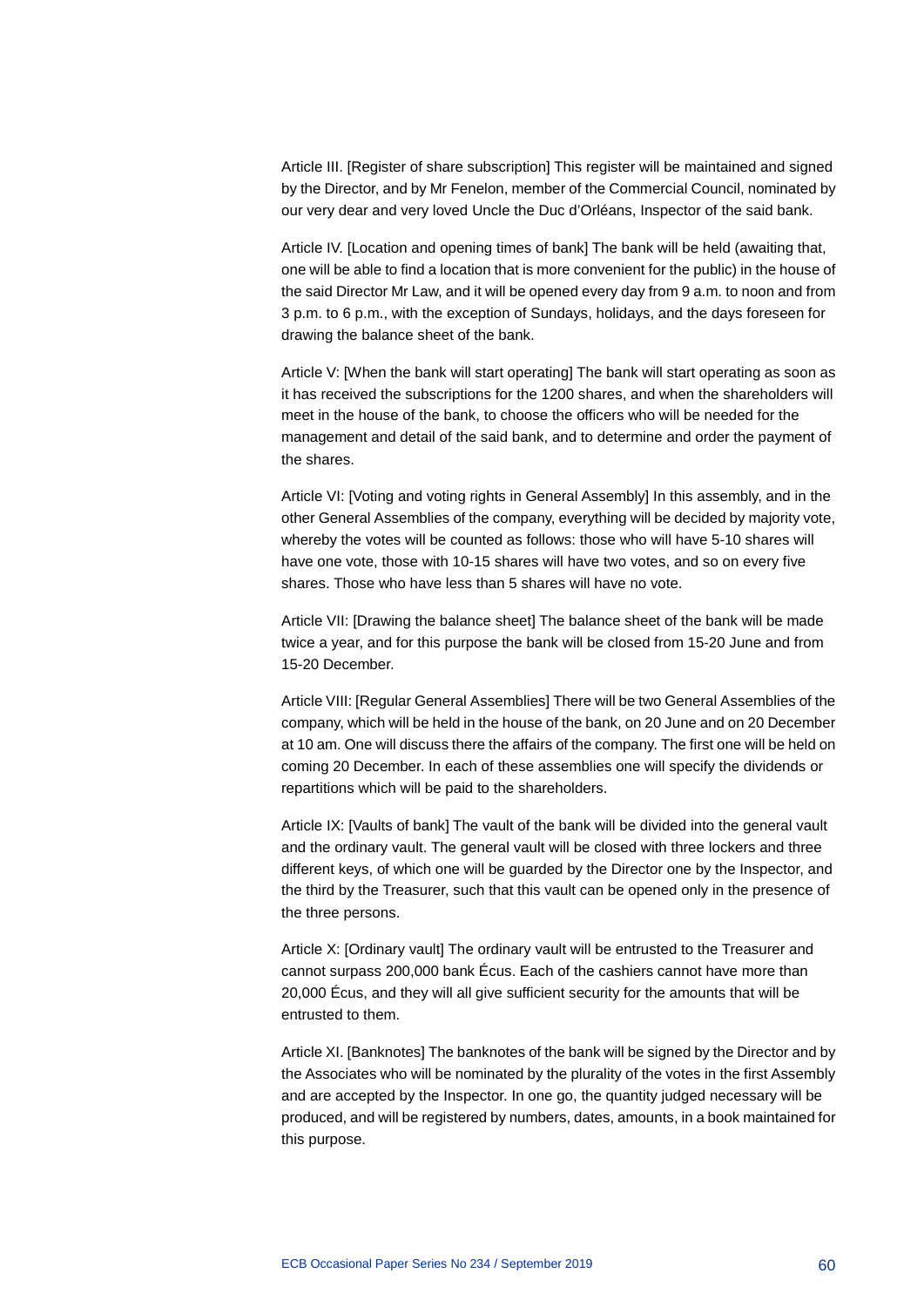Article III. [Register of share subscription] This register will be maintained and signed by the Director, and by Mr Fenelon, member of the Commercial Council, nominated by our very dear and very loved Uncle the Duc d'Orléans, Inspector of the said bank.

Article IV. [Location and opening times of bank] The bank will be held (awaiting that, one will be able to find a location that is more convenient for the public) in the house of the said Director Mr Law, and it will be opened every day from 9 a.m. to noon and from 3 p.m. to 6 p.m., with the exception of Sundays, holidays, and the days foreseen for drawing the balance sheet of the bank.

Article V: [When the bank will start operating] The bank will start operating as soon as it has received the subscriptions for the 1200 shares, and when the shareholders will meet in the house of the bank, to choose the officers who will be needed for the management and detail of the said bank, and to determine and order the payment of the shares.

Article VI: [Voting and voting rights in General Assembly] In this assembly, and in the other General Assemblies of the company, everything will be decided by majority vote, whereby the votes will be counted as follows: those who will have 5-10 shares will have one vote, those with 10-15 shares will have two votes, and so on every five shares. Those who have less than 5 shares will have no vote.

Article VII: [Drawing the balance sheet] The balance sheet of the bank will be made twice a year, and for this purpose the bank will be closed from 15-20 June and from 15-20 December.

Article VIII: [Regular General Assemblies] There will be two General Assemblies of the company, which will be held in the house of the bank, on 20 June and on 20 December at 10 am. One will discuss there the affairs of the company. The first one will be held on coming 20 December. In each of these assemblies one will specify the dividends or repartitions which will be paid to the shareholders.

Article IX: [Vaults of bank] The vault of the bank will be divided into the general vault and the ordinary vault. The general vault will be closed with three lockers and three different keys, of which one will be guarded by the Director one by the Inspector, and the third by the Treasurer, such that this vault can be opened only in the presence of the three persons.

Article X: [Ordinary vault] The ordinary vault will be entrusted to the Treasurer and cannot surpass 200,000 bank Écus. Each of the cashiers cannot have more than 20,000 Écus, and they will all give sufficient security for the amounts that will be entrusted to them.

Article XI. [Banknotes] The banknotes of the bank will be signed by the Director and by the Associates who will be nominated by the plurality of the votes in the first Assembly and are accepted by the Inspector. In one go, the quantity judged necessary will be produced, and will be registered by numbers, dates, amounts, in a book maintained for this purpose.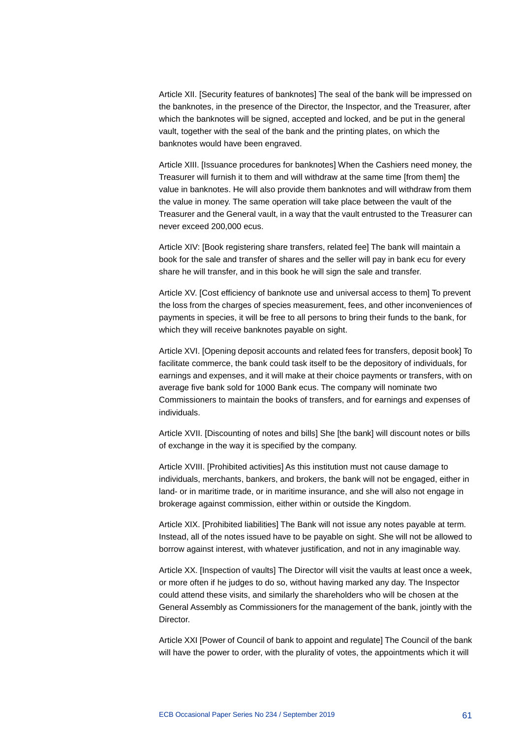Article XII. [Security features of banknotes] The seal of the bank will be impressed on the banknotes, in the presence of the Director, the Inspector, and the Treasurer, after which the banknotes will be signed, accepted and locked, and be put in the general vault, together with the seal of the bank and the printing plates, on which the banknotes would have been engraved.

Article XIII. [Issuance procedures for banknotes] When the Cashiers need money, the Treasurer will furnish it to them and will withdraw at the same time [from them] the value in banknotes. He will also provide them banknotes and will withdraw from them the value in money. The same operation will take place between the vault of the Treasurer and the General vault, in a way that the vault entrusted to the Treasurer can never exceed 200,000 ecus.

Article XIV: [Book registering share transfers, related fee] The bank will maintain a book for the sale and transfer of shares and the seller will pay in bank ecu for every share he will transfer, and in this book he will sign the sale and transfer.

Article XV. [Cost efficiency of banknote use and universal access to them] To prevent the loss from the charges of species measurement, fees, and other inconveniences of payments in species, it will be free to all persons to bring their funds to the bank, for which they will receive banknotes payable on sight.

Article XVI. [Opening deposit accounts and related fees for transfers, deposit book] To facilitate commerce, the bank could task itself to be the depository of individuals, for earnings and expenses, and it will make at their choice payments or transfers, with on average five bank sold for 1000 Bank ecus. The company will nominate two Commissioners to maintain the books of transfers, and for earnings and expenses of individuals.

Article XVII. [Discounting of notes and bills] She [the bank] will discount notes or bills of exchange in the way it is specified by the company.

Article XVIII. [Prohibited activities] As this institution must not cause damage to individuals, merchants, bankers, and brokers, the bank will not be engaged, either in land- or in maritime trade, or in maritime insurance, and she will also not engage in brokerage against commission, either within or outside the Kingdom.

Article XIX. [Prohibited liabilities] The Bank will not issue any notes payable at term. Instead, all of the notes issued have to be payable on sight. She will not be allowed to borrow against interest, with whatever justification, and not in any imaginable way.

Article XX. [Inspection of vaults] The Director will visit the vaults at least once a week, or more often if he judges to do so, without having marked any day. The Inspector could attend these visits, and similarly the shareholders who will be chosen at the General Assembly as Commissioners for the management of the bank, jointly with the Director.

Article XXI [Power of Council of bank to appoint and regulate] The Council of the bank will have the power to order, with the plurality of votes, the appointments which it will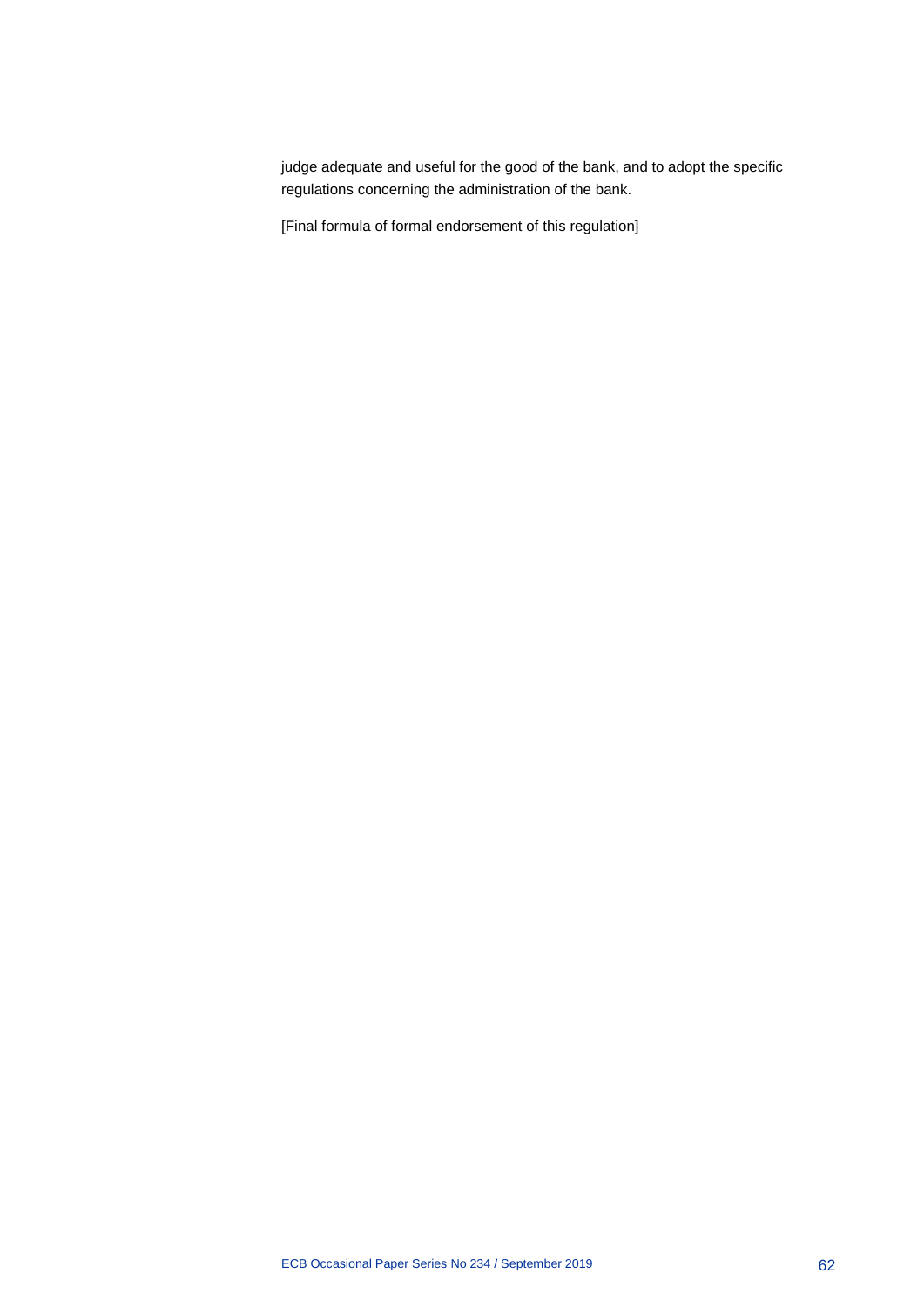judge adequate and useful for the good of the bank, and to adopt the specific regulations concerning the administration of the bank.

[Final formula of formal endorsement of this regulation]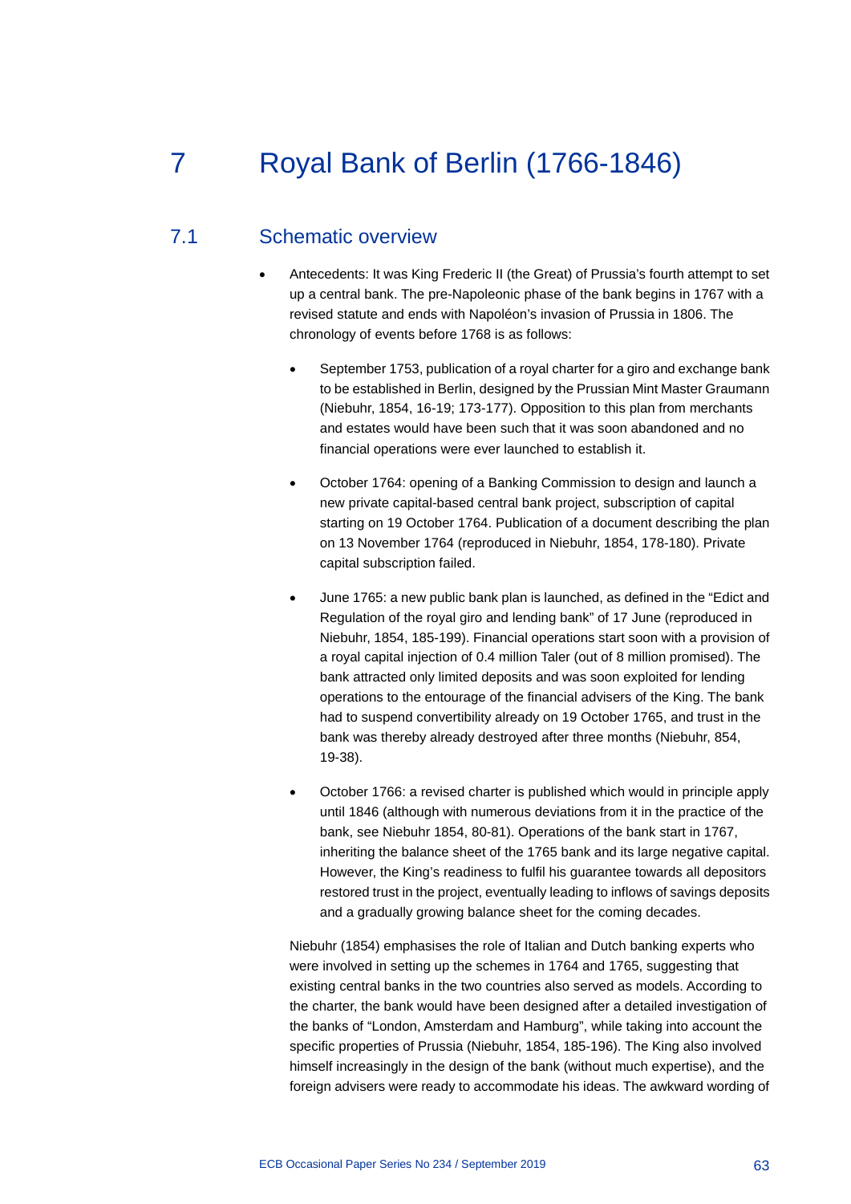# 7 Royal Bank of Berlin (1766-1846)

## 7.1 Schematic overview

- Antecedents: It was King Frederic II (the Great) of Prussia's fourth attempt to set up a central bank. The pre-Napoleonic phase of the bank begins in 1767 with a revised statute and ends with Napoléon's invasion of Prussia in 1806. The chronology of events before 1768 is as follows:

  - September 1753, publication of a royal charter for a giro and exchange bank to be established in Berlin, designed by the Prussian Mint Master Graumann (Niebuhr, 1854, 16-19; 173-177). Opposition to this plan from merchants and estates would have been such that it was soon abandoned and no financial operations were ever launched to establish it.

  - October 1764: opening of a Banking Commission to design and launch a new private capital-based central bank project, subscription of capital starting on 19 October 1764. Publication of a document describing the plan on 13 November 1764 (reproduced in Niebuhr, 1854, 178-180). Private capital subscription failed.

  - June 1765: a new public bank plan is launched, as defined in the "Edict and Regulation of the royal giro and lending bank" of 17 June (reproduced in Niebuhr, 1854, 185-199). Financial operations start soon with a provision of a royal capital injection of 0.4 million Taler (out of 8 million promised). The bank attracted only limited deposits and was soon exploited for lending operations to the entourage of the financial advisers of the King. The bank had to suspend convertibility already on 19 October 1765, and trust in the bank was thereby already destroyed after three months (Niebuhr, 854, 19-38).

  - October 1766: a revised charter is published which would in principle apply until 1846 (although with numerous deviations from it in the practice of the bank, see Niebuhr 1854, 80-81). Operations of the bank start in 1767, inheriting the balance sheet of the 1765 bank and its large negative capital. However, the King's readiness to fulfil his guarantee towards all depositors restored trust in the project, eventually leading to inflows of savings deposits and a gradually growing balance sheet for the coming decades.

  Niebuhr (1854) emphasises the role of Italian and Dutch banking experts who were involved in setting up the schemes in 1764 and 1765, suggesting that existing central banks in the two countries also served as models. According to the charter, the bank would have been designed after a detailed investigation of the banks of "London, Amsterdam and Hamburg", while taking into account the specific properties of Prussia (Niebuhr, 1854, 185-196). The King also involved himself increasingly in the design of the bank (without much expertise), and the foreign advisers were ready to accommodate his ideas. The awkward wording of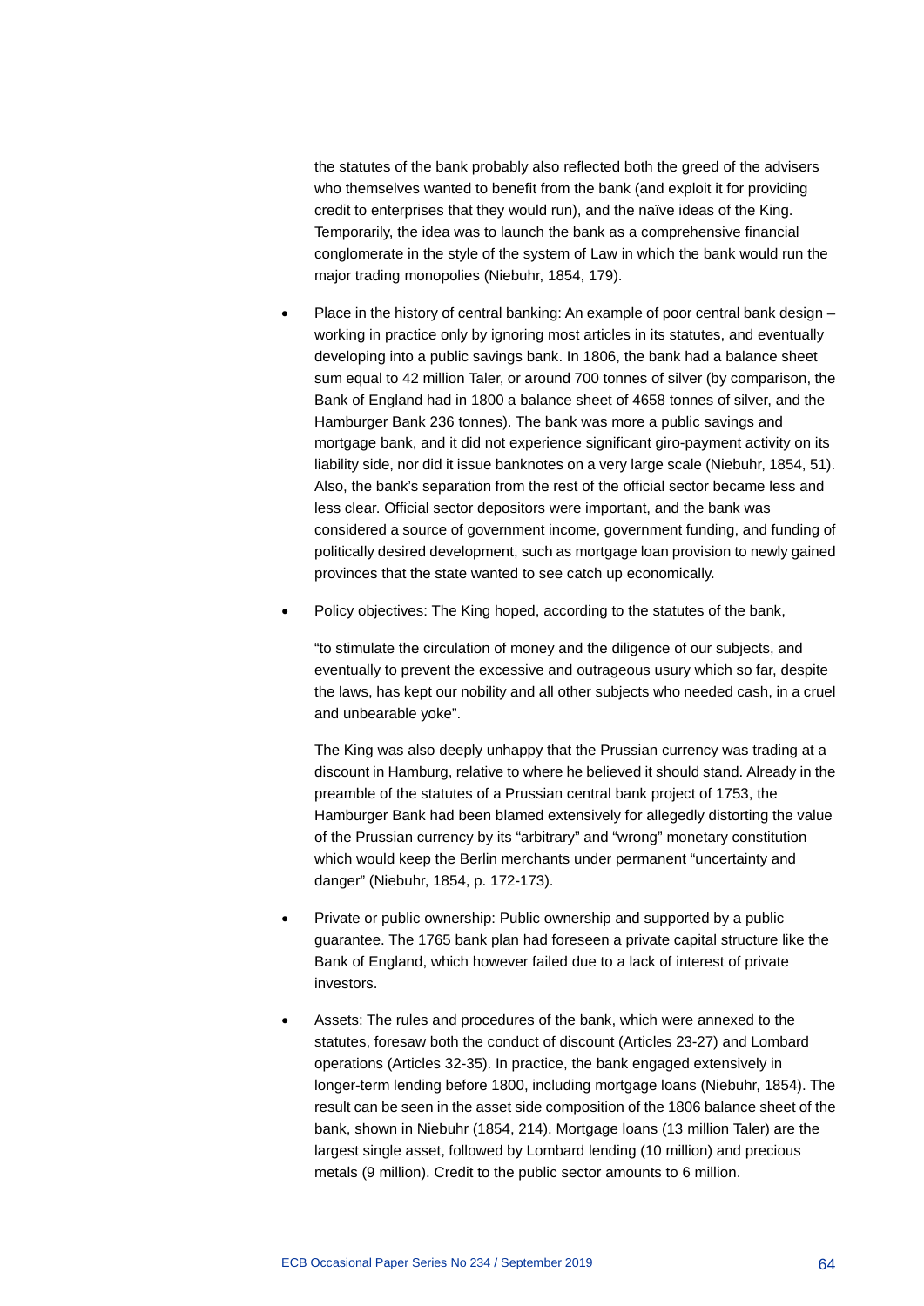the statutes of the bank probably also reflected both the greed of the advisers who themselves wanted to benefit from the bank (and exploit it for providing credit to enterprises that they would run), and the naïve ideas of the King. Temporarily, the idea was to launch the bank as a comprehensive financial conglomerate in the style of the system of Law in which the bank would run the major trading monopolies (Niebuhr, 1854, 179).

- Place in the history of central banking: An example of poor central bank design – working in practice only by ignoring most articles in its statutes, and eventually developing into a public savings bank. In 1806, the bank had a balance sheet sum equal to 42 million Taler, or around 700 tonnes of silver (by comparison, the Bank of England had in 1800 a balance sheet of 4658 tonnes of silver, and the Hamburger Bank 236 tonnes). The bank was more a public savings and mortgage bank, and it did not experience significant giro-payment activity on its liability side, nor did it issue banknotes on a very large scale (Niebuhr, 1854, 51). Also, the bank's separation from the rest of the official sector became less and less clear. Official sector depositors were important, and the bank was considered a source of government income, government funding, and funding of politically desired development, such as mortgage loan provision to newly gained provinces that the state wanted to see catch up economically.

- Policy objectives: The King hoped, according to the statutes of the bank,

  "to stimulate the circulation of money and the diligence of our subjects, and eventually to prevent the excessive and outrageous usury which so far, despite the laws, has kept our nobility and all other subjects who needed cash, in a cruel and unbearable yoke".

  The King was also deeply unhappy that the Prussian currency was trading at a discount in Hamburg, relative to where he believed it should stand. Already in the preamble of the statutes of a Prussian central bank project of 1753, the Hamburger Bank had been blamed extensively for allegedly distorting the value of the Prussian currency by its "arbitrary" and "wrong" monetary constitution which would keep the Berlin merchants under permanent "uncertainty and danger" (Niebuhr, 1854, p. 172-173).

- Private or public ownership: Public ownership and supported by a public guarantee. The 1765 bank plan had foreseen a private capital structure like the Bank of England, which however failed due to a lack of interest of private investors.

- Assets: The rules and procedures of the bank, which were annexed to the statutes, foresaw both the conduct of discount (Articles 23-27) and Lombard operations (Articles 32-35). In practice, the bank engaged extensively in longer-term lending before 1800, including mortgage loans (Niebuhr, 1854). The result can be seen in the asset side composition of the 1806 balance sheet of the bank, shown in Niebuhr (1854, 214). Mortgage loans (13 million Taler) are the largest single asset, followed by Lombard lending (10 million) and precious metals (9 million). Credit to the public sector amounts to 6 million.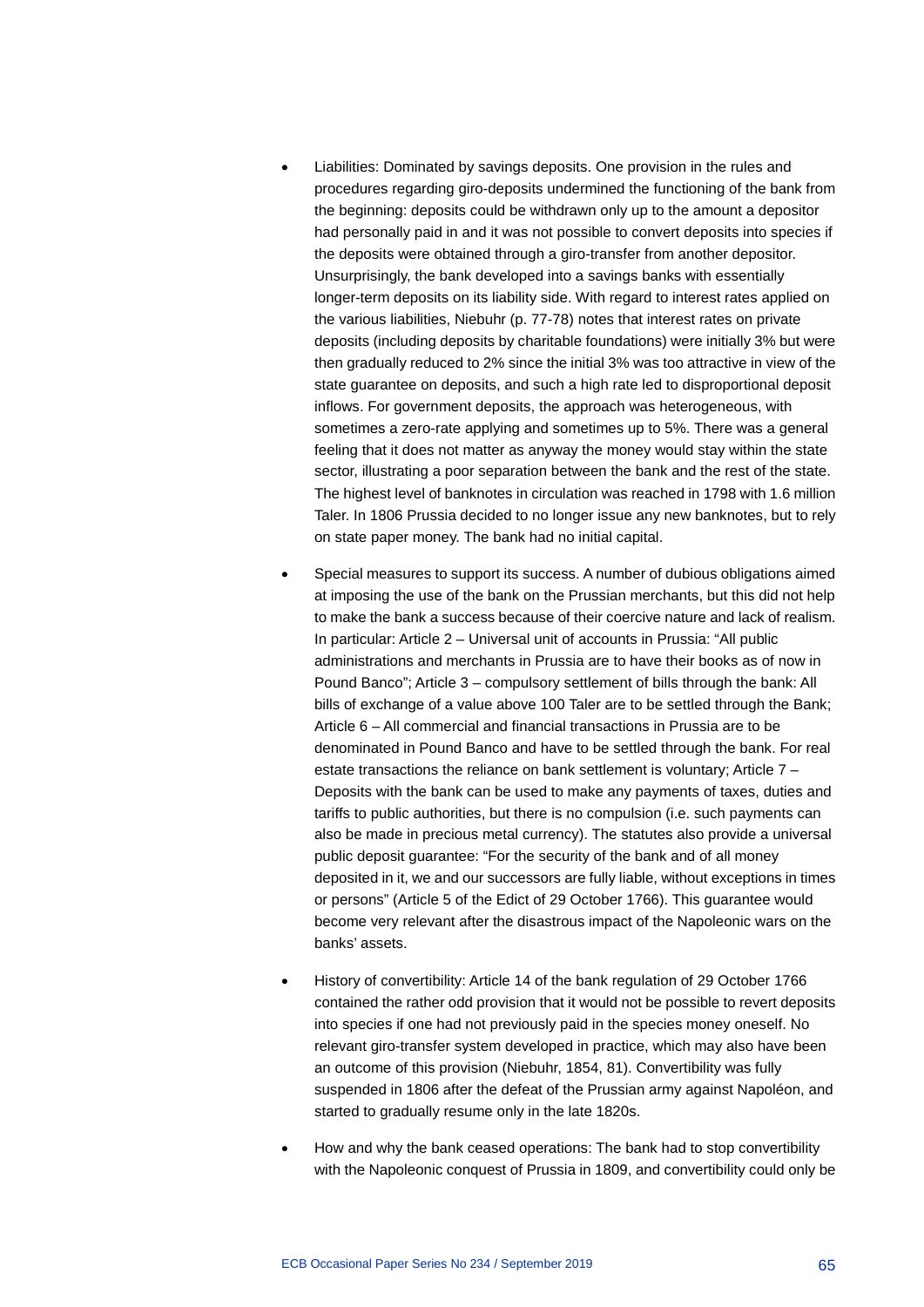- Liabilities: Dominated by savings deposits. One provision in the rules and procedures regarding giro-deposits undermined the functioning of the bank from the beginning: deposits could be withdrawn only up to the amount a depositor had personally paid in and it was not possible to convert deposits into species if the deposits were obtained through a giro-transfer from another depositor. Unsurprisingly, the bank developed into a savings banks with essentially longer-term deposits on its liability side. With regard to interest rates applied on the various liabilities, Niebuhr (p. 77-78) notes that interest rates on private deposits (including deposits by charitable foundations) were initially 3% but were then gradually reduced to 2% since the initial 3% was too attractive in view of the state guarantee on deposits, and such a high rate led to disproportional deposit inflows. For government deposits, the approach was heterogeneous, with sometimes a zero-rate applying and sometimes up to 5%. There was a general feeling that it does not matter as anyway the money would stay within the state sector, illustrating a poor separation between the bank and the rest of the state. The highest level of banknotes in circulation was reached in 1798 with 1.6 million Taler. In 1806 Prussia decided to no longer issue any new banknotes, but to rely on state paper money. The bank had no initial capital.

- Special measures to support its success. A number of dubious obligations aimed at imposing the use of the bank on the Prussian merchants, but this did not help to make the bank a success because of their coercive nature and lack of realism. In particular: Article 2 – Universal unit of accounts in Prussia: "All public administrations and merchants in Prussia are to have their books as of now in Pound Banco"; Article 3 – compulsory settlement of bills through the bank: All bills of exchange of a value above 100 Taler are to be settled through the Bank; Article 6 – All commercial and financial transactions in Prussia are to be denominated in Pound Banco and have to be settled through the bank. For real estate transactions the reliance on bank settlement is voluntary; Article 7 – Deposits with the bank can be used to make any payments of taxes, duties and tariffs to public authorities, but there is no compulsion (i.e. such payments can also be made in precious metal currency). The statutes also provide a universal public deposit guarantee: "For the security of the bank and of all money deposited in it, we and our successors are fully liable, without exceptions in times or persons" (Article 5 of the Edict of 29 October 1766). This guarantee would become very relevant after the disastrous impact of the Napoleonic wars on the banks' assets.

- History of convertibility: Article 14 of the bank regulation of 29 October 1766 contained the rather odd provision that it would not be possible to revert deposits into species if one had not previously paid in the species money oneself. No relevant giro-transfer system developed in practice, which may also have been an outcome of this provision (Niebuhr, 1854, 81). Convertibility was fully suspended in 1806 after the defeat of the Prussian army against Napoléon, and started to gradually resume only in the late 1820s.

- How and why the bank ceased operations: The bank had to stop convertibility with the Napoleonic conquest of Prussia in 1809, and convertibility could only be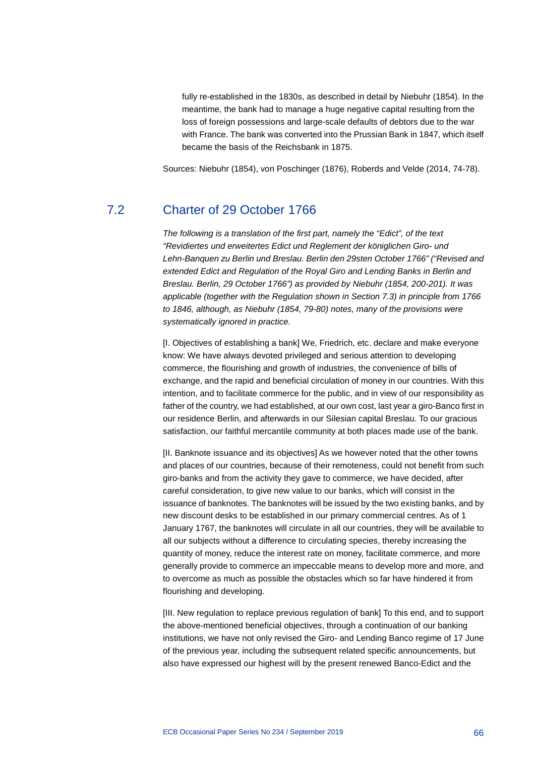fully re-established in the 1830s, as described in detail by Niebuhr (1854). In the meantime, the bank had to manage a huge negative capital resulting from the loss of foreign possessions and large-scale defaults of debtors due to the war with France. The bank was converted into the Prussian Bank in 1847, which itself became the basis of the Reichsbank in 1875.

Sources: Niebuhr (1854), von Poschinger (1876), Roberds and Velde (2014, 74-78).

## 7.2 Charter of 29 October 1766

*The following is a translation of the first part, namely the "Edict", of the text "Revidiertes und erweitertes Edict und Reglement der königlichen Giro- und Lehn-Banquen zu Berlin und Breslau. Berlin den 29sten October 1766" ("Revised and extended Edict and Regulation of the Royal Giro and Lending Banks in Berlin and Breslau. Berlin, 29 October 1766") as provided by Niebuhr (1854, 200-201). It was applicable (together with the Regulation shown in Section 7.3) in principle from 1766 to 1846, although, as Niebuhr (1854, 79-80) notes, many of the provisions were systematically ignored in practice.*

[I. Objectives of establishing a bank] We, Friedrich, etc. declare and make everyone know: We have always devoted privileged and serious attention to developing commerce, the flourishing and growth of industries, the convenience of bills of exchange, and the rapid and beneficial circulation of money in our countries. With this intention, and to facilitate commerce for the public, and in view of our responsibility as father of the country, we had established, at our own cost, last year a giro-Banco first in our residence Berlin, and afterwards in our Silesian capital Breslau. To our gracious satisfaction, our faithful mercantile community at both places made use of the bank.

[II. Banknote issuance and its objectives] As we however noted that the other towns and places of our countries, because of their remoteness, could not benefit from such giro-banks and from the activity they gave to commerce, we have decided, after careful consideration, to give new value to our banks, which will consist in the issuance of banknotes. The banknotes will be issued by the two existing banks, and by new discount desks to be established in our primary commercial centres. As of 1 January 1767, the banknotes will circulate in all our countries, they will be available to all our subjects without a difference to circulating species, thereby increasing the quantity of money, reduce the interest rate on money, facilitate commerce, and more generally provide to commerce an impeccable means to develop more and more, and to overcome as much as possible the obstacles which so far have hindered it from flourishing and developing.

[III. New regulation to replace previous regulation of bank] To this end, and to support the above-mentioned beneficial objectives, through a continuation of our banking institutions, we have not only revised the Giro- and Lending Banco regime of 17 June of the previous year, including the subsequent related specific announcements, but also have expressed our highest will by the present renewed Banco-Edict and the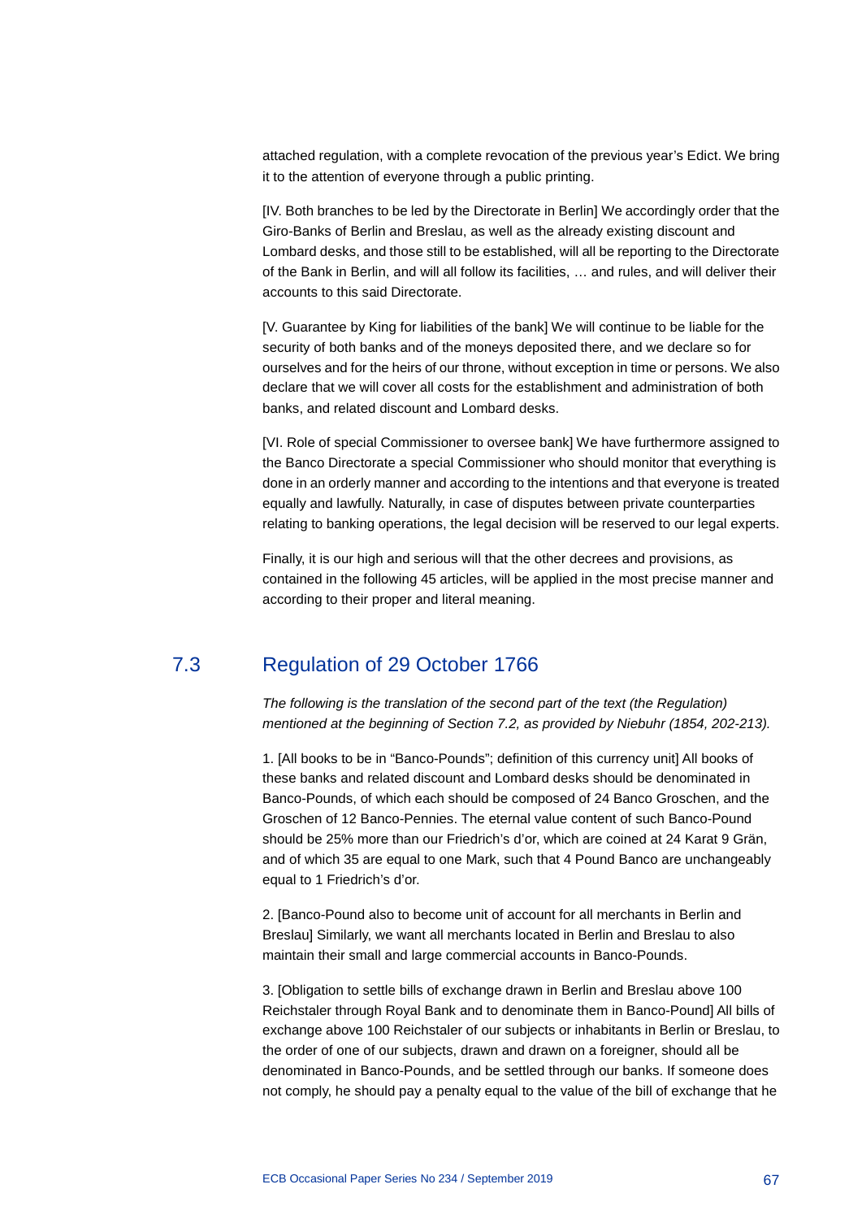attached regulation, with a complete revocation of the previous year's Edict. We bring it to the attention of everyone through a public printing.

[IV. Both branches to be led by the Directorate in Berlin] We accordingly order that the Giro-Banks of Berlin and Breslau, as well as the already existing discount and Lombard desks, and those still to be established, will all be reporting to the Directorate of the Bank in Berlin, and will all follow its facilities, … and rules, and will deliver their accounts to this said Directorate.

[V. Guarantee by King for liabilities of the bank] We will continue to be liable for the security of both banks and of the moneys deposited there, and we declare so for ourselves and for the heirs of our throne, without exception in time or persons. We also declare that we will cover all costs for the establishment and administration of both banks, and related discount and Lombard desks.

[VI. Role of special Commissioner to oversee bank] We have furthermore assigned to the Banco Directorate a special Commissioner who should monitor that everything is done in an orderly manner and according to the intentions and that everyone is treated equally and lawfully. Naturally, in case of disputes between private counterparties relating to banking operations, the legal decision will be reserved to our legal experts.

Finally, it is our high and serious will that the other decrees and provisions, as contained in the following 45 articles, will be applied in the most precise manner and according to their proper and literal meaning.

## 7.3 Regulation of 29 October 1766

*The following is the translation of the second part of the text (the Regulation) mentioned at the beginning of Section 7.2, as provided by Niebuhr (1854, 202-213).*

1. [All books to be in "Banco-Pounds"; definition of this currency unit] All books of these banks and related discount and Lombard desks should be denominated in Banco-Pounds, of which each should be composed of 24 Banco Groschen, and the Groschen of 12 Banco-Pennies. The eternal value content of such Banco-Pound should be 25% more than our Friedrich's d'or, which are coined at 24 Karat 9 Grän, and of which 35 are equal to one Mark, such that 4 Pound Banco are unchangeably equal to 1 Friedrich's d'or.

2. [Banco-Pound also to become unit of account for all merchants in Berlin and Breslau] Similarly, we want all merchants located in Berlin and Breslau to also maintain their small and large commercial accounts in Banco-Pounds.

3. [Obligation to settle bills of exchange drawn in Berlin and Breslau above 100 Reichstaler through Royal Bank and to denominate them in Banco-Pound] All bills of exchange above 100 Reichstaler of our subjects or inhabitants in Berlin or Breslau, to the order of one of our subjects, drawn and drawn on a foreigner, should all be denominated in Banco-Pounds, and be settled through our banks. If someone does not comply, he should pay a penalty equal to the value of the bill of exchange that he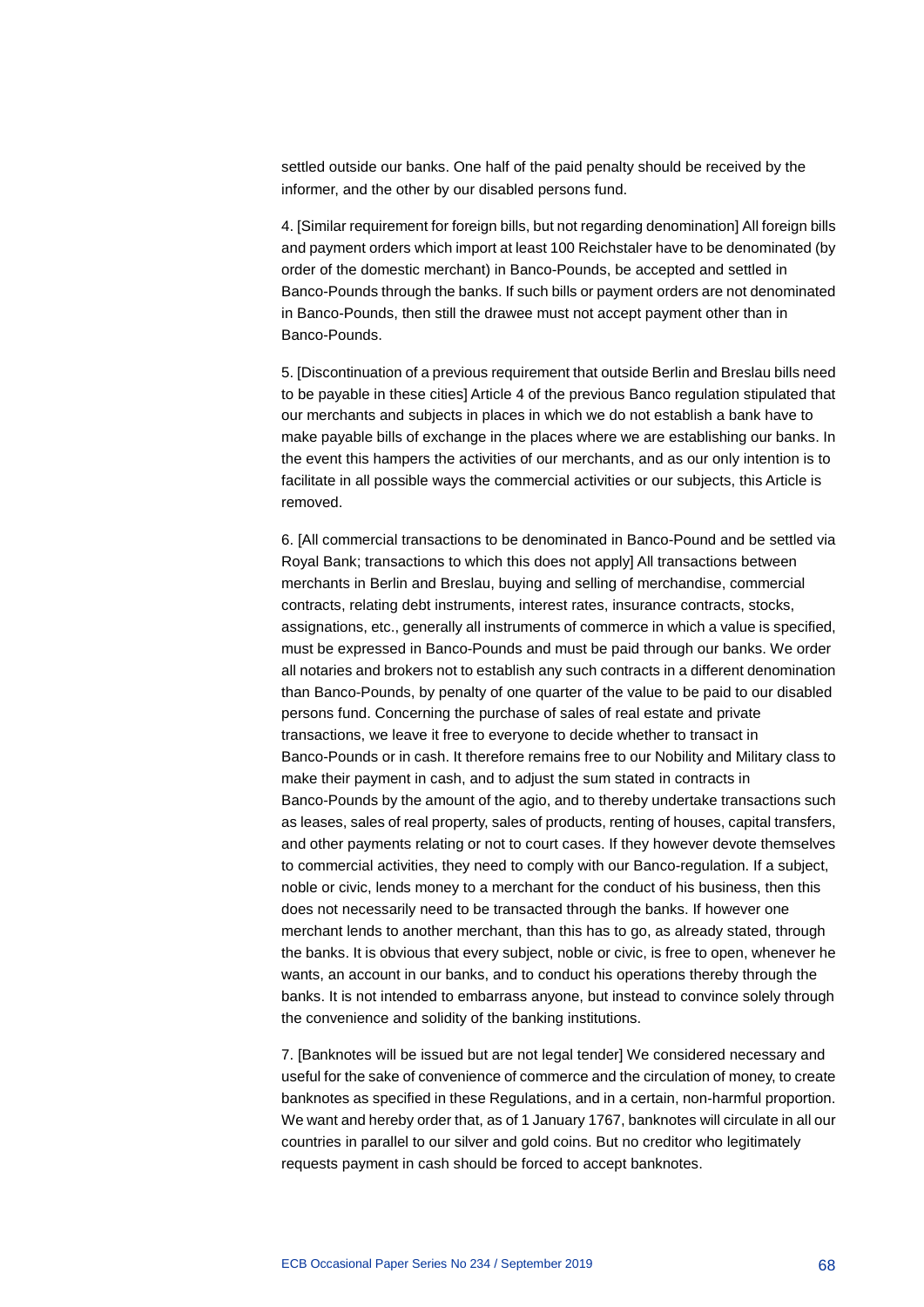settled outside our banks. One half of the paid penalty should be received by the informer, and the other by our disabled persons fund.

4. [Similar requirement for foreign bills, but not regarding denomination] All foreign bills and payment orders which import at least 100 Reichstaler have to be denominated (by order of the domestic merchant) in Banco-Pounds, be accepted and settled in Banco-Pounds through the banks. If such bills or payment orders are not denominated in Banco-Pounds, then still the drawee must not accept payment other than in Banco-Pounds.

5. [Discontinuation of a previous requirement that outside Berlin and Breslau bills need to be payable in these cities] Article 4 of the previous Banco regulation stipulated that our merchants and subjects in places in which we do not establish a bank have to make payable bills of exchange in the places where we are establishing our banks. In the event this hampers the activities of our merchants, and as our only intention is to facilitate in all possible ways the commercial activities or our subjects, this Article is removed.

6. [All commercial transactions to be denominated in Banco-Pound and be settled via Royal Bank; transactions to which this does not apply] All transactions between merchants in Berlin and Breslau, buying and selling of merchandise, commercial contracts, relating debt instruments, interest rates, insurance contracts, stocks, assignations, etc., generally all instruments of commerce in which a value is specified, must be expressed in Banco-Pounds and must be paid through our banks. We order all notaries and brokers not to establish any such contracts in a different denomination than Banco-Pounds, by penalty of one quarter of the value to be paid to our disabled persons fund. Concerning the purchase of sales of real estate and private transactions, we leave it free to everyone to decide whether to transact in Banco-Pounds or in cash. It therefore remains free to our Nobility and Military class to make their payment in cash, and to adjust the sum stated in contracts in Banco-Pounds by the amount of the agio, and to thereby undertake transactions such as leases, sales of real property, sales of products, renting of houses, capital transfers, and other payments relating or not to court cases. If they however devote themselves to commercial activities, they need to comply with our Banco-regulation. If a subject, noble or civic, lends money to a merchant for the conduct of his business, then this does not necessarily need to be transacted through the banks. If however one merchant lends to another merchant, than this has to go, as already stated, through the banks. It is obvious that every subject, noble or civic, is free to open, whenever he wants, an account in our banks, and to conduct his operations thereby through the banks. It is not intended to embarrass anyone, but instead to convince solely through the convenience and solidity of the banking institutions.

7. [Banknotes will be issued but are not legal tender] We considered necessary and useful for the sake of convenience of commerce and the circulation of money, to create banknotes as specified in these Regulations, and in a certain, non-harmful proportion. We want and hereby order that, as of 1 January 1767, banknotes will circulate in all our countries in parallel to our silver and gold coins. But no creditor who legitimately requests payment in cash should be forced to accept banknotes.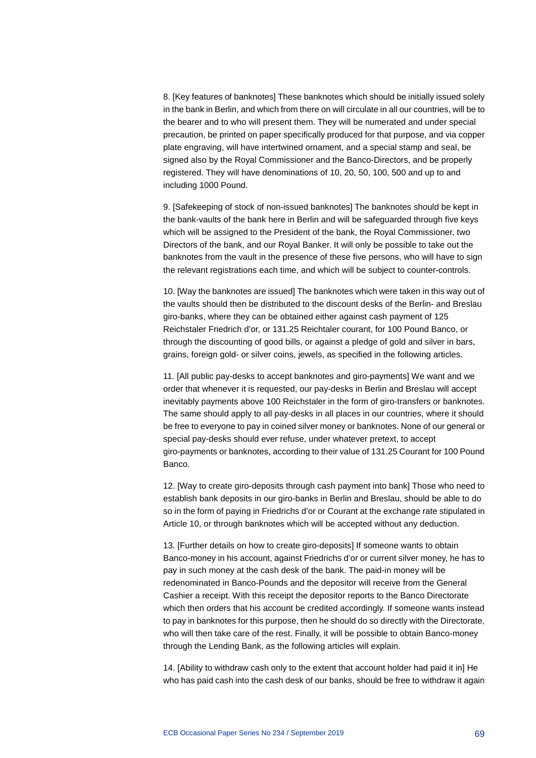8. [Key features of banknotes] These banknotes which should be initially issued solely in the bank in Berlin, and which from there on will circulate in all our countries, will be to the bearer and to who will present them. They will be numerated and under special precaution, be printed on paper specifically produced for that purpose, and via copper plate engraving, will have intertwined ornament, and a special stamp and seal, be signed also by the Royal Commissioner and the Banco-Directors, and be properly registered. They will have denominations of 10, 20, 50, 100, 500 and up to and including 1000 Pound.

9. [Safekeeping of stock of non-issued banknotes] The banknotes should be kept in the bank-vaults of the bank here in Berlin and will be safeguarded through five keys which will be assigned to the President of the bank, the Royal Commissioner, two Directors of the bank, and our Royal Banker. It will only be possible to take out the banknotes from the vault in the presence of these five persons, who will have to sign the relevant registrations each time, and which will be subject to counter-controls.

10. [Way the banknotes are issued] The banknotes which were taken in this way out of the vaults should then be distributed to the discount desks of the Berlin- and Breslau giro-banks, where they can be obtained either against cash payment of 125 Reichstaler Friedrich d'or, or 131.25 Reichtaler courant, for 100 Pound Banco, or through the discounting of good bills, or against a pledge of gold and silver in bars, grains, foreign gold- or silver coins, jewels, as specified in the following articles.

11. [All public pay-desks to accept banknotes and giro-payments] We want and we order that whenever it is requested, our pay-desks in Berlin and Breslau will accept inevitably payments above 100 Reichstaler in the form of giro-transfers or banknotes. The same should apply to all pay-desks in all places in our countries, where it should be free to everyone to pay in coined silver money or banknotes. None of our general or special pay-desks should ever refuse, under whatever pretext, to accept giro-payments or banknotes, according to their value of 131.25 Courant for 100 Pound Banco.

12. [Way to create giro-deposits through cash payment into bank] Those who need to establish bank deposits in our giro-banks in Berlin and Breslau, should be able to do so in the form of paying in Friedrichs d'or or Courant at the exchange rate stipulated in Article 10, or through banknotes which will be accepted without any deduction.

13. [Further details on how to create giro-deposits] If someone wants to obtain Banco-money in his account, against Friedrichs d'or or current silver money, he has to pay in such money at the cash desk of the bank. The paid-in money will be redenominated in Banco-Pounds and the depositor will receive from the General Cashier a receipt. With this receipt the depositor reports to the Banco Directorate which then orders that his account be credited accordingly. If someone wants instead to pay in banknotes for this purpose, then he should do so directly with the Directorate, who will then take care of the rest. Finally, it will be possible to obtain Banco-money through the Lending Bank, as the following articles will explain.

14. [Ability to withdraw cash only to the extent that account holder had paid it in] He who has paid cash into the cash desk of our banks, should be free to withdraw it again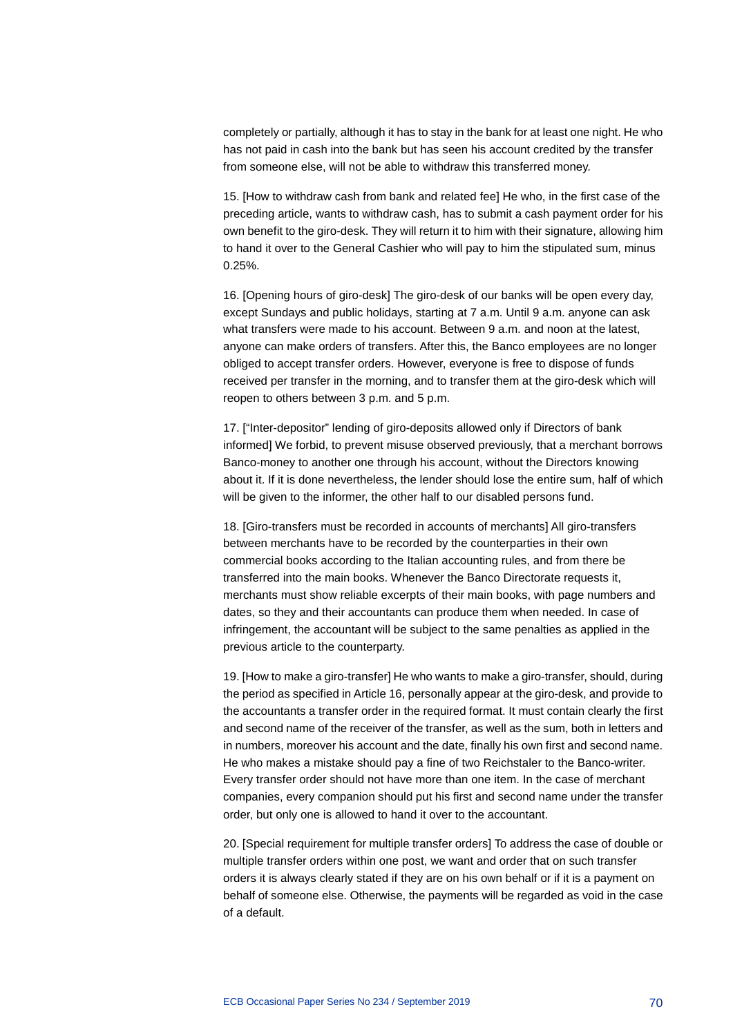completely or partially, although it has to stay in the bank for at least one night. He who has not paid in cash into the bank but has seen his account credited by the transfer from someone else, will not be able to withdraw this transferred money.

15. [How to withdraw cash from bank and related fee] He who, in the first case of the preceding article, wants to withdraw cash, has to submit a cash payment order for his own benefit to the giro-desk. They will return it to him with their signature, allowing him to hand it over to the General Cashier who will pay to him the stipulated sum, minus 0.25%.

16. [Opening hours of giro-desk] The giro-desk of our banks will be open every day, except Sundays and public holidays, starting at 7 a.m. Until 9 a.m. anyone can ask what transfers were made to his account. Between 9 a.m. and noon at the latest, anyone can make orders of transfers. After this, the Banco employees are no longer obliged to accept transfer orders. However, everyone is free to dispose of funds received per transfer in the morning, and to transfer them at the giro-desk which will reopen to others between 3 p.m. and 5 p.m.

17. ["Inter-depositor" lending of giro-deposits allowed only if Directors of bank informed] We forbid, to prevent misuse observed previously, that a merchant borrows Banco-money to another one through his account, without the Directors knowing about it. If it is done nevertheless, the lender should lose the entire sum, half of which will be given to the informer, the other half to our disabled persons fund.

18. [Giro-transfers must be recorded in accounts of merchants] All giro-transfers between merchants have to be recorded by the counterparties in their own commercial books according to the Italian accounting rules, and from there be transferred into the main books. Whenever the Banco Directorate requests it, merchants must show reliable excerpts of their main books, with page numbers and dates, so they and their accountants can produce them when needed. In case of infringement, the accountant will be subject to the same penalties as applied in the previous article to the counterparty.

19. [How to make a giro-transfer] He who wants to make a giro-transfer, should, during the period as specified in Article 16, personally appear at the giro-desk, and provide to the accountants a transfer order in the required format. It must contain clearly the first and second name of the receiver of the transfer, as well as the sum, both in letters and in numbers, moreover his account and the date, finally his own first and second name. He who makes a mistake should pay a fine of two Reichstaler to the Banco-writer. Every transfer order should not have more than one item. In the case of merchant companies, every companion should put his first and second name under the transfer order, but only one is allowed to hand it over to the accountant.

20. [Special requirement for multiple transfer orders] To address the case of double or multiple transfer orders within one post, we want and order that on such transfer orders it is always clearly stated if they are on his own behalf or if it is a payment on behalf of someone else. Otherwise, the payments will be regarded as void in the case of a default.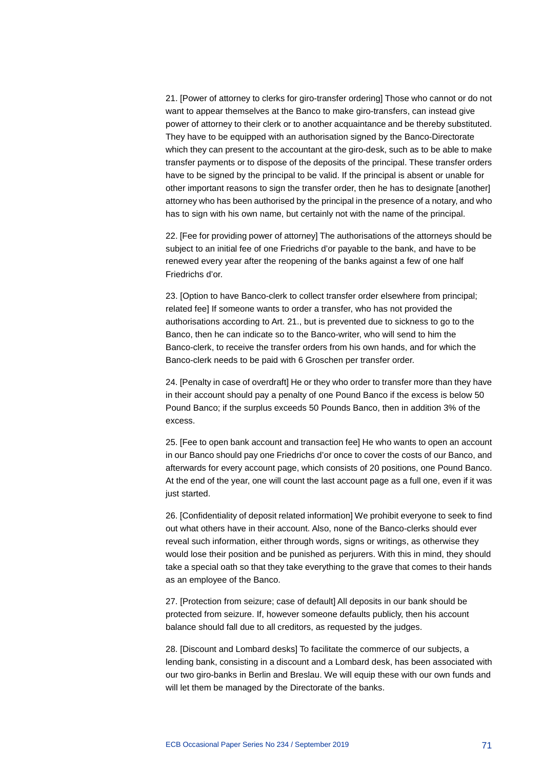21. [Power of attorney to clerks for giro-transfer ordering] Those who cannot or do not want to appear themselves at the Banco to make giro-transfers, can instead give power of attorney to their clerk or to another acquaintance and be thereby substituted. They have to be equipped with an authorisation signed by the Banco-Directorate which they can present to the accountant at the giro-desk, such as to be able to make transfer payments or to dispose of the deposits of the principal. These transfer orders have to be signed by the principal to be valid. If the principal is absent or unable for other important reasons to sign the transfer order, then he has to designate [another] attorney who has been authorised by the principal in the presence of a notary, and who has to sign with his own name, but certainly not with the name of the principal.

22. [Fee for providing power of attorney] The authorisations of the attorneys should be subject to an initial fee of one Friedrichs d'or payable to the bank, and have to be renewed every year after the reopening of the banks against a few of one half Friedrichs d'or.

23. [Option to have Banco-clerk to collect transfer order elsewhere from principal; related fee] If someone wants to order a transfer, who has not provided the authorisations according to Art. 21., but is prevented due to sickness to go to the Banco, then he can indicate so to the Banco-writer, who will send to him the Banco-clerk, to receive the transfer orders from his own hands, and for which the Banco-clerk needs to be paid with 6 Groschen per transfer order.

24. [Penalty in case of overdraft] He or they who order to transfer more than they have in their account should pay a penalty of one Pound Banco if the excess is below 50 Pound Banco; if the surplus exceeds 50 Pounds Banco, then in addition 3% of the excess.

25. [Fee to open bank account and transaction fee] He who wants to open an account in our Banco should pay one Friedrichs d'or once to cover the costs of our Banco, and afterwards for every account page, which consists of 20 positions, one Pound Banco. At the end of the year, one will count the last account page as a full one, even if it was just started.

26. [Confidentiality of deposit related information] We prohibit everyone to seek to find out what others have in their account. Also, none of the Banco-clerks should ever reveal such information, either through words, signs or writings, as otherwise they would lose their position and be punished as perjurers. With this in mind, they should take a special oath so that they take everything to the grave that comes to their hands as an employee of the Banco.

27. [Protection from seizure; case of default] All deposits in our bank should be protected from seizure. If, however someone defaults publicly, then his account balance should fall due to all creditors, as requested by the judges.

28. [Discount and Lombard desks] To facilitate the commerce of our subjects, a lending bank, consisting in a discount and a Lombard desk, has been associated with our two giro-banks in Berlin and Breslau. We will equip these with our own funds and will let them be managed by the Directorate of the banks.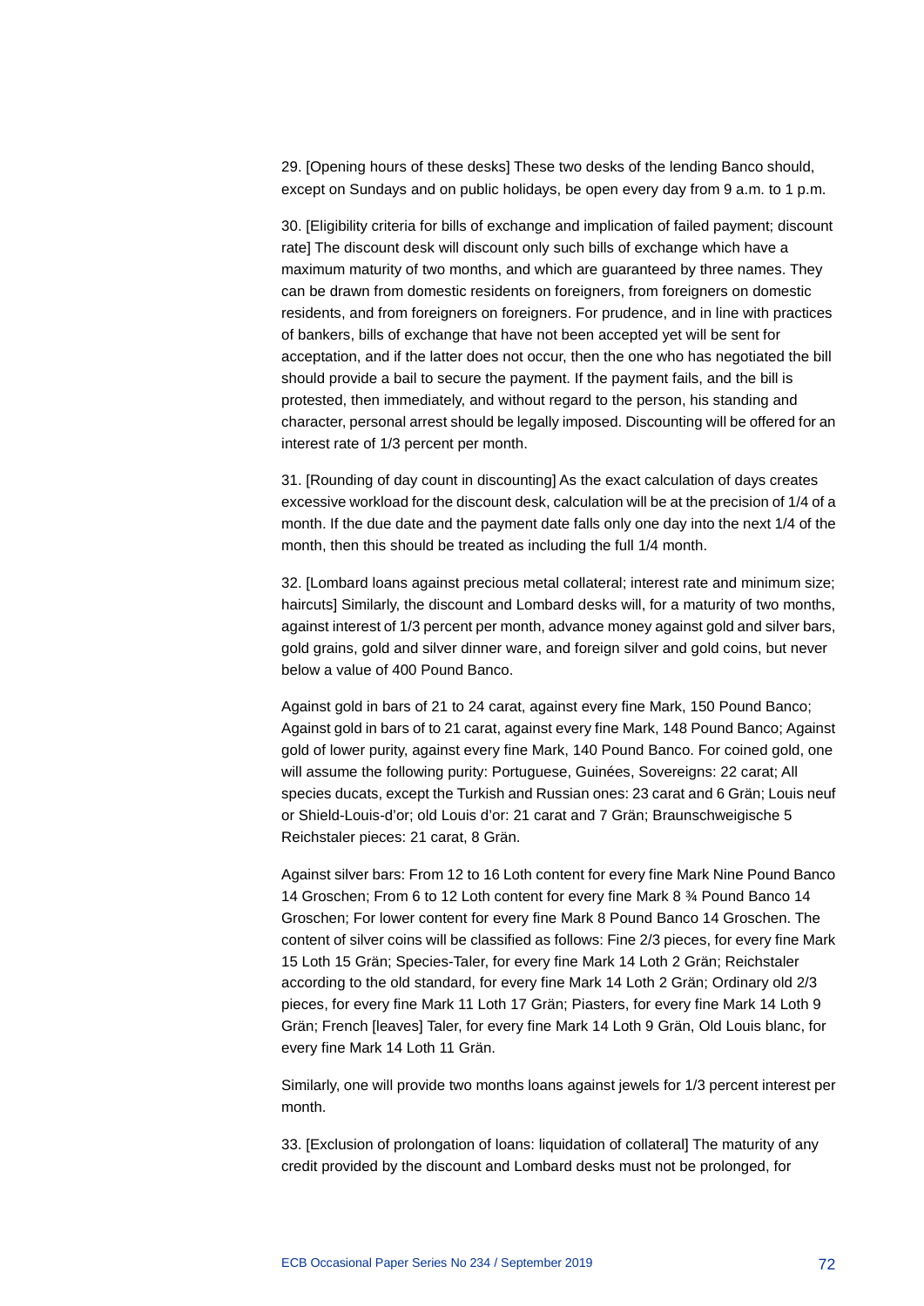29. [Opening hours of these desks] These two desks of the lending Banco should, except on Sundays and on public holidays, be open every day from 9 a.m. to 1 p.m.

30. [Eligibility criteria for bills of exchange and implication of failed payment; discount rate] The discount desk will discount only such bills of exchange which have a maximum maturity of two months, and which are guaranteed by three names. They can be drawn from domestic residents on foreigners, from foreigners on domestic residents, and from foreigners on foreigners. For prudence, and in line with practices of bankers, bills of exchange that have not been accepted yet will be sent for acceptation, and if the latter does not occur, then the one who has negotiated the bill should provide a bail to secure the payment. If the payment fails, and the bill is protested, then immediately, and without regard to the person, his standing and character, personal arrest should be legally imposed. Discounting will be offered for an interest rate of 1/3 percent per month.

31. [Rounding of day count in discounting] As the exact calculation of days creates excessive workload for the discount desk, calculation will be at the precision of 1/4 of a month. If the due date and the payment date falls only one day into the next 1/4 of the month, then this should be treated as including the full 1/4 month.

32. [Lombard loans against precious metal collateral; interest rate and minimum size; haircuts] Similarly, the discount and Lombard desks will, for a maturity of two months, against interest of 1/3 percent per month, advance money against gold and silver bars, gold grains, gold and silver dinner ware, and foreign silver and gold coins, but never below a value of 400 Pound Banco.

Against gold in bars of 21 to 24 carat, against every fine Mark, 150 Pound Banco; Against gold in bars of to 21 carat, against every fine Mark, 148 Pound Banco; Against gold of lower purity, against every fine Mark, 140 Pound Banco. For coined gold, one will assume the following purity: Portuguese, Guinées, Sovereigns: 22 carat; All species ducats, except the Turkish and Russian ones: 23 carat and 6 Grän; Louis neuf or Shield-Louis-d'or; old Louis d'or: 21 carat and 7 Grän; Braunschweigische 5 Reichstaler pieces: 21 carat, 8 Grän.

Against silver bars: From 12 to 16 Loth content for every fine Mark Nine Pound Banco 14 Groschen; From 6 to 12 Loth content for every fine Mark 8 ¾ Pound Banco 14 Groschen; For lower content for every fine Mark 8 Pound Banco 14 Groschen. The content of silver coins will be classified as follows: Fine 2/3 pieces, for every fine Mark 15 Loth 15 Grän; Species-Taler, for every fine Mark 14 Loth 2 Grän; Reichstaler according to the old standard, for every fine Mark 14 Loth 2 Grän; Ordinary old 2/3 pieces, for every fine Mark 11 Loth 17 Grän; Piasters, for every fine Mark 14 Loth 9 Grän; French [leaves] Taler, for every fine Mark 14 Loth 9 Grän, Old Louis blanc, for every fine Mark 14 Loth 11 Grän.

Similarly, one will provide two months loans against jewels for 1/3 percent interest per month.

33. [Exclusion of prolongation of loans: liquidation of collateral] The maturity of any credit provided by the discount and Lombard desks must not be prolonged, for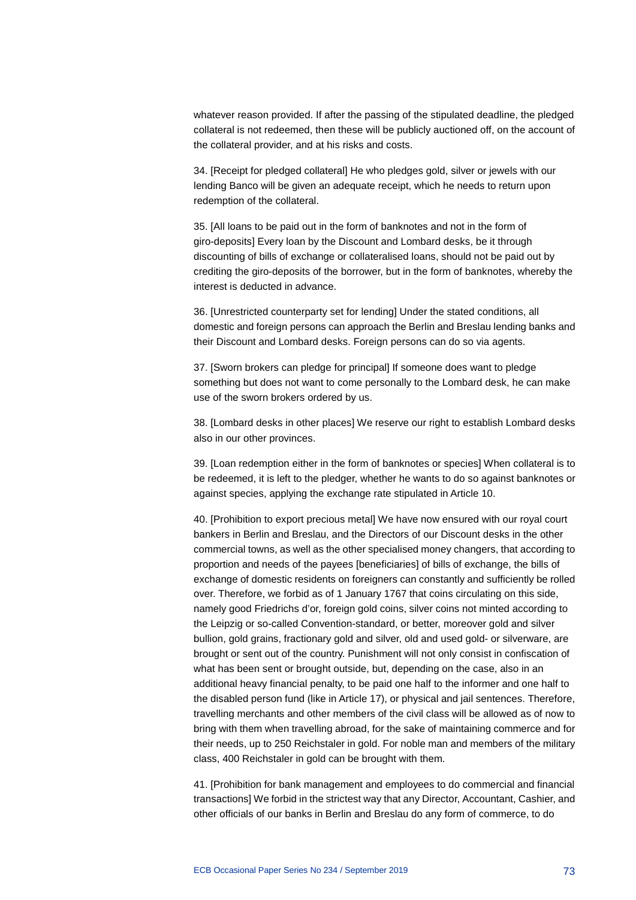whatever reason provided. If after the passing of the stipulated deadline, the pledged collateral is not redeemed, then these will be publicly auctioned off, on the account of the collateral provider, and at his risks and costs.

34. [Receipt for pledged collateral] He who pledges gold, silver or jewels with our lending Banco will be given an adequate receipt, which he needs to return upon redemption of the collateral.

35. [All loans to be paid out in the form of banknotes and not in the form of giro-deposits] Every loan by the Discount and Lombard desks, be it through discounting of bills of exchange or collateralised loans, should not be paid out by crediting the giro-deposits of the borrower, but in the form of banknotes, whereby the interest is deducted in advance.

36. [Unrestricted counterparty set for lending] Under the stated conditions, all domestic and foreign persons can approach the Berlin and Breslau lending banks and their Discount and Lombard desks. Foreign persons can do so via agents.

37. [Sworn brokers can pledge for principal] If someone does want to pledge something but does not want to come personally to the Lombard desk, he can make use of the sworn brokers ordered by us.

38. [Lombard desks in other places] We reserve our right to establish Lombard desks also in our other provinces.

39. [Loan redemption either in the form of banknotes or species] When collateral is to be redeemed, it is left to the pledger, whether he wants to do so against banknotes or against species, applying the exchange rate stipulated in Article 10.

40. [Prohibition to export precious metal] We have now ensured with our royal court bankers in Berlin and Breslau, and the Directors of our Discount desks in the other commercial towns, as well as the other specialised money changers, that according to proportion and needs of the payees [beneficiaries] of bills of exchange, the bills of exchange of domestic residents on foreigners can constantly and sufficiently be rolled over. Therefore, we forbid as of 1 January 1767 that coins circulating on this side, namely good Friedrichs d'or, foreign gold coins, silver coins not minted according to the Leipzig or so-called Convention-standard, or better, moreover gold and silver bullion, gold grains, fractionary gold and silver, old and used gold- or silverware, are brought or sent out of the country. Punishment will not only consist in confiscation of what has been sent or brought outside, but, depending on the case, also in an additional heavy financial penalty, to be paid one half to the informer and one half to the disabled person fund (like in Article 17), or physical and jail sentences. Therefore, travelling merchants and other members of the civil class will be allowed as of now to bring with them when travelling abroad, for the sake of maintaining commerce and for their needs, up to 250 Reichstaler in gold. For noble man and members of the military class, 400 Reichstaler in gold can be brought with them.

41. [Prohibition for bank management and employees to do commercial and financial transactions] We forbid in the strictest way that any Director, Accountant, Cashier, and other officials of our banks in Berlin and Breslau do any form of commerce, to do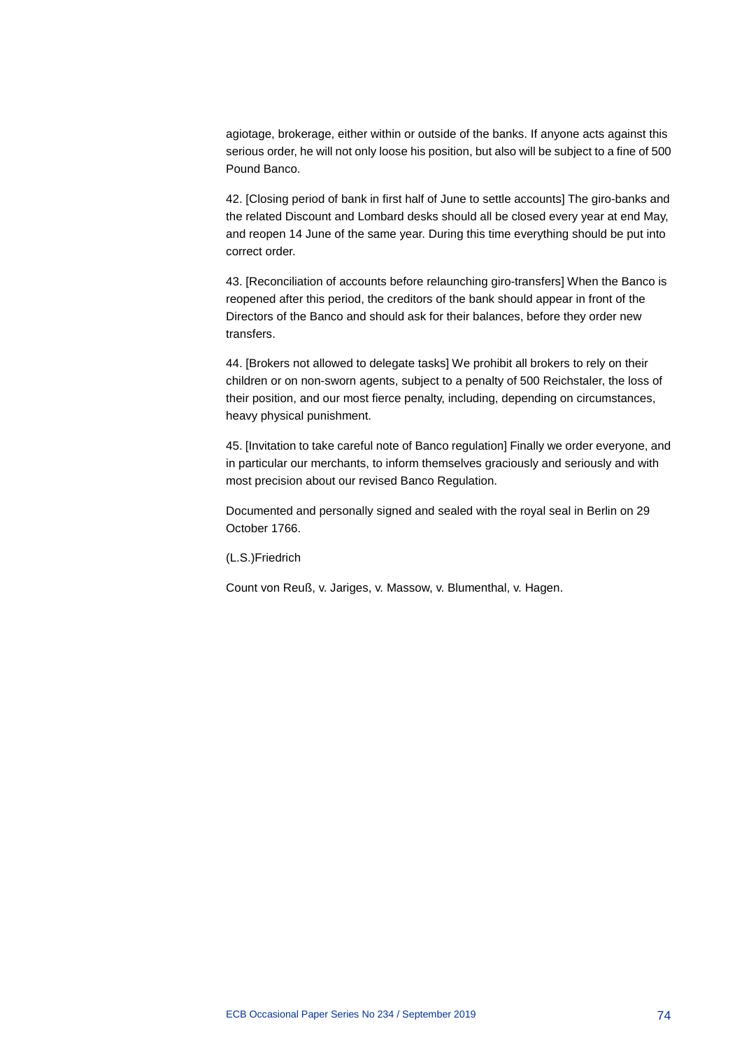agiotage, brokerage, either within or outside of the banks. If anyone acts against this serious order, he will not only loose his position, but also will be subject to a fine of 500 Pound Banco.

42. [Closing period of bank in first half of June to settle accounts] The giro-banks and the related Discount and Lombard desks should all be closed every year at end May, and reopen 14 June of the same year. During this time everything should be put into correct order.

43. [Reconciliation of accounts before relaunching giro-transfers] When the Banco is reopened after this period, the creditors of the bank should appear in front of the Directors of the Banco and should ask for their balances, before they order new transfers.

44. [Brokers not allowed to delegate tasks] We prohibit all brokers to rely on their children or on non-sworn agents, subject to a penalty of 500 Reichstaler, the loss of their position, and our most fierce penalty, including, depending on circumstances, heavy physical punishment.

45. [Invitation to take careful note of Banco regulation] Finally we order everyone, and in particular our merchants, to inform themselves graciously and seriously and with most precision about our revised Banco Regulation.

Documented and personally signed and sealed with the royal seal in Berlin on 29 October 1766.

(L.S.)Friedrich

Count von Reuß, v. Jariges, v. Massow, v. Blumenthal, v. Hagen.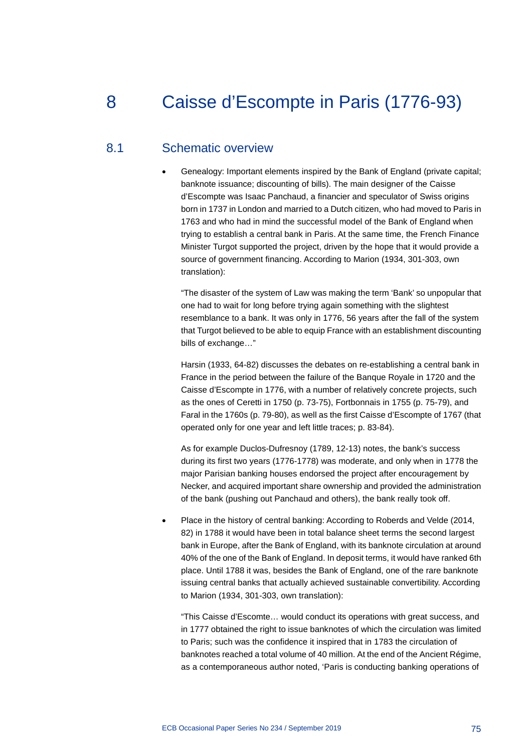# 8 Caisse d'Escompte in Paris (1776-93)

## 8.1 Schematic overview

- Genealogy: Important elements inspired by the Bank of England (private capital; banknote issuance; discounting of bills). The main designer of the Caisse d'Escompte was Isaac Panchaud, a financier and speculator of Swiss origins born in 1737 in London and married to a Dutch citizen, who had moved to Paris in 1763 and who had in mind the successful model of the Bank of England when trying to establish a central bank in Paris. At the same time, the French Finance Minister Turgot supported the project, driven by the hope that it would provide a source of government financing. According to Marion (1934, 301-303, own translation):

  "The disaster of the system of Law was making the term 'Bank' so unpopular that one had to wait for long before trying again something with the slightest resemblance to a bank. It was only in 1776, 56 years after the fall of the system that Turgot believed to be able to equip France with an establishment discounting bills of exchange…"

  Harsin (1933, 64-82) discusses the debates on re-establishing a central bank in France in the period between the failure of the Banque Royale in 1720 and the Caisse d'Escompte in 1776, with a number of relatively concrete projects, such as the ones of Ceretti in 1750 (p. 73-75), Fortbonnais in 1755 (p. 75-79), and Faral in the 1760s (p. 79-80), as well as the first Caisse d'Escompte of 1767 (that operated only for one year and left little traces; p. 83-84).

  As for example Duclos-Dufresnoy (1789, 12-13) notes, the bank's success during its first two years (1776-1778) was moderate, and only when in 1778 the major Parisian banking houses endorsed the project after encouragement by Necker, and acquired important share ownership and provided the administration of the bank (pushing out Panchaud and others), the bank really took off.

- Place in the history of central banking: According to Roberds and Velde (2014, 82) in 1788 it would have been in total balance sheet terms the second largest bank in Europe, after the Bank of England, with its banknote circulation at around 40% of the one of the Bank of England. In deposit terms, it would have ranked 6th place. Until 1788 it was, besides the Bank of England, one of the rare banknote issuing central banks that actually achieved sustainable convertibility. According to Marion (1934, 301-303, own translation):

  "This Caisse d'Escomte… would conduct its operations with great success, and in 1777 obtained the right to issue banknotes of which the circulation was limited to Paris; such was the confidence it inspired that in 1783 the circulation of banknotes reached a total volume of 40 million. At the end of the Ancient Régime, as a contemporaneous author noted, 'Paris is conducting banking operations of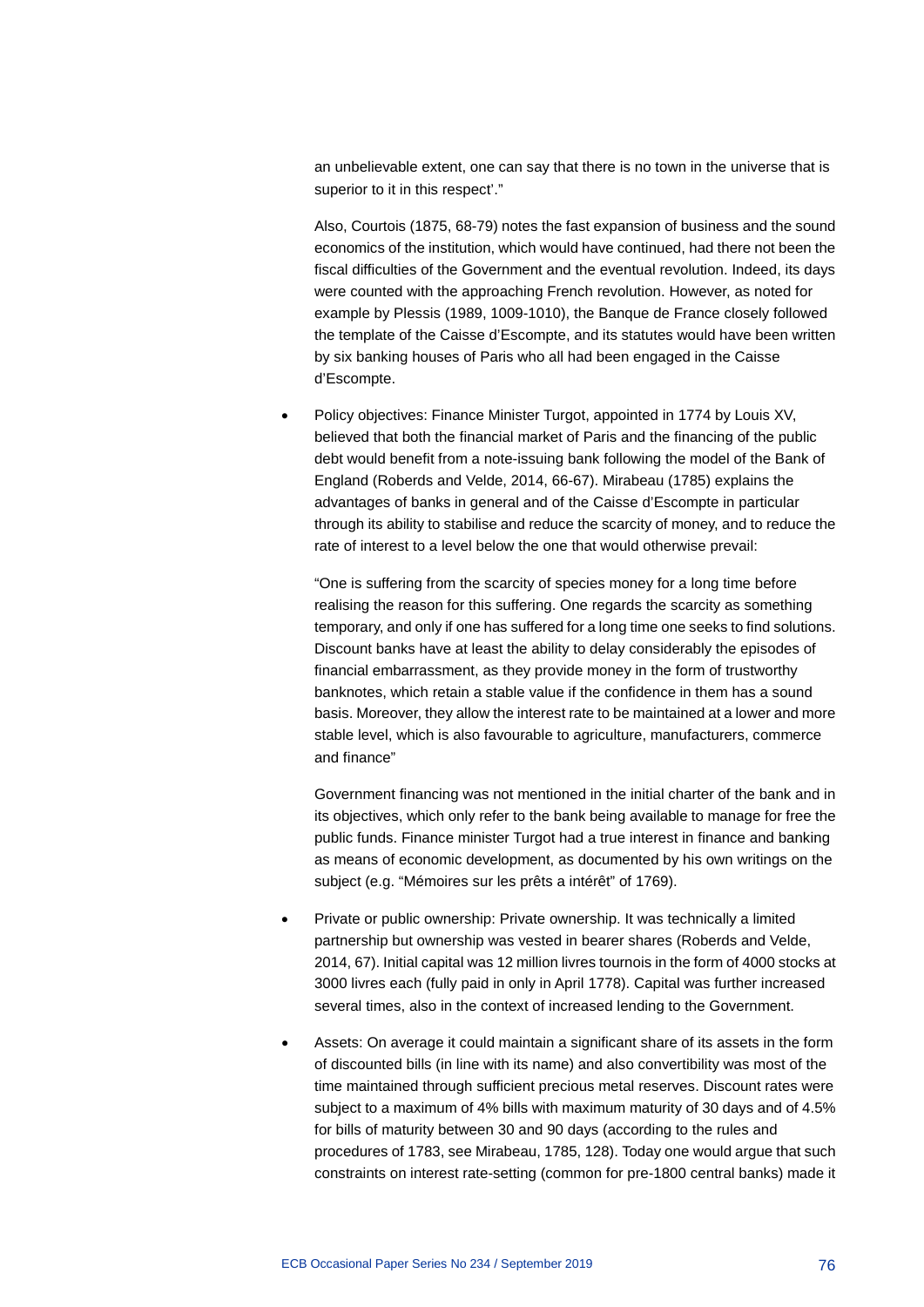an unbelievable extent, one can say that there is no town in the universe that is superior to it in this respect'."

Also, Courtois (1875, 68-79) notes the fast expansion of business and the sound economics of the institution, which would have continued, had there not been the fiscal difficulties of the Government and the eventual revolution. Indeed, its days were counted with the approaching French revolution. However, as noted for example by Plessis (1989, 1009-1010), the Banque de France closely followed the template of the Caisse d'Escompte, and its statutes would have been written by six banking houses of Paris who all had been engaged in the Caisse d'Escompte.

- Policy objectives: Finance Minister Turgot, appointed in 1774 by Louis XV, believed that both the financial market of Paris and the financing of the public debt would benefit from a note-issuing bank following the model of the Bank of England (Roberds and Velde, 2014, 66-67). Mirabeau (1785) explains the advantages of banks in general and of the Caisse d'Escompte in particular through its ability to stabilise and reduce the scarcity of money, and to reduce the rate of interest to a level below the one that would otherwise prevail:

  "One is suffering from the scarcity of species money for a long time before realising the reason for this suffering. One regards the scarcity as something temporary, and only if one has suffered for a long time one seeks to find solutions. Discount banks have at least the ability to delay considerably the episodes of financial embarrassment, as they provide money in the form of trustworthy banknotes, which retain a stable value if the confidence in them has a sound basis. Moreover, they allow the interest rate to be maintained at a lower and more stable level, which is also favourable to agriculture, manufacturers, commerce and finance"

  Government financing was not mentioned in the initial charter of the bank and in its objectives, which only refer to the bank being available to manage for free the public funds. Finance minister Turgot had a true interest in finance and banking as means of economic development, as documented by his own writings on the subject (e.g. "Mémoires sur les prêts a intérêt" of 1769).

- Private or public ownership: Private ownership. It was technically a limited partnership but ownership was vested in bearer shares (Roberds and Velde, 2014, 67). Initial capital was 12 million livres tournois in the form of 4000 stocks at 3000 livres each (fully paid in only in April 1778). Capital was further increased several times, also in the context of increased lending to the Government.

- Assets: On average it could maintain a significant share of its assets in the form of discounted bills (in line with its name) and also convertibility was most of the time maintained through sufficient precious metal reserves. Discount rates were subject to a maximum of 4% bills with maximum maturity of 30 days and of 4.5% for bills of maturity between 30 and 90 days (according to the rules and procedures of 1783, see Mirabeau, 1785, 128). Today one would argue that such constraints on interest rate-setting (common for pre-1800 central banks) made it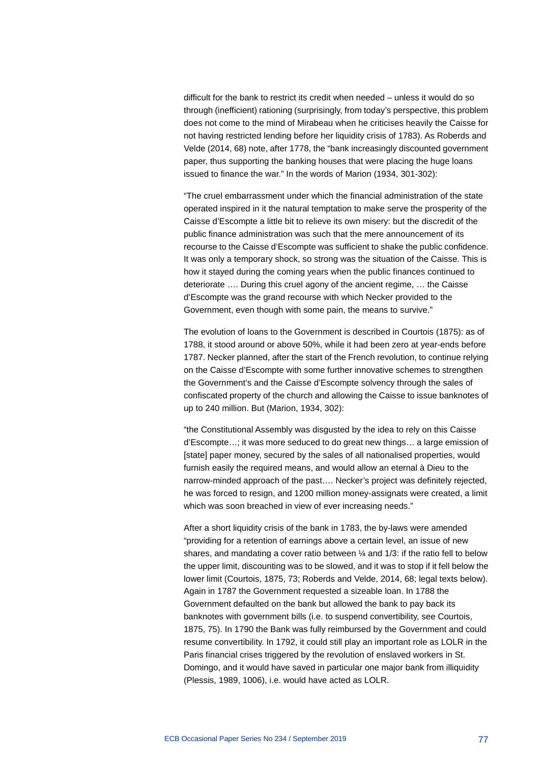difficult for the bank to restrict its credit when needed – unless it would do so through (inefficient) rationing (surprisingly, from today's perspective, this problem does not come to the mind of Mirabeau when he criticises heavily the Caisse for not having restricted lending before her liquidity crisis of 1783). As Roberds and Velde (2014, 68) note, after 1778, the "bank increasingly discounted government paper, thus supporting the banking houses that were placing the huge loans issued to finance the war." In the words of Marion (1934, 301-302):

"The cruel embarrassment under which the financial administration of the state operated inspired in it the natural temptation to make serve the prosperity of the Caisse d'Escompte a little bit to relieve its own misery: but the discredit of the public finance administration was such that the mere announcement of its recourse to the Caisse d'Escompte was sufficient to shake the public confidence. It was only a temporary shock, so strong was the situation of the Caisse. This is how it stayed during the coming years when the public finances continued to deteriorate …. During this cruel agony of the ancient regime, … the Caisse d'Escompte was the grand recourse with which Necker provided to the Government, even though with some pain, the means to survive."

The evolution of loans to the Government is described in Courtois (1875): as of 1788, it stood around or above 50%, while it had been zero at year-ends before 1787. Necker planned, after the start of the French revolution, to continue relying on the Caisse d'Escompte with some further innovative schemes to strengthen the Government's and the Caisse d'Escompte solvency through the sales of confiscated property of the church and allowing the Caisse to issue banknotes of up to 240 million. But (Marion, 1934, 302):

"the Constitutional Assembly was disgusted by the idea to rely on this Caisse d'Escompte…; it was more seduced to do great new things… a large emission of [state] paper money, secured by the sales of all nationalised properties, would furnish easily the required means, and would allow an eternal à Dieu to the narrow-minded approach of the past…. Necker's project was definitely rejected, he was forced to resign, and 1200 million money-assignats were created, a limit which was soon breached in view of ever increasing needs."

After a short liquidity crisis of the bank in 1783, the by-laws were amended "providing for a retention of earnings above a certain level, an issue of new shares, and mandating a cover ratio between ¼ and 1/3: if the ratio fell to below the upper limit, discounting was to be slowed, and it was to stop if it fell below the lower limit (Courtois, 1875, 73; Roberds and Velde, 2014, 68; legal texts below). Again in 1787 the Government requested a sizeable loan. In 1788 the Government defaulted on the bank but allowed the bank to pay back its banknotes with government bills (i.e. to suspend convertibility, see Courtois, 1875, 75). In 1790 the Bank was fully reimbursed by the Government and could resume convertibility. In 1792, it could still play an important role as LOLR in the Paris financial crises triggered by the revolution of enslaved workers in St. Domingo, and it would have saved in particular one major bank from illiquidity (Plessis, 1989, 1006), i.e. would have acted as LOLR.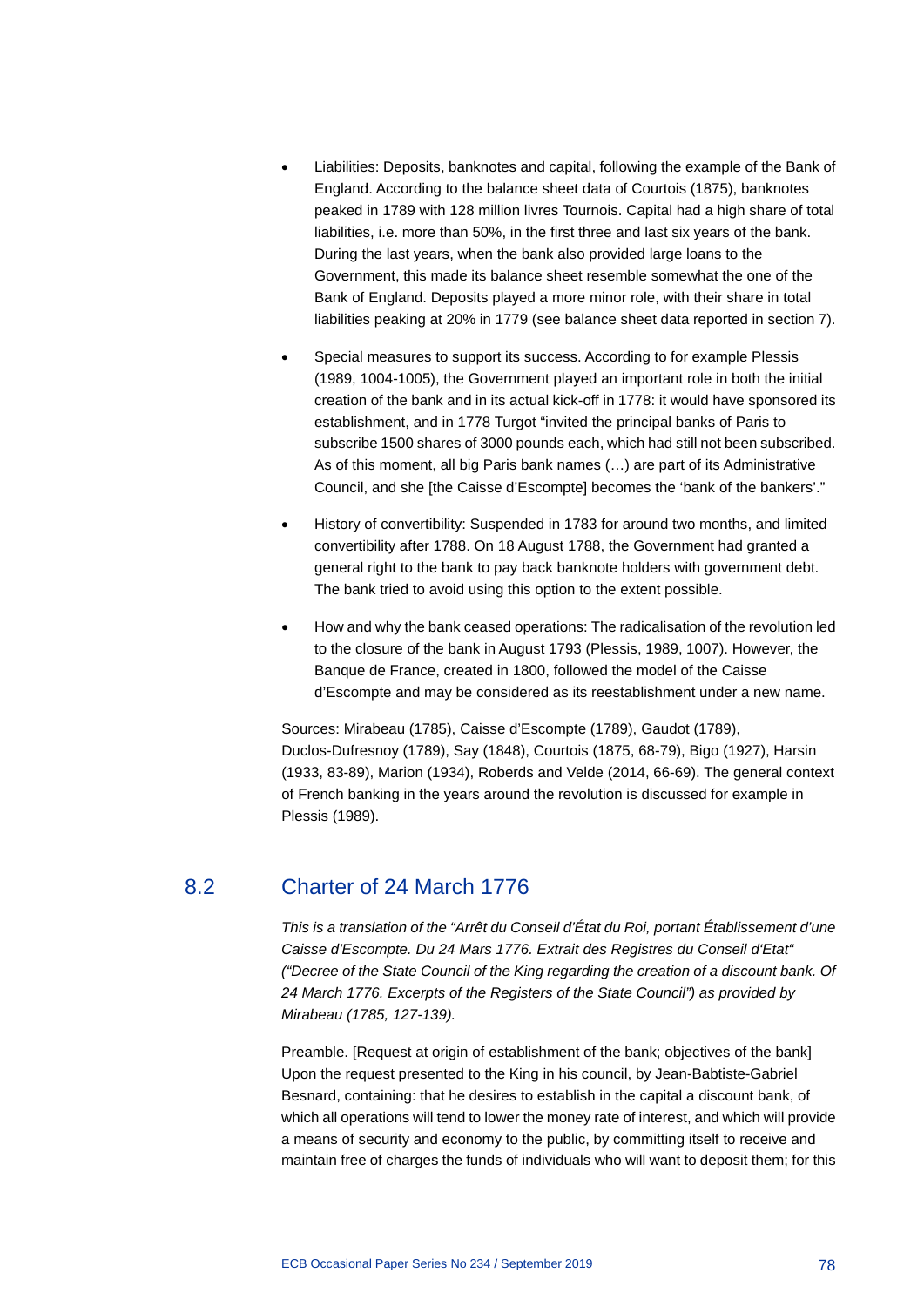- Liabilities: Deposits, banknotes and capital, following the example of the Bank of England. According to the balance sheet data of Courtois (1875), banknotes peaked in 1789 with 128 million livres Tournois. Capital had a high share of total liabilities, i.e. more than 50%, in the first three and last six years of the bank. During the last years, when the bank also provided large loans to the Government, this made its balance sheet resemble somewhat the one of the Bank of England. Deposits played a more minor role, with their share in total liabilities peaking at 20% in 1779 (see balance sheet data reported in section 7).

- Special measures to support its success. According to for example Plessis (1989, 1004-1005), the Government played an important role in both the initial creation of the bank and in its actual kick-off in 1778: it would have sponsored its establishment, and in 1778 Turgot "invited the principal banks of Paris to subscribe 1500 shares of 3000 pounds each, which had still not been subscribed. As of this moment, all big Paris bank names (…) are part of its Administrative Council, and she [the Caisse d'Escompte] becomes the 'bank of the bankers'."

- History of convertibility: Suspended in 1783 for around two months, and limited convertibility after 1788. On 18 August 1788, the Government had granted a general right to the bank to pay back banknote holders with government debt. The bank tried to avoid using this option to the extent possible.

- How and why the bank ceased operations: The radicalisation of the revolution led to the closure of the bank in August 1793 (Plessis, 1989, 1007). However, the Banque de France, created in 1800, followed the model of the Caisse d'Escompte and may be considered as its reestablishment under a new name.

Sources: Mirabeau (1785), Caisse d'Escompte (1789), Gaudot (1789), Duclos-Dufresnoy (1789), Say (1848), Courtois (1875, 68-79), Bigo (1927), Harsin (1933, 83-89), Marion (1934), Roberds and Velde (2014, 66-69). The general context of French banking in the years around the revolution is discussed for example in Plessis (1989).

## 8.2 Charter of 24 March 1776

*This is a translation of the "Arrêt du Conseil d'État du Roi, portant Établissement d'une Caisse d'Escompte. Du 24 Mars 1776. Extrait des Registres du Conseil d'Etat" ("Decree of the State Council of the King regarding the creation of a discount bank. Of 24 March 1776. Excerpts of the Registers of the State Council") as provided by Mirabeau (1785, 127-139).*

Preamble. [Request at origin of establishment of the bank; objectives of the bank] Upon the request presented to the King in his council, by Jean-Babtiste-Gabriel Besnard, containing: that he desires to establish in the capital a discount bank, of which all operations will tend to lower the money rate of interest, and which will provide a means of security and economy to the public, by committing itself to receive and maintain free of charges the funds of individuals who will want to deposit them; for this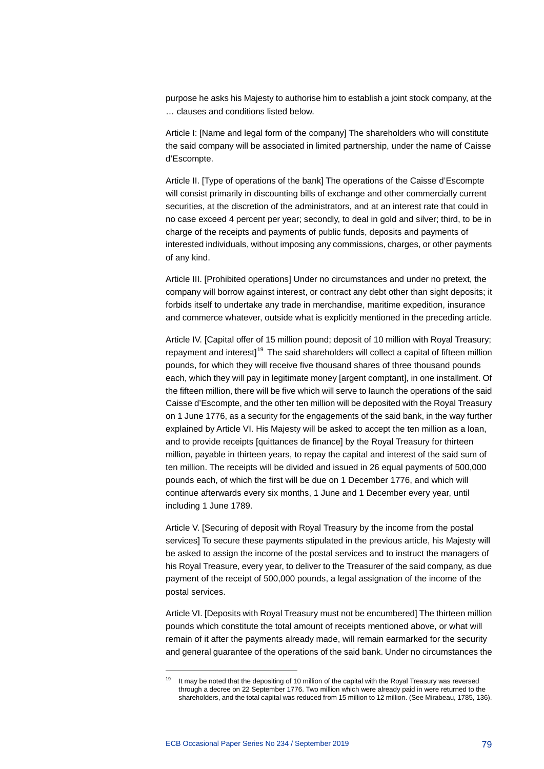purpose he asks his Majesty to authorise him to establish a joint stock company, at the … clauses and conditions listed below.

Article I: [Name and legal form of the company] The shareholders who will constitute the said company will be associated in limited partnership, under the name of Caisse d'Escompte.

Article II. [Type of operations of the bank] The operations of the Caisse d'Escompte will consist primarily in discounting bills of exchange and other commercially current securities, at the discretion of the administrators, and at an interest rate that could in no case exceed 4 percent per year; secondly, to deal in gold and silver; third, to be in charge of the receipts and payments of public funds, deposits and payments of interested individuals, without imposing any commissions, charges, or other payments of any kind.

Article III. [Prohibited operations] Under no circumstances and under no pretext, the company will borrow against interest, or contract any debt other than sight deposits; it forbids itself to undertake any trade in merchandise, maritime expedition, insurance and commerce whatever, outside what is explicitly mentioned in the preceding article.

Article IV. [Capital offer of 15 million pound; deposit of 10 million with Royal Treasury; repayment and interest][19] The said shareholders will collect a capital of fifteen million pounds, for which they will receive five thousand shares of three thousand pounds each, which they will pay in legitimate money [argent comptant], in one installment. Of the fifteen million, there will be five which will serve to launch the operations of the said Caisse d'Escompte, and the other ten million will be deposited with the Royal Treasury on 1 June 1776, as a security for the engagements of the said bank, in the way further explained by Article VI. His Majesty will be asked to accept the ten million as a loan, and to provide receipts [quittances de finance] by the Royal Treasury for thirteen million, payable in thirteen years, to repay the capital and interest of the said sum of ten million. The receipts will be divided and issued in 26 equal payments of 500,000 pounds each, of which the first will be due on 1 December 1776, and which will continue afterwards every six months, 1 June and 1 December every year, until including 1 June 1789.

Article V. [Securing of deposit with Royal Treasury by the income from the postal services] To secure these payments stipulated in the previous article, his Majesty will be asked to assign the income of the postal services and to instruct the managers of his Royal Treasure, every year, to deliver to the Treasurer of the said company, as due payment of the receipt of 500,000 pounds, a legal assignation of the income of the postal services.

Article VI. [Deposits with Royal Treasury must not be encumbered] The thirteen million pounds which constitute the total amount of receipts mentioned above, or what will remain of it after the payments already made, will remain earmarked for the security and general guarantee of the operations of the said bank. Under no circumstances the

[19] It may be noted that the depositing of 10 million of the capital with the Royal Treasury was reversed through a decree on 22 September 1776. Two million which were already paid in were returned to the shareholders, and the total capital was reduced from 15 million to 12 million. (See Mirabeau, 1785, 136).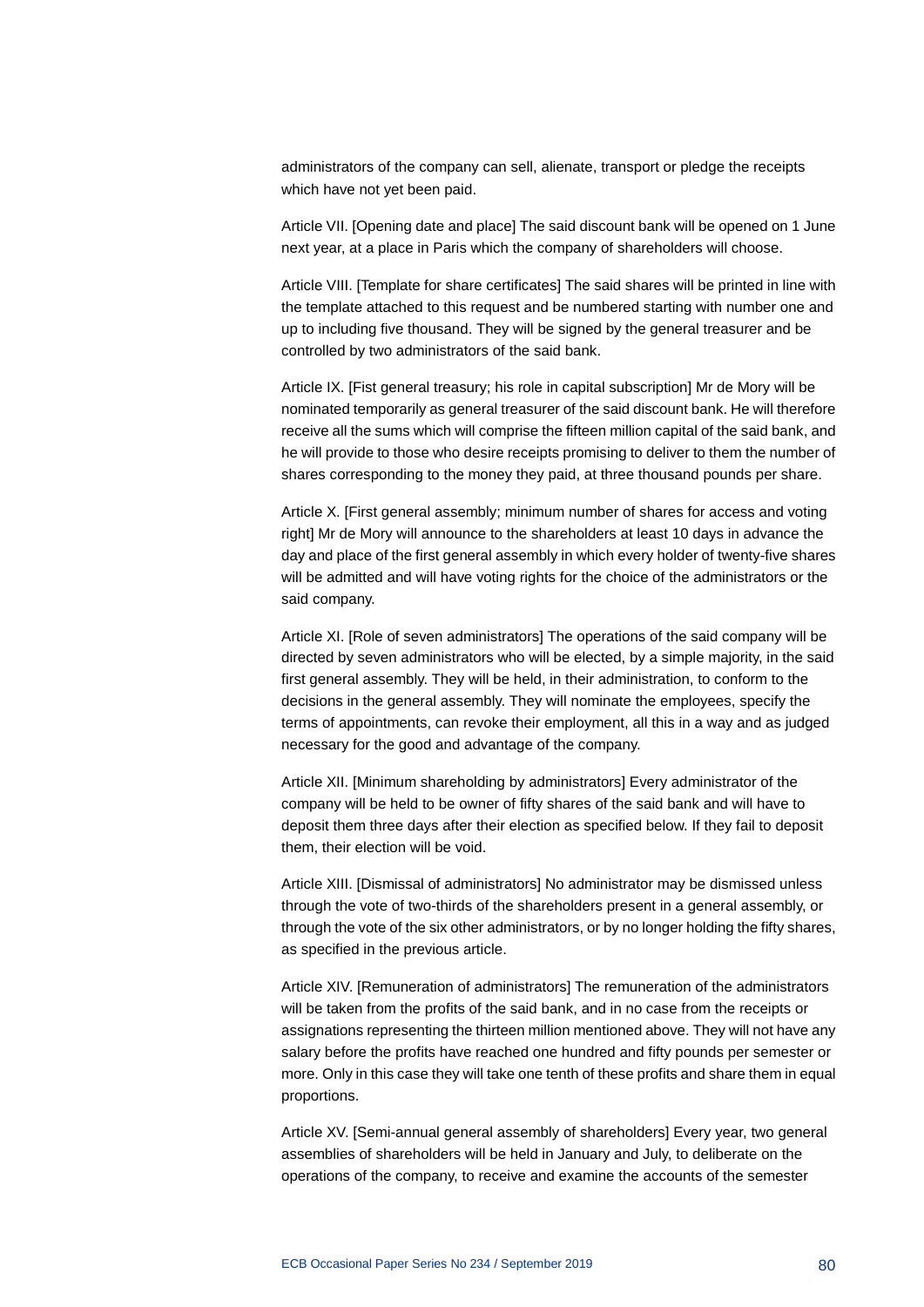administrators of the company can sell, alienate, transport or pledge the receipts which have not yet been paid.

Article VII. [Opening date and place] The said discount bank will be opened on 1 June next year, at a place in Paris which the company of shareholders will choose.

Article VIII. [Template for share certificates] The said shares will be printed in line with the template attached to this request and be numbered starting with number one and up to including five thousand. They will be signed by the general treasurer and be controlled by two administrators of the said bank.

Article IX. [Fist general treasury; his role in capital subscription] Mr de Mory will be nominated temporarily as general treasurer of the said discount bank. He will therefore receive all the sums which will comprise the fifteen million capital of the said bank, and he will provide to those who desire receipts promising to deliver to them the number of shares corresponding to the money they paid, at three thousand pounds per share.

Article X. [First general assembly; minimum number of shares for access and voting right] Mr de Mory will announce to the shareholders at least 10 days in advance the day and place of the first general assembly in which every holder of twenty-five shares will be admitted and will have voting rights for the choice of the administrators or the said company.

Article XI. [Role of seven administrators] The operations of the said company will be directed by seven administrators who will be elected, by a simple majority, in the said first general assembly. They will be held, in their administration, to conform to the decisions in the general assembly. They will nominate the employees, specify the terms of appointments, can revoke their employment, all this in a way and as judged necessary for the good and advantage of the company.

Article XII. [Minimum shareholding by administrators] Every administrator of the company will be held to be owner of fifty shares of the said bank and will have to deposit them three days after their election as specified below. If they fail to deposit them, their election will be void.

Article XIII. [Dismissal of administrators] No administrator may be dismissed unless through the vote of two-thirds of the shareholders present in a general assembly, or through the vote of the six other administrators, or by no longer holding the fifty shares, as specified in the previous article.

Article XIV. [Remuneration of administrators] The remuneration of the administrators will be taken from the profits of the said bank, and in no case from the receipts or assignations representing the thirteen million mentioned above. They will not have any salary before the profits have reached one hundred and fifty pounds per semester or more. Only in this case they will take one tenth of these profits and share them in equal proportions.

Article XV. [Semi-annual general assembly of shareholders] Every year, two general assemblies of shareholders will be held in January and July, to deliberate on the operations of the company, to receive and examine the accounts of the semester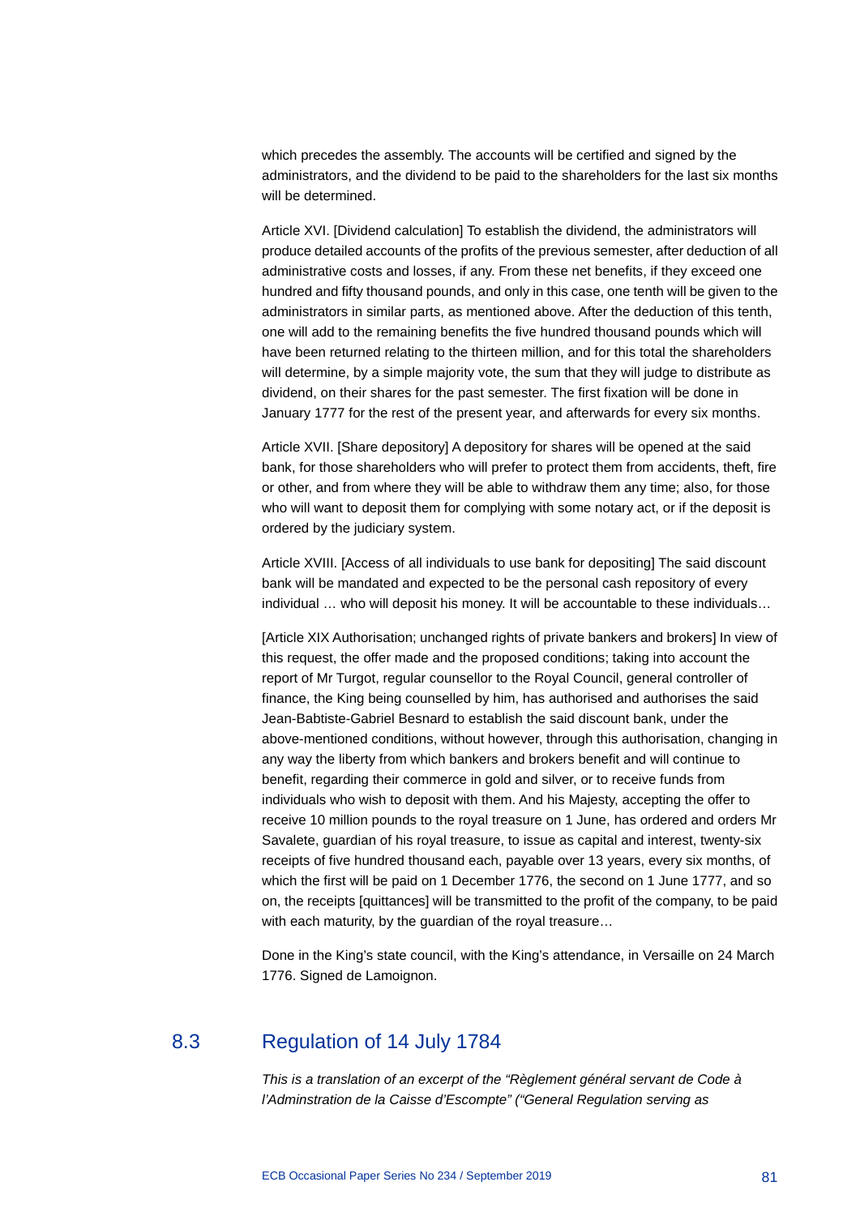which precedes the assembly. The accounts will be certified and signed by the administrators, and the dividend to be paid to the shareholders for the last six months will be determined.

Article XVI. [Dividend calculation] To establish the dividend, the administrators will produce detailed accounts of the profits of the previous semester, after deduction of all administrative costs and losses, if any. From these net benefits, if they exceed one hundred and fifty thousand pounds, and only in this case, one tenth will be given to the administrators in similar parts, as mentioned above. After the deduction of this tenth, one will add to the remaining benefits the five hundred thousand pounds which will have been returned relating to the thirteen million, and for this total the shareholders will determine, by a simple majority vote, the sum that they will judge to distribute as dividend, on their shares for the past semester. The first fixation will be done in January 1777 for the rest of the present year, and afterwards for every six months.

Article XVII. [Share depository] A depository for shares will be opened at the said bank, for those shareholders who will prefer to protect them from accidents, theft, fire or other, and from where they will be able to withdraw them any time; also, for those who will want to deposit them for complying with some notary act, or if the deposit is ordered by the judiciary system.

Article XVIII. [Access of all individuals to use bank for depositing] The said discount bank will be mandated and expected to be the personal cash repository of every individual … who will deposit his money. It will be accountable to these individuals…

[Article XIX Authorisation; unchanged rights of private bankers and brokers] In view of this request, the offer made and the proposed conditions; taking into account the report of Mr Turgot, regular counsellor to the Royal Council, general controller of finance, the King being counselled by him, has authorised and authorises the said Jean-Babtiste-Gabriel Besnard to establish the said discount bank, under the above-mentioned conditions, without however, through this authorisation, changing in any way the liberty from which bankers and brokers benefit and will continue to benefit, regarding their commerce in gold and silver, or to receive funds from individuals who wish to deposit with them. And his Majesty, accepting the offer to receive 10 million pounds to the royal treasure on 1 June, has ordered and orders Mr Savalete, guardian of his royal treasure, to issue as capital and interest, twenty-six receipts of five hundred thousand each, payable over 13 years, every six months, of which the first will be paid on 1 December 1776, the second on 1 June 1777, and so on, the receipts [quittances] will be transmitted to the profit of the company, to be paid with each maturity, by the guardian of the royal treasure…

Done in the King's state council, with the King's attendance, in Versaille on 24 March 1776. Signed de Lamoignon.

## 8.3 Regulation of 14 July 1784

*This is a translation of an excerpt of the "Règlement général servant de Code à l'Adminstration de la Caisse d'Escompte" ("General Regulation serving as*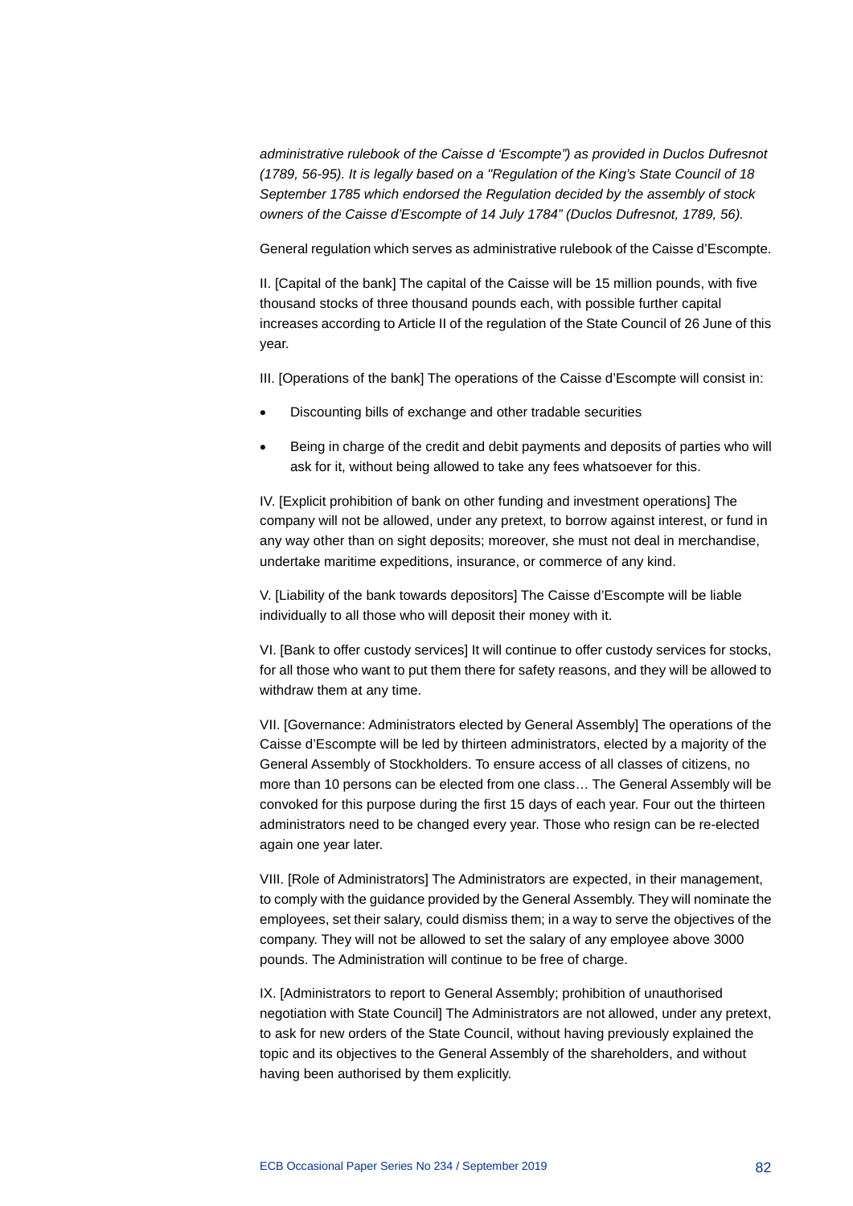*administrative rulebook of the Caisse d 'Escompte") as provided in Duclos Dufresnot (1789, 56-95). It is legally based on a "Regulation of the King's State Council of 18 September 1785 which endorsed the Regulation decided by the assembly of stock owners of the Caisse d'Escompte of 14 July 1784" (Duclos Dufresnot, 1789, 56).*

General regulation which serves as administrative rulebook of the Caisse d'Escompte.

II. [Capital of the bank] The capital of the Caisse will be 15 million pounds, with five thousand stocks of three thousand pounds each, with possible further capital increases according to Article II of the regulation of the State Council of 26 June of this year.

III. [Operations of the bank] The operations of the Caisse d'Escompte will consist in:

- Discounting bills of exchange and other tradable securities
- Being in charge of the credit and debit payments and deposits of parties who will ask for it, without being allowed to take any fees whatsoever for this.

IV. [Explicit prohibition of bank on other funding and investment operations] The company will not be allowed, under any pretext, to borrow against interest, or fund in any way other than on sight deposits; moreover, she must not deal in merchandise, undertake maritime expeditions, insurance, or commerce of any kind.

V. [Liability of the bank towards depositors] The Caisse d'Escompte will be liable individually to all those who will deposit their money with it.

VI. [Bank to offer custody services] It will continue to offer custody services for stocks, for all those who want to put them there for safety reasons, and they will be allowed to withdraw them at any time.

VII. [Governance: Administrators elected by General Assembly] The operations of the Caisse d'Escompte will be led by thirteen administrators, elected by a majority of the General Assembly of Stockholders. To ensure access of all classes of citizens, no more than 10 persons can be elected from one class… The General Assembly will be convoked for this purpose during the first 15 days of each year. Four out the thirteen administrators need to be changed every year. Those who resign can be re-elected again one year later.

VIII. [Role of Administrators] The Administrators are expected, in their management, to comply with the guidance provided by the General Assembly. They will nominate the employees, set their salary, could dismiss them; in a way to serve the objectives of the company. They will not be allowed to set the salary of any employee above 3000 pounds. The Administration will continue to be free of charge.

IX. [Administrators to report to General Assembly; prohibition of unauthorised negotiation with State Council] The Administrators are not allowed, under any pretext, to ask for new orders of the State Council, without having previously explained the topic and its objectives to the General Assembly of the shareholders, and without having been authorised by them explicitly.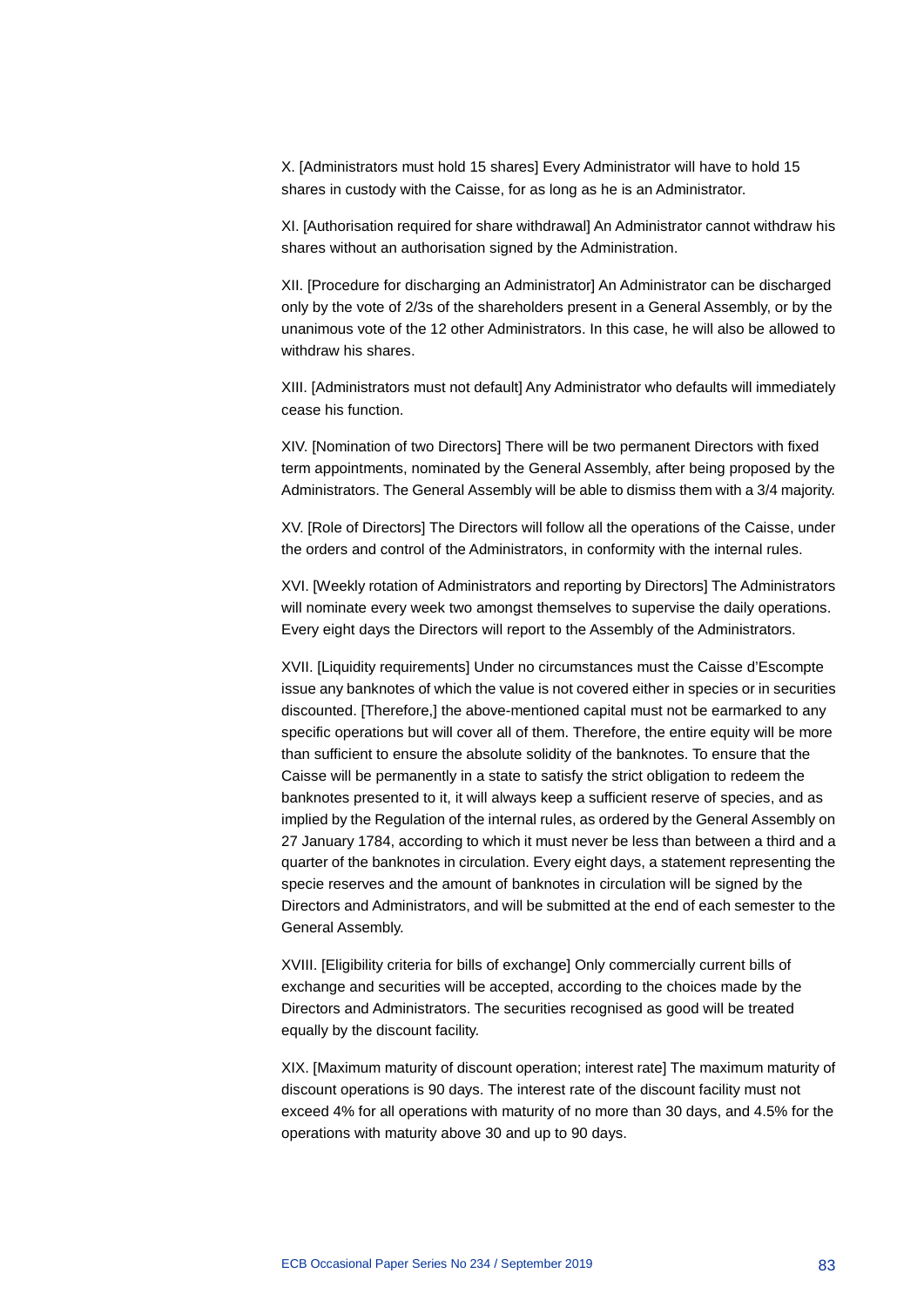X. [Administrators must hold 15 shares] Every Administrator will have to hold 15 shares in custody with the Caisse, for as long as he is an Administrator.

XI. [Authorisation required for share withdrawal] An Administrator cannot withdraw his shares without an authorisation signed by the Administration.

XII. [Procedure for discharging an Administrator] An Administrator can be discharged only by the vote of 2/3s of the shareholders present in a General Assembly, or by the unanimous vote of the 12 other Administrators. In this case, he will also be allowed to withdraw his shares.

XIII. [Administrators must not default] Any Administrator who defaults will immediately cease his function.

XIV. [Nomination of two Directors] There will be two permanent Directors with fixed term appointments, nominated by the General Assembly, after being proposed by the Administrators. The General Assembly will be able to dismiss them with a 3/4 majority.

XV. [Role of Directors] The Directors will follow all the operations of the Caisse, under the orders and control of the Administrators, in conformity with the internal rules.

XVI. [Weekly rotation of Administrators and reporting by Directors] The Administrators will nominate every week two amongst themselves to supervise the daily operations. Every eight days the Directors will report to the Assembly of the Administrators.

XVII. [Liquidity requirements] Under no circumstances must the Caisse d'Escompte issue any banknotes of which the value is not covered either in species or in securities discounted. [Therefore,] the above-mentioned capital must not be earmarked to any specific operations but will cover all of them. Therefore, the entire equity will be more than sufficient to ensure the absolute solidity of the banknotes. To ensure that the Caisse will be permanently in a state to satisfy the strict obligation to redeem the banknotes presented to it, it will always keep a sufficient reserve of species, and as implied by the Regulation of the internal rules, as ordered by the General Assembly on 27 January 1784, according to which it must never be less than between a third and a quarter of the banknotes in circulation. Every eight days, a statement representing the specie reserves and the amount of banknotes in circulation will be signed by the Directors and Administrators, and will be submitted at the end of each semester to the General Assembly.

XVIII. [Eligibility criteria for bills of exchange] Only commercially current bills of exchange and securities will be accepted, according to the choices made by the Directors and Administrators. The securities recognised as good will be treated equally by the discount facility.

XIX. [Maximum maturity of discount operation; interest rate] The maximum maturity of discount operations is 90 days. The interest rate of the discount facility must not exceed 4% for all operations with maturity of no more than 30 days, and 4.5% for the operations with maturity above 30 and up to 90 days.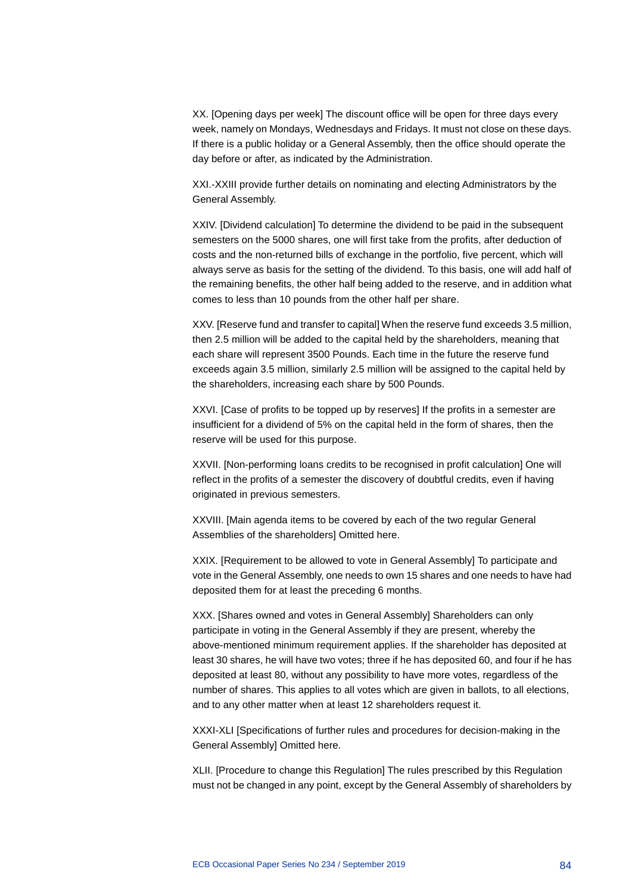XX. [Opening days per week] The discount office will be open for three days every week, namely on Mondays, Wednesdays and Fridays. It must not close on these days. If there is a public holiday or a General Assembly, then the office should operate the day before or after, as indicated by the Administration.

XXI.-XXIII provide further details on nominating and electing Administrators by the General Assembly.

XXIV. [Dividend calculation] To determine the dividend to be paid in the subsequent semesters on the 5000 shares, one will first take from the profits, after deduction of costs and the non-returned bills of exchange in the portfolio, five percent, which will always serve as basis for the setting of the dividend. To this basis, one will add half of the remaining benefits, the other half being added to the reserve, and in addition what comes to less than 10 pounds from the other half per share.

XXV. [Reserve fund and transfer to capital] When the reserve fund exceeds 3.5 million, then 2.5 million will be added to the capital held by the shareholders, meaning that each share will represent 3500 Pounds. Each time in the future the reserve fund exceeds again 3.5 million, similarly 2.5 million will be assigned to the capital held by the shareholders, increasing each share by 500 Pounds.

XXVI. [Case of profits to be topped up by reserves] If the profits in a semester are insufficient for a dividend of 5% on the capital held in the form of shares, then the reserve will be used for this purpose.

XXVII. [Non-performing loans credits to be recognised in profit calculation] One will reflect in the profits of a semester the discovery of doubtful credits, even if having originated in previous semesters.

XXVIII. [Main agenda items to be covered by each of the two regular General Assemblies of the shareholders] Omitted here.

XXIX. [Requirement to be allowed to vote in General Assembly] To participate and vote in the General Assembly, one needs to own 15 shares and one needs to have had deposited them for at least the preceding 6 months.

XXX. [Shares owned and votes in General Assembly] Shareholders can only participate in voting in the General Assembly if they are present, whereby the above-mentioned minimum requirement applies. If the shareholder has deposited at least 30 shares, he will have two votes; three if he has deposited 60, and four if he has deposited at least 80, without any possibility to have more votes, regardless of the number of shares. This applies to all votes which are given in ballots, to all elections, and to any other matter when at least 12 shareholders request it.

XXXI-XLI [Specifications of further rules and procedures for decision-making in the General Assembly] Omitted here.

XLII. [Procedure to change this Regulation] The rules prescribed by this Regulation must not be changed in any point, except by the General Assembly of shareholders by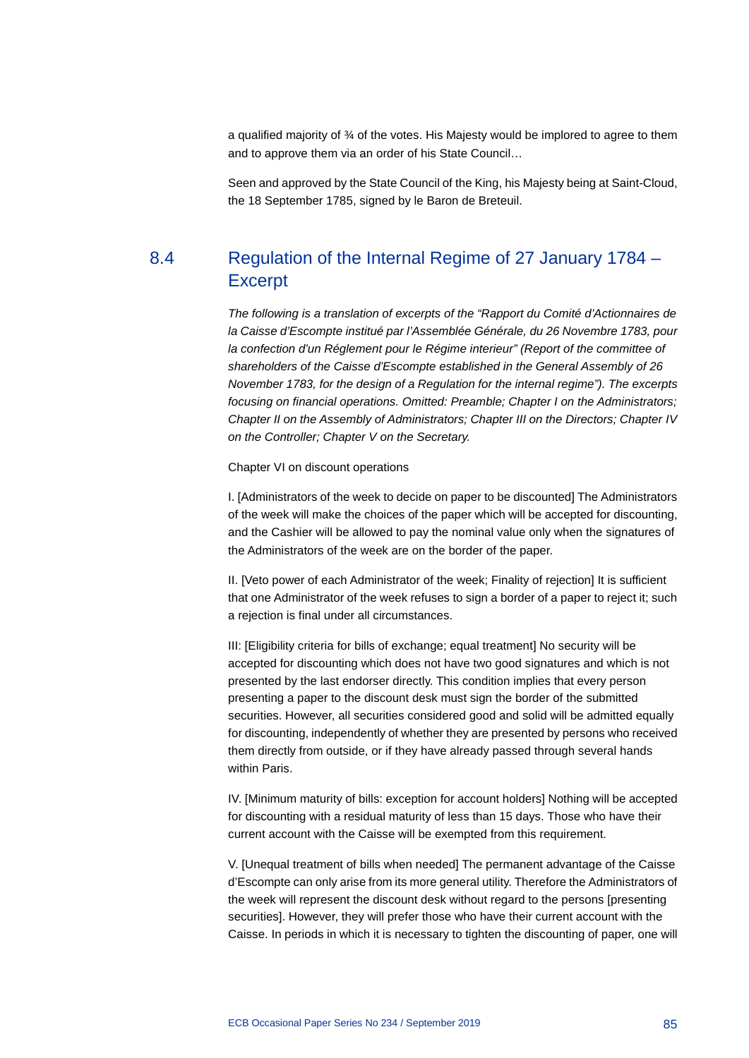a qualified majority of ¾ of the votes. His Majesty would be implored to agree to them and to approve them via an order of his State Council…

Seen and approved by the State Council of the King, his Majesty being at Saint-Cloud, the 18 September 1785, signed by le Baron de Breteuil.

## 8.4 Regulation of the Internal Regime of 27 January 1784 – Excerpt

*The following is a translation of excerpts of the "Rapport du Comité d'Actionnaires de la Caisse d'Escompte institué par l'Assemblée Générale, du 26 Novembre 1783, pour la confection d'un Réglement pour le Régime interieur" (Report of the committee of shareholders of the Caisse d'Escompte established in the General Assembly of 26 November 1783, for the design of a Regulation for the internal regime"). The excerpts focusing on financial operations. Omitted: Preamble; Chapter I on the Administrators; Chapter II on the Assembly of Administrators; Chapter III on the Directors; Chapter IV on the Controller; Chapter V on the Secretary.*

Chapter VI on discount operations

I. [Administrators of the week to decide on paper to be discounted] The Administrators of the week will make the choices of the paper which will be accepted for discounting, and the Cashier will be allowed to pay the nominal value only when the signatures of the Administrators of the week are on the border of the paper.

II. [Veto power of each Administrator of the week; Finality of rejection] It is sufficient that one Administrator of the week refuses to sign a border of a paper to reject it; such a rejection is final under all circumstances.

III: [Eligibility criteria for bills of exchange; equal treatment] No security will be accepted for discounting which does not have two good signatures and which is not presented by the last endorser directly. This condition implies that every person presenting a paper to the discount desk must sign the border of the submitted securities. However, all securities considered good and solid will be admitted equally for discounting, independently of whether they are presented by persons who received them directly from outside, or if they have already passed through several hands within Paris.

IV. [Minimum maturity of bills: exception for account holders] Nothing will be accepted for discounting with a residual maturity of less than 15 days. Those who have their current account with the Caisse will be exempted from this requirement.

V. [Unequal treatment of bills when needed] The permanent advantage of the Caisse d'Escompte can only arise from its more general utility. Therefore the Administrators of the week will represent the discount desk without regard to the persons [presenting securities]. However, they will prefer those who have their current account with the Caisse. In periods in which it is necessary to tighten the discounting of paper, one will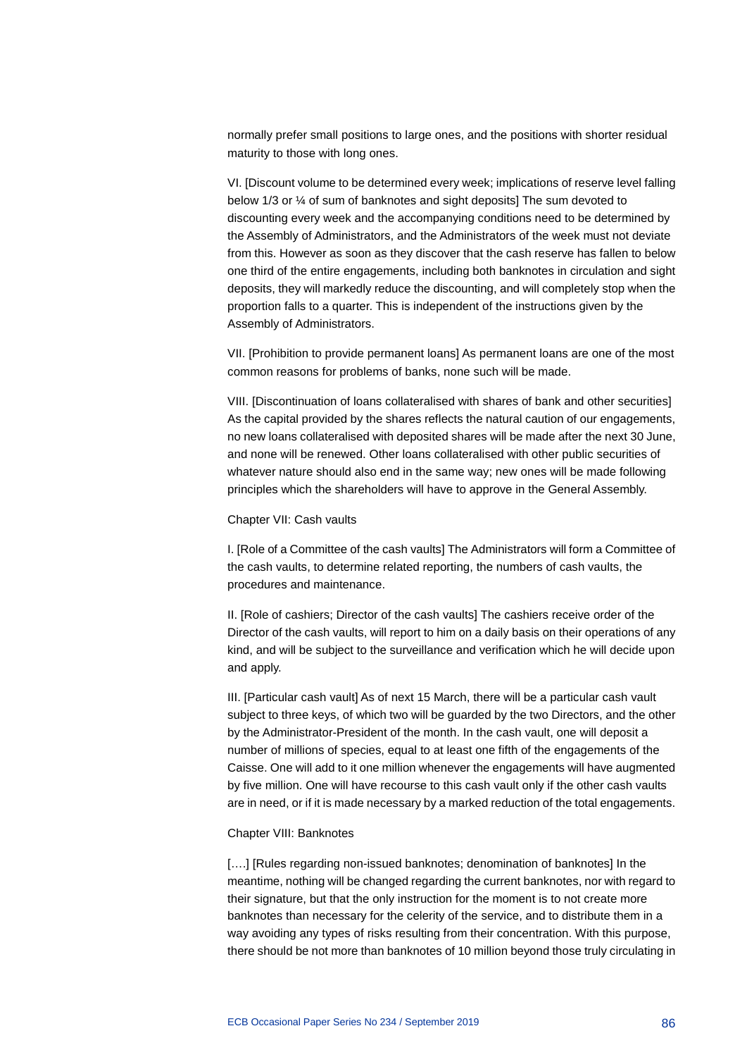normally prefer small positions to large ones, and the positions with shorter residual maturity to those with long ones.

VI. [Discount volume to be determined every week; implications of reserve level falling below 1/3 or ¼ of sum of banknotes and sight deposits] The sum devoted to discounting every week and the accompanying conditions need to be determined by the Assembly of Administrators, and the Administrators of the week must not deviate from this. However as soon as they discover that the cash reserve has fallen to below one third of the entire engagements, including both banknotes in circulation and sight deposits, they will markedly reduce the discounting, and will completely stop when the proportion falls to a quarter. This is independent of the instructions given by the Assembly of Administrators.

VII. [Prohibition to provide permanent loans] As permanent loans are one of the most common reasons for problems of banks, none such will be made.

VIII. [Discontinuation of loans collateralised with shares of bank and other securities] As the capital provided by the shares reflects the natural caution of our engagements, no new loans collateralised with deposited shares will be made after the next 30 June, and none will be renewed. Other loans collateralised with other public securities of whatever nature should also end in the same way; new ones will be made following principles which the shareholders will have to approve in the General Assembly.

Chapter VII: Cash vaults

I. [Role of a Committee of the cash vaults] The Administrators will form a Committee of the cash vaults, to determine related reporting, the numbers of cash vaults, the procedures and maintenance.

II. [Role of cashiers; Director of the cash vaults] The cashiers receive order of the Director of the cash vaults, will report to him on a daily basis on their operations of any kind, and will be subject to the surveillance and verification which he will decide upon and apply.

III. [Particular cash vault] As of next 15 March, there will be a particular cash vault subject to three keys, of which two will be guarded by the two Directors, and the other by the Administrator-President of the month. In the cash vault, one will deposit a number of millions of species, equal to at least one fifth of the engagements of the Caisse. One will add to it one million whenever the engagements will have augmented by five million. One will have recourse to this cash vault only if the other cash vaults are in need, or if it is made necessary by a marked reduction of the total engagements.

Chapter VIII: Banknotes

[….] [Rules regarding non-issued banknotes; denomination of banknotes] In the meantime, nothing will be changed regarding the current banknotes, nor with regard to their signature, but that the only instruction for the moment is to not create more banknotes than necessary for the celerity of the service, and to distribute them in a way avoiding any types of risks resulting from their concentration. With this purpose, there should be not more than banknotes of 10 million beyond those truly circulating in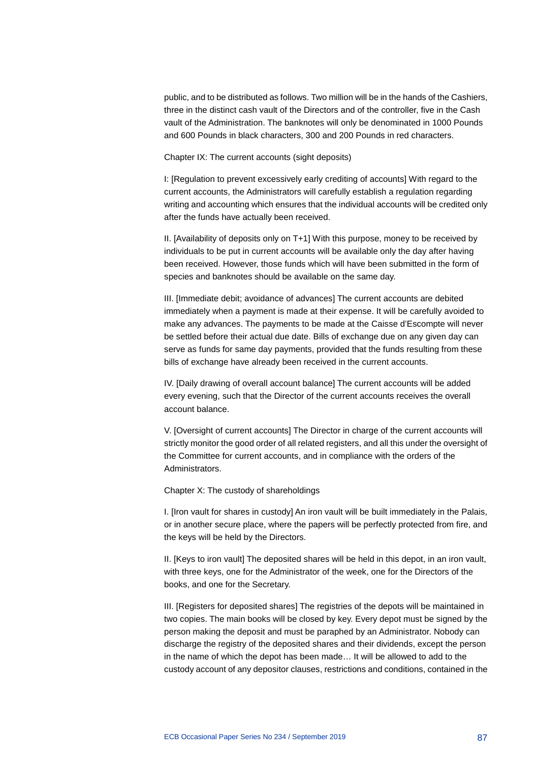public, and to be distributed as follows. Two million will be in the hands of the Cashiers, three in the distinct cash vault of the Directors and of the controller, five in the Cash vault of the Administration. The banknotes will only be denominated in 1000 Pounds and 600 Pounds in black characters, 300 and 200 Pounds in red characters.

Chapter IX: The current accounts (sight deposits)

I: [Regulation to prevent excessively early crediting of accounts] With regard to the current accounts, the Administrators will carefully establish a regulation regarding writing and accounting which ensures that the individual accounts will be credited only after the funds have actually been received.

II. [Availability of deposits only on T+1] With this purpose, money to be received by individuals to be put in current accounts will be available only the day after having been received. However, those funds which will have been submitted in the form of species and banknotes should be available on the same day.

III. [Immediate debit; avoidance of advances] The current accounts are debited immediately when a payment is made at their expense. It will be carefully avoided to make any advances. The payments to be made at the Caisse d'Escompte will never be settled before their actual due date. Bills of exchange due on any given day can serve as funds for same day payments, provided that the funds resulting from these bills of exchange have already been received in the current accounts.

IV. [Daily drawing of overall account balance] The current accounts will be added every evening, such that the Director of the current accounts receives the overall account balance.

V. [Oversight of current accounts] The Director in charge of the current accounts will strictly monitor the good order of all related registers, and all this under the oversight of the Committee for current accounts, and in compliance with the orders of the Administrators.

Chapter X: The custody of shareholdings

I. [Iron vault for shares in custody] An iron vault will be built immediately in the Palais, or in another secure place, where the papers will be perfectly protected from fire, and the keys will be held by the Directors.

II. [Keys to iron vault] The deposited shares will be held in this depot, in an iron vault, with three keys, one for the Administrator of the week, one for the Directors of the books, and one for the Secretary.

III. [Registers for deposited shares] The registries of the depots will be maintained in two copies. The main books will be closed by key. Every depot must be signed by the person making the deposit and must be paraphed by an Administrator. Nobody can discharge the registry of the deposited shares and their dividends, except the person in the name of which the depot has been made… It will be allowed to add to the custody account of any depositor clauses, restrictions and conditions, contained in the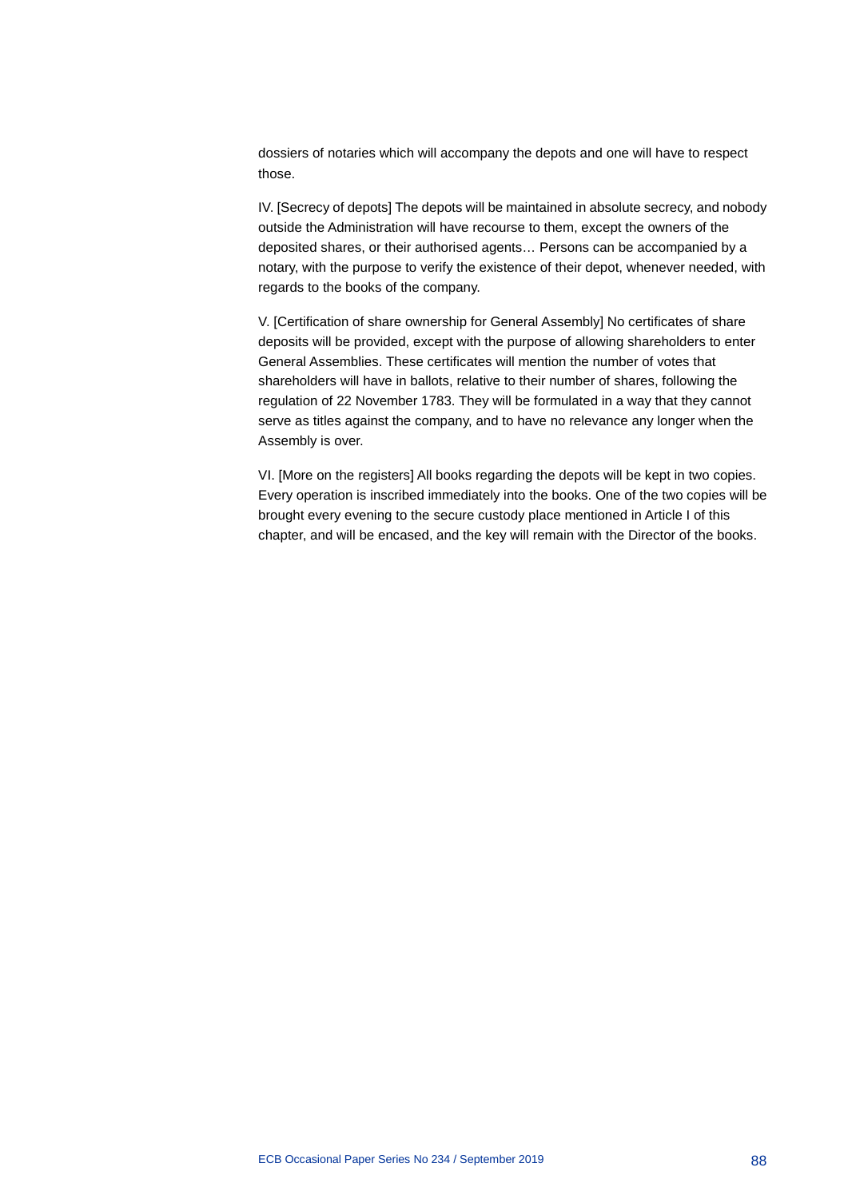dossiers of notaries which will accompany the depots and one will have to respect those.

IV. [Secrecy of depots] The depots will be maintained in absolute secrecy, and nobody outside the Administration will have recourse to them, except the owners of the deposited shares, or their authorised agents… Persons can be accompanied by a notary, with the purpose to verify the existence of their depot, whenever needed, with regards to the books of the company.

V. [Certification of share ownership for General Assembly] No certificates of share deposits will be provided, except with the purpose of allowing shareholders to enter General Assemblies. These certificates will mention the number of votes that shareholders will have in ballots, relative to their number of shares, following the regulation of 22 November 1783. They will be formulated in a way that they cannot serve as titles against the company, and to have no relevance any longer when the Assembly is over.

VI. [More on the registers] All books regarding the depots will be kept in two copies. Every operation is inscribed immediately into the books. One of the two copies will be brought every evening to the secure custody place mentioned in Article I of this chapter, and will be encased, and the key will remain with the Director of the books.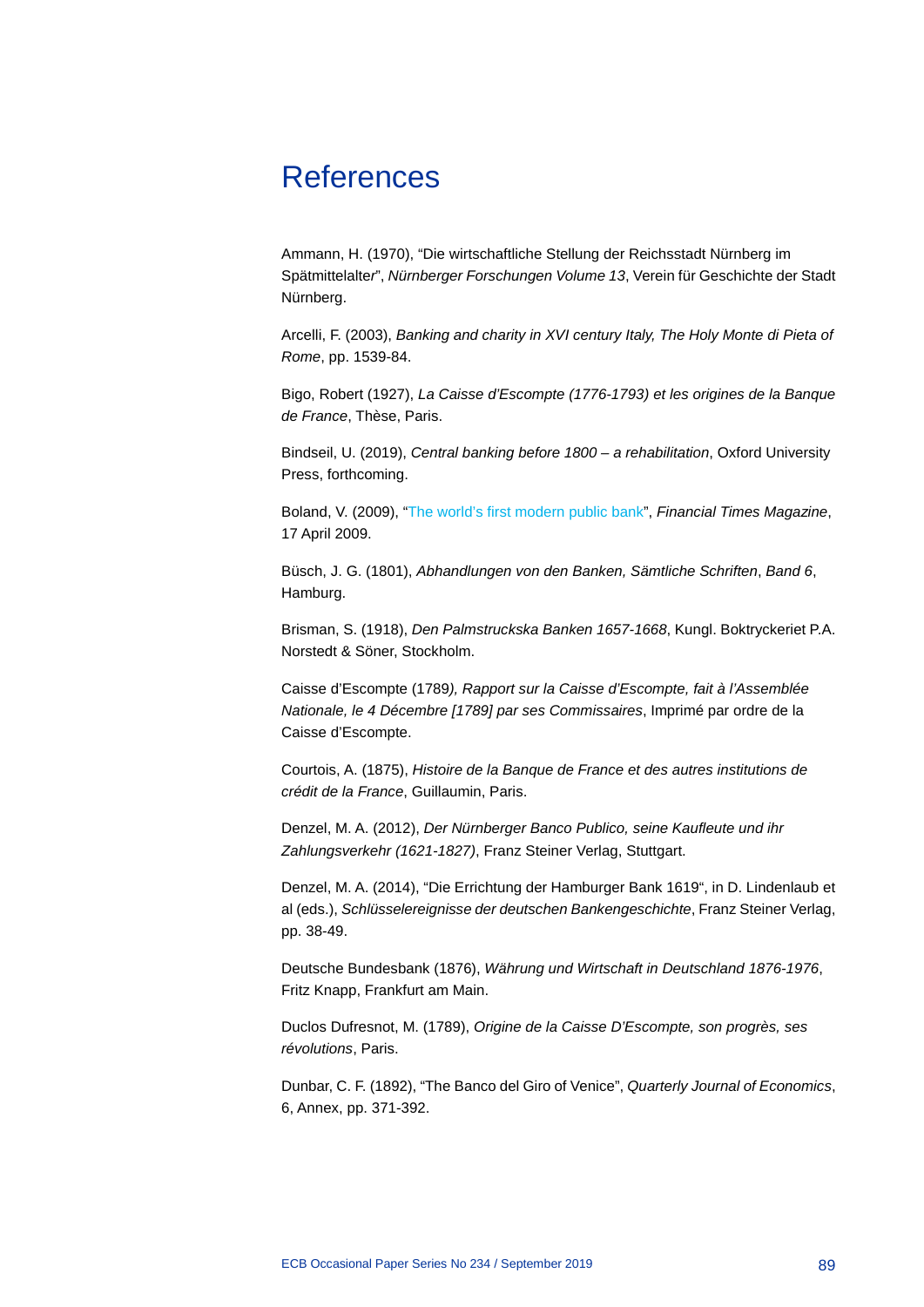# References

Ammann, H. (1970), "Die wirtschaftliche Stellung der Reichsstadt Nürnberg im Spätmittelalter", *Nürnberger Forschungen Volume 13*, Verein für Geschichte der Stadt Nürnberg.

Arcelli, F. (2003), *Banking and charity in XVI century Italy, The Holy Monte di Pieta of Rome*, pp. 1539-84.

Bigo, Robert (1927), *La Caisse d'Escompte (1776-1793) et les origines de la Banque de France*, Thèse, Paris.

Bindseil, U. (2019), *Central banking before 1800 – a rehabilitation*, Oxford University Press, forthcoming.

Boland, V. (2009), "The world's first modern public bank", *Financial Times Magazine*, 17 April 2009.

Büsch, J. G. (1801), *Abhandlungen von den Banken, Sämtliche Schriften*, *Band 6*, Hamburg.

Brisman, S. (1918), *Den Palmstruckska Banken 1657-1668*, Kungl. Boktryckeriet P.A. Norstedt & Söner, Stockholm.

Caisse d'Escompte (1789*), Rapport sur la Caisse d'Escompte, fait à l'Assemblée Nationale, le 4 Décembre [1789] par ses Commissaires*, Imprimé par ordre de la Caisse d'Escompte.

Courtois, A. (1875), *Histoire de la Banque de France et des autres institutions de crédit de la France*, Guillaumin, Paris.

Denzel, M. A. (2012), *Der Nürnberger Banco Publico, seine Kaufleute und ihr Zahlungsverkehr (1621-1827)*, Franz Steiner Verlag, Stuttgart.

Denzel, M. A. (2014), "Die Errichtung der Hamburger Bank 1619", in D. Lindenlaub et al (eds.), *Schlüsselereignisse der deutschen Bankengeschichte*, Franz Steiner Verlag, pp. 38-49.

Deutsche Bundesbank (1876), *Währung und Wirtschaft in Deutschland 1876-1976*, Fritz Knapp, Frankfurt am Main.

Duclos Dufresnot, M. (1789), *Origine de la Caisse D'Escompte, son progrès, ses révolutions*, Paris.

Dunbar, C. F. (1892), "The Banco del Giro of Venice", *Quarterly Journal of Economics*, 6, Annex, pp. 371-392.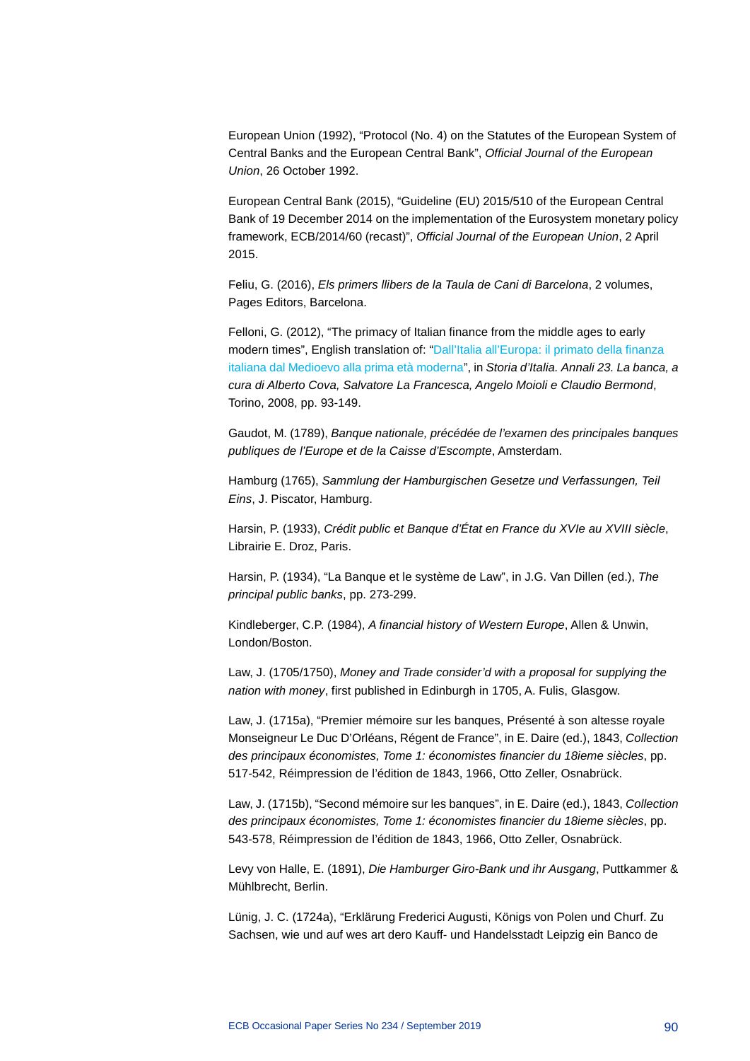European Union (1992), “Protocol (No. 4) on the Statutes of the European System of Central Banks and the European Central Bank”, *Official Journal of the European Union*, 26 October 1992.

European Central Bank (2015), “Guideline (EU) 2015/510 of the European Central Bank of 19 December 2014 on the implementation of the Eurosystem monetary policy framework, ECB/2014/60 (recast)”, *Official Journal of the European Union*, 2 April 2015.

Feliu, G. (2016), *Els primers llibers de la Taula de Cani di Barcelona*, 2 volumes, Pages Editors, Barcelona.

Felloni, G. (2012), “The primacy of Italian finance from the middle ages to early modern times”, English translation of: “Dall’Italia all’Europa: il primato della finanza italiana dal Medioevo alla prima età moderna”, in *Storia d’Italia. Annali 23. La banca, a cura di Alberto Cova, Salvatore La Francesca, Angelo Moioli e Claudio Bermond*, Torino, 2008, pp. 93-149.

Gaudot, M. (1789), *Banque nationale, précédée de l’examen des principales banques publiques de l’Europe et de la Caisse d’Escompte*, Amsterdam.

Hamburg (1765), *Sammlung der Hamburgischen Gesetze und Verfassungen, Teil Eins*, J. Piscator, Hamburg.

Harsin, P. (1933), *Crédit public et Banque d’État en France du XVIe au XVIII siècle*, Librairie E. Droz, Paris.

Harsin, P. (1934), “La Banque et le système de Law”, in J.G. Van Dillen (ed.), *The principal public banks*, pp. 273-299.

Kindleberger, C.P. (1984), *A financial history of Western Europe*, Allen & Unwin, London/Boston.

Law, J. (1705/1750), *Money and Trade consider’d with a proposal for supplying the nation with money*, first published in Edinburgh in 1705, A. Fulis, Glasgow.

Law, J. (1715a), “Premier mémoire sur les banques, Présenté à son altesse royale Monseigneur Le Duc D’Orléans, Régent de France”, in E. Daire (ed.), 1843, *Collection des principaux économistes, Tome 1: économistes financier du 18ieme siècles*, pp. 517-542, Réimpression de l’édition de 1843, 1966, Otto Zeller, Osnabrück.

Law, J. (1715b), “Second mémoire sur les banques”, in E. Daire (ed.), 1843, *Collection des principaux économistes, Tome 1: économistes financier du 18ieme siècles*, pp. 543-578, Réimpression de l’édition de 1843, 1966, Otto Zeller, Osnabrück.

Levy von Halle, E. (1891), *Die Hamburger Giro-Bank und ihr Ausgang*, Puttkammer & Mühlbrecht, Berlin.

Lünig, J. C. (1724a), “Erklärung Frederici Augusti, Königs von Polen und Churf. Zu Sachsen, wie und auf wes art dero Kauff- und Handelsstadt Leipzig ein Banco de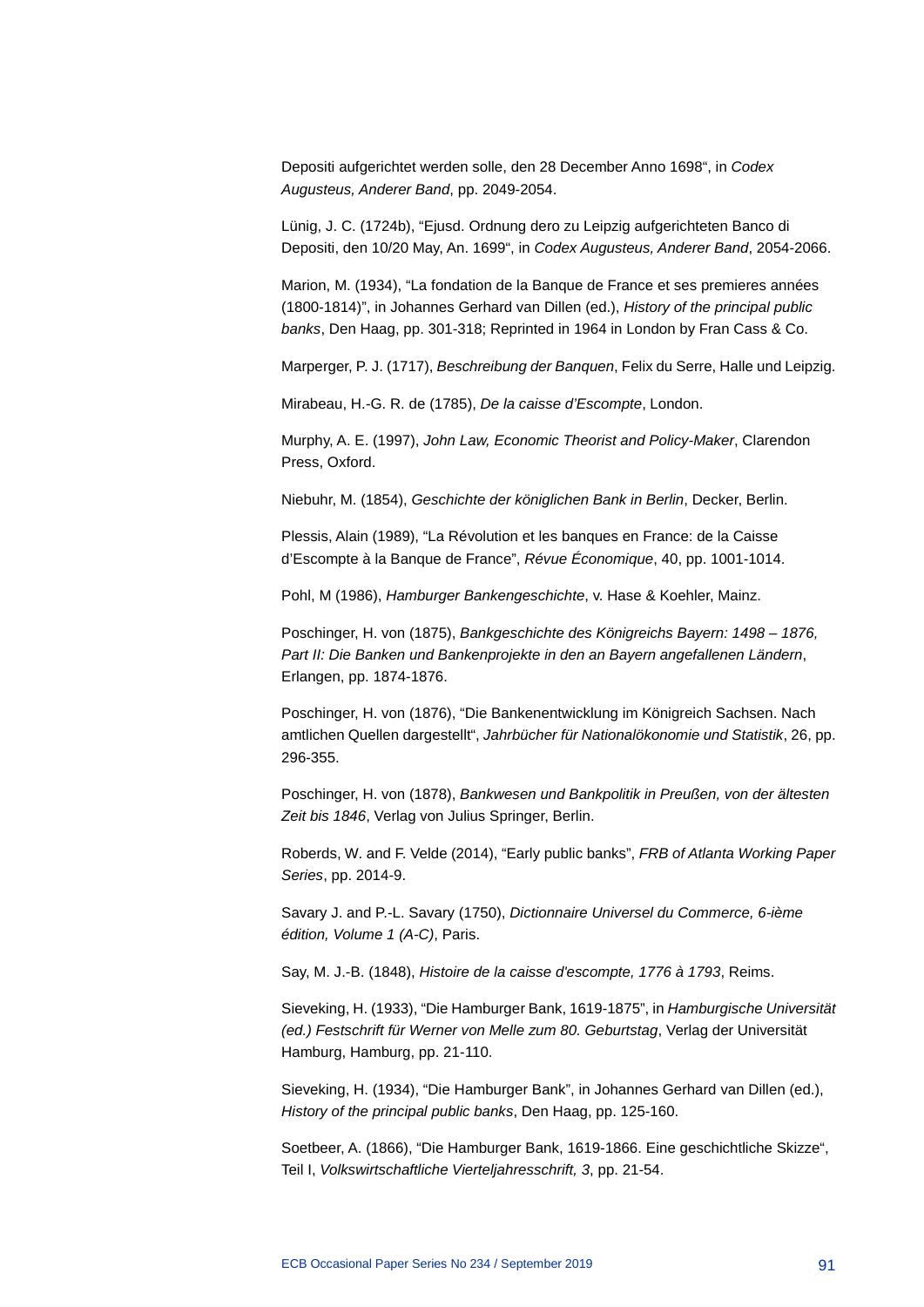Depositi aufgerichtet werden solle, den 28 December Anno 1698“, in *Codex Augusteus, Anderer Band*, pp. 2049-2054.

Lünig, J. C. (1724b), “Ejusd. Ordnung dero zu Leipzig aufgerichteten Banco di Depositi, den 10/20 May, An. 1699“, in *Codex Augusteus, Anderer Band*, 2054-2066.

Marion, M. (1934), “La fondation de la Banque de France et ses premieres années (1800-1814)”, in Johannes Gerhard van Dillen (ed.), *History of the principal public banks*, Den Haag, pp. 301-318; Reprinted in 1964 in London by Fran Cass & Co.

Marperger, P. J. (1717), *Beschreibung der Banquen*, Felix du Serre, Halle und Leipzig.

Mirabeau, H.-G. R. de (1785), *De la caisse d’Escompte*, London.

Murphy, A. E. (1997), *John Law, Economic Theorist and Policy-Maker*, Clarendon Press, Oxford.

Niebuhr, M. (1854), *Geschichte der königlichen Bank in Berlin*, Decker, Berlin.

Plessis, Alain (1989), “La Révolution et les banques en France: de la Caisse d’Escompte à la Banque de France”, *Révue Économique*, 40, pp. 1001-1014.

Pohl, M (1986), *Hamburger Bankengeschichte*, v. Hase & Koehler, Mainz.

Poschinger, H. von (1875), *Bankgeschichte des Königreichs Bayern: 1498 – 1876, Part II: Die Banken und Bankenprojekte in den an Bayern angefallenen Ländern*, Erlangen, pp. 1874-1876.

Poschinger, H. von (1876), “Die Bankenentwicklung im Königreich Sachsen. Nach amtlichen Quellen dargestellt“, *Jahrbücher für Nationalökonomie und Statistik*, 26, pp. 296-355.

Poschinger, H. von (1878), *Bankwesen und Bankpolitik in Preußen, von der ältesten Zeit bis 1846*, Verlag von Julius Springer, Berlin.

Roberds, W. and F. Velde (2014), “Early public banks”, *FRB of Atlanta Working Paper Series*, pp. 2014-9.

Savary J. and P.-L. Savary (1750), *Dictionnaire Universel du Commerce, 6-ième édition, Volume 1 (A-C)*, Paris.

Say, M. J.-B. (1848), *Histoire de la caisse d'escompte, 1776 à 1793*, Reims.

Sieveking, H. (1933), “Die Hamburger Bank, 1619-1875”, in *Hamburgische Universität (ed.) Festschrift für Werner von Melle zum 80. Geburtstag*, Verlag der Universität Hamburg, Hamburg, pp. 21-110.

Sieveking, H. (1934), “Die Hamburger Bank”, in Johannes Gerhard van Dillen (ed.), *History of the principal public banks*, Den Haag, pp. 125-160.

Soetbeer, A. (1866), “Die Hamburger Bank, 1619-1866. Eine geschichtliche Skizze“, Teil I, *Volkswirtschaftliche Vierteljahresschrift, 3*, pp. 21-54.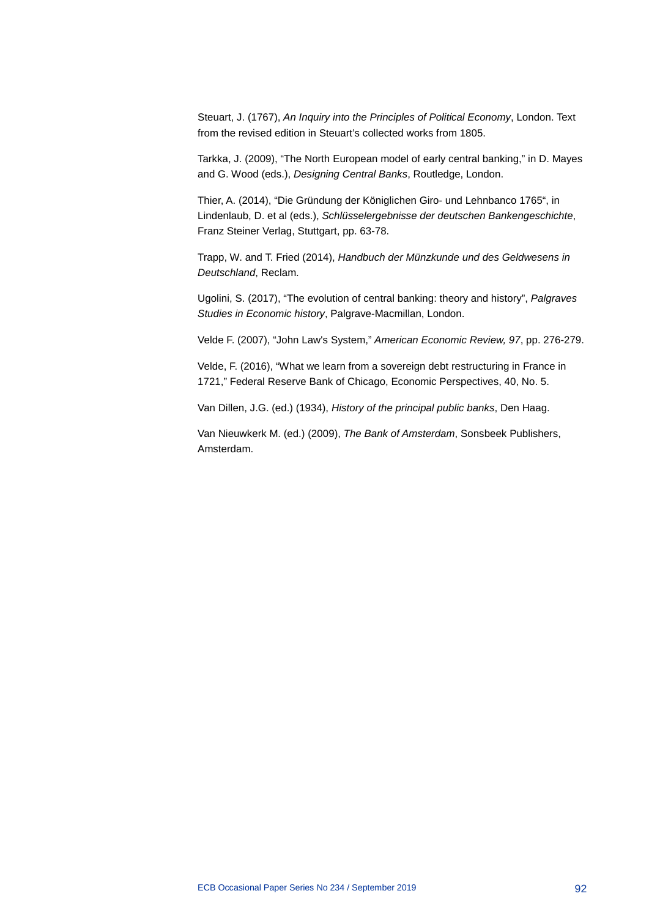Steuart, J. (1767), *An Inquiry into the Principles of Political Economy*, London. Text from the revised edition in Steuart's collected works from 1805.

Tarkka, J. (2009), "The North European model of early central banking," in D. Mayes and G. Wood (eds.), *Designing Central Banks*, Routledge, London.

Thier, A. (2014), "Die Gründung der Königlichen Giro- und Lehnbanco 1765", in Lindenlaub, D. et al (eds.), *Schlüsselergebnisse der deutschen Bankengeschichte*, Franz Steiner Verlag, Stuttgart, pp. 63-78.

Trapp, W. and T. Fried (2014), *Handbuch der Münzkunde und des Geldwesens in Deutschland*, Reclam.

Ugolini, S. (2017), "The evolution of central banking: theory and history", *Palgraves Studies in Economic history*, Palgrave-Macmillan, London.

Velde F. (2007), "John Law's System," *American Economic Review, 97*, pp. 276-279.

Velde, F. (2016), "What we learn from a sovereign debt restructuring in France in 1721," Federal Reserve Bank of Chicago, Economic Perspectives, 40, No. 5.

Van Dillen, J.G. (ed.) (1934), *History of the principal public banks*, Den Haag.

Van Nieuwkerk M. (ed.) (2009), *The Bank of Amsterdam*, Sonsbeek Publishers, Amsterdam.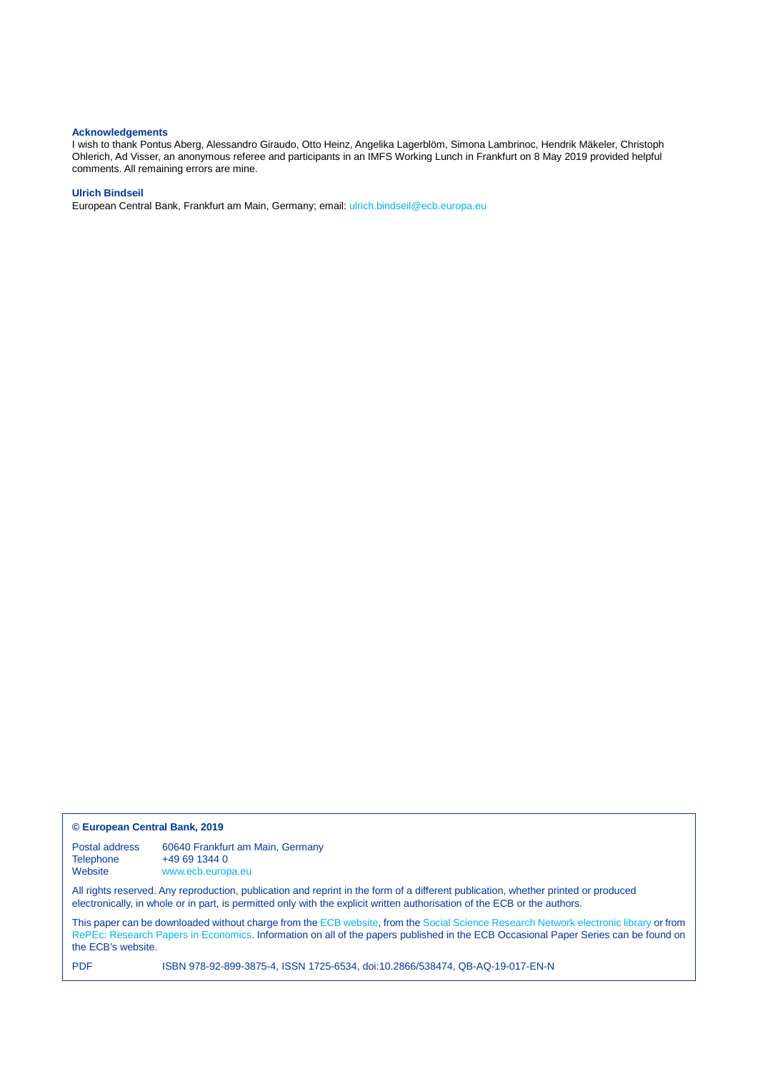**Acknowledgements**

I wish to thank Pontus Aberg, Alessandro Giraudo, Otto Heinz, Angelika Lagerblöm, Simona Lambrinoc, Hendrik Mäkeler, Christoph Ohlerich, Ad Visser, an anonymous referee and participants in an IMFS Working Lunch in Frankfurt on 8 May 2019 provided helpful comments. All remaining errors are mine.

**Ulrich Bindseil**

European Central Bank, Frankfurt am Main, Germany; email: ulrich.bindseil@ecb.europa.eu

**© European Central Bank, 2019**

| | |
|---|---|
| Postal address | 60640 Frankfurt am Main, Germany |
| Telephone | +49 69 1344 0 |
| Website | www.ecb.europa.eu |

All rights reserved. Any reproduction, publication and reprint in the form of a different publication, whether printed or produced electronically, in whole or in part, is permitted only with the explicit written authorisation of the ECB or the authors.

This paper can be downloaded without charge from the ECB website, from the Social Science Research Network electronic library or from RePEc: Research Papers in Economics. Information on all of the papers published in the ECB Occasional Paper Series can be found on the ECB's website.

| | |
|---|---|
| PDF | ISBN 978-92-899-3875-4, ISSN 1725-6534, doi:10.2866/538474, QB-AQ-19-017-EN-N |